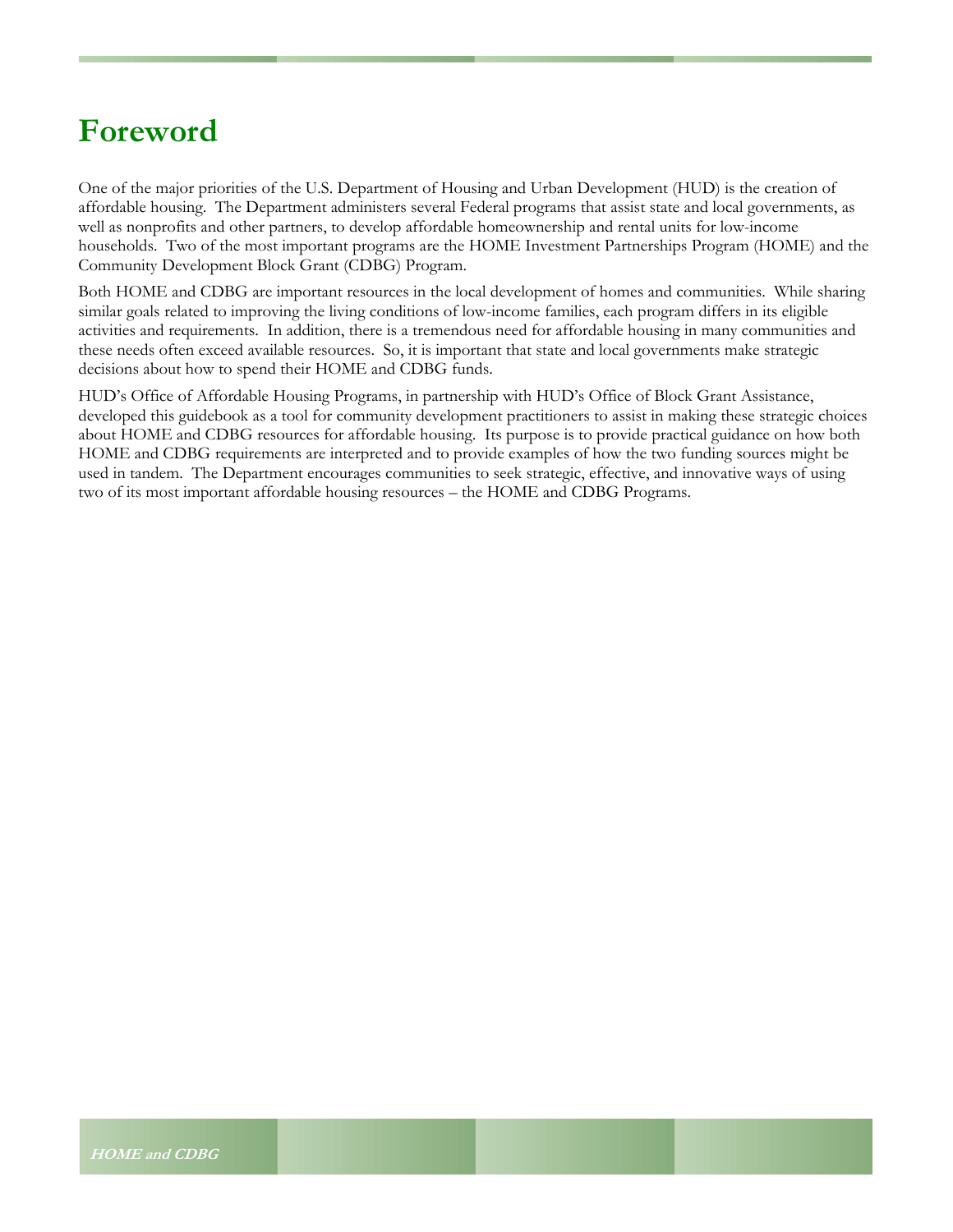# Foreword

One of the major priorities of the U.S. Department of Housing and Urban Development (HUD) is the creation of affordable housing. The Department administers several Federal programs that assist state and local governments, as well as nonprofits and other partners, to develop affordable homeownership and rental units for low-income households. Two of the most important programs are the HOME Investment Partnerships Program (HOME) and the Community Development Block Grant (CDBG) Program.

Both HOME and CDBG are important resources in the local development of homes and communities. While sharing similar goals related to improving the living conditions of low-income families, each program differs in its eligible activities and requirements. In addition, there is a tremendous need for affordable housing in many communities and these needs often exceed available resources. So, it is important that state and local governments make strategic decisions about how to spend their HOME and CDBG funds.

HUD's Office of Affordable Housing Programs, in partnership with HUD's Office of Block Grant Assistance, developed this guidebook as a tool for community development practitioners to assist in making these strategic choices about HOME and CDBG resources for affordable housing. Its purpose is to provide practical guidance on how both HOME and CDBG requirements are interpreted and to provide examples of how the two funding sources might be used in tandem. The Department encourages communities to seek strategic, effective, and innovative ways of using two of its most important affordable housing resources – the HOME and CDBG Programs.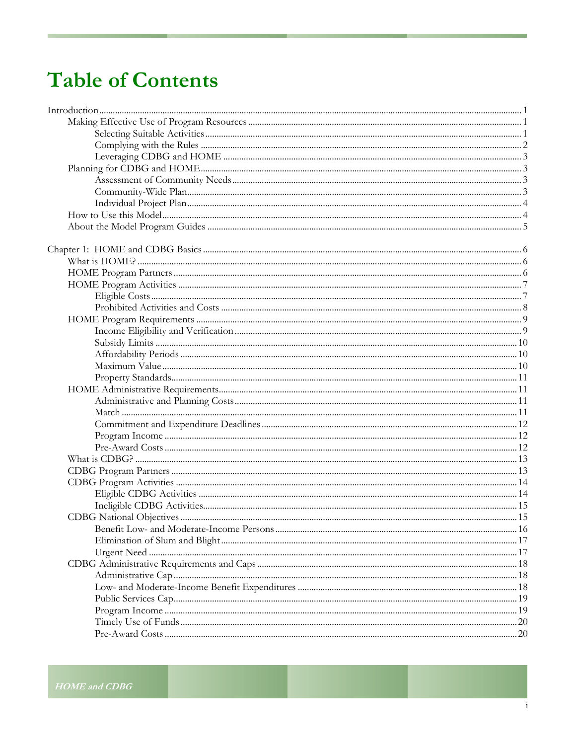# Table of Contents

- Introduction ..... 1
  - Making Effective Use of Program Resources ..... 1
    - Selecting Suitable Activities ..... 1
    - Complying with the Rules ..... 2
    - Leveraging CDBG and HOME ..... 3
  - Planning for CDBG and HOME ..... 3
    - Assessment of Community Needs ..... 3
    - Community-Wide Plan ..... 3
    - Individual Project Plan ..... 4
  - How to Use this Model ..... 4
  - About the Model Program Guides ..... 5

- Chapter 1: HOME and CDBG Basics ..... 6
  - What is HOME? ..... 6
  - HOME Program Partners ..... 6
  - HOME Program Activities ..... 7
    - Eligible Costs ..... 7
    - Prohibited Activities and Costs ..... 8
  - HOME Program Requirements ..... 9
    - Income Eligibility and Verification ..... 9
    - Subsidy Limits ..... 10
    - Affordability Periods ..... 10
    - Maximum Value ..... 10
    - Property Standards ..... 11
  - HOME Administrative Requirements ..... 11
    - Administrative and Planning Costs ..... 11
    - Match ..... 11
    - Commitment and Expenditure Deadlines ..... 12
    - Program Income ..... 12
    - Pre-Award Costs ..... 12
  - What is CDBG? ..... 13
  - CDBG Program Partners ..... 13
  - CDBG Program Activities ..... 14
    - Eligible CDBG Activities ..... 14
    - Ineligible CDBG Activities ..... 15
  - CDBG National Objectives ..... 15
    - Benefit Low- and Moderate-Income Persons ..... 16
    - Elimination of Slum and Blight ..... 17
    - Urgent Need ..... 17
  - CDBG Administrative Requirements and Caps ..... 18
    - Administrative Cap ..... 18
    - Low- and Moderate-Income Benefit Expenditures ..... 18
    - Public Services Cap ..... 19
    - Program Income ..... 19
    - Timely Use of Funds ..... 20
    - Pre-Award Costs ..... 20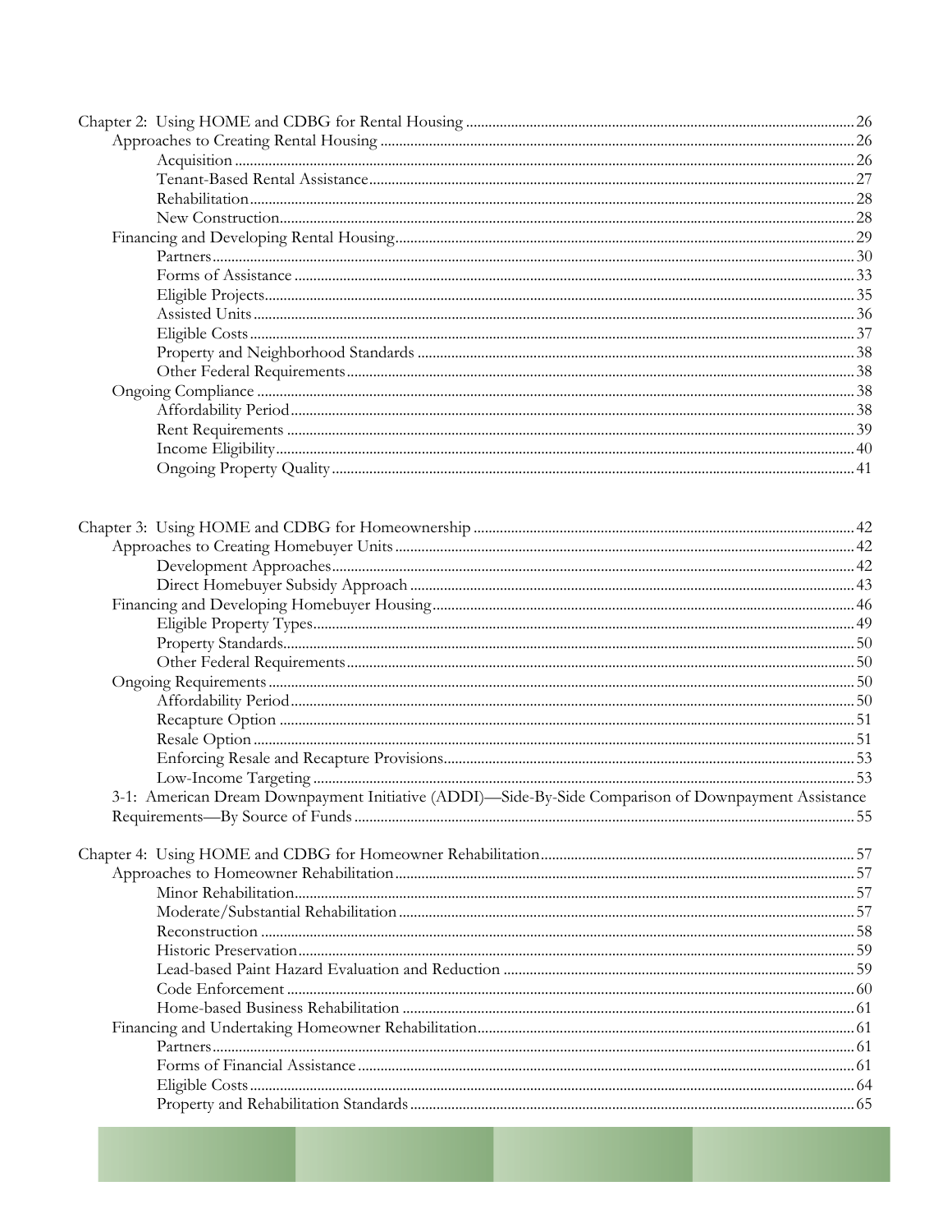Chapter 2: Using HOME and CDBG for Rental Housing ............ 26
- Approaches to Creating Rental Housing ............ 26
  - Acquisition ............ 26
  - Tenant-Based Rental Assistance ............ 27
  - Rehabilitation ............ 28
  - New Construction ............ 28
- Financing and Developing Rental Housing ............ 29
  - Partners ............ 30
  - Forms of Assistance ............ 33
  - Eligible Projects ............ 35
  - Assisted Units ............ 36
  - Eligible Costs ............ 37
  - Property and Neighborhood Standards ............ 38
  - Other Federal Requirements ............ 38
- Ongoing Compliance ............ 38
  - Affordability Period ............ 38
  - Rent Requirements ............ 39
  - Income Eligibility ............ 40
  - Ongoing Property Quality ............ 41

Chapter 3: Using HOME and CDBG for Homeownership ............ 42
- Approaches to Creating Homebuyer Units ............ 42
  - Development Approaches ............ 42
  - Direct Homebuyer Subsidy Approach ............ 43
- Financing and Developing Homebuyer Housing ............ 46
  - Eligible Property Types ............ 49
  - Property Standards ............ 50
  - Other Federal Requirements ............ 50
- Ongoing Requirements ............ 50
  - Affordability Period ............ 50
  - Recapture Option ............ 51
  - Resale Option ............ 51
  - Enforcing Resale and Recapture Provisions ............ 53
  - Low-Income Targeting ............ 53
- 3-1: American Dream Downpayment Initiative (ADDI)—Side-By-Side Comparison of Downpayment Assistance Requirements—By Source of Funds ............ 55

Chapter 4: Using HOME and CDBG for Homeowner Rehabilitation ............ 57
- Approaches to Homeowner Rehabilitation ............ 57
  - Minor Rehabilitation ............ 57
  - Moderate/Substantial Rehabilitation ............ 57
  - Reconstruction ............ 58
  - Historic Preservation ............ 59
  - Lead-based Paint Hazard Evaluation and Reduction ............ 59
  - Code Enforcement ............ 60
  - Home-based Business Rehabilitation ............ 61
- Financing and Undertaking Homeowner Rehabilitation ............ 61
  - Partners ............ 61
  - Forms of Financial Assistance ............ 61
  - Eligible Costs ............ 64
  - Property and Rehabilitation Standards ............ 65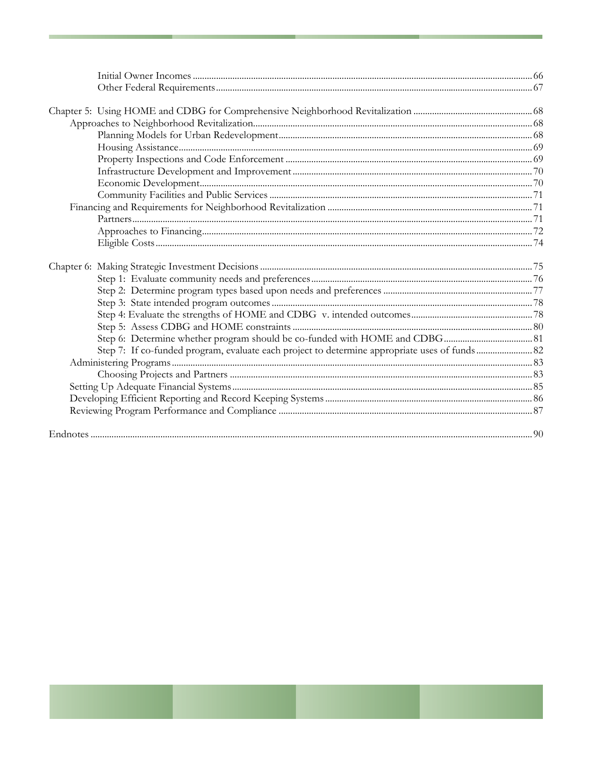Initial Owner Incomes ........ 66
Other Federal Requirements ........ 67

Chapter 5: Using HOME and CDBG for Comprehensive Neighborhood Revitalization ........ 68
- Approaches to Neighborhood Revitalization ........ 68
  - Planning Models for Urban Redevelopment ........ 68
  - Housing Assistance ........ 69
  - Property Inspections and Code Enforcement ........ 69
  - Infrastructure Development and Improvement ........ 70
  - Economic Development ........ 70
  - Community Facilities and Public Services ........ 71
- Financing and Requirements for Neighborhood Revitalization ........ 71
  - Partners ........ 71
  - Approaches to Financing ........ 72
  - Eligible Costs ........ 74

Chapter 6: Making Strategic Investment Decisions ........ 75
  - Step 1: Evaluate community needs and preferences ........ 76
  - Step 2: Determine program types based upon needs and preferences ........ 77
  - Step 3: State intended program outcomes ........ 78
  - Step 4: Evaluate the strengths of HOME and CDBG v. intended outcomes ........ 78
  - Step 5: Assess CDBG and HOME constraints ........ 80
  - Step 6: Determine whether program should be co-funded with HOME and CDBG ........ 81
  - Step 7: If co-funded program, evaluate each project to determine appropriate uses of funds ........ 82
- Administering Programs ........ 83
  - Choosing Projects and Partners ........ 83
- Setting Up Adequate Financial Systems ........ 85
- Developing Efficient Reporting and Record Keeping Systems ........ 86
- Reviewing Program Performance and Compliance ........ 87

Endnotes ........ 90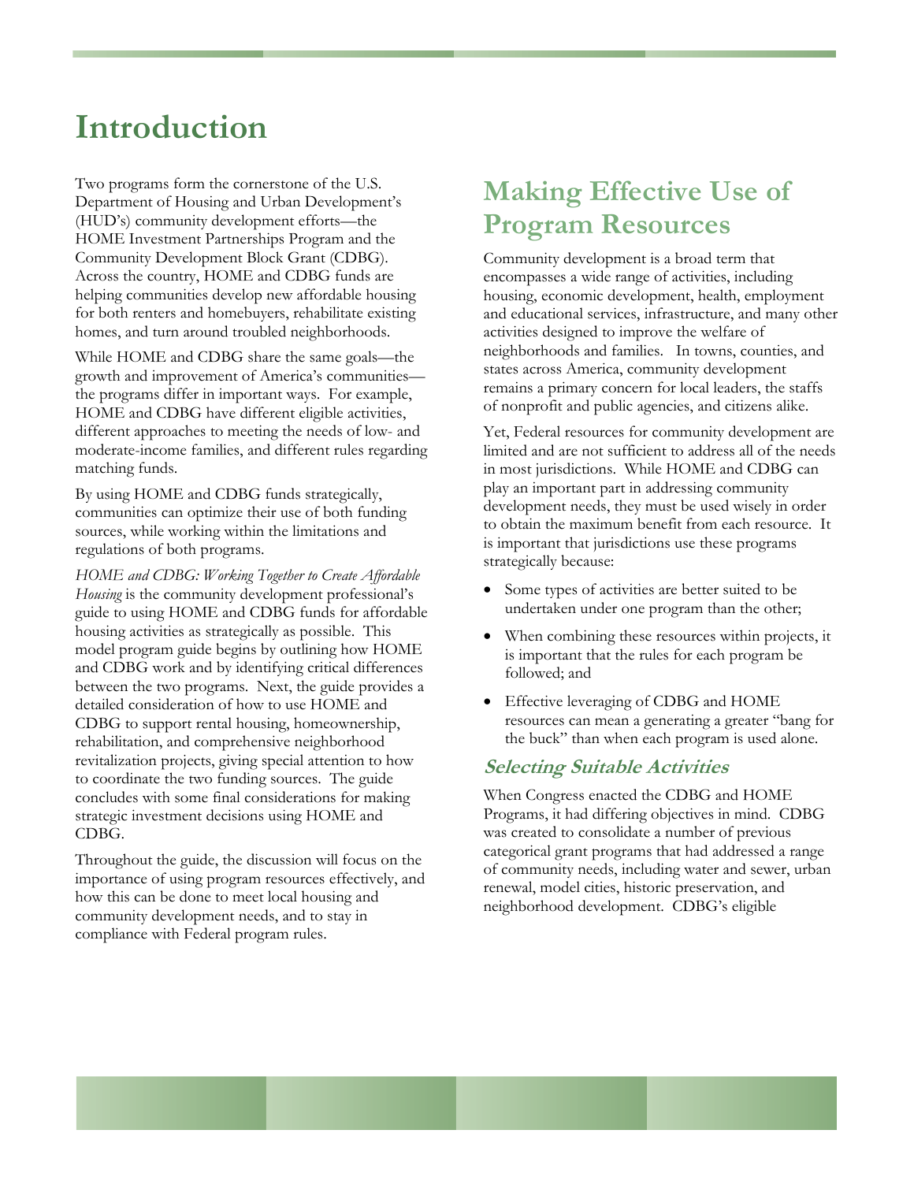# Introduction

Two programs form the cornerstone of the U.S. Department of Housing and Urban Development's (HUD's) community development efforts—the HOME Investment Partnerships Program and the Community Development Block Grant (CDBG). Across the country, HOME and CDBG funds are helping communities develop new affordable housing for both renters and homebuyers, rehabilitate existing homes, and turn around troubled neighborhoods.

While HOME and CDBG share the same goals—the growth and improvement of America's communities—the programs differ in important ways. For example, HOME and CDBG have different eligible activities, different approaches to meeting the needs of low- and moderate-income families, and different rules regarding matching funds.

By using HOME and CDBG funds strategically, communities can optimize their use of both funding sources, while working within the limitations and regulations of both programs.

*HOME and CDBG: Working Together to Create Affordable Housing* is the community development professional's guide to using HOME and CDBG funds for affordable housing activities as strategically as possible. This model program guide begins by outlining how HOME and CDBG work and by identifying critical differences between the two programs. Next, the guide provides a detailed consideration of how to use HOME and CDBG to support rental housing, homeownership, rehabilitation, and comprehensive neighborhood revitalization projects, giving special attention to how to coordinate the two funding sources. The guide concludes with some final considerations for making strategic investment decisions using HOME and CDBG.

Throughout the guide, the discussion will focus on the importance of using program resources effectively, and how this can be done to meet local housing and community development needs, and to stay in compliance with Federal program rules.

## Making Effective Use of Program Resources

Community development is a broad term that encompasses a wide range of activities, including housing, economic development, health, employment and educational services, infrastructure, and many other activities designed to improve the welfare of neighborhoods and families. In towns, counties, and states across America, community development remains a primary concern for local leaders, the staffs of nonprofit and public agencies, and citizens alike.

Yet, Federal resources for community development are limited and are not sufficient to address all of the needs in most jurisdictions. While HOME and CDBG can play an important part in addressing community development needs, they must be used wisely in order to obtain the maximum benefit from each resource. It is important that jurisdictions use these programs strategically because:

- Some types of activities are better suited to be undertaken under one program than the other;
- When combining these resources within projects, it is important that the rules for each program be followed; and
- Effective leveraging of CDBG and HOME resources can mean a generating a greater "bang for the buck" than when each program is used alone.

### *Selecting Suitable Activities*

When Congress enacted the CDBG and HOME Programs, it had differing objectives in mind. CDBG was created to consolidate a number of previous categorical grant programs that had addressed a range of community needs, including water and sewer, urban renewal, model cities, historic preservation, and neighborhood development. CDBG's eligible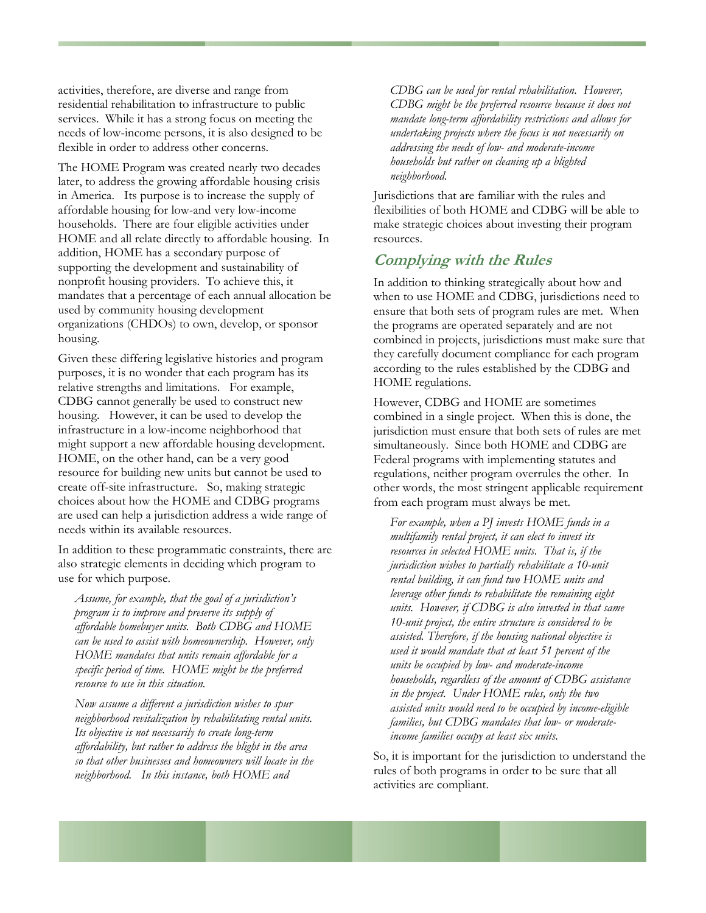activities, therefore, are diverse and range from residential rehabilitation to infrastructure to public services. While it has a strong focus on meeting the needs of low-income persons, it is also designed to be flexible in order to address other concerns.

The HOME Program was created nearly two decades later, to address the growing affordable housing crisis in America. Its purpose is to increase the supply of affordable housing for low-and very low-income households. There are four eligible activities under HOME and all relate directly to affordable housing. In addition, HOME has a secondary purpose of supporting the development and sustainability of nonprofit housing providers. To achieve this, it mandates that a percentage of each annual allocation be used by community housing development organizations (CHDOs) to own, develop, or sponsor housing.

Given these differing legislative histories and program purposes, it is no wonder that each program has its relative strengths and limitations. For example, CDBG cannot generally be used to construct new housing. However, it can be used to develop the infrastructure in a low-income neighborhood that might support a new affordable housing development. HOME, on the other hand, can be a very good resource for building new units but cannot be used to create off-site infrastructure. So, making strategic choices about how the HOME and CDBG programs are used can help a jurisdiction address a wide range of needs within its available resources.

In addition to these programmatic constraints, there are also strategic elements in deciding which program to use for which purpose.

*Assume, for example, that the goal of a jurisdiction's program is to improve and preserve its supply of affordable homebuyer units. Both CDBG and HOME can be used to assist with homeownership. However, only HOME mandates that units remain affordable for a specific period of time. HOME might be the preferred resource to use in this situation.*

*Now assume a different jurisdiction wishes to spur neighborhood revitalization by rehabilitating rental units. Its objective is not necessarily to create long-term affordability, but rather to address the blight in the area so that other businesses and homeowners will locate in the neighborhood. In this instance, both HOME and CDBG can be used for rental rehabilitation. However, CDBG might be the preferred resource because it does not mandate long-term affordability restrictions and allows for undertaking projects where the focus is not necessarily on addressing the needs of low- and moderate-income households but rather on cleaning up a blighted neighborhood.*

Jurisdictions that are familiar with the rules and flexibilities of both HOME and CDBG will be able to make strategic choices about investing their program resources.

## Complying with the Rules

In addition to thinking strategically about how and when to use HOME and CDBG, jurisdictions need to ensure that both sets of program rules are met. When the programs are operated separately and are not combined in projects, jurisdictions must make sure that they carefully document compliance for each program according to the rules established by the CDBG and HOME regulations.

However, CDBG and HOME are sometimes combined in a single project. When this is done, the jurisdiction must ensure that both sets of rules are met simultaneously. Since both HOME and CDBG are Federal programs with implementing statutes and regulations, neither program overrules the other. In other words, the most stringent applicable requirement from each program must always be met.

*For example, when a PJ invests HOME funds in a multifamily rental project, it can elect to invest its resources in selected HOME units. That is, if the jurisdiction wishes to partially rehabilitate a 10-unit rental building, it can fund two HOME units and leverage other funds to rehabilitate the remaining eight units. However, if CDBG is also invested in that same 10-unit project, the entire structure is considered to be assisted. Therefore, if the housing national objective is used it would mandate that at least 51 percent of the units be occupied by low- and moderate-income households, regardless of the amount of CDBG assistance in the project. Under HOME rules, only the two assisted units would need to be occupied by income-eligible families, but CDBG mandates that low- or moderate-income families occupy at least six units.*

So, it is important for the jurisdiction to understand the rules of both programs in order to be sure that all activities are compliant.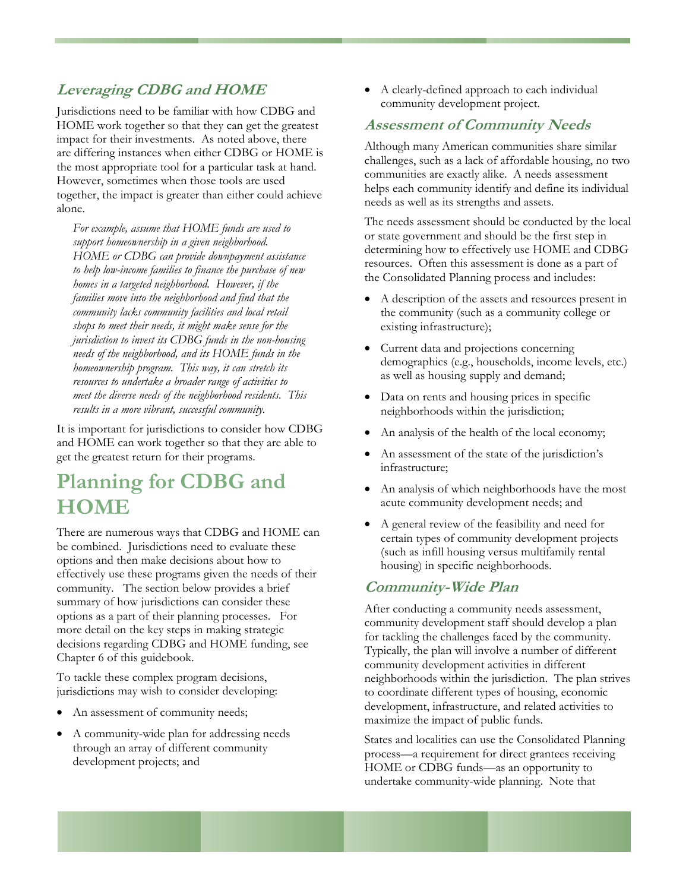### *Leveraging CDBG and HOME*

Jurisdictions need to be familiar with how CDBG and HOME work together so that they can get the greatest impact for their investments. As noted above, there are differing instances when either CDBG or HOME is the most appropriate tool for a particular task at hand. However, sometimes when those tools are used together, the impact is greater than either could achieve alone.

> *For example, assume that HOME funds are used to support homeownership in a given neighborhood. HOME or CDBG can provide downpayment assistance to help low-income families to finance the purchase of new homes in a targeted neighborhood. However, if the families move into the neighborhood and find that the community lacks community facilities and local retail shops to meet their needs, it might make sense for the jurisdiction to invest its CDBG funds in the non-housing needs of the neighborhood, and its HOME funds in the homeownership program. This way, it can stretch its resources to undertake a broader range of activities to meet the diverse needs of the neighborhood residents. This results in a more vibrant, successful community.*

It is important for jurisdictions to consider how CDBG and HOME can work together so that they are able to get the greatest return for their programs.

# Planning for CDBG and HOME

There are numerous ways that CDBG and HOME can be combined. Jurisdictions need to evaluate these options and then make decisions about how to effectively use these programs given the needs of their community. The section below provides a brief summary of how jurisdictions can consider these options as a part of their planning processes. For more detail on the key steps in making strategic decisions regarding CDBG and HOME funding, see Chapter 6 of this guidebook.

To tackle these complex program decisions, jurisdictions may wish to consider developing:

- An assessment of community needs;
- A community-wide plan for addressing needs through an array of different community development projects; and
- A clearly-defined approach to each individual community development project.

### *Assessment of Community Needs*

Although many American communities share similar challenges, such as a lack of affordable housing, no two communities are exactly alike. A needs assessment helps each community identify and define its individual needs as well as its strengths and assets.

The needs assessment should be conducted by the local or state government and should be the first step in determining how to effectively use HOME and CDBG resources. Often this assessment is done as a part of the Consolidated Planning process and includes:

- A description of the assets and resources present in the community (such as a community college or existing infrastructure);
- Current data and projections concerning demographics (e.g., households, income levels, etc.) as well as housing supply and demand;
- Data on rents and housing prices in specific neighborhoods within the jurisdiction;
- An analysis of the health of the local economy;
- An assessment of the state of the jurisdiction's infrastructure;
- An analysis of which neighborhoods have the most acute community development needs; and
- A general review of the feasibility and need for certain types of community development projects (such as infill housing versus multifamily rental housing) in specific neighborhoods.

### *Community-Wide Plan*

After conducting a community needs assessment, community development staff should develop a plan for tackling the challenges faced by the community. Typically, the plan will involve a number of different community development activities in different neighborhoods within the jurisdiction. The plan strives to coordinate different types of housing, economic development, infrastructure, and related activities to maximize the impact of public funds.

States and localities can use the Consolidated Planning process—a requirement for direct grantees receiving HOME or CDBG funds—as an opportunity to undertake community-wide planning. Note that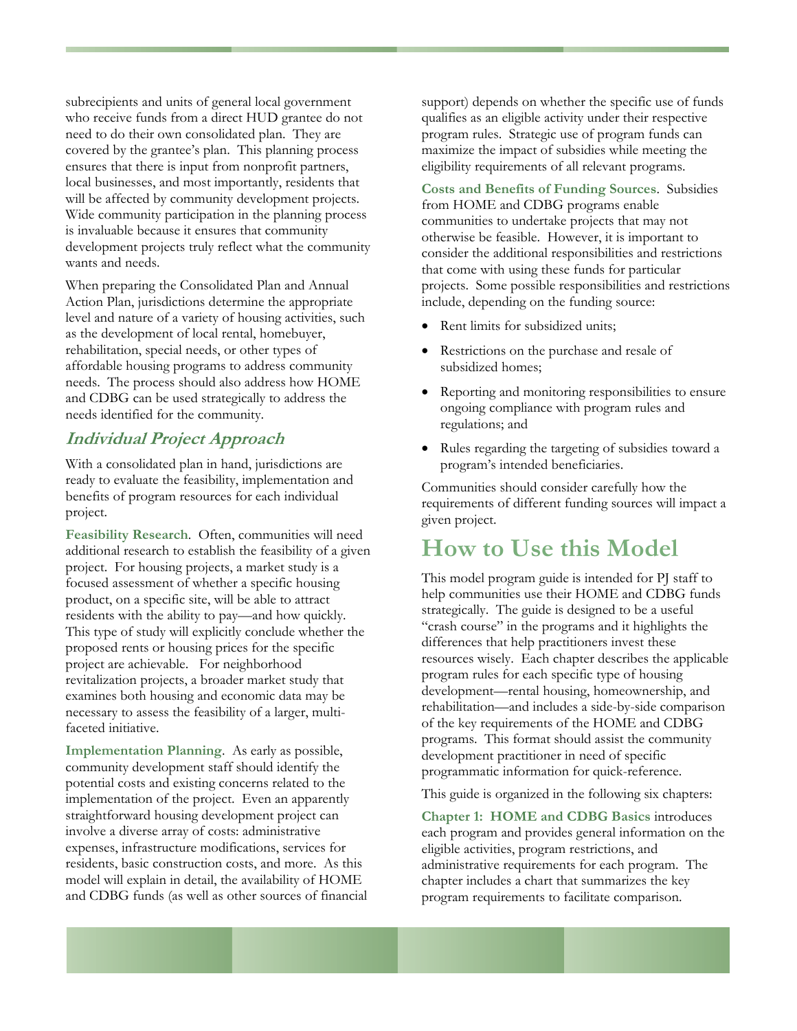subrecipients and units of general local government who receive funds from a direct HUD grantee do not need to do their own consolidated plan. They are covered by the grantee's plan. This planning process ensures that there is input from nonprofit partners, local businesses, and most importantly, residents that will be affected by community development projects. Wide community participation in the planning process is invaluable because it ensures that community development projects truly reflect what the community wants and needs.

When preparing the Consolidated Plan and Annual Action Plan, jurisdictions determine the appropriate level and nature of a variety of housing activities, such as the development of local rental, homebuyer, rehabilitation, special needs, or other types of affordable housing programs to address community needs. The process should also address how HOME and CDBG can be used strategically to address the needs identified for the community.

### *Individual Project Approach*

With a consolidated plan in hand, jurisdictions are ready to evaluate the feasibility, implementation and benefits of program resources for each individual project.

**Feasibility Research**. Often, communities will need additional research to establish the feasibility of a given project. For housing projects, a market study is a focused assessment of whether a specific housing product, on a specific site, will be able to attract residents with the ability to pay—and how quickly. This type of study will explicitly conclude whether the proposed rents or housing prices for the specific project are achievable. For neighborhood revitalization projects, a broader market study that examines both housing and economic data may be necessary to assess the feasibility of a larger, multi-faceted initiative.

**Implementation Planning**. As early as possible, community development staff should identify the potential costs and existing concerns related to the implementation of the project. Even an apparently straightforward housing development project can involve a diverse array of costs: administrative expenses, infrastructure modifications, services for residents, basic construction costs, and more. As this model will explain in detail, the availability of HOME and CDBG funds (as well as other sources of financial support) depends on whether the specific use of funds qualifies as an eligible activity under their respective program rules. Strategic use of program funds can maximize the impact of subsidies while meeting the eligibility requirements of all relevant programs.

**Costs and Benefits of Funding Sources**. Subsidies from HOME and CDBG programs enable communities to undertake projects that may not otherwise be feasible. However, it is important to consider the additional responsibilities and restrictions that come with using these funds for particular projects. Some possible responsibilities and restrictions include, depending on the funding source:

- Rent limits for subsidized units;
- Restrictions on the purchase and resale of subsidized homes;
- Reporting and monitoring responsibilities to ensure ongoing compliance with program rules and regulations; and
- Rules regarding the targeting of subsidies toward a program's intended beneficiaries.

Communities should consider carefully how the requirements of different funding sources will impact a given project.

## How to Use this Model

This model program guide is intended for PJ staff to help communities use their HOME and CDBG funds strategically. The guide is designed to be a useful "crash course" in the programs and it highlights the differences that help practitioners invest these resources wisely. Each chapter describes the applicable program rules for each specific type of housing development—rental housing, homeownership, and rehabilitation—and includes a side-by-side comparison of the key requirements of the HOME and CDBG programs. This format should assist the community development practitioner in need of specific programmatic information for quick-reference.

This guide is organized in the following six chapters:

**Chapter 1: HOME and CDBG Basics** introduces each program and provides general information on the eligible activities, program restrictions, and administrative requirements for each program. The chapter includes a chart that summarizes the key program requirements to facilitate comparison.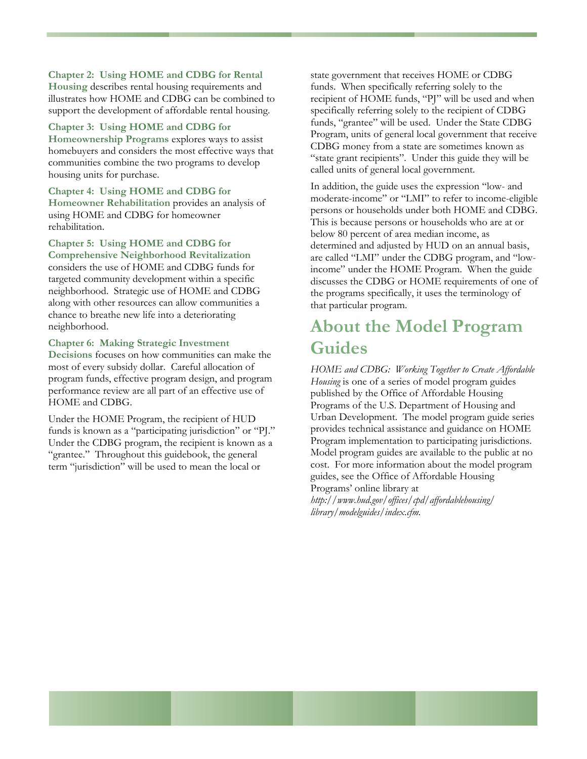**Chapter 2: Using HOME and CDBG for Rental Housing** describes rental housing requirements and illustrates how HOME and CDBG can be combined to support the development of affordable rental housing.

**Chapter 3: Using HOME and CDBG for Homeownership Programs** explores ways to assist homebuyers and considers the most effective ways that communities combine the two programs to develop housing units for purchase.

**Chapter 4: Using HOME and CDBG for Homeowner Rehabilitation** provides an analysis of using HOME and CDBG for homeowner rehabilitation.

**Chapter 5: Using HOME and CDBG for Comprehensive Neighborhood Revitalization** considers the use of HOME and CDBG funds for targeted community development within a specific neighborhood. Strategic use of HOME and CDBG along with other resources can allow communities a chance to breathe new life into a deteriorating neighborhood.

**Chapter 6: Making Strategic Investment Decisions** focuses on how communities can make the most of every subsidy dollar. Careful allocation of program funds, effective program design, and program performance review are all part of an effective use of HOME and CDBG.

Under the HOME Program, the recipient of HUD funds is known as a "participating jurisdiction" or "PJ." Under the CDBG program, the recipient is known as a "grantee." Throughout this guidebook, the general term "jurisdiction" will be used to mean the local or state government that receives HOME or CDBG funds. When specifically referring solely to the recipient of HOME funds, "PJ" will be used and when specifically referring solely to the recipient of CDBG funds, "grantee" will be used. Under the State CDBG Program, units of general local government that receive CDBG money from a state are sometimes known as "state grant recipients". Under this guide they will be called units of general local government.

In addition, the guide uses the expression "low- and moderate-income" or "LMI" to refer to income-eligible persons or households under both HOME and CDBG. This is because persons or households who are at or below 80 percent of area median income, as determined and adjusted by HUD on an annual basis, are called "LMI" under the CDBG program, and "low-income" under the HOME Program. When the guide discusses the CDBG or HOME requirements of one of the programs specifically, it uses the terminology of that particular program.

## About the Model Program Guides

*HOME and CDBG: Working Together to Create Affordable Housing* is one of a series of model program guides published by the Office of Affordable Housing Programs of the U.S. Department of Housing and Urban Development. The model program guide series provides technical assistance and guidance on HOME Program implementation to participating jurisdictions. Model program guides are available to the public at no cost. For more information about the model program guides, see the Office of Affordable Housing Programs' online library at *http://www.hud.gov/offices/cpd/affordablehousing/library/modelguides/index.cfm.*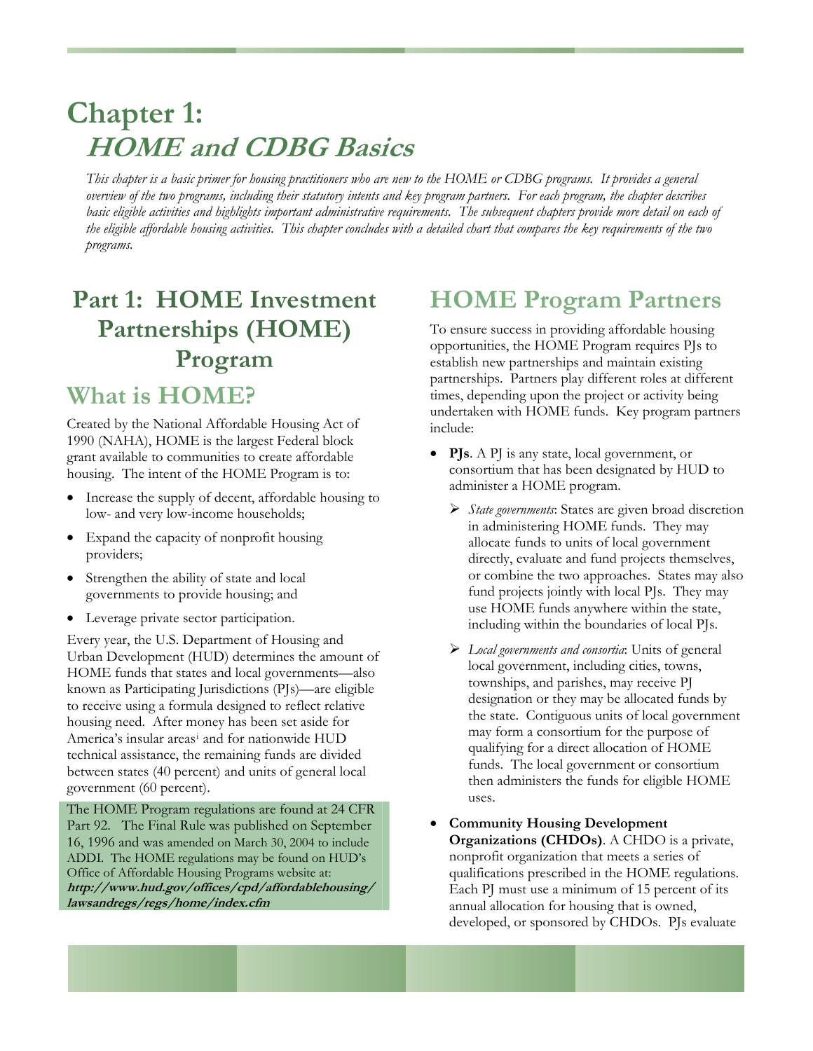# Chapter 1: *HOME and CDBG Basics*

*This chapter is a basic primer for housing practitioners who are new to the HOME or CDBG programs. It provides a general overview of the two programs, including their statutory intents and key program partners. For each program, the chapter describes basic eligible activities and highlights important administrative requirements. The subsequent chapters provide more detail on each of the eligible affordable housing activities. This chapter concludes with a detailed chart that compares the key requirements of the two programs.*

## Part 1: HOME Investment Partnerships (HOME) Program

### What is HOME?

Created by the National Affordable Housing Act of 1990 (NAHA), HOME is the largest Federal block grant available to communities to create affordable housing. The intent of the HOME Program is to:

- Increase the supply of decent, affordable housing to low- and very low-income households;
- Expand the capacity of nonprofit housing providers;
- Strengthen the ability of state and local governments to provide housing; and
- Leverage private sector participation.

Every year, the U.S. Department of Housing and Urban Development (HUD) determines the amount of HOME funds that states and local governments—also known as Participating Jurisdictions (PJs)—are eligible to receive using a formula designed to reflect relative housing need. After money has been set aside for America's insular areas[i] and for nationwide HUD technical assistance, the remaining funds are divided between states (40 percent) and units of general local government (60 percent).

The HOME Program regulations are found at 24 CFR Part 92. The Final Rule was published on September 16, 1996 and was amended on March 30, 2004 to include ADDI. The HOME regulations may be found on HUD's Office of Affordable Housing Programs website at: **http://www.hud.gov/offices/cpd/affordablehousing/lawsandregs/regs/home/index.cfm**

### HOME Program Partners

To ensure success in providing affordable housing opportunities, the HOME Program requires PJs to establish new partnerships and maintain existing partnerships. Partners play different roles at different times, depending upon the project or activity being undertaken with HOME funds. Key program partners include:

- **PJs**. A PJ is any state, local government, or consortium that has been designated by HUD to administer a HOME program.
  - *State governments*: States are given broad discretion in administering HOME funds. They may allocate funds to units of local government directly, evaluate and fund projects themselves, or combine the two approaches. States may also fund projects jointly with local PJs. They may use HOME funds anywhere within the state, including within the boundaries of local PJs.
  - *Local governments and consortia*: Units of general local government, including cities, towns, townships, and parishes, may receive PJ designation or they may be allocated funds by the state. Contiguous units of local government may form a consortium for the purpose of qualifying for a direct allocation of HOME funds. The local government or consortium then administers the funds for eligible HOME uses.
- **Community Housing Development Organizations (CHDOs)**. A CHDO is a private, nonprofit organization that meets a series of qualifications prescribed in the HOME regulations. Each PJ must use a minimum of 15 percent of its annual allocation for housing that is owned, developed, or sponsored by CHDOs. PJs evaluate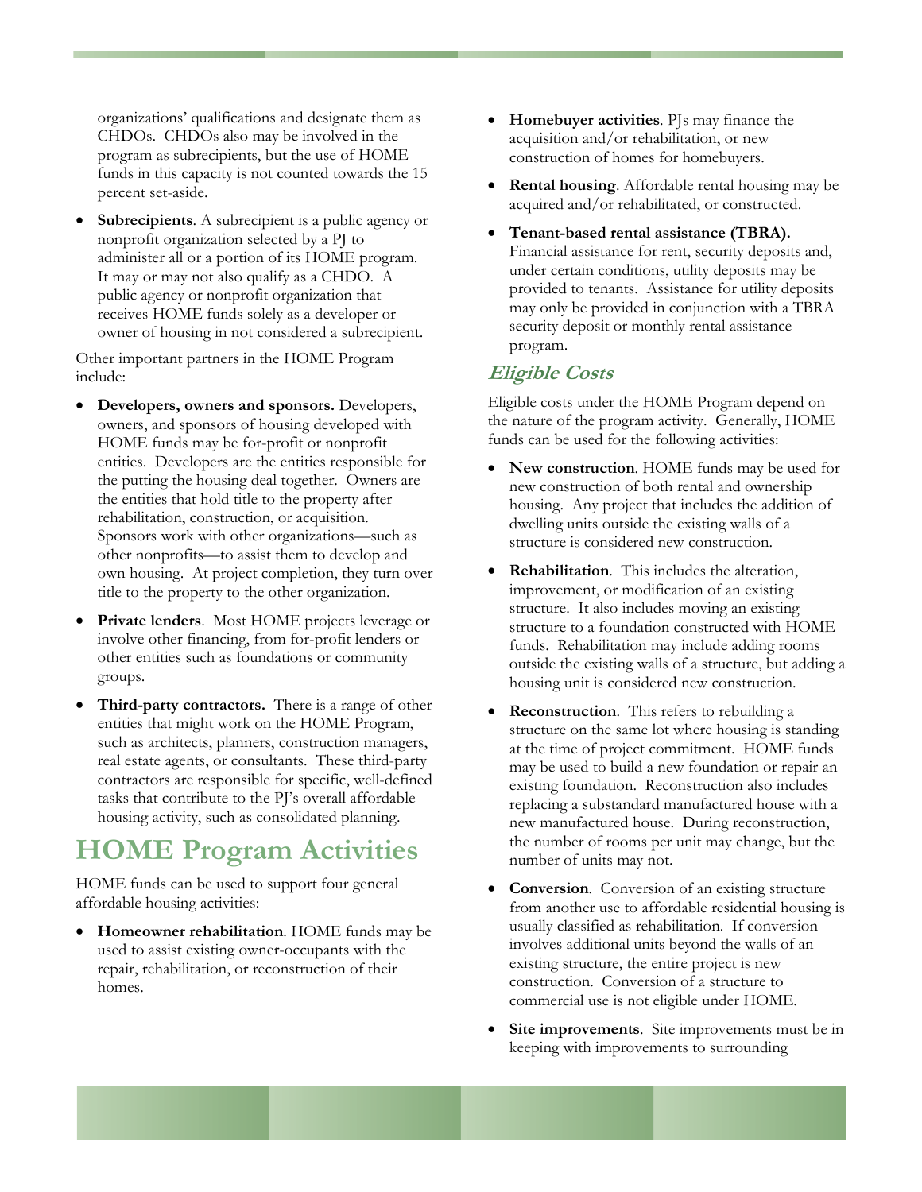organizations' qualifications and designate them as CHDOs. CHDOs also may be involved in the program as subrecipients, but the use of HOME funds in this capacity is not counted towards the 15 percent set-aside.

- **Subrecipients**. A subrecipient is a public agency or nonprofit organization selected by a PJ to administer all or a portion of its HOME program. It may or may not also qualify as a CHDO. A public agency or nonprofit organization that receives HOME funds solely as a developer or owner of housing in not considered a subrecipient.

Other important partners in the HOME Program include:

- **Developers, owners and sponsors.** Developers, owners, and sponsors of housing developed with HOME funds may be for-profit or nonprofit entities. Developers are the entities responsible for the putting the housing deal together. Owners are the entities that hold title to the property after rehabilitation, construction, or acquisition. Sponsors work with other organizations—such as other nonprofits—to assist them to develop and own housing. At project completion, they turn over title to the property to the other organization.
- **Private lenders**. Most HOME projects leverage or involve other financing, from for-profit lenders or other entities such as foundations or community groups.
- **Third-party contractors.** There is a range of other entities that might work on the HOME Program, such as architects, planners, construction managers, real estate agents, or consultants. These third-party contractors are responsible for specific, well-defined tasks that contribute to the PJ's overall affordable housing activity, such as consolidated planning.

# HOME Program Activities

HOME funds can be used to support four general affordable housing activities:

- **Homeowner rehabilitation**. HOME funds may be used to assist existing owner-occupants with the repair, rehabilitation, or reconstruction of their homes.
- **Homebuyer activities**. PJs may finance the acquisition and/or rehabilitation, or new construction of homes for homebuyers.
- **Rental housing**. Affordable rental housing may be acquired and/or rehabilitated, or constructed.
- **Tenant-based rental assistance (TBRA).** Financial assistance for rent, security deposits and, under certain conditions, utility deposits may be provided to tenants. Assistance for utility deposits may only be provided in conjunction with a TBRA security deposit or monthly rental assistance program.

## *Eligible Costs*

Eligible costs under the HOME Program depend on the nature of the program activity. Generally, HOME funds can be used for the following activities:

- **New construction**. HOME funds may be used for new construction of both rental and ownership housing. Any project that includes the addition of dwelling units outside the existing walls of a structure is considered new construction.
- **Rehabilitation**. This includes the alteration, improvement, or modification of an existing structure. It also includes moving an existing structure to a foundation constructed with HOME funds. Rehabilitation may include adding rooms outside the existing walls of a structure, but adding a housing unit is considered new construction.
- **Reconstruction**. This refers to rebuilding a structure on the same lot where housing is standing at the time of project commitment. HOME funds may be used to build a new foundation or repair an existing foundation. Reconstruction also includes replacing a substandard manufactured house with a new manufactured house. During reconstruction, the number of rooms per unit may change, but the number of units may not.
- **Conversion**. Conversion of an existing structure from another use to affordable residential housing is usually classified as rehabilitation. If conversion involves additional units beyond the walls of an existing structure, the entire project is new construction. Conversion of a structure to commercial use is not eligible under HOME.
- **Site improvements**. Site improvements must be in keeping with improvements to surrounding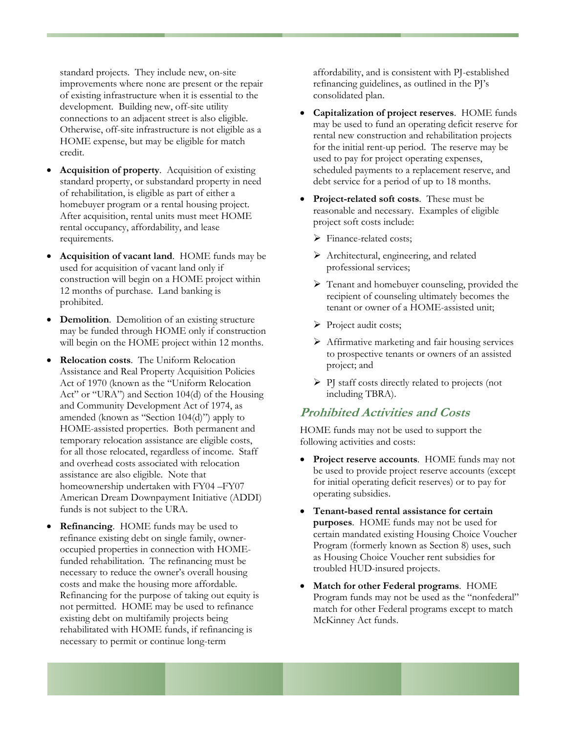standard projects. They include new, on-site improvements where none are present or the repair of existing infrastructure when it is essential to the development. Building new, off-site utility connections to an adjacent street is also eligible. Otherwise, off-site infrastructure is not eligible as a HOME expense, but may be eligible for match credit.

- **Acquisition of property**. Acquisition of existing standard property, or substandard property in need of rehabilitation, is eligible as part of either a homebuyer program or a rental housing project. After acquisition, rental units must meet HOME rental occupancy, affordability, and lease requirements.
- **Acquisition of vacant land**. HOME funds may be used for acquisition of vacant land only if construction will begin on a HOME project within 12 months of purchase. Land banking is prohibited.
- **Demolition**. Demolition of an existing structure may be funded through HOME only if construction will begin on the HOME project within 12 months.
- **Relocation costs**. The Uniform Relocation Assistance and Real Property Acquisition Policies Act of 1970 (known as the "Uniform Relocation Act" or "URA") and Section 104(d) of the Housing and Community Development Act of 1974, as amended (known as "Section 104(d)") apply to HOME-assisted properties. Both permanent and temporary relocation assistance are eligible costs, for all those relocated, regardless of income. Staff and overhead costs associated with relocation assistance are also eligible. Note that homeownership undertaken with FY04 –FY07 American Dream Downpayment Initiative (ADDI) funds is not subject to the URA.
- **Refinancing**. HOME funds may be used to refinance existing debt on single family, owner-occupied properties in connection with HOME-funded rehabilitation. The refinancing must be necessary to reduce the owner's overall housing costs and make the housing more affordable. Refinancing for the purpose of taking out equity is not permitted. HOME may be used to refinance existing debt on multifamily projects being rehabilitated with HOME funds, if refinancing is necessary to permit or continue long-term affordability, and is consistent with PJ-established refinancing guidelines, as outlined in the PJ's consolidated plan.
- **Capitalization of project reserves**. HOME funds may be used to fund an operating deficit reserve for rental new construction and rehabilitation projects for the initial rent-up period. The reserve may be used to pay for project operating expenses, scheduled payments to a replacement reserve, and debt service for a period of up to 18 months.
- **Project-related soft costs**. These must be reasonable and necessary. Examples of eligible project soft costs include:
  - Finance-related costs;
  - Architectural, engineering, and related professional services;
  - Tenant and homebuyer counseling, provided the recipient of counseling ultimately becomes the tenant or owner of a HOME-assisted unit;
  - Project audit costs;
  - Affirmative marketing and fair housing services to prospective tenants or owners of an assisted project; and
  - PJ staff costs directly related to projects (not including TBRA).

## *Prohibited Activities and Costs*

HOME funds may not be used to support the following activities and costs:

- **Project reserve accounts**. HOME funds may not be used to provide project reserve accounts (except for initial operating deficit reserves) or to pay for operating subsidies.
- **Tenant-based rental assistance for certain purposes**. HOME funds may not be used for certain mandated existing Housing Choice Voucher Program (formerly known as Section 8) uses, such as Housing Choice Voucher rent subsidies for troubled HUD-insured projects.
- **Match for other Federal programs**. HOME Program funds may not be used as the "nonfederal" match for other Federal programs except to match McKinney Act funds.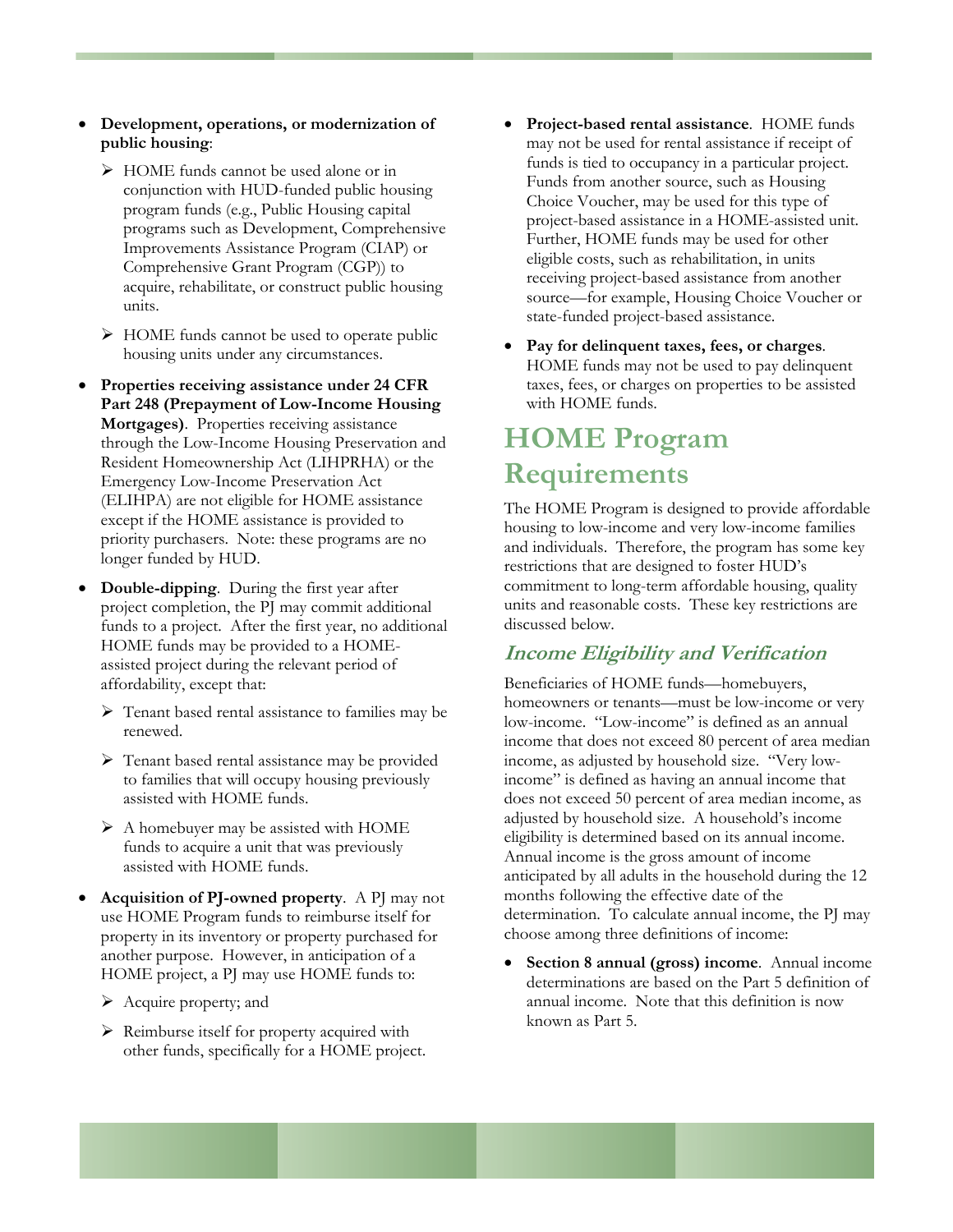- **Development, operations, or modernization of public housing**:
  - HOME funds cannot be used alone or in conjunction with HUD-funded public housing program funds (e.g., Public Housing capital programs such as Development, Comprehensive Improvements Assistance Program (CIAP) or Comprehensive Grant Program (CGP)) to acquire, rehabilitate, or construct public housing units.
  - HOME funds cannot be used to operate public housing units under any circumstances.
- **Properties receiving assistance under 24 CFR Part 248 (Prepayment of Low-Income Housing Mortgages)**. Properties receiving assistance through the Low-Income Housing Preservation and Resident Homeownership Act (LIHPRHA) or the Emergency Low-Income Preservation Act (ELIHPA) are not eligible for HOME assistance except if the HOME assistance is provided to priority purchasers. Note: these programs are no longer funded by HUD.
- **Double-dipping**. During the first year after project completion, the PJ may commit additional funds to a project. After the first year, no additional HOME funds may be provided to a HOME-assisted project during the relevant period of affordability, except that:
  - Tenant based rental assistance to families may be renewed.
  - Tenant based rental assistance may be provided to families that will occupy housing previously assisted with HOME funds.
  - A homebuyer may be assisted with HOME funds to acquire a unit that was previously assisted with HOME funds.
- **Acquisition of PJ-owned property**. A PJ may not use HOME Program funds to reimburse itself for property in its inventory or property purchased for another purpose. However, in anticipation of a HOME project, a PJ may use HOME funds to:
  - Acquire property; and
  - Reimburse itself for property acquired with other funds, specifically for a HOME project.
- **Project-based rental assistance**. HOME funds may not be used for rental assistance if receipt of funds is tied to occupancy in a particular project. Funds from another source, such as Housing Choice Voucher, may be used for this type of project-based assistance in a HOME-assisted unit. Further, HOME funds may be used for other eligible costs, such as rehabilitation, in units receiving project-based assistance from another source—for example, Housing Choice Voucher or state-funded project-based assistance.
- **Pay for delinquent taxes, fees, or charges**. HOME funds may not be used to pay delinquent taxes, fees, or charges on properties to be assisted with HOME funds.

# HOME Program Requirements

The HOME Program is designed to provide affordable housing to low-income and very low-income families and individuals. Therefore, the program has some key restrictions that are designed to foster HUD's commitment to long-term affordable housing, quality units and reasonable costs. These key restrictions are discussed below.

## *Income Eligibility and Verification*

Beneficiaries of HOME funds—homebuyers, homeowners or tenants—must be low-income or very low-income. "Low-income" is defined as an annual income that does not exceed 80 percent of area median income, as adjusted by household size. "Very low-income" is defined as having an annual income that does not exceed 50 percent of area median income, as adjusted by household size. A household's income eligibility is determined based on its annual income. Annual income is the gross amount of income anticipated by all adults in the household during the 12 months following the effective date of the determination. To calculate annual income, the PJ may choose among three definitions of income:

- **Section 8 annual (gross) income**. Annual income determinations are based on the Part 5 definition of annual income. Note that this definition is now known as Part 5.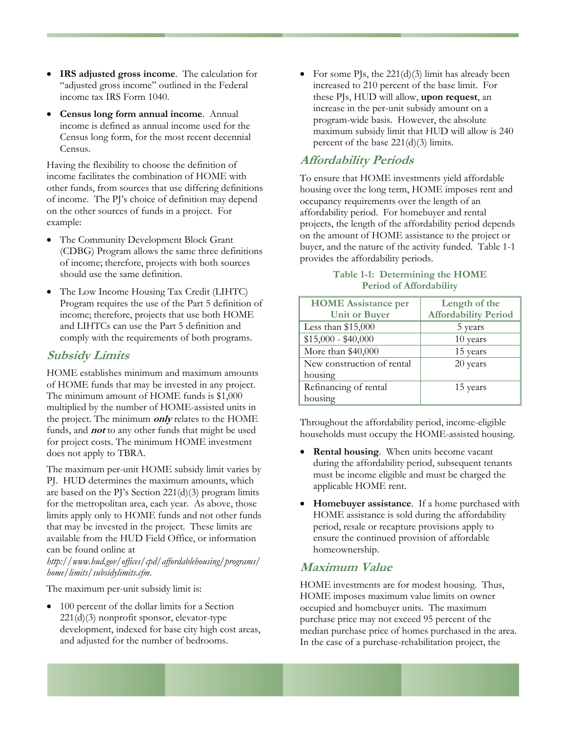- **IRS adjusted gross income**. The calculation for "adjusted gross income" outlined in the Federal income tax IRS Form 1040.
- **Census long form annual income**. Annual income is defined as annual income used for the Census long form, for the most recent decennial Census.

Having the flexibility to choose the definition of income facilitates the combination of HOME with other funds, from sources that use differing definitions of income. The PJ's choice of definition may depend on the other sources of funds in a project. For example:

- The Community Development Block Grant (CDBG) Program allows the same three definitions of income; therefore, projects with both sources should use the same definition.
- The Low Income Housing Tax Credit (LIHTC) Program requires the use of the Part 5 definition of income; therefore, projects that use both HOME and LIHTCs can use the Part 5 definition and comply with the requirements of both programs.

## Subsidy Limits

HOME establishes minimum and maximum amounts of HOME funds that may be invested in any project. The minimum amount of HOME funds is $1,000 multiplied by the number of HOME-assisted units in the project. The minimum ***only*** relates to the HOME funds, and ***not*** to any other funds that might be used for project costs. The minimum HOME investment does not apply to TBRA.

The maximum per-unit HOME subsidy limit varies by PJ. HUD determines the maximum amounts, which are based on the PJ's Section 221(d)(3) program limits for the metropolitan area, each year. As above, those limits apply only to HOME funds and not other funds that may be invested in the project. These limits are available from the HUD Field Office, or information can be found online at *http://www.hud.gov/offices/cpd/affordablehousing/programs/home/limits/subsidylimits.cfm*.

The maximum per-unit subsidy limit is:

- 100 percent of the dollar limits for a Section 221(d)(3) nonprofit sponsor, elevator-type development, indexed for base city high cost areas, and adjusted for the number of bedrooms.
- For some PJs, the 221(d)(3) limit has already been increased to 210 percent of the base limit. For these PJs, HUD will allow, **upon request**, an increase in the per-unit subsidy amount on a program-wide basis. However, the absolute maximum subsidy limit that HUD will allow is 240 percent of the base 221(d)(3) limits.

## Affordability Periods

To ensure that HOME investments yield affordable housing over the long term, HOME imposes rent and occupancy requirements over the length of an affordability period. For homebuyer and rental projects, the length of the affordability period depends on the amount of HOME assistance to the project or buyer, and the nature of the activity funded. Table 1-1 provides the affordability periods.

**Table 1-1: Determining the HOME Period of Affordability**

| HOME Assistance per Unit or Buyer | Length of the Affordability Period |
|---|---|
| Less than $15,000 | 5 years |
| $15,000 - $40,000 | 10 years |
| More than $40,000 | 15 years |
| New construction of rental housing | 20 years |
| Refinancing of rental housing | 15 years |

Throughout the affordability period, income-eligible households must occupy the HOME-assisted housing.

- **Rental housing**. When units become vacant during the affordability period, subsequent tenants must be income eligible and must be charged the applicable HOME rent.
- **Homebuyer assistance**. If a home purchased with HOME assistance is sold during the affordability period, resale or recapture provisions apply to ensure the continued provision of affordable homeownership.

## Maximum Value

HOME investments are for modest housing. Thus, HOME imposes maximum value limits on owner occupied and homebuyer units. The maximum purchase price may not exceed 95 percent of the median purchase price of homes purchased in the area. In the case of a purchase-rehabilitation project, the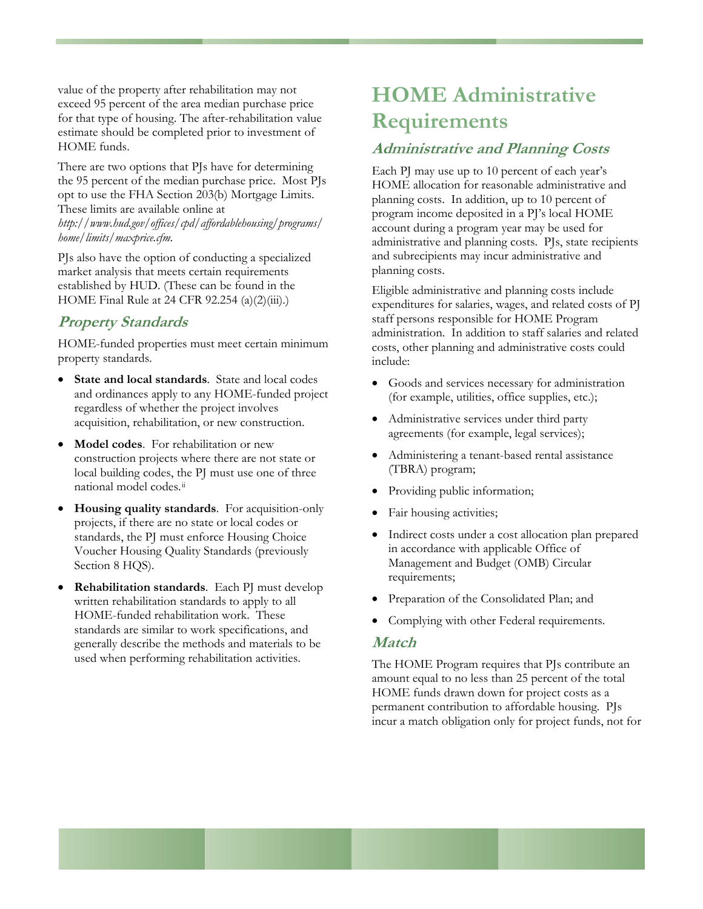value of the property after rehabilitation may not exceed 95 percent of the area median purchase price for that type of housing. The after-rehabilitation value estimate should be completed prior to investment of HOME funds.

There are two options that PJs have for determining the 95 percent of the median purchase price. Most PJs opt to use the FHA Section 203(b) Mortgage Limits. These limits are available online at *http://www.hud.gov/offices/cpd/affordablehousing/programs/home/limits/maxprice.cfm*.

PJs also have the option of conducting a specialized market analysis that meets certain requirements established by HUD. (These can be found in the HOME Final Rule at 24 CFR 92.254 (a)(2)(iii).)

### *Property Standards*

HOME-funded properties must meet certain minimum property standards.

- **State and local standards**. State and local codes and ordinances apply to any HOME-funded project regardless of whether the project involves acquisition, rehabilitation, or new construction.
- **Model codes**. For rehabilitation or new construction projects where there are not state or local building codes, the PJ must use one of three national model codes.[ii]
- **Housing quality standards**. For acquisition-only projects, if there are no state or local codes or standards, the PJ must enforce Housing Choice Voucher Housing Quality Standards (previously Section 8 HQS).
- **Rehabilitation standards**. Each PJ must develop written rehabilitation standards to apply to all HOME-funded rehabilitation work. These standards are similar to work specifications, and generally describe the methods and materials to be used when performing rehabilitation activities.

## HOME Administrative Requirements

### *Administrative and Planning Costs*

Each PJ may use up to 10 percent of each year's HOME allocation for reasonable administrative and planning costs. In addition, up to 10 percent of program income deposited in a PJ's local HOME account during a program year may be used for administrative and planning costs. PJs, state recipients and subrecipients may incur administrative and planning costs.

Eligible administrative and planning costs include expenditures for salaries, wages, and related costs of PJ staff persons responsible for HOME Program administration. In addition to staff salaries and related costs, other planning and administrative costs could include:

- Goods and services necessary for administration (for example, utilities, office supplies, etc.);
- Administrative services under third party agreements (for example, legal services);
- Administering a tenant-based rental assistance (TBRA) program;
- Providing public information;
- Fair housing activities;
- Indirect costs under a cost allocation plan prepared in accordance with applicable Office of Management and Budget (OMB) Circular requirements;
- Preparation of the Consolidated Plan; and
- Complying with other Federal requirements.

### *Match*

The HOME Program requires that PJs contribute an amount equal to no less than 25 percent of the total HOME funds drawn down for project costs as a permanent contribution to affordable housing. PJs incur a match obligation only for project funds, not for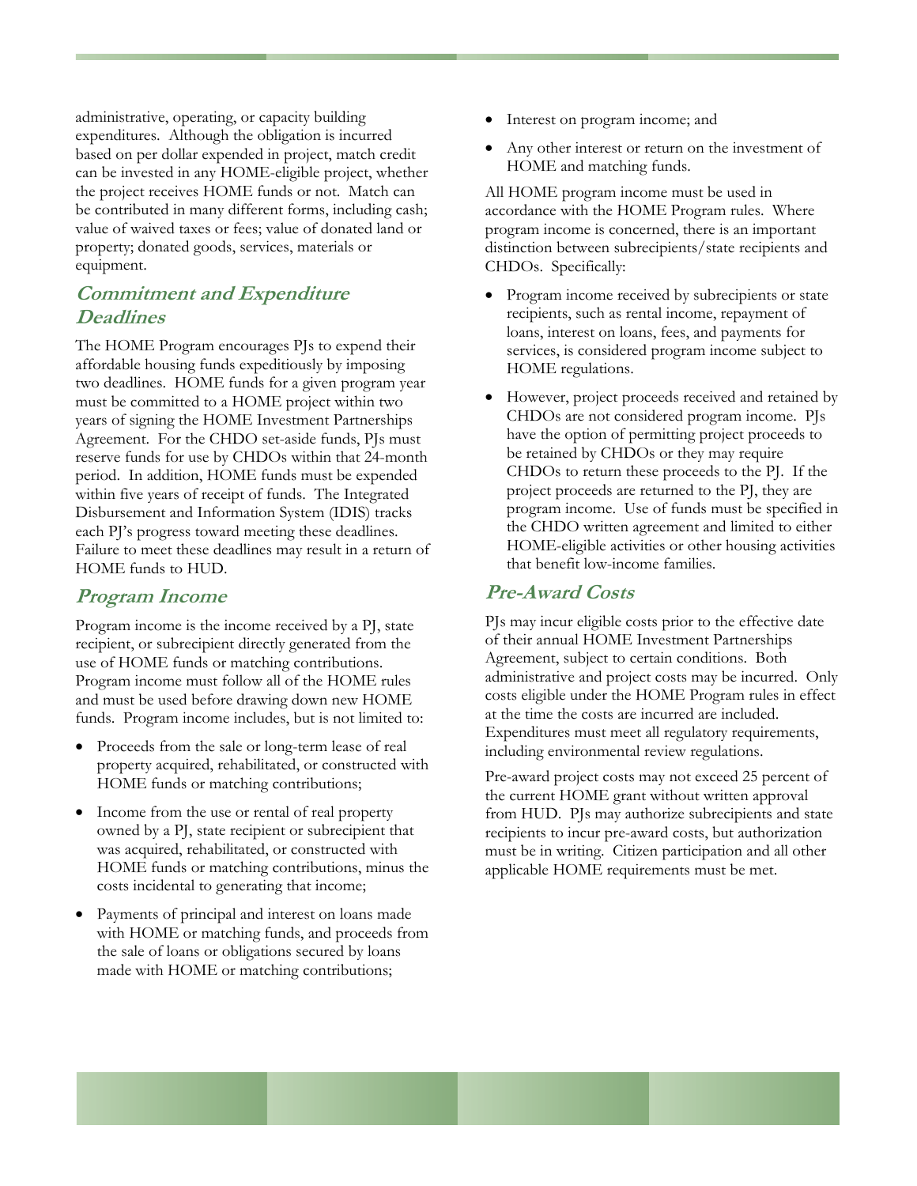administrative, operating, or capacity building expenditures. Although the obligation is incurred based on per dollar expended in project, match credit can be invested in any HOME-eligible project, whether the project receives HOME funds or not. Match can be contributed in many different forms, including cash; value of waived taxes or fees; value of donated land or property; donated goods, services, materials or equipment.

## Commitment and Expenditure Deadlines

The HOME Program encourages PJs to expend their affordable housing funds expeditiously by imposing two deadlines. HOME funds for a given program year must be committed to a HOME project within two years of signing the HOME Investment Partnerships Agreement. For the CHDO set-aside funds, PJs must reserve funds for use by CHDOs within that 24-month period. In addition, HOME funds must be expended within five years of receipt of funds. The Integrated Disbursement and Information System (IDIS) tracks each PJ's progress toward meeting these deadlines. Failure to meet these deadlines may result in a return of HOME funds to HUD.

## Program Income

Program income is the income received by a PJ, state recipient, or subrecipient directly generated from the use of HOME funds or matching contributions. Program income must follow all of the HOME rules and must be used before drawing down new HOME funds. Program income includes, but is not limited to:

- Proceeds from the sale or long-term lease of real property acquired, rehabilitated, or constructed with HOME funds or matching contributions;
- Income from the use or rental of real property owned by a PJ, state recipient or subrecipient that was acquired, rehabilitated, or constructed with HOME funds or matching contributions, minus the costs incidental to generating that income;
- Payments of principal and interest on loans made with HOME or matching funds, and proceeds from the sale of loans or obligations secured by loans made with HOME or matching contributions;
- Interest on program income; and
- Any other interest or return on the investment of HOME and matching funds.

All HOME program income must be used in accordance with the HOME Program rules. Where program income is concerned, there is an important distinction between subrecipients/state recipients and CHDOs. Specifically:

- Program income received by subrecipients or state recipients, such as rental income, repayment of loans, interest on loans, fees, and payments for services, is considered program income subject to HOME regulations.
- However, project proceeds received and retained by CHDOs are not considered program income. PJs have the option of permitting project proceeds to be retained by CHDOs or they may require CHDOs to return these proceeds to the PJ. If the project proceeds are returned to the PJ, they are program income. Use of funds must be specified in the CHDO written agreement and limited to either HOME-eligible activities or other housing activities that benefit low-income families.

## Pre-Award Costs

PJs may incur eligible costs prior to the effective date of their annual HOME Investment Partnerships Agreement, subject to certain conditions. Both administrative and project costs may be incurred. Only costs eligible under the HOME Program rules in effect at the time the costs are incurred are included. Expenditures must meet all regulatory requirements, including environmental review regulations.

Pre-award project costs may not exceed 25 percent of the current HOME grant without written approval from HUD. PJs may authorize subrecipients and state recipients to incur pre-award costs, but authorization must be in writing. Citizen participation and all other applicable HOME requirements must be met.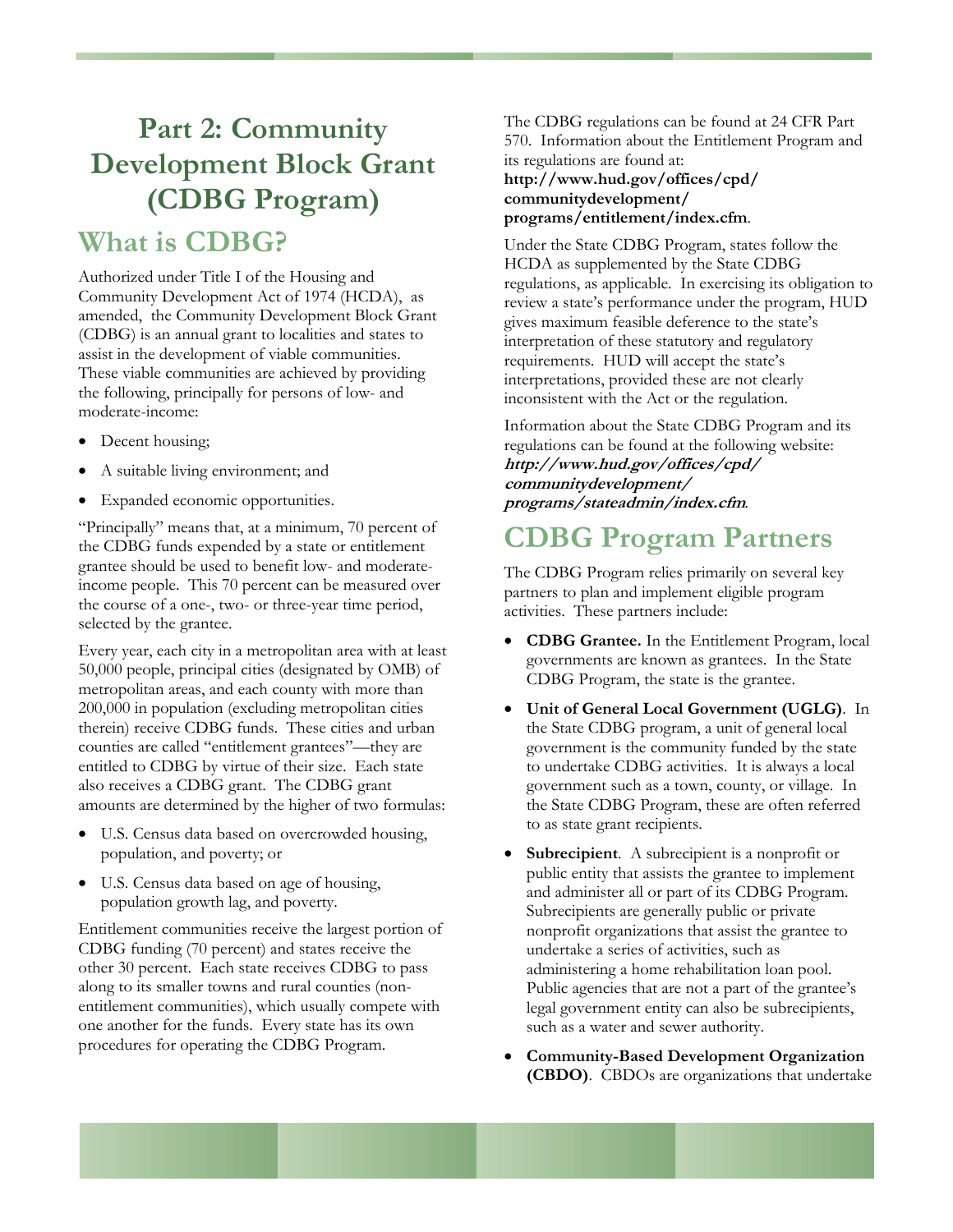# Part 2: Community Development Block Grant (CDBG Program)

## What is CDBG?

Authorized under Title I of the Housing and Community Development Act of 1974 (HCDA), as amended, the Community Development Block Grant (CDBG) is an annual grant to localities and states to assist in the development of viable communities. These viable communities are achieved by providing the following, principally for persons of low- and moderate-income:

- Decent housing;
- A suitable living environment; and
- Expanded economic opportunities.

"Principally" means that, at a minimum, 70 percent of the CDBG funds expended by a state or entitlement grantee should be used to benefit low- and moderate-income people. This 70 percent can be measured over the course of a one-, two- or three-year time period, selected by the grantee.

Every year, each city in a metropolitan area with at least 50,000 people, principal cities (designated by OMB) of metropolitan areas, and each county with more than 200,000 in population (excluding metropolitan cities therein) receive CDBG funds. These cities and urban counties are called "entitlement grantees"—they are entitled to CDBG by virtue of their size. Each state also receives a CDBG grant. The CDBG grant amounts are determined by the higher of two formulas:

- U.S. Census data based on overcrowded housing, population, and poverty; or
- U.S. Census data based on age of housing, population growth lag, and poverty.

Entitlement communities receive the largest portion of CDBG funding (70 percent) and states receive the other 30 percent. Each state receives CDBG to pass along to its smaller towns and rural counties (non-entitlement communities), which usually compete with one another for the funds. Every state has its own procedures for operating the CDBG Program.

The CDBG regulations can be found at 24 CFR Part 570. Information about the Entitlement Program and its regulations are found at: **http://www.hud.gov/offices/cpd/communitydevelopment/programs/entitlement/index.cfm**.

Under the State CDBG Program, states follow the HCDA as supplemented by the State CDBG regulations, as applicable. In exercising its obligation to review a state's performance under the program, HUD gives maximum feasible deference to the state's interpretation of these statutory and regulatory requirements. HUD will accept the state's interpretations, provided these are not clearly inconsistent with the Act or the regulation.

Information about the State CDBG Program and its regulations can be found at the following website: ***http://www.hud.gov/offices/cpd/communitydevelopment/programs/stateadmin/index.cfm***.

## CDBG Program Partners

The CDBG Program relies primarily on several key partners to plan and implement eligible program activities. These partners include:

- **CDBG Grantee.** In the Entitlement Program, local governments are known as grantees. In the State CDBG Program, the state is the grantee.
- **Unit of General Local Government (UGLG)**. In the State CDBG program, a unit of general local government is the community funded by the state to undertake CDBG activities. It is always a local government such as a town, county, or village. In the State CDBG Program, these are often referred to as state grant recipients.
- **Subrecipient**. A subrecipient is a nonprofit or public entity that assists the grantee to implement and administer all or part of its CDBG Program. Subrecipients are generally public or private nonprofit organizations that assist the grantee to undertake a series of activities, such as administering a home rehabilitation loan pool. Public agencies that are not a part of the grantee's legal government entity can also be subrecipients, such as a water and sewer authority.
- **Community-Based Development Organization (CBDO)**. CBDOs are organizations that undertake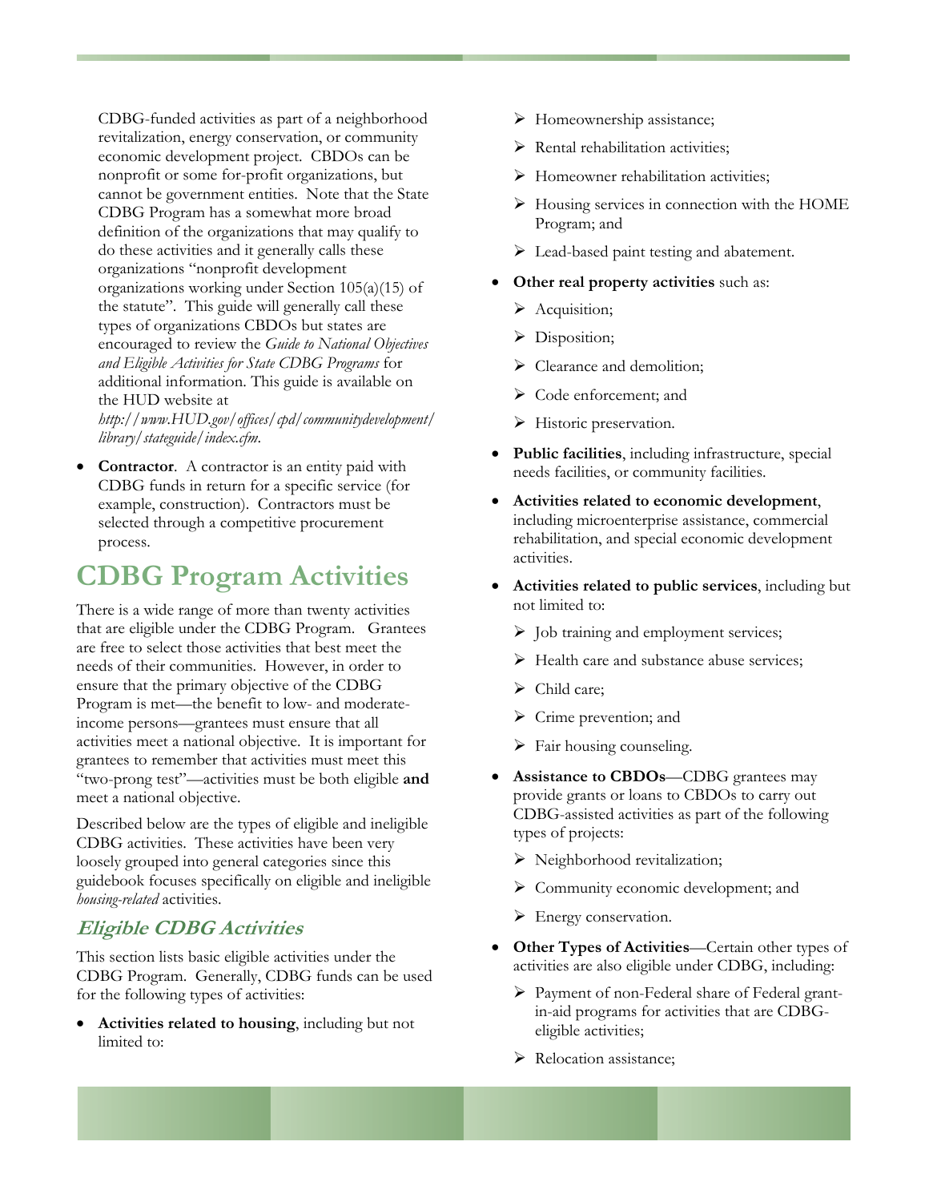CDBG-funded activities as part of a neighborhood revitalization, energy conservation, or community economic development project. CBDOs can be nonprofit or some for-profit organizations, but cannot be government entities. Note that the State CDBG Program has a somewhat more broad definition of the organizations that may qualify to do these activities and it generally calls these organizations "nonprofit development organizations working under Section 105(a)(15) of the statute". This guide will generally call these types of organizations CBDOs but states are encouraged to review the *Guide to National Objectives and Eligible Activities for State CDBG Programs* for additional information. This guide is available on the HUD website at *http://www.HUD.gov/offices/cpd/communitydevelopment/library/stateguide/index.cfm*.

- **Contractor**. A contractor is an entity paid with CDBG funds in return for a specific service (for example, construction). Contractors must be selected through a competitive procurement process.

# CDBG Program Activities

There is a wide range of more than twenty activities that are eligible under the CDBG Program. Grantees are free to select those activities that best meet the needs of their communities. However, in order to ensure that the primary objective of the CDBG Program is met—the benefit to low- and moderate-income persons—grantees must ensure that all activities meet a national objective. It is important for grantees to remember that activities must meet this "two-prong test"—activities must be both eligible **and** meet a national objective.

Described below are the types of eligible and ineligible CDBG activities. These activities have been very loosely grouped into general categories since this guidebook focuses specifically on eligible and ineligible *housing-related* activities.

## Eligible CDBG Activities

This section lists basic eligible activities under the CDBG Program. Generally, CDBG funds can be used for the following types of activities:

- **Activities related to housing**, including but not limited to:
  - Homeownership assistance;
  - Rental rehabilitation activities;
  - Homeowner rehabilitation activities;
  - Housing services in connection with the HOME Program; and
  - Lead-based paint testing and abatement.
- **Other real property activities** such as:
  - Acquisition;
  - Disposition;
  - Clearance and demolition;
  - Code enforcement; and
  - Historic preservation.
- **Public facilities**, including infrastructure, special needs facilities, or community facilities.
- **Activities related to economic development**, including microenterprise assistance, commercial rehabilitation, and special economic development activities.
- **Activities related to public services**, including but not limited to:
  - Job training and employment services;
  - Health care and substance abuse services;
  - Child care;
  - Crime prevention; and
  - Fair housing counseling.
- **Assistance to CBDOs**—CDBG grantees may provide grants or loans to CBDOs to carry out CDBG-assisted activities as part of the following types of projects:
  - Neighborhood revitalization;
  - Community economic development; and
  - Energy conservation.
- **Other Types of Activities**—Certain other types of activities are also eligible under CDBG, including:
  - Payment of non-Federal share of Federal grant-in-aid programs for activities that are CDBG-eligible activities;
  - Relocation assistance;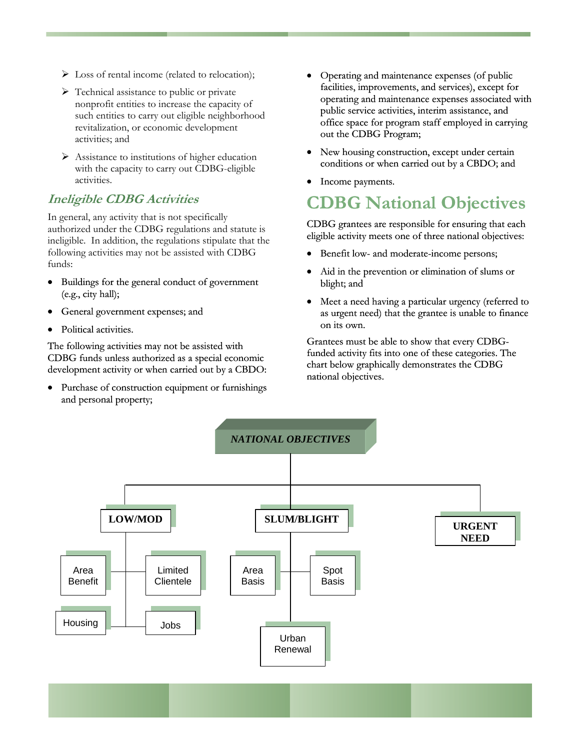- Loss of rental income (related to relocation);
- Technical assistance to public or private nonprofit entities to increase the capacity of such entities to carry out eligible neighborhood revitalization, or economic development activities; and
- Assistance to institutions of higher education with the capacity to carry out CDBG-eligible activities.

### *Ineligible CDBG Activities*

In general, any activity that is not specifically authorized under the CDBG regulations and statute is ineligible. In addition, the regulations stipulate that the following activities may not be assisted with CDBG funds:

- Buildings for the general conduct of government (e.g., city hall);
- General government expenses; and
- Political activities.

The following activities may not be assisted with CDBG funds unless authorized as a special economic development activity or when carried out by a CBDO:

- Purchase of construction equipment or furnishings and personal property;
- Operating and maintenance expenses (of public facilities, improvements, and services), except for operating and maintenance expenses associated with public service activities, interim assistance, and office space for program staff employed in carrying out the CDBG Program;
- New housing construction, except under certain conditions or when carried out by a CBDO; and
- Income payments.

## CDBG National Objectives

CDBG grantees are responsible for ensuring that each eligible activity meets one of three national objectives:

- Benefit low- and moderate-income persons;
- Aid in the prevention or elimination of slums or blight; and
- Meet a need having a particular urgency (referred to as urgent need) that the grantee is unable to finance on its own.

Grantees must be able to show that every CDBG-funded activity fits into one of these categories. The chart below graphically demonstrates the CDBG national objectives.

**NATIONAL OBJECTIVES**

- **LOW/MOD**
  - Area Benefit
  - Limited Clientele
  - Housing
  - Jobs
- **SLUM/BLIGHT**
  - Area Basis
  - Spot Basis
  - Urban Renewal
- **URGENT NEED**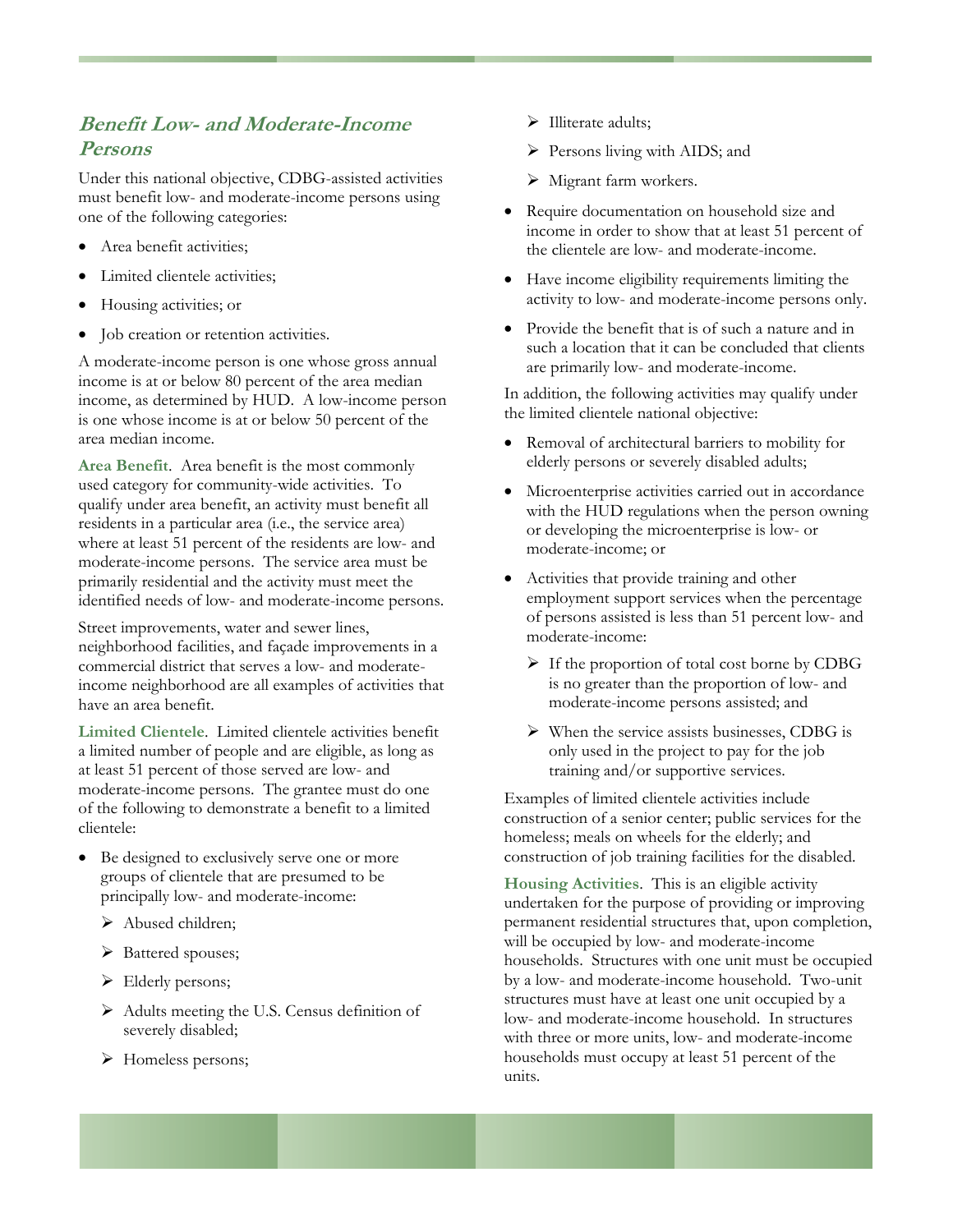## *Benefit Low- and Moderate-Income Persons*

Under this national objective, CDBG-assisted activities must benefit low- and moderate-income persons using one of the following categories:

- Area benefit activities;
- Limited clientele activities;
- Housing activities; or
- Job creation or retention activities.

A moderate-income person is one whose gross annual income is at or below 80 percent of the area median income, as determined by HUD. A low-income person is one whose income is at or below 50 percent of the area median income.

**Area Benefit**. Area benefit is the most commonly used category for community-wide activities. To qualify under area benefit, an activity must benefit all residents in a particular area (i.e., the service area) where at least 51 percent of the residents are low- and moderate-income persons. The service area must be primarily residential and the activity must meet the identified needs of low- and moderate-income persons.

Street improvements, water and sewer lines, neighborhood facilities, and façade improvements in a commercial district that serves a low- and moderate-income neighborhood are all examples of activities that have an area benefit.

**Limited Clientele**. Limited clientele activities benefit a limited number of people and are eligible, as long as at least 51 percent of those served are low- and moderate-income persons. The grantee must do one of the following to demonstrate a benefit to a limited clientele:

- Be designed to exclusively serve one or more groups of clientele that are presumed to be principally low- and moderate-income:
  - Abused children;
  - Battered spouses;
  - Elderly persons;
  - Adults meeting the U.S. Census definition of severely disabled;
  - Homeless persons;
  - Illiterate adults;
  - Persons living with AIDS; and
  - Migrant farm workers.
- Require documentation on household size and income in order to show that at least 51 percent of the clientele are low- and moderate-income.
- Have income eligibility requirements limiting the activity to low- and moderate-income persons only.
- Provide the benefit that is of such a nature and in such a location that it can be concluded that clients are primarily low- and moderate-income.

In addition, the following activities may qualify under the limited clientele national objective:

- Removal of architectural barriers to mobility for elderly persons or severely disabled adults;
- Microenterprise activities carried out in accordance with the HUD regulations when the person owning or developing the microenterprise is low- or moderate-income; or
- Activities that provide training and other employment support services when the percentage of persons assisted is less than 51 percent low- and moderate-income:
  - If the proportion of total cost borne by CDBG is no greater than the proportion of low- and moderate-income persons assisted; and
  - When the service assists businesses, CDBG is only used in the project to pay for the job training and/or supportive services.

Examples of limited clientele activities include construction of a senior center; public services for the homeless; meals on wheels for the elderly; and construction of job training facilities for the disabled.

**Housing Activities**. This is an eligible activity undertaken for the purpose of providing or improving permanent residential structures that, upon completion, will be occupied by low- and moderate-income households. Structures with one unit must be occupied by a low- and moderate-income household. Two-unit structures must have at least one unit occupied by a low- and moderate-income household. In structures with three or more units, low- and moderate-income households must occupy at least 51 percent of the units.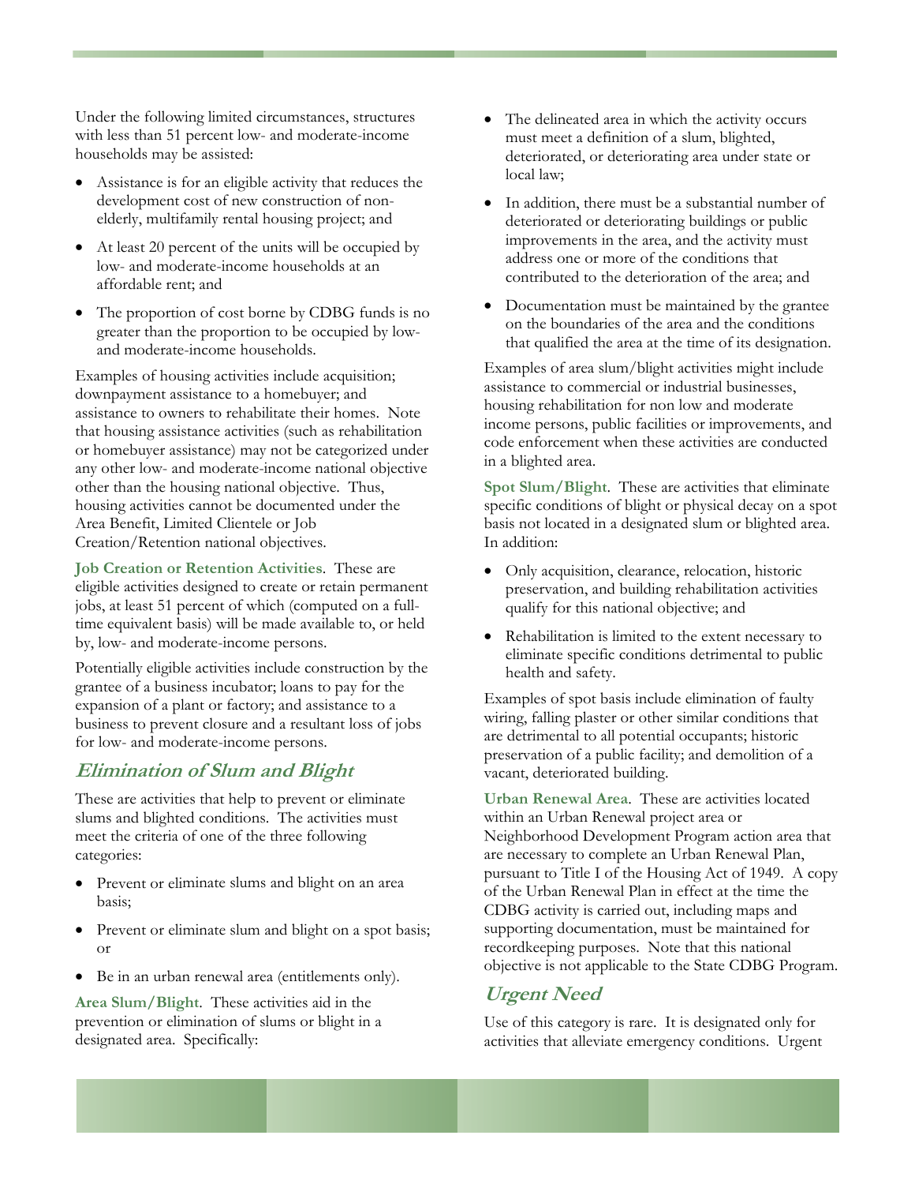Under the following limited circumstances, structures with less than 51 percent low- and moderate-income households may be assisted:

- Assistance is for an eligible activity that reduces the development cost of new construction of non-elderly, multifamily rental housing project; and
- At least 20 percent of the units will be occupied by low- and moderate-income households at an affordable rent; and
- The proportion of cost borne by CDBG funds is no greater than the proportion to be occupied by low- and moderate-income households.

Examples of housing activities include acquisition; downpayment assistance to a homebuyer; and assistance to owners to rehabilitate their homes. Note that housing assistance activities (such as rehabilitation or homebuyer assistance) may not be categorized under any other low- and moderate-income national objective other than the housing national objective. Thus, housing activities cannot be documented under the Area Benefit, Limited Clientele or Job Creation/Retention national objectives.

**Job Creation or Retention Activities**. These are eligible activities designed to create or retain permanent jobs, at least 51 percent of which (computed on a full-time equivalent basis) will be made available to, or held by, low- and moderate-income persons.

Potentially eligible activities include construction by the grantee of a business incubator; loans to pay for the expansion of a plant or factory; and assistance to a business to prevent closure and a resultant loss of jobs for low- and moderate-income persons.

## Elimination of Slum and Blight

These are activities that help to prevent or eliminate slums and blighted conditions. The activities must meet the criteria of one of the three following categories:

- Prevent or eliminate slums and blight on an area basis;
- Prevent or eliminate slum and blight on a spot basis; or
- Be in an urban renewal area (entitlements only).

**Area Slum/Blight**. These activities aid in the prevention or elimination of slums or blight in a designated area. Specifically:

- The delineated area in which the activity occurs must meet a definition of a slum, blighted, deteriorated, or deteriorating area under state or local law;
- In addition, there must be a substantial number of deteriorated or deteriorating buildings or public improvements in the area, and the activity must address one or more of the conditions that contributed to the deterioration of the area; and
- Documentation must be maintained by the grantee on the boundaries of the area and the conditions that qualified the area at the time of its designation.

Examples of area slum/blight activities might include assistance to commercial or industrial businesses, housing rehabilitation for non low and moderate income persons, public facilities or improvements, and code enforcement when these activities are conducted in a blighted area.

**Spot Slum/Blight**. These are activities that eliminate specific conditions of blight or physical decay on a spot basis not located in a designated slum or blighted area. In addition:

- Only acquisition, clearance, relocation, historic preservation, and building rehabilitation activities qualify for this national objective; and
- Rehabilitation is limited to the extent necessary to eliminate specific conditions detrimental to public health and safety.

Examples of spot basis include elimination of faulty wiring, falling plaster or other similar conditions that are detrimental to all potential occupants; historic preservation of a public facility; and demolition of a vacant, deteriorated building.

**Urban Renewal Area**. These are activities located within an Urban Renewal project area or Neighborhood Development Program action area that are necessary to complete an Urban Renewal Plan, pursuant to Title I of the Housing Act of 1949. A copy of the Urban Renewal Plan in effect at the time the CDBG activity is carried out, including maps and supporting documentation, must be maintained for recordkeeping purposes. Note that this national objective is not applicable to the State CDBG Program.

## Urgent Need

Use of this category is rare. It is designated only for activities that alleviate emergency conditions. Urgent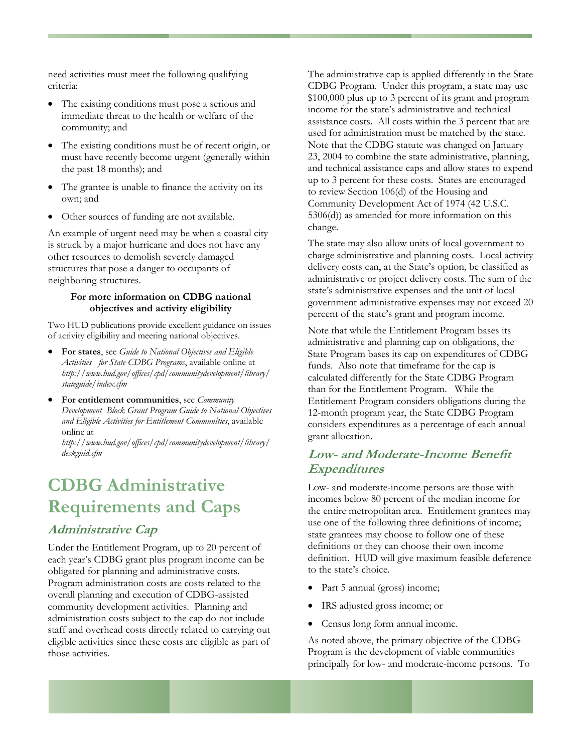need activities must meet the following qualifying criteria:

- The existing conditions must pose a serious and immediate threat to the health or welfare of the community; and
- The existing conditions must be of recent origin, or must have recently become urgent (generally within the past 18 months); and
- The grantee is unable to finance the activity on its own; and
- Other sources of funding are not available.

An example of urgent need may be when a coastal city is struck by a major hurricane and does not have any other resources to demolish severely damaged structures that pose a danger to occupants of neighboring structures.

**For more information on CDBG national objectives and activity eligibility**

Two HUD publications provide excellent guidance on issues of activity eligibility and meeting national objectives.

- **For states**, see *Guide to National Objectives and Eligible Activities for State CDBG Programs*, available online at *http://www.hud.gov/offices/cpd/communitydevelopment/library/stateguide/index.cfm*
- **For entitlement communities**, see *Community Development Block Grant Program Guide to National Objectives and Eligible Activities for Entitlement Communities*, available online at *http://www.hud.gov/offices/cpd/communitydevelopment/library/deskguid.cfm*

# CDBG Administrative Requirements and Caps

## *Administrative Cap*

Under the Entitlement Program, up to 20 percent of each year's CDBG grant plus program income can be obligated for planning and administrative costs. Program administration costs are costs related to the overall planning and execution of CDBG-assisted community development activities. Planning and administration costs subject to the cap do not include staff and overhead costs directly related to carrying out eligible activities since these costs are eligible as part of those activities.

The administrative cap is applied differently in the State CDBG Program. Under this program, a state may use $100,000 plus up to 3 percent of its grant and program income for the state's administrative and technical assistance costs. All costs within the 3 percent that are used for administration must be matched by the state. Note that the CDBG statute was changed on January 23, 2004 to combine the state administrative, planning, and technical assistance caps and allow states to expend up to 3 percent for these costs. States are encouraged to review Section 106(d) of the Housing and Community Development Act of 1974 (42 U.S.C. 5306(d)) as amended for more information on this change.

The state may also allow units of local government to charge administrative and planning costs. Local activity delivery costs can, at the State's option, be classified as administrative or project delivery costs. The sum of the state's administrative expenses and the unit of local government administrative expenses may not exceed 20 percent of the state's grant and program income.

Note that while the Entitlement Program bases its administrative and planning cap on obligations, the State Program bases its cap on expenditures of CDBG funds. Also note that timeframe for the cap is calculated differently for the State CDBG Program than for the Entitlement Program. While the Entitlement Program considers obligations during the 12-month program year, the State CDBG Program considers expenditures as a percentage of each annual grant allocation.

## *Low- and Moderate-Income Benefit Expenditures*

Low- and moderate-income persons are those with incomes below 80 percent of the median income for the entire metropolitan area. Entitlement grantees may use one of the following three definitions of income; state grantees may choose to follow one of these definitions or they can choose their own income definition. HUD will give maximum feasible deference to the state's choice.

- Part 5 annual (gross) income;
- IRS adjusted gross income; or
- Census long form annual income.

As noted above, the primary objective of the CDBG Program is the development of viable communities principally for low- and moderate-income persons. To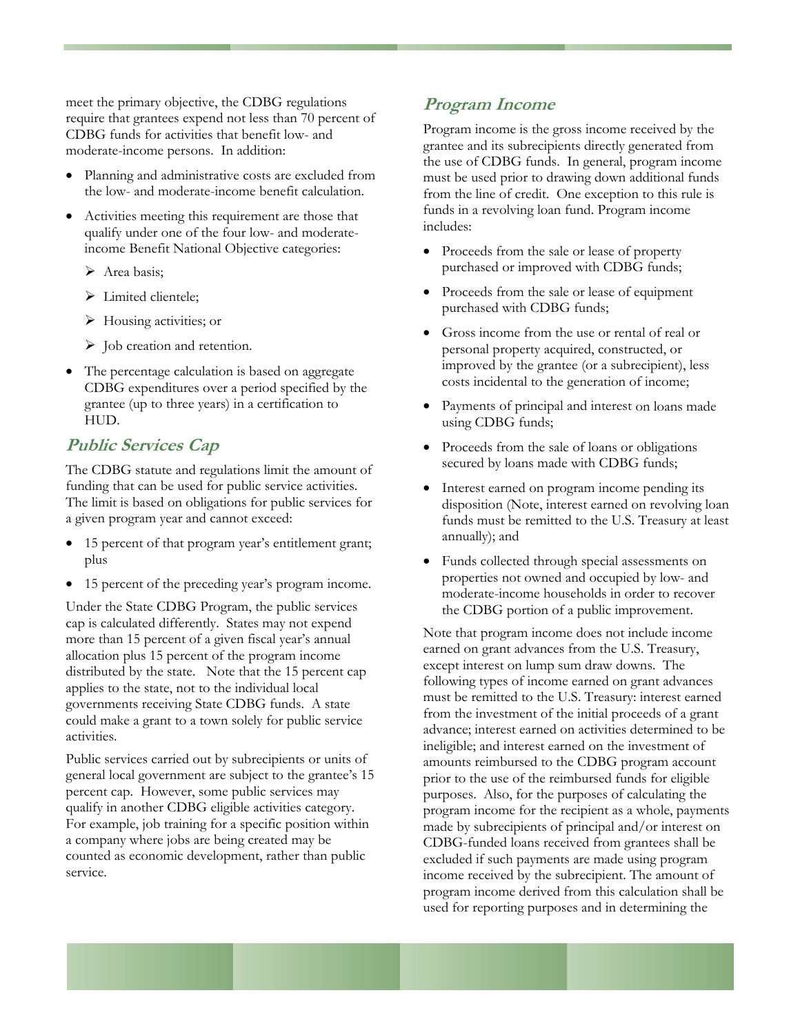meet the primary objective, the CDBG regulations require that grantees expend not less than 70 percent of CDBG funds for activities that benefit low- and moderate-income persons. In addition:

- Planning and administrative costs are excluded from the low- and moderate-income benefit calculation.
- Activities meeting this requirement are those that qualify under one of the four low- and moderate-income Benefit National Objective categories:
  - Area basis;
  - Limited clientele;
  - Housing activities; or
  - Job creation and retention.
- The percentage calculation is based on aggregate CDBG expenditures over a period specified by the grantee (up to three years) in a certification to HUD.

## Public Services Cap

The CDBG statute and regulations limit the amount of funding that can be used for public service activities. The limit is based on obligations for public services for a given program year and cannot exceed:

- 15 percent of that program year's entitlement grant; plus
- 15 percent of the preceding year's program income.

Under the State CDBG Program, the public services cap is calculated differently. States may not expend more than 15 percent of a given fiscal year's annual allocation plus 15 percent of the program income distributed by the state. Note that the 15 percent cap applies to the state, not to the individual local governments receiving State CDBG funds. A state could make a grant to a town solely for public service activities.

Public services carried out by subrecipients or units of general local government are subject to the grantee's 15 percent cap. However, some public services may qualify in another CDBG eligible activities category. For example, job training for a specific position within a company where jobs are being created may be counted as economic development, rather than public service.

## Program Income

Program income is the gross income received by the grantee and its subrecipients directly generated from the use of CDBG funds. In general, program income must be used prior to drawing down additional funds from the line of credit. One exception to this rule is funds in a revolving loan fund. Program income includes:

- Proceeds from the sale or lease of property purchased or improved with CDBG funds;
- Proceeds from the sale or lease of equipment purchased with CDBG funds;
- Gross income from the use or rental of real or personal property acquired, constructed, or improved by the grantee (or a subrecipient), less costs incidental to the generation of income;
- Payments of principal and interest on loans made using CDBG funds;
- Proceeds from the sale of loans or obligations secured by loans made with CDBG funds;
- Interest earned on program income pending its disposition (Note, interest earned on revolving loan funds must be remitted to the U.S. Treasury at least annually); and
- Funds collected through special assessments on properties not owned and occupied by low- and moderate-income households in order to recover the CDBG portion of a public improvement.

Note that program income does not include income earned on grant advances from the U.S. Treasury, except interest on lump sum draw downs. The following types of income earned on grant advances must be remitted to the U.S. Treasury: interest earned from the investment of the initial proceeds of a grant advance; interest earned on activities determined to be ineligible; and interest earned on the investment of amounts reimbursed to the CDBG program account prior to the use of the reimbursed funds for eligible purposes. Also, for the purposes of calculating the program income for the recipient as a whole, payments made by subrecipients of principal and/or interest on CDBG-funded loans received from grantees shall be excluded if such payments are made using program income received by the subrecipient. The amount of program income derived from this calculation shall be used for reporting purposes and in determining the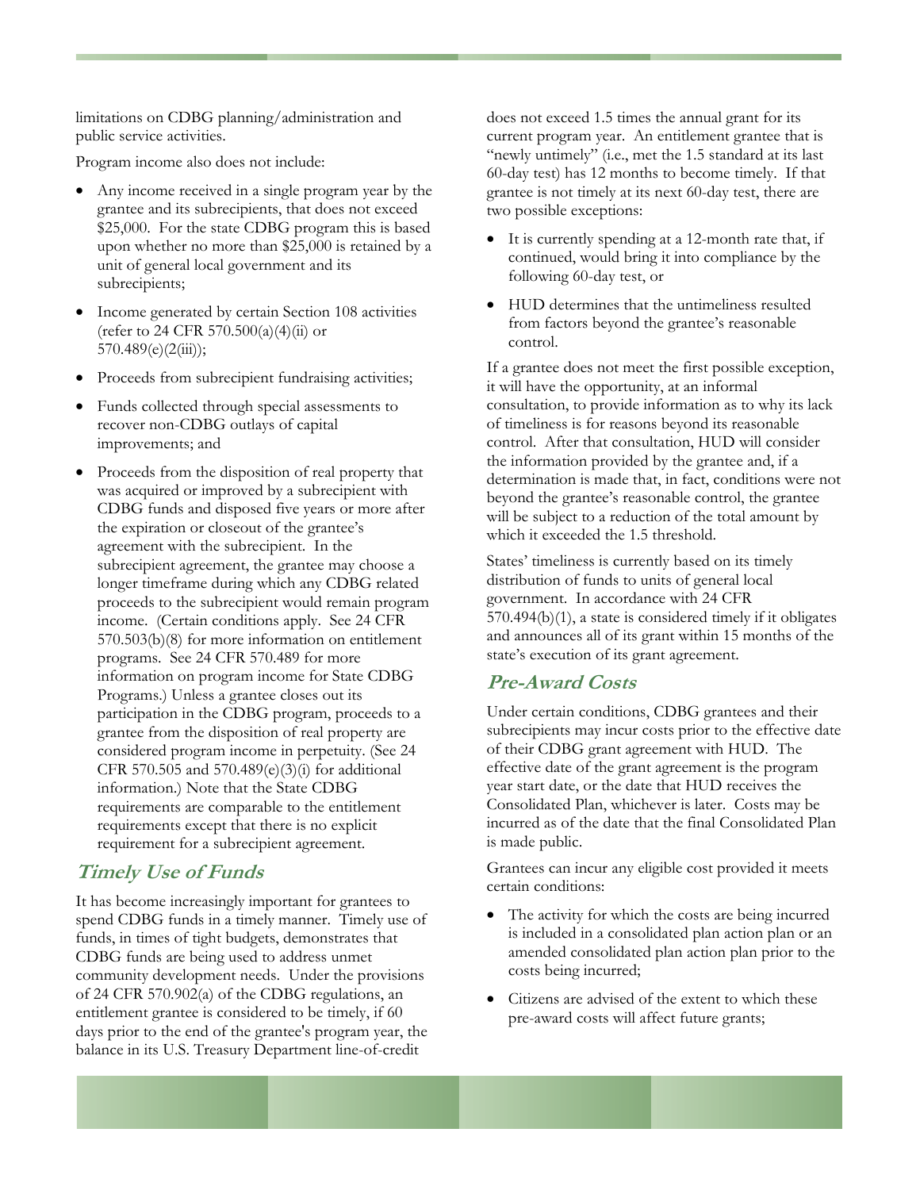limitations on CDBG planning/administration and public service activities.

Program income also does not include:

- Any income received in a single program year by the grantee and its subrecipients, that does not exceed $25,000. For the state CDBG program this is based upon whether no more than $25,000 is retained by a unit of general local government and its subrecipients;
- Income generated by certain Section 108 activities (refer to 24 CFR 570.500(a)(4)(ii) or 570.489(e)(2(iii));
- Proceeds from subrecipient fundraising activities;
- Funds collected through special assessments to recover non-CDBG outlays of capital improvements; and
- Proceeds from the disposition of real property that was acquired or improved by a subrecipient with CDBG funds and disposed five years or more after the expiration or closeout of the grantee's agreement with the subrecipient. In the subrecipient agreement, the grantee may choose a longer timeframe during which any CDBG related proceeds to the subrecipient would remain program income. (Certain conditions apply. See 24 CFR 570.503(b)(8) for more information on entitlement programs. See 24 CFR 570.489 for more information on program income for State CDBG Programs.) Unless a grantee closes out its participation in the CDBG program, proceeds to a grantee from the disposition of real property are considered program income in perpetuity. (See 24 CFR 570.505 and 570.489(e)(3)(i) for additional information.) Note that the State CDBG requirements are comparable to the entitlement requirements except that there is no explicit requirement for a subrecipient agreement.

## Timely Use of Funds

It has become increasingly important for grantees to spend CDBG funds in a timely manner. Timely use of funds, in times of tight budgets, demonstrates that CDBG funds are being used to address unmet community development needs. Under the provisions of 24 CFR 570.902(a) of the CDBG regulations, an entitlement grantee is considered to be timely, if 60 days prior to the end of the grantee's program year, the balance in its U.S. Treasury Department line-of-credit does not exceed 1.5 times the annual grant for its current program year. An entitlement grantee that is "newly untimely" (i.e., met the 1.5 standard at its last 60-day test) has 12 months to become timely. If that grantee is not timely at its next 60-day test, there are two possible exceptions:

- It is currently spending at a 12-month rate that, if continued, would bring it into compliance by the following 60-day test, or
- HUD determines that the untimeliness resulted from factors beyond the grantee's reasonable control.

If a grantee does not meet the first possible exception, it will have the opportunity, at an informal consultation, to provide information as to why its lack of timeliness is for reasons beyond its reasonable control. After that consultation, HUD will consider the information provided by the grantee and, if a determination is made that, in fact, conditions were not beyond the grantee's reasonable control, the grantee will be subject to a reduction of the total amount by which it exceeded the 1.5 threshold.

States' timeliness is currently based on its timely distribution of funds to units of general local government. In accordance with 24 CFR 570.494(b)(1), a state is considered timely if it obligates and announces all of its grant within 15 months of the state's execution of its grant agreement.

## Pre-Award Costs

Under certain conditions, CDBG grantees and their subrecipients may incur costs prior to the effective date of their CDBG grant agreement with HUD. The effective date of the grant agreement is the program year start date, or the date that HUD receives the Consolidated Plan, whichever is later. Costs may be incurred as of the date that the final Consolidated Plan is made public.

Grantees can incur any eligible cost provided it meets certain conditions:

- The activity for which the costs are being incurred is included in a consolidated plan action plan or an amended consolidated plan action plan prior to the costs being incurred;
- Citizens are advised of the extent to which these pre-award costs will affect future grants;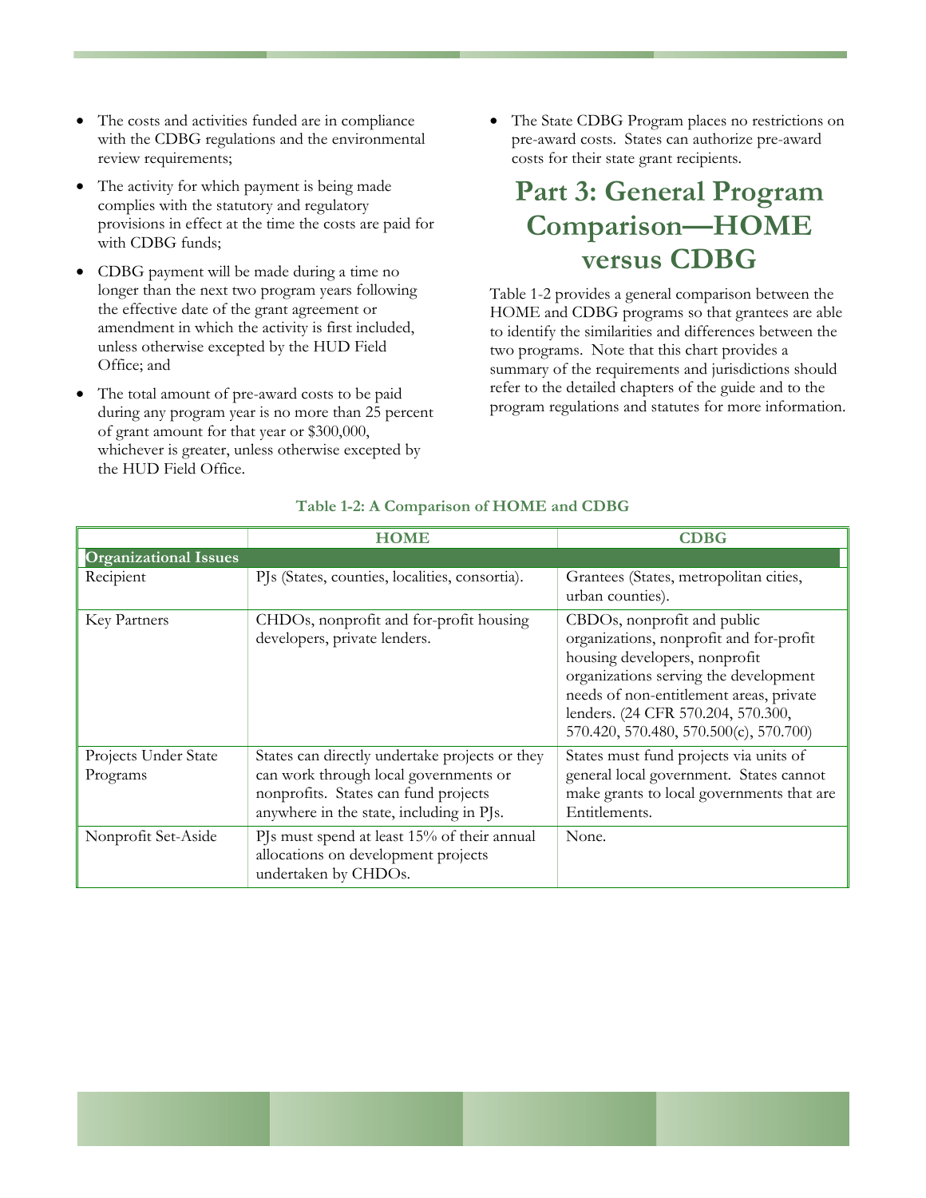- The costs and activities funded are in compliance with the CDBG regulations and the environmental review requirements;
- The activity for which payment is being made complies with the statutory and regulatory provisions in effect at the time the costs are paid for with CDBG funds;
- CDBG payment will be made during a time no longer than the next two program years following the effective date of the grant agreement or amendment in which the activity is first included, unless otherwise excepted by the HUD Field Office; and
- The total amount of pre-award costs to be paid during any program year is no more than 25 percent of grant amount for that year or $300,000, whichever is greater, unless otherwise excepted by the HUD Field Office.
- The State CDBG Program places no restrictions on pre-award costs. States can authorize pre-award costs for their state grant recipients.

# Part 3: General Program Comparison—HOME versus CDBG

Table 1-2 provides a general comparison between the HOME and CDBG programs so that grantees are able to identify the similarities and differences between the two programs. Note that this chart provides a summary of the requirements and jurisdictions should refer to the detailed chapters of the guide and to the program regulations and statutes for more information.

**Table 1-2: A Comparison of HOME and CDBG**

| | HOME | CDBG |
|---|---|---|
| **Organizational Issues** | | |
| Recipient | PJs (States, counties, localities, consortia). | Grantees (States, metropolitan cities, urban counties). |
| Key Partners | CHDOs, nonprofit and for-profit housing developers, private lenders. | CBDOs, nonprofit and public organizations, nonprofit and for-profit housing developers, nonprofit organizations serving the development needs of non-entitlement areas, private lenders. (24 CFR 570.204, 570.300, 570.420, 570.480, 570.500(c), 570.700) |
| Projects Under State Programs | States can directly undertake projects or they can work through local governments or nonprofits. States can fund projects anywhere in the state, including in PJs. | States must fund projects via units of general local government. States cannot make grants to local governments that are Entitlements. |
| Nonprofit Set-Aside | PJs must spend at least 15% of their annual allocations on development projects undertaken by CHDOs. | None. |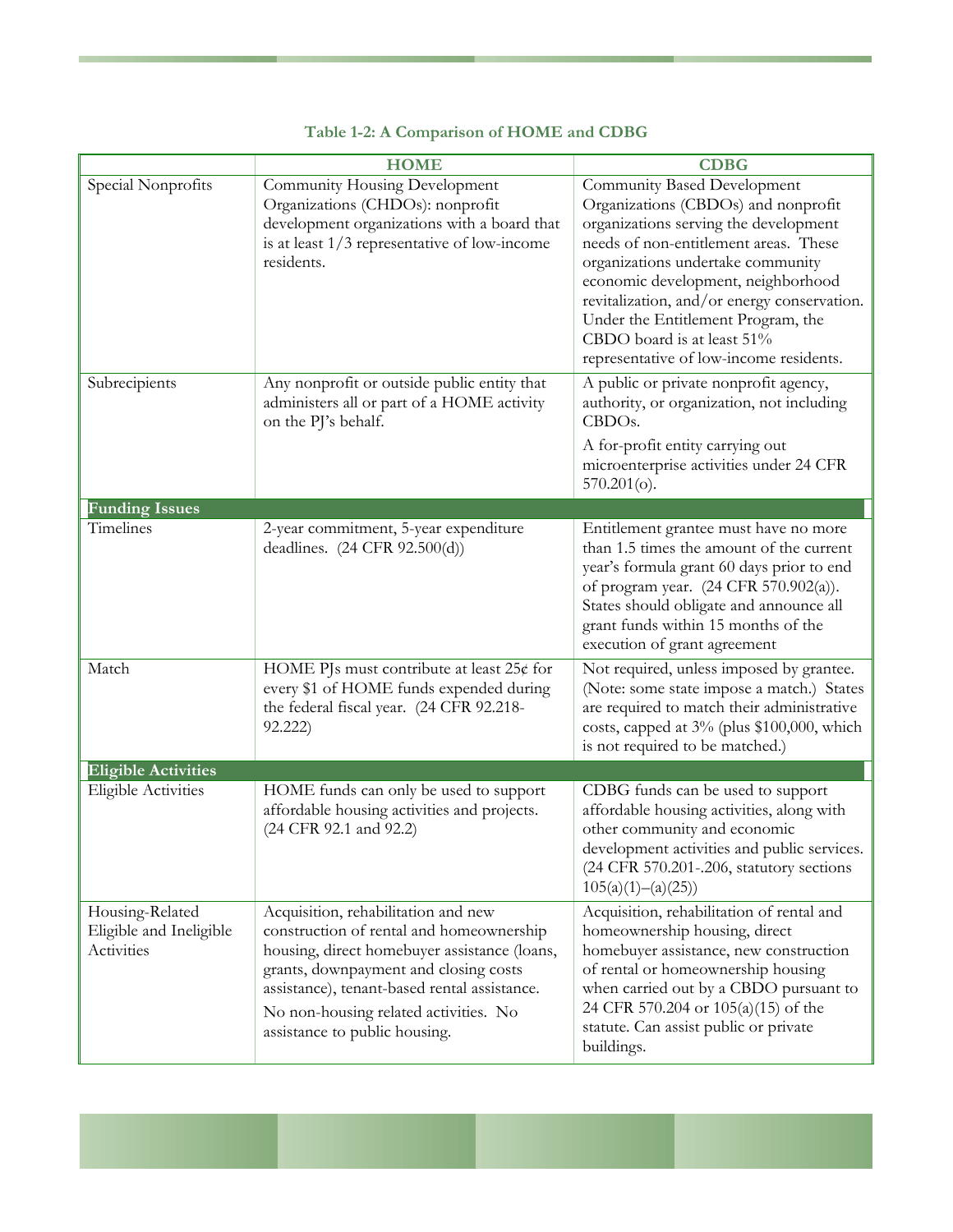**Table 1-2: A Comparison of HOME and CDBG**

| | HOME | CDBG |
|---|---|---|
| Special Nonprofits | Community Housing Development Organizations (CHDOs): nonprofit development organizations with a board that is at least 1/3 representative of low-income residents. | Community Based Development Organizations (CBDOs) and nonprofit organizations serving the development needs of non-entitlement areas. These organizations undertake community economic development, neighborhood revitalization, and/or energy conservation. Under the Entitlement Program, the CBDO board is at least 51% representative of low-income residents. |
| Subrecipients | Any nonprofit or outside public entity that administers all or part of a HOME activity on the PJ's behalf. | A public or private nonprofit agency, authority, or organization, not including CBDOs.<br>A for-profit entity carrying out microenterprise activities under 24 CFR 570.201(o). |
| **Funding Issues** | | |
| Timelines | 2-year commitment, 5-year expenditure deadlines. (24 CFR 92.500(d)) | Entitlement grantee must have no more than 1.5 times the amount of the current year's formula grant 60 days prior to end of program year. (24 CFR 570.902(a)). States should obligate and announce all grant funds within 15 months of the execution of grant agreement |
| Match | HOME PJs must contribute at least 25¢ for every $1 of HOME funds expended during the federal fiscal year. (24 CFR 92.218-92.222) | Not required, unless imposed by grantee. (Note: some state impose a match.) States are required to match their administrative costs, capped at 3% (plus $100,000, which is not required to be matched.) |
| **Eligible Activities** | | |
| Eligible Activities | HOME funds can only be used to support affordable housing activities and projects. (24 CFR 92.1 and 92.2) | CDBG funds can be used to support affordable housing activities, along with other community and economic development activities and public services. (24 CFR 570.201-.206, statutory sections 105(a)(1)–(a)(25)) |
| Housing-Related Eligible and Ineligible Activities | Acquisition, rehabilitation and new construction of rental and homeownership housing, direct homebuyer assistance (loans, grants, downpayment and closing costs assistance), tenant-based rental assistance.<br>No non-housing related activities. No assistance to public housing. | Acquisition, rehabilitation of rental and homeownership housing, direct homebuyer assistance, new construction of rental or homeownership housing when carried out by a CBDO pursuant to 24 CFR 570.204 or 105(a)(15) of the statute. Can assist public or private buildings. |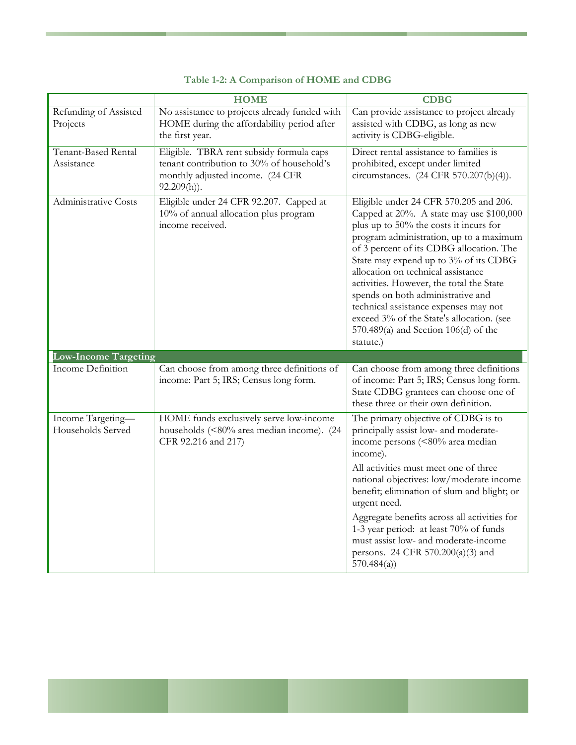**Table 1-2: A Comparison of HOME and CDBG**

| | HOME | CDBG |
|---|---|---|
| Refunding of Assisted Projects | No assistance to projects already funded with HOME during the affordability period after the first year. | Can provide assistance to project already assisted with CDBG, as long as new activity is CDBG-eligible. |
| Tenant-Based Rental Assistance | Eligible. TBRA rent subsidy formula caps tenant contribution to 30% of household's monthly adjusted income. (24 CFR 92.209(h)). | Direct rental assistance to families is prohibited, except under limited circumstances. (24 CFR 570.207(b)(4)). |
| Administrative Costs | Eligible under 24 CFR 92.207. Capped at 10% of annual allocation plus program income received. | Eligible under 24 CFR 570.205 and 206. Capped at 20%. A state may use $100,000 plus up to 50% the costs it incurs for program administration, up to a maximum of 3 percent of its CDBG allocation. The State may expend up to 3% of its CDBG allocation on technical assistance activities. However, the total the State spends on both administrative and technical assistance expenses may not exceed 3% of the State's allocation. (see 570.489(a) and Section 106(d) of the statute.) |
| **Low-Income Targeting** | | |
| Income Definition | Can choose from among three definitions of income: Part 5; IRS; Census long form. | Can choose from among three definitions of income: Part 5; IRS; Census long form. State CDBG grantees can choose one of these three or their own definition. |
| Income Targeting—Households Served | HOME funds exclusively serve low-income households (<80% area median income). (24 CFR 92.216 and 217) | The primary objective of CDBG is to principally assist low- and moderate-income persons (<80% area median income).<br><br>All activities must meet one of three national objectives: low/moderate income benefit; elimination of slum and blight; or urgent need.<br><br>Aggregate benefits across all activities for 1-3 year period: at least 70% of funds must assist low- and moderate-income persons. 24 CFR 570.200(a)(3) and 570.484(a)) |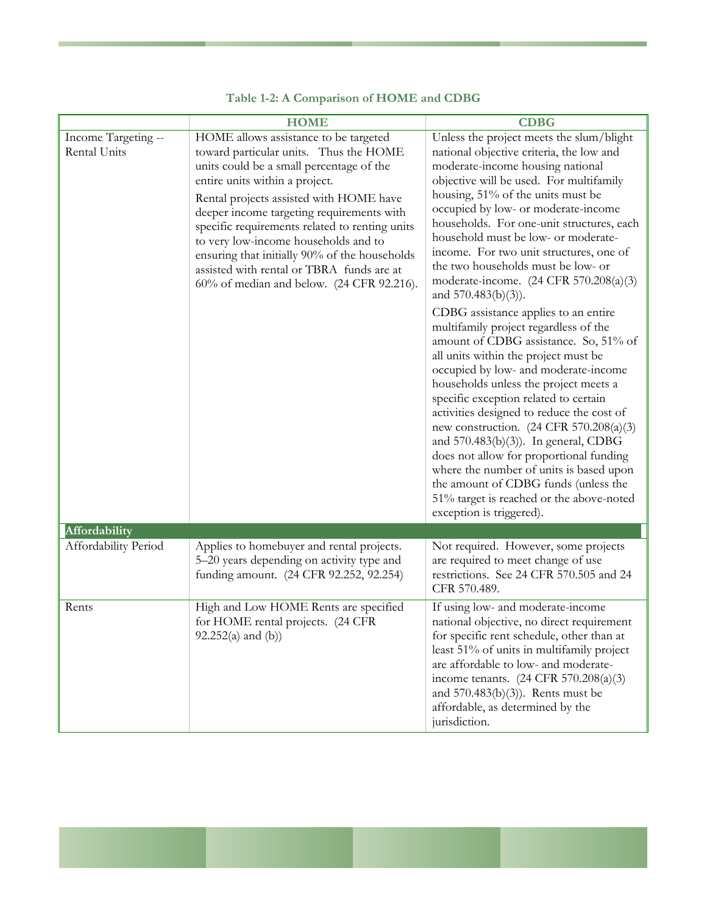**Table 1-2: A Comparison of HOME and CDBG**

| | HOME | CDBG |
|---|---|---|
| Income Targeting -- Rental Units | HOME allows assistance to be targeted toward particular units. Thus the HOME units could be a small percentage of the entire units within a project.<br><br>Rental projects assisted with HOME have deeper income targeting requirements with specific requirements related to renting units to very low-income households and to ensuring that initially 90% of the households assisted with rental or TBRA funds are at 60% of median and below. (24 CFR 92.216). | Unless the project meets the slum/blight national objective criteria, the low and moderate-income housing national objective will be used. For multifamily housing, 51% of the units must be occupied by low- or moderate-income households. For one-unit structures, each household must be low- or moderate-income. For two unit structures, one of the two households must be low- or moderate-income. (24 CFR 570.208(a)(3) and 570.483(b)(3)).<br><br>CDBG assistance applies to an entire multifamily project regardless of the amount of CDBG assistance. So, 51% of all units within the project must be occupied by low- and moderate-income households unless the project meets a specific exception related to certain activities designed to reduce the cost of new construction. (24 CFR 570.208(a)(3) and 570.483(b)(3)). In general, CDBG does not allow for proportional funding where the number of units is based upon the amount of CDBG funds (unless the 51% target is reached or the above-noted exception is triggered). |
| **Affordability** | | |
| Affordability Period | Applies to homebuyer and rental projects. 5–20 years depending on activity type and funding amount. (24 CFR 92.252, 92.254) | Not required. However, some projects are required to meet change of use restrictions. See 24 CFR 570.505 and 24 CFR 570.489. |
| Rents | High and Low HOME Rents are specified for HOME rental projects. (24 CFR 92.252(a) and (b)) | If using low- and moderate-income national objective, no direct requirement for specific rent schedule, other than at least 51% of units in multifamily project are affordable to low- and moderate-income tenants. (24 CFR 570.208(a)(3) and 570.483(b)(3)). Rents must be affordable, as determined by the jurisdiction. |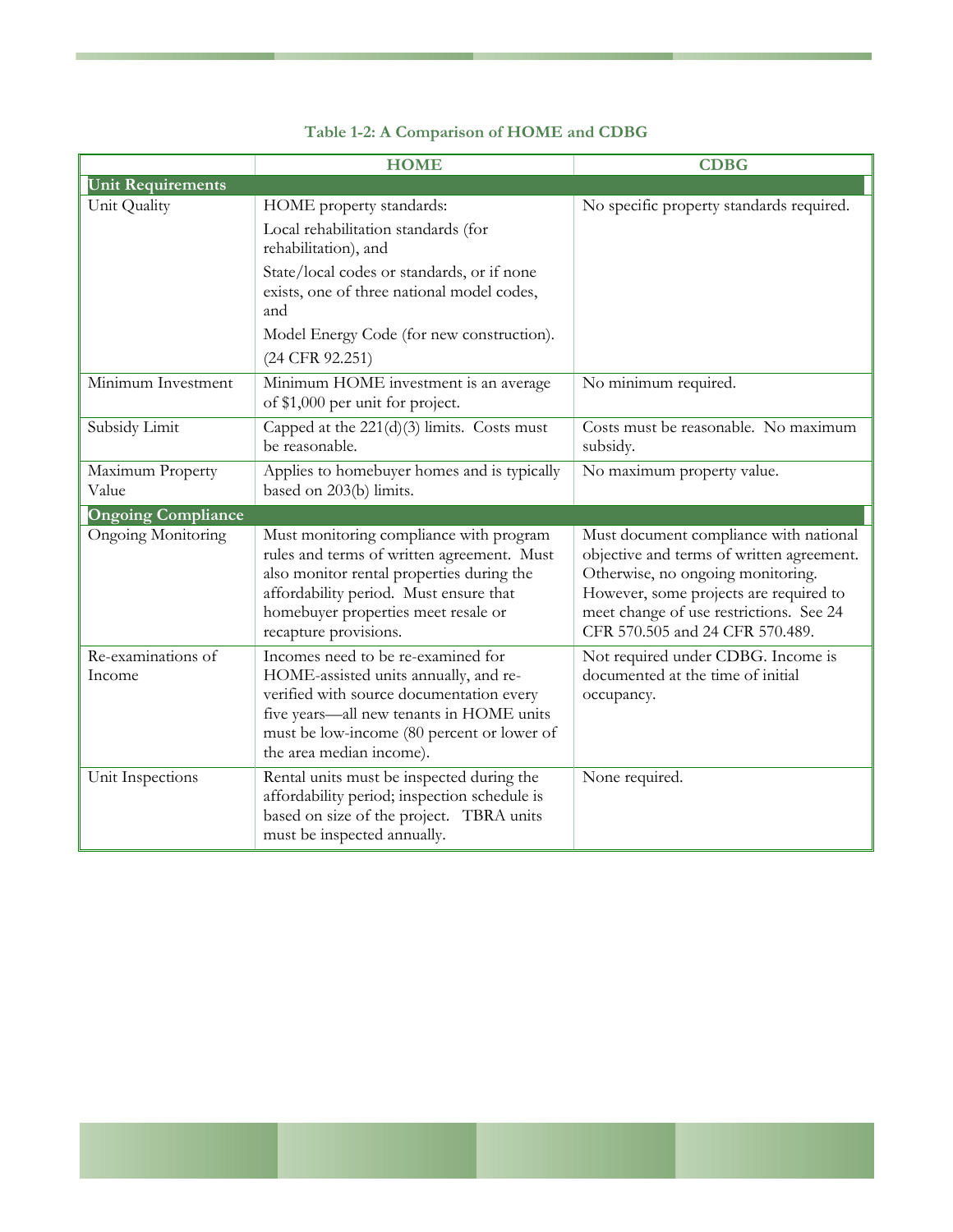**Table 1-2: A Comparison of HOME and CDBG**

| | HOME | CDBG |
|---|---|---|
| **Unit Requirements** | | |
| Unit Quality | HOME property standards:<br>Local rehabilitation standards (for rehabilitation), and<br>State/local codes or standards, or if none exists, one of three national model codes, and<br>Model Energy Code (for new construction).<br>(24 CFR 92.251) | No specific property standards required. |
| Minimum Investment | Minimum HOME investment is an average of $1,000 per unit for project. | No minimum required. |
| Subsidy Limit | Capped at the 221(d)(3) limits. Costs must be reasonable. | Costs must be reasonable. No maximum subsidy. |
| Maximum Property Value | Applies to homebuyer homes and is typically based on 203(b) limits. | No maximum property value. |
| **Ongoing Compliance** | | |
| Ongoing Monitoring | Must monitoring compliance with program rules and terms of written agreement. Must also monitor rental properties during the affordability period. Must ensure that homebuyer properties meet resale or recapture provisions. | Must document compliance with national objective and terms of written agreement. Otherwise, no ongoing monitoring. However, some projects are required to meet change of use restrictions. See 24 CFR 570.505 and 24 CFR 570.489. |
| Re-examinations of Income | Incomes need to be re-examined for HOME-assisted units annually, and re-verified with source documentation every five years—all new tenants in HOME units must be low-income (80 percent or lower of the area median income). | Not required under CDBG. Income is documented at the time of initial occupancy. |
| Unit Inspections | Rental units must be inspected during the affordability period; inspection schedule is based on size of the project. TBRA units must be inspected annually. | None required. |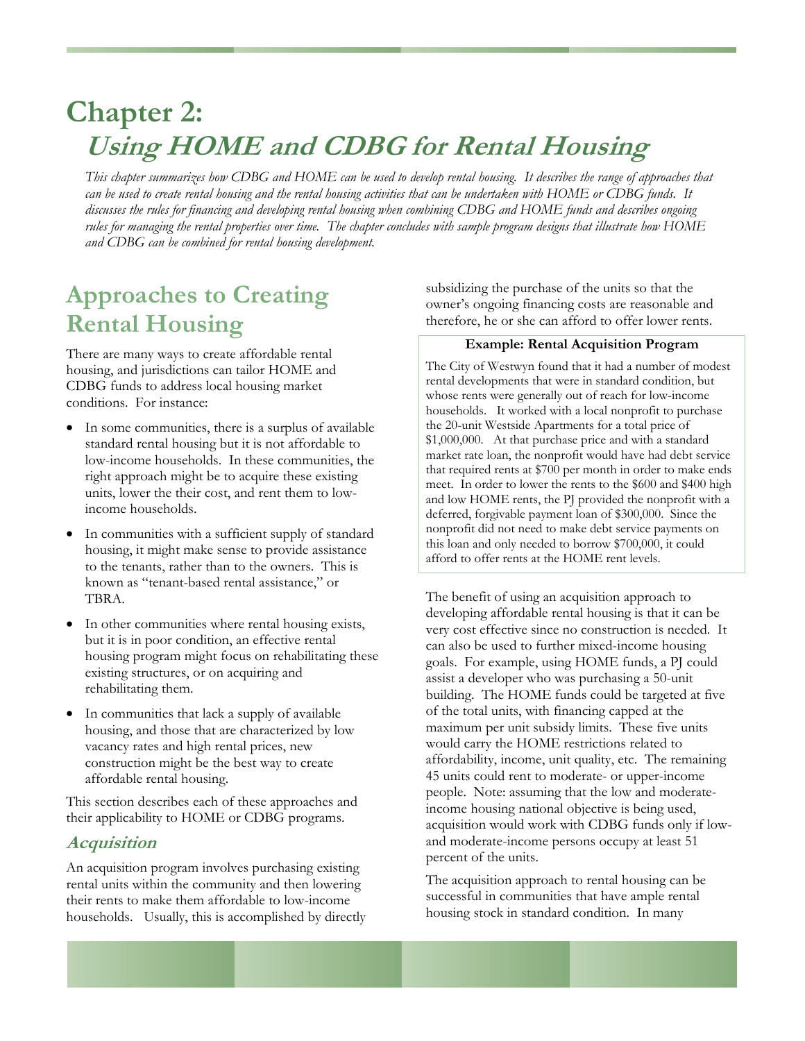# Chapter 2: *Using HOME and CDBG for Rental Housing*

*This chapter summarizes how CDBG and HOME can be used to develop rental housing. It describes the range of approaches that can be used to create rental housing and the rental housing activities that can be undertaken with HOME or CDBG funds. It discusses the rules for financing and developing rental housing when combining CDBG and HOME funds and describes ongoing rules for managing the rental properties over time. The chapter concludes with sample program designs that illustrate how HOME and CDBG can be combined for rental housing development.*

## Approaches to Creating Rental Housing

There are many ways to create affordable rental housing, and jurisdictions can tailor HOME and CDBG funds to address local housing market conditions. For instance:

- In some communities, there is a surplus of available standard rental housing but it is not affordable to low-income households. In these communities, the right approach might be to acquire these existing units, lower the their cost, and rent them to low-income households.
- In communities with a sufficient supply of standard housing, it might make sense to provide assistance to the tenants, rather than to the owners. This is known as "tenant-based rental assistance," or TBRA.
- In other communities where rental housing exists, but it is in poor condition, an effective rental housing program might focus on rehabilitating these existing structures, or on acquiring and rehabilitating them.
- In communities that lack a supply of available housing, and those that are characterized by low vacancy rates and high rental prices, new construction might be the best way to create affordable rental housing.

This section describes each of these approaches and their applicability to HOME or CDBG programs.

### *Acquisition*

An acquisition program involves purchasing existing rental units within the community and then lowering their rents to make them affordable to low-income households. Usually, this is accomplished by directly subsidizing the purchase of the units so that the owner's ongoing financing costs are reasonable and therefore, he or she can afford to offer lower rents.

**Example: Rental Acquisition Program**

The City of Westwyn found that it had a number of modest rental developments that were in standard condition, but whose rents were generally out of reach for low-income households. It worked with a local nonprofit to purchase the 20-unit Westside Apartments for a total price of $1,000,000. At that purchase price and with a standard market rate loan, the nonprofit would have had debt service that required rents at $700 per month in order to make ends meet. In order to lower the rents to the $600 and $400 high and low HOME rents, the PJ provided the nonprofit with a deferred, forgivable payment loan of $300,000. Since the nonprofit did not need to make debt service payments on this loan and only needed to borrow $700,000, it could afford to offer rents at the HOME rent levels.

The benefit of using an acquisition approach to developing affordable rental housing is that it can be very cost effective since no construction is needed. It can also be used to further mixed-income housing goals. For example, using HOME funds, a PJ could assist a developer who was purchasing a 50-unit building. The HOME funds could be targeted at five of the total units, with financing capped at the maximum per unit subsidy limits. These five units would carry the HOME restrictions related to affordability, income, unit quality, etc. The remaining 45 units could rent to moderate- or upper-income people. Note: assuming that the low and moderate-income housing national objective is being used, acquisition would work with CDBG funds only if low- and moderate-income persons occupy at least 51 percent of the units.

The acquisition approach to rental housing can be successful in communities that have ample rental housing stock in standard condition. In many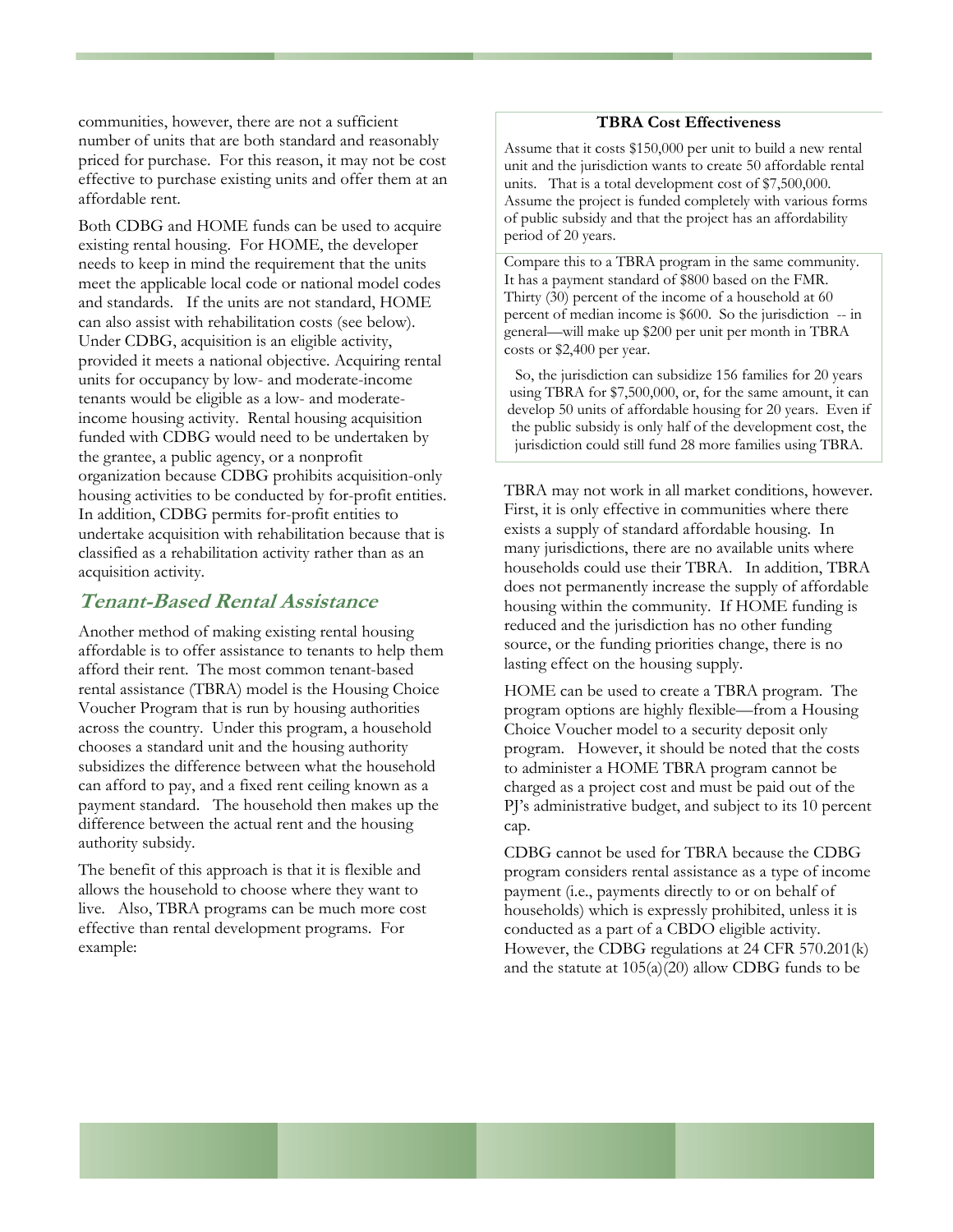communities, however, there are not a sufficient number of units that are both standard and reasonably priced for purchase. For this reason, it may not be cost effective to purchase existing units and offer them at an affordable rent.

Both CDBG and HOME funds can be used to acquire existing rental housing. For HOME, the developer needs to keep in mind the requirement that the units meet the applicable local code or national model codes and standards. If the units are not standard, HOME can also assist with rehabilitation costs (see below). Under CDBG, acquisition is an eligible activity, provided it meets a national objective. Acquiring rental units for occupancy by low- and moderate-income tenants would be eligible as a low- and moderate-income housing activity. Rental housing acquisition funded with CDBG would need to be undertaken by the grantee, a public agency, or a nonprofit organization because CDBG prohibits acquisition-only housing activities to be conducted by for-profit entities. In addition, CDBG permits for-profit entities to undertake acquisition with rehabilitation because that is classified as a rehabilitation activity rather than as an acquisition activity.

## Tenant-Based Rental Assistance

Another method of making existing rental housing affordable is to offer assistance to tenants to help them afford their rent. The most common tenant-based rental assistance (TBRA) model is the Housing Choice Voucher Program that is run by housing authorities across the country. Under this program, a household chooses a standard unit and the housing authority subsidizes the difference between what the household can afford to pay, and a fixed rent ceiling known as a payment standard. The household then makes up the difference between the actual rent and the housing authority subsidy.

The benefit of this approach is that it is flexible and allows the household to choose where they want to live. Also, TBRA programs can be much more cost effective than rental development programs. For example:

**TBRA Cost Effectiveness**

Assume that it costs $150,000 per unit to build a new rental unit and the jurisdiction wants to create 50 affordable rental units. That is a total development cost of $7,500,000. Assume the project is funded completely with various forms of public subsidy and that the project has an affordability period of 20 years.

Compare this to a TBRA program in the same community. It has a payment standard of $800 based on the FMR. Thirty (30) percent of the income of a household at 60 percent of median income is $600. So the jurisdiction -- in general—will make up $200 per unit per month in TBRA costs or $2,400 per year.

So, the jurisdiction can subsidize 156 families for 20 years using TBRA for $7,500,000, or, for the same amount, it can develop 50 units of affordable housing for 20 years. Even if the public subsidy is only half of the development cost, the jurisdiction could still fund 28 more families using TBRA.

TBRA may not work in all market conditions, however. First, it is only effective in communities where there exists a supply of standard affordable housing. In many jurisdictions, there are no available units where households could use their TBRA. In addition, TBRA does not permanently increase the supply of affordable housing within the community. If HOME funding is reduced and the jurisdiction has no other funding source, or the funding priorities change, there is no lasting effect on the housing supply.

HOME can be used to create a TBRA program. The program options are highly flexible—from a Housing Choice Voucher model to a security deposit only program. However, it should be noted that the costs to administer a HOME TBRA program cannot be charged as a project cost and must be paid out of the PJ's administrative budget, and subject to its 10 percent cap.

CDBG cannot be used for TBRA because the CDBG program considers rental assistance as a type of income payment (i.e., payments directly to or on behalf of households) which is expressly prohibited, unless it is conducted as a part of a CBDO eligible activity. However, the CDBG regulations at 24 CFR 570.201(k) and the statute at 105(a)(20) allow CDBG funds to be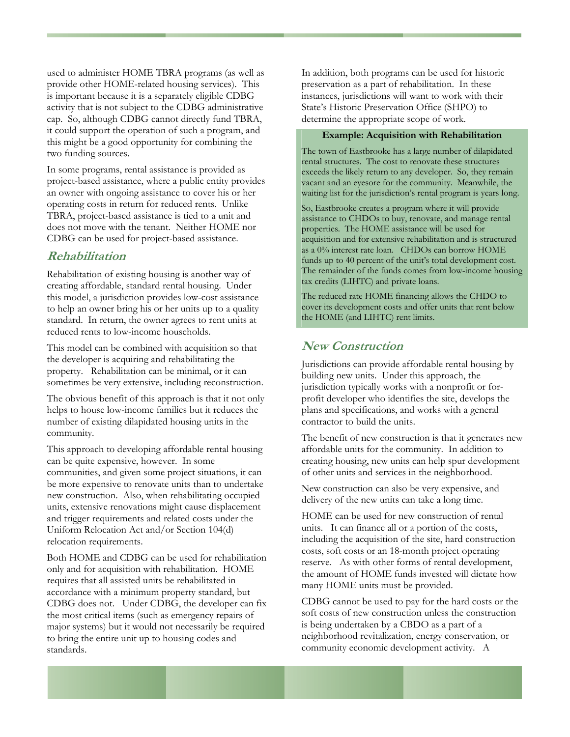used to administer HOME TBRA programs (as well as provide other HOME-related housing services). This is important because it is a separately eligible CDBG activity that is not subject to the CDBG administrative cap. So, although CDBG cannot directly fund TBRA, it could support the operation of such a program, and this might be a good opportunity for combining the two funding sources.

In some programs, rental assistance is provided as project-based assistance, where a public entity provides an owner with ongoing assistance to cover his or her operating costs in return for reduced rents. Unlike TBRA, project-based assistance is tied to a unit and does not move with the tenant. Neither HOME nor CDBG can be used for project-based assistance.

## *Rehabilitation*

Rehabilitation of existing housing is another way of creating affordable, standard rental housing. Under this model, a jurisdiction provides low-cost assistance to help an owner bring his or her units up to a quality standard. In return, the owner agrees to rent units at reduced rents to low-income households.

This model can be combined with acquisition so that the developer is acquiring and rehabilitating the property. Rehabilitation can be minimal, or it can sometimes be very extensive, including reconstruction.

The obvious benefit of this approach is that it not only helps to house low-income families but it reduces the number of existing dilapidated housing units in the community.

This approach to developing affordable rental housing can be quite expensive, however. In some communities, and given some project situations, it can be more expensive to renovate units than to undertake new construction. Also, when rehabilitating occupied units, extensive renovations might cause displacement and trigger requirements and related costs under the Uniform Relocation Act and/or Section 104(d) relocation requirements.

Both HOME and CDBG can be used for rehabilitation only and for acquisition with rehabilitation. HOME requires that all assisted units be rehabilitated in accordance with a minimum property standard, but CDBG does not. Under CDBG, the developer can fix the most critical items (such as emergency repairs of major systems) but it would not necessarily be required to bring the entire unit up to housing codes and standards.

In addition, both programs can be used for historic preservation as a part of rehabilitation. In these instances, jurisdictions will want to work with their State's Historic Preservation Office (SHPO) to determine the appropriate scope of work.

**Example: Acquisition with Rehabilitation**

The town of Eastbrooke has a large number of dilapidated rental structures. The cost to renovate these structures exceeds the likely return to any developer. So, they remain vacant and an eyesore for the community. Meanwhile, the waiting list for the jurisdiction's rental program is years long.

So, Eastbrooke creates a program where it will provide assistance to CHDOs to buy, renovate, and manage rental properties. The HOME assistance will be used for acquisition and for extensive rehabilitation and is structured as a 0% interest rate loan. CHDOs can borrow HOME funds up to 40 percent of the unit's total development cost. The remainder of the funds comes from low-income housing tax credits (LIHTC) and private loans.

The reduced rate HOME financing allows the CHDO to cover its development costs and offer units that rent below the HOME (and LIHTC) rent limits.

## *New Construction*

Jurisdictions can provide affordable rental housing by building new units. Under this approach, the jurisdiction typically works with a nonprofit or for-profit developer who identifies the site, develops the plans and specifications, and works with a general contractor to build the units.

The benefit of new construction is that it generates new affordable units for the community. In addition to creating housing, new units can help spur development of other units and services in the neighborhood.

New construction can also be very expensive, and delivery of the new units can take a long time.

HOME can be used for new construction of rental units. It can finance all or a portion of the costs, including the acquisition of the site, hard construction costs, soft costs or an 18-month project operating reserve. As with other forms of rental development, the amount of HOME funds invested will dictate how many HOME units must be provided.

CDBG cannot be used to pay for the hard costs or the soft costs of new construction unless the construction is being undertaken by a CBDO as a part of a neighborhood revitalization, energy conservation, or community economic development activity. A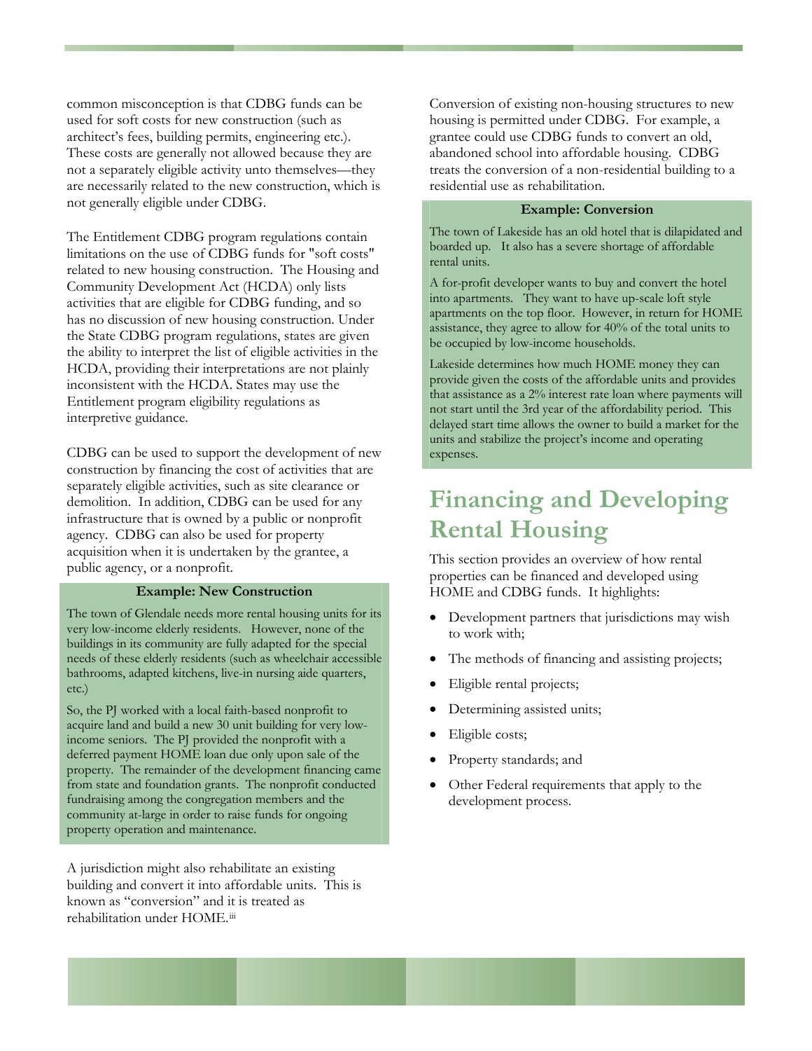common misconception is that CDBG funds can be used for soft costs for new construction (such as architect's fees, building permits, engineering etc.). These costs are generally not allowed because they are not a separately eligible activity unto themselves—they are necessarily related to the new construction, which is not generally eligible under CDBG.

The Entitlement CDBG program regulations contain limitations on the use of CDBG funds for "soft costs" related to new housing construction. The Housing and Community Development Act (HCDA) only lists activities that are eligible for CDBG funding, and so has no discussion of new housing construction. Under the State CDBG program regulations, states are given the ability to interpret the list of eligible activities in the HCDA, providing their interpretations are not plainly inconsistent with the HCDA. States may use the Entitlement program eligibility regulations as interpretive guidance.

CDBG can be used to support the development of new construction by financing the cost of activities that are separately eligible activities, such as site clearance or demolition. In addition, CDBG can be used for any infrastructure that is owned by a public or nonprofit agency. CDBG can also be used for property acquisition when it is undertaken by the grantee, a public agency, or a nonprofit.

**Example: New Construction**

The town of Glendale needs more rental housing units for its very low-income elderly residents. However, none of the buildings in its community are fully adapted for the special needs of these elderly residents (such as wheelchair accessible bathrooms, adapted kitchens, live-in nursing aide quarters, etc.)

So, the PJ worked with a local faith-based nonprofit to acquire land and build a new 30 unit building for very low-income seniors. The PJ provided the nonprofit with a deferred payment HOME loan due only upon sale of the property. The remainder of the development financing came from state and foundation grants. The nonprofit conducted fundraising among the congregation members and the community at-large in order to raise funds for ongoing property operation and maintenance.

A jurisdiction might also rehabilitate an existing building and convert it into affordable units. This is known as "conversion" and it is treated as rehabilitation under HOME.[iii]

Conversion of existing non-housing structures to new housing is permitted under CDBG. For example, a grantee could use CDBG funds to convert an old, abandoned school into affordable housing. CDBG treats the conversion of a non-residential building to a residential use as rehabilitation.

**Example: Conversion**

The town of Lakeside has an old hotel that is dilapidated and boarded up. It also has a severe shortage of affordable rental units.

A for-profit developer wants to buy and convert the hotel into apartments. They want to have up-scale loft style apartments on the top floor. However, in return for HOME assistance, they agree to allow for 40% of the total units to be occupied by low-income households.

Lakeside determines how much HOME money they can provide given the costs of the affordable units and provides that assistance as a 2% interest rate loan where payments will not start until the 3rd year of the affordability period. This delayed start time allows the owner to build a market for the units and stabilize the project's income and operating expenses.

# Financing and Developing Rental Housing

This section provides an overview of how rental properties can be financed and developed using HOME and CDBG funds. It highlights:

- Development partners that jurisdictions may wish to work with;
- The methods of financing and assisting projects;
- Eligible rental projects;
- Determining assisted units;
- Eligible costs;
- Property standards; and
- Other Federal requirements that apply to the development process.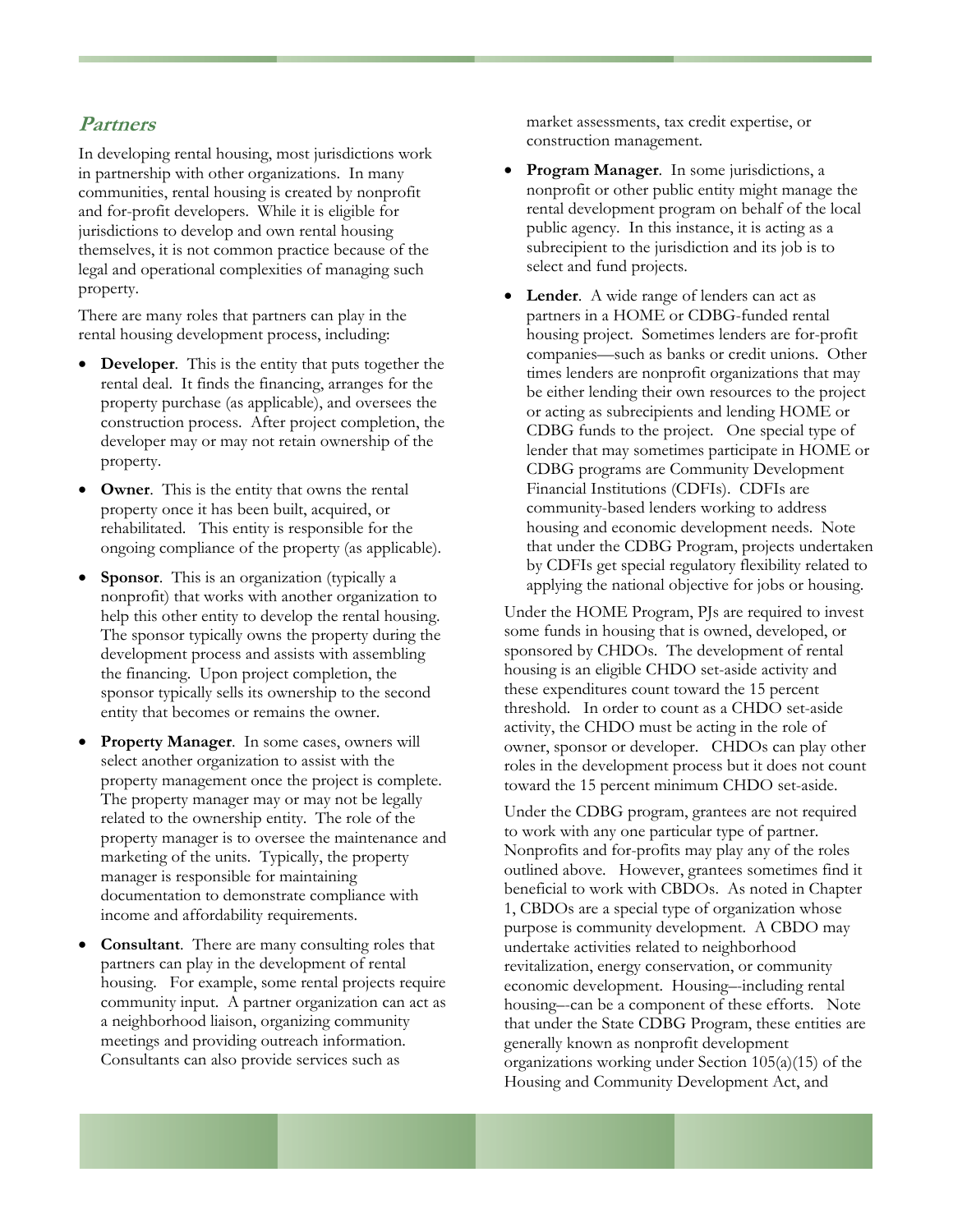## *Partners*

In developing rental housing, most jurisdictions work in partnership with other organizations. In many communities, rental housing is created by nonprofit and for-profit developers. While it is eligible for jurisdictions to develop and own rental housing themselves, it is not common practice because of the legal and operational complexities of managing such property.

There are many roles that partners can play in the rental housing development process, including:

- **Developer**. This is the entity that puts together the rental deal. It finds the financing, arranges for the property purchase (as applicable), and oversees the construction process. After project completion, the developer may or may not retain ownership of the property.
- **Owner**. This is the entity that owns the rental property once it has been built, acquired, or rehabilitated. This entity is responsible for the ongoing compliance of the property (as applicable).
- **Sponsor**. This is an organization (typically a nonprofit) that works with another organization to help this other entity to develop the rental housing. The sponsor typically owns the property during the development process and assists with assembling the financing. Upon project completion, the sponsor typically sells its ownership to the second entity that becomes or remains the owner.
- **Property Manager**. In some cases, owners will select another organization to assist with the property management once the project is complete. The property manager may or may not be legally related to the ownership entity. The role of the property manager is to oversee the maintenance and marketing of the units. Typically, the property manager is responsible for maintaining documentation to demonstrate compliance with income and affordability requirements.
- **Consultant**. There are many consulting roles that partners can play in the development of rental housing. For example, some rental projects require community input. A partner organization can act as a neighborhood liaison, organizing community meetings and providing outreach information. Consultants can also provide services such as market assessments, tax credit expertise, or construction management.
- **Program Manager**. In some jurisdictions, a nonprofit or other public entity might manage the rental development program on behalf of the local public agency. In this instance, it is acting as a subrecipient to the jurisdiction and its job is to select and fund projects.
- **Lender**. A wide range of lenders can act as partners in a HOME or CDBG-funded rental housing project. Sometimes lenders are for-profit companies—such as banks or credit unions. Other times lenders are nonprofit organizations that may be either lending their own resources to the project or acting as subrecipients and lending HOME or CDBG funds to the project. One special type of lender that may sometimes participate in HOME or CDBG programs are Community Development Financial Institutions (CDFIs). CDFIs are community-based lenders working to address housing and economic development needs. Note that under the CDBG Program, projects undertaken by CDFIs get special regulatory flexibility related to applying the national objective for jobs or housing.

Under the HOME Program, PJs are required to invest some funds in housing that is owned, developed, or sponsored by CHDOs. The development of rental housing is an eligible CHDO set-aside activity and these expenditures count toward the 15 percent threshold. In order to count as a CHDO set-aside activity, the CHDO must be acting in the role of owner, sponsor or developer. CHDOs can play other roles in the development process but it does not count toward the 15 percent minimum CHDO set-aside.

Under the CDBG program, grantees are not required to work with any one particular type of partner. Nonprofits and for-profits may play any of the roles outlined above. However, grantees sometimes find it beneficial to work with CBDOs. As noted in Chapter 1, CBDOs are a special type of organization whose purpose is community development. A CBDO may undertake activities related to neighborhood revitalization, energy conservation, or community economic development. Housing—including rental housing—can be a component of these efforts. Note that under the State CDBG Program, these entities are generally known as nonprofit development organizations working under Section 105(a)(15) of the Housing and Community Development Act, and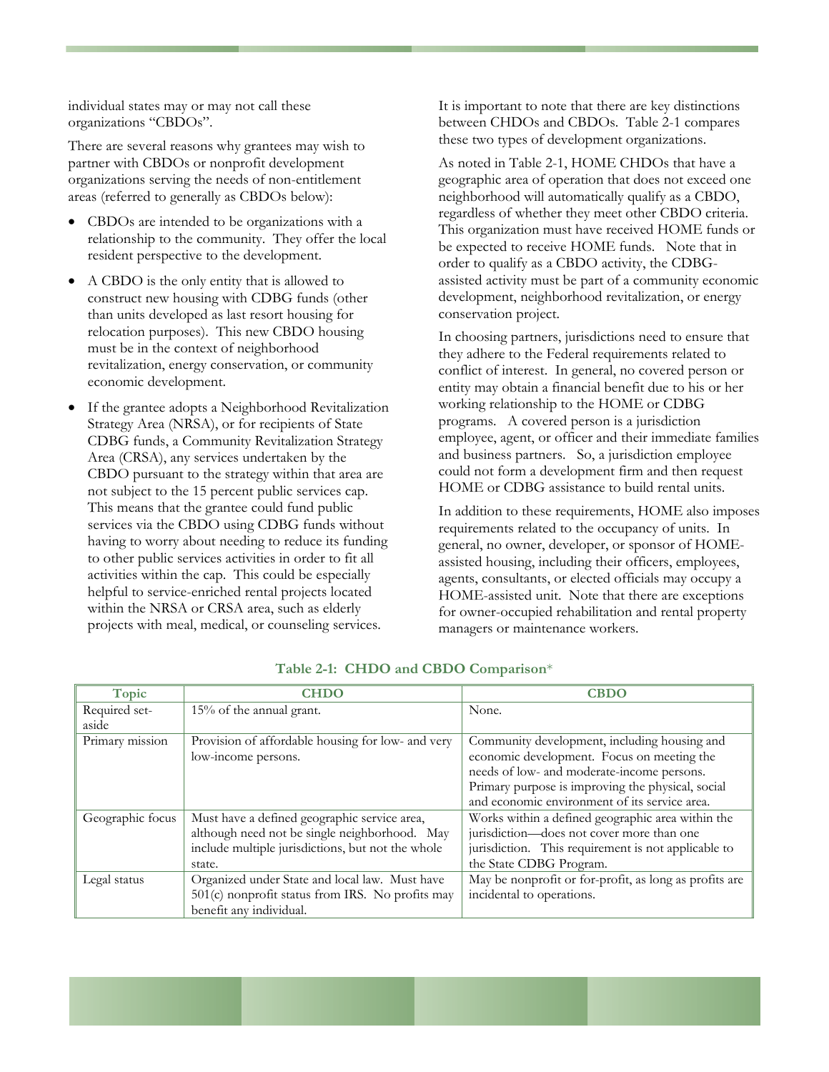individual states may or may not call these organizations "CBDOs".

There are several reasons why grantees may wish to partner with CBDOs or nonprofit development organizations serving the needs of non-entitlement areas (referred to generally as CBDOs below):

- CBDOs are intended to be organizations with a relationship to the community. They offer the local resident perspective to the development.
- A CBDO is the only entity that is allowed to construct new housing with CDBG funds (other than units developed as last resort housing for relocation purposes). This new CBDO housing must be in the context of neighborhood revitalization, energy conservation, or community economic development.
- If the grantee adopts a Neighborhood Revitalization Strategy Area (NRSA), or for recipients of State CDBG funds, a Community Revitalization Strategy Area (CRSA), any services undertaken by the CBDO pursuant to the strategy within that area are not subject to the 15 percent public services cap. This means that the grantee could fund public services via the CBDO using CDBG funds without having to worry about needing to reduce its funding to other public services activities in order to fit all activities within the cap. This could be especially helpful to service-enriched rental projects located within the NRSA or CRSA area, such as elderly projects with meal, medical, or counseling services.

It is important to note that there are key distinctions between CHDOs and CBDOs. Table 2-1 compares these two types of development organizations.

As noted in Table 2-1, HOME CHDOs that have a geographic area of operation that does not exceed one neighborhood will automatically qualify as a CBDO, regardless of whether they meet other CBDO criteria. This organization must have received HOME funds or be expected to receive HOME funds. Note that in order to qualify as a CBDO activity, the CDBG-assisted activity must be part of a community economic development, neighborhood revitalization, or energy conservation project.

In choosing partners, jurisdictions need to ensure that they adhere to the Federal requirements related to conflict of interest. In general, no covered person or entity may obtain a financial benefit due to his or her working relationship to the HOME or CDBG programs. A covered person is a jurisdiction employee, agent, or officer and their immediate families and business partners. So, a jurisdiction employee could not form a development firm and then request HOME or CDBG assistance to build rental units.

In addition to these requirements, HOME also imposes requirements related to the occupancy of units. In general, no owner, developer, or sponsor of HOME-assisted housing, including their officers, employees, agents, consultants, or elected officials may occupy a HOME-assisted unit. Note that there are exceptions for owner-occupied rehabilitation and rental property managers or maintenance workers.

**Table 2-1: CHDO and CBDO Comparison***

| Topic | CHDO | CBDO |
|---|---|---|
| Required set-aside | 15% of the annual grant. | None. |
| Primary mission | Provision of affordable housing for low- and very low-income persons. | Community development, including housing and economic development. Focus on meeting the needs of low- and moderate-income persons. Primary purpose is improving the physical, social and economic environment of its service area. |
| Geographic focus | Must have a defined geographic service area, although need not be single neighborhood. May include multiple jurisdictions, but not the whole state. | Works within a defined geographic area within the jurisdiction—does not cover more than one jurisdiction. This requirement is not applicable to the State CDBG Program. |
| Legal status | Organized under State and local law. Must have 501(c) nonprofit status from IRS. No profits may benefit any individual. | May be nonprofit or for-profit, as long as profits are incidental to operations. |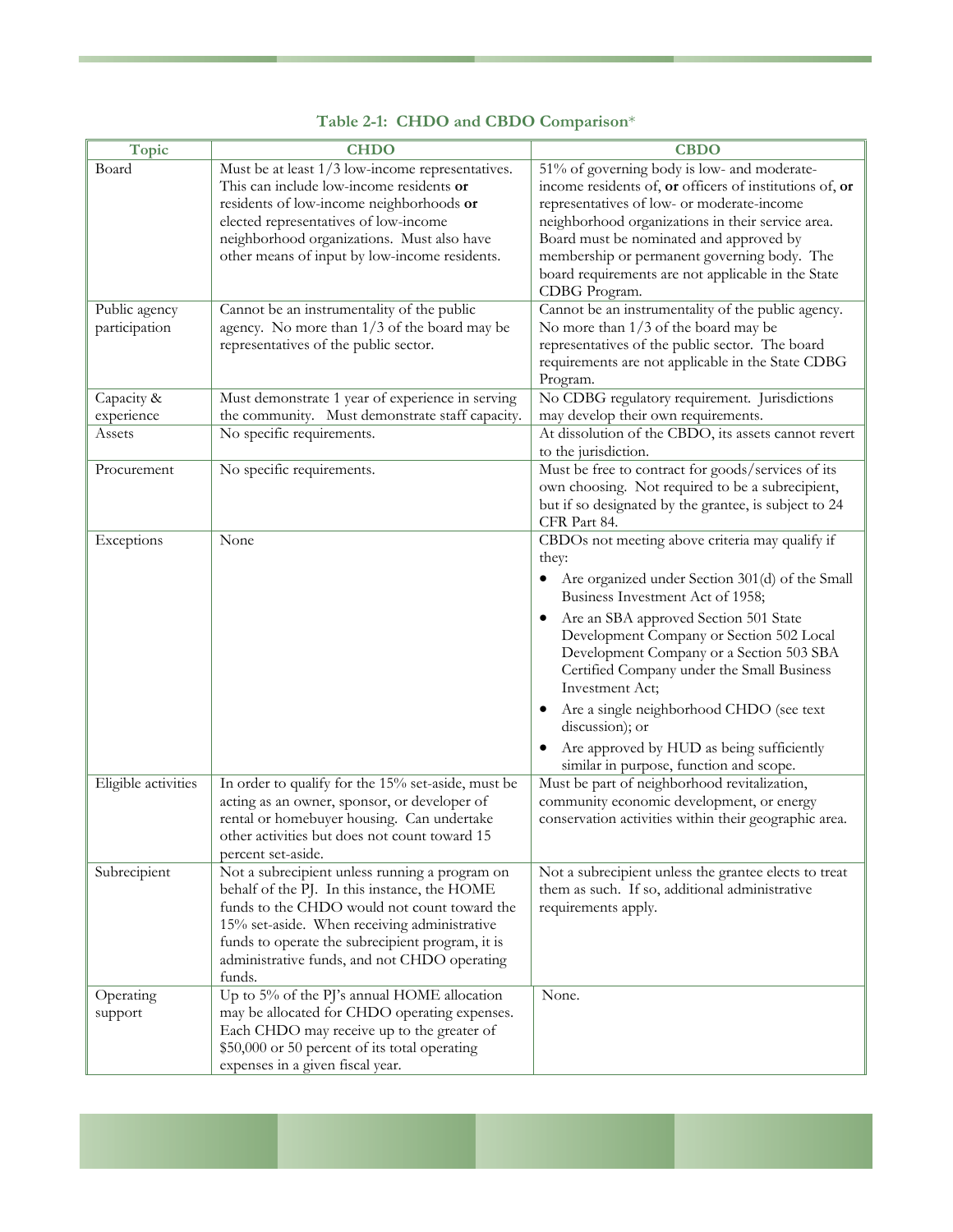**Table 2-1: CHDO and CBDO Comparison***

| Topic | CHDO | CBDO |
|---|---|---|
| Board | Must be at least 1/3 low-income representatives. This can include low-income residents **or** residents of low-income neighborhoods **or** elected representatives of low-income neighborhood organizations. Must also have other means of input by low-income residents. | 51% of governing body is low- and moderate-income residents of, **or** officers of institutions of, **or** representatives of low- or moderate-income neighborhood organizations in their service area. Board must be nominated and approved by membership or permanent governing body. The board requirements are not applicable in the State CDBG Program. |
| Public agency participation | Cannot be an instrumentality of the public agency. No more than 1/3 of the board may be representatives of the public sector. | Cannot be an instrumentality of the public agency. No more than 1/3 of the board may be representatives of the public sector. The board requirements are not applicable in the State CDBG Program. |
| Capacity & experience | Must demonstrate 1 year of experience in serving the community. Must demonstrate staff capacity. | No CDBG regulatory requirement. Jurisdictions may develop their own requirements. |
| Assets | No specific requirements. | At dissolution of the CBDO, its assets cannot revert to the jurisdiction. |
| Procurement | No specific requirements. | Must be free to contract for goods/services of its own choosing. Not required to be a subrecipient, but if so designated by the grantee, is subject to 24 CFR Part 84. |
| Exceptions | None | CBDOs not meeting above criteria may qualify if they:<br>• Are organized under Section 301(d) of the Small Business Investment Act of 1958;<br>• Are an SBA approved Section 501 State Development Company or Section 502 Local Development Company or a Section 503 SBA Certified Company under the Small Business Investment Act;<br>• Are a single neighborhood CHDO (see text discussion); or<br>• Are approved by HUD as being sufficiently similar in purpose, function and scope. |
| Eligible activities | In order to qualify for the 15% set-aside, must be acting as an owner, sponsor, or developer of rental or homebuyer housing. Can undertake other activities but does not count toward 15 percent set-aside. | Must be part of neighborhood revitalization, community economic development, or energy conservation activities within their geographic area. |
| Subrecipient | Not a subrecipient unless running a program on behalf of the PJ. In this instance, the HOME funds to the CHDO would not count toward the 15% set-aside. When receiving administrative funds to operate the subrecipient program, it is administrative funds, and not CHDO operating funds. | Not a subrecipient unless the grantee elects to treat them as such. If so, additional administrative requirements apply. |
| Operating support | Up to 5% of the PJ's annual HOME allocation may be allocated for CHDO operating expenses. Each CHDO may receive up to the greater of $50,000 or 50 percent of its total operating expenses in a given fiscal year. | None. |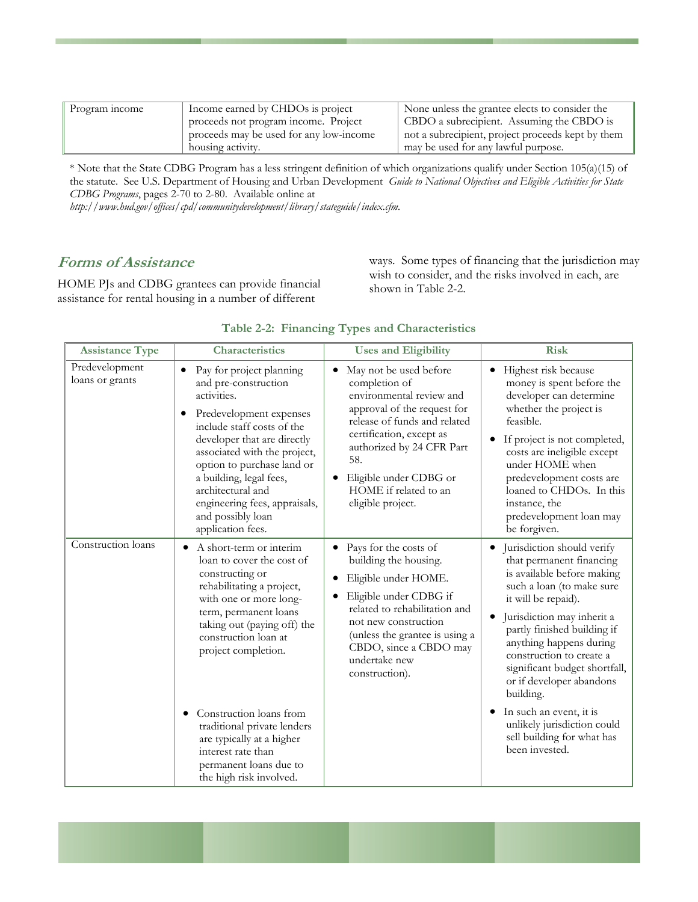| Program income | Income earned by CHDOs is project proceeds not program income. Project proceeds may be used for any low-income housing activity. | None unless the grantee elects to consider the CBDO a subrecipient. Assuming the CBDO is not a subrecipient, project proceeds kept by them may be used for any lawful purpose. |
|---|---|---|

* Note that the State CDBG Program has a less stringent definition of which organizations qualify under Section 105(a)(15) of the statute. See U.S. Department of Housing and Urban Development *Guide to National Objectives and Eligible Activities for State CDBG Programs*, pages 2-70 to 2-80. Available online at *http://www.hud.gov/offices/cpd/communitydevelopment/library/stateguide/index.cfm.*

## *Forms of Assistance*

HOME PJs and CDBG grantees can provide financial assistance for rental housing in a number of different ways. Some types of financing that the jurisdiction may wish to consider, and the risks involved in each, are shown in Table 2-2.

**Table 2-2: Financing Types and Characteristics**

| Assistance Type | Characteristics | Uses and Eligibility | Risk |
|---|---|---|---|
| Predevelopment loans or grants | • Pay for project planning and pre-construction activities.<br>• Predevelopment expenses include staff costs of the developer that are directly associated with the project, option to purchase land or a building, legal fees, architectural and engineering fees, appraisals, and possibly loan application fees. | • May not be used before completion of environmental review and approval of the request for release of funds and related certification, except as authorized by 24 CFR Part 58.<br>• Eligible under CDBG or HOME if related to an eligible project. | • Highest risk because money is spent before the developer can determine whether the project is feasible.<br>• If project is not completed, costs are ineligible except under HOME when predevelopment costs are loaned to CHDOs. In this instance, the predevelopment loan may be forgiven. |
| Construction loans | • A short-term or interim loan to cover the cost of constructing or rehabilitating a project, with one or more long-term, permanent loans taking out (paying off) the construction loan at project completion.<br>• Construction loans from traditional private lenders are typically at a higher interest rate than permanent loans due to the high risk involved. | • Pays for the costs of building the housing.<br>• Eligible under HOME.<br>• Eligible under CDBG if related to rehabilitation and not new construction (unless the grantee is using a CBDO, since a CBDO may undertake new construction). | • Jurisdiction should verify that permanent financing is available before making such a loan (to make sure it will be repaid).<br>• Jurisdiction may inherit a partly finished building if anything happens during construction to create a significant budget shortfall, or if developer abandons building.<br>• In such an event, it is unlikely jurisdiction could sell building for what has been invested. |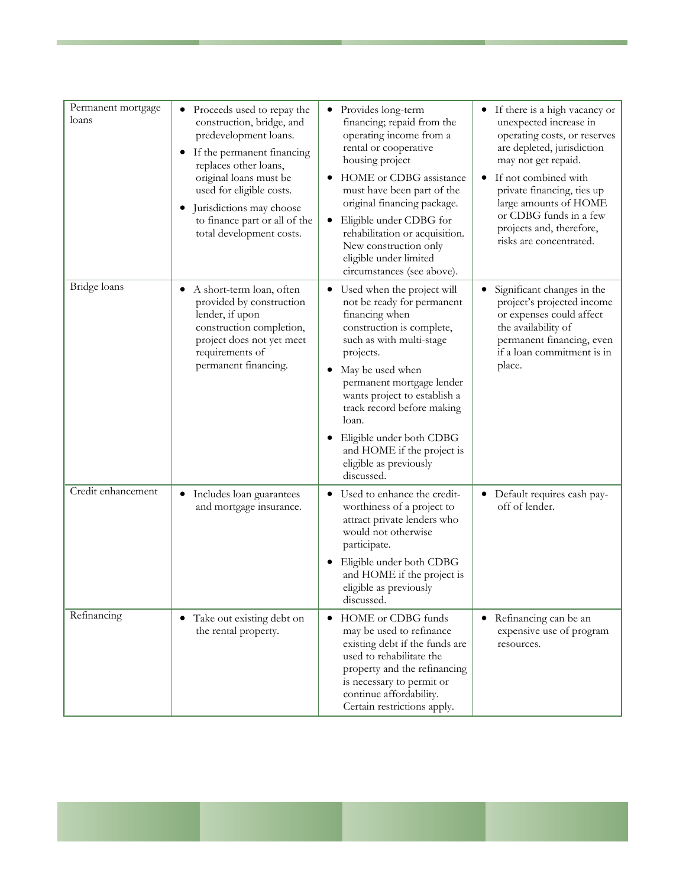| | | | |
|---|---|---|---|
| Permanent mortgage loans | • Proceeds used to repay the construction, bridge, and predevelopment loans.<br>• If the permanent financing replaces other loans, original loans must be used for eligible costs.<br>• Jurisdictions may choose to finance part or all of the total development costs. | • Provides long-term financing; repaid from the operating income from a rental or cooperative housing project<br>• HOME or CDBG assistance must have been part of the original financing package.<br>• Eligible under CDBG for rehabilitation or acquisition. New construction only eligible under limited circumstances (see above). | • If there is a high vacancy or unexpected increase in operating costs, or reserves are depleted, jurisdiction may not get repaid.<br>• If not combined with private financing, ties up large amounts of HOME or CDBG funds in a few projects and, therefore, risks are concentrated. |
| Bridge loans | • A short-term loan, often provided by construction lender, if upon construction completion, project does not yet meet requirements of permanent financing. | • Used when the project will not be ready for permanent financing when construction is complete, such as with multi-stage projects.<br>• May be used when permanent mortgage lender wants project to establish a track record before making loan.<br>• Eligible under both CDBG and HOME if the project is eligible as previously discussed. | • Significant changes in the project's projected income or expenses could affect the availability of permanent financing, even if a loan commitment is in place. |
| Credit enhancement | • Includes loan guarantees and mortgage insurance. | • Used to enhance the credit-worthiness of a project to attract private lenders who would not otherwise participate.<br>• Eligible under both CDBG and HOME if the project is eligible as previously discussed. | • Default requires cash pay-off of lender. |
| Refinancing | • Take out existing debt on the rental property. | • HOME or CDBG funds may be used to refinance existing debt if the funds are used to rehabilitate the property and the refinancing is necessary to permit or continue affordability. Certain restrictions apply. | • Refinancing can be an expensive use of program resources. |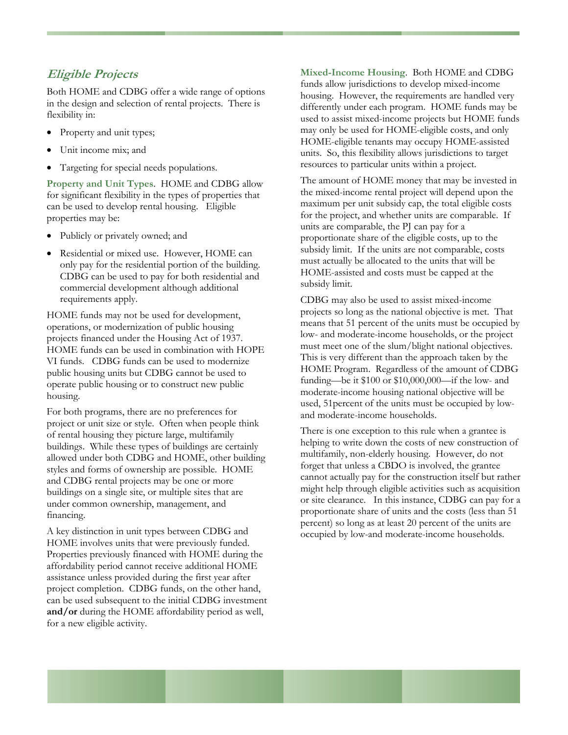## *Eligible Projects*

Both HOME and CDBG offer a wide range of options in the design and selection of rental projects. There is flexibility in:

- Property and unit types;
- Unit income mix; and
- Targeting for special needs populations.

**Property and Unit Types**. HOME and CDBG allow for significant flexibility in the types of properties that can be used to develop rental housing. Eligible properties may be:

- Publicly or privately owned; and
- Residential or mixed use. However, HOME can only pay for the residential portion of the building. CDBG can be used to pay for both residential and commercial development although additional requirements apply.

HOME funds may not be used for development, operations, or modernization of public housing projects financed under the Housing Act of 1937. HOME funds can be used in combination with HOPE VI funds. CDBG funds can be used to modernize public housing units but CDBG cannot be used to operate public housing or to construct new public housing.

For both programs, there are no preferences for project or unit size or style. Often when people think of rental housing they picture large, multifamily buildings. While these types of buildings are certainly allowed under both CDBG and HOME, other building styles and forms of ownership are possible. HOME and CDBG rental projects may be one or more buildings on a single site, or multiple sites that are under common ownership, management, and financing.

A key distinction in unit types between CDBG and HOME involves units that were previously funded. Properties previously financed with HOME during the affordability period cannot receive additional HOME assistance unless provided during the first year after project completion. CDBG funds, on the other hand, can be used subsequent to the initial CDBG investment **and/or** during the HOME affordability period as well, for a new eligible activity.

**Mixed-Income Housing**. Both HOME and CDBG funds allow jurisdictions to develop mixed-income housing. However, the requirements are handled very differently under each program. HOME funds may be used to assist mixed-income projects but HOME funds may only be used for HOME-eligible costs, and only HOME-eligible tenants may occupy HOME-assisted units. So, this flexibility allows jurisdictions to target resources to particular units within a project.

The amount of HOME money that may be invested in the mixed-income rental project will depend upon the maximum per unit subsidy cap, the total eligible costs for the project, and whether units are comparable. If units are comparable, the PJ can pay for a proportionate share of the eligible costs, up to the subsidy limit. If the units are not comparable, costs must actually be allocated to the units that will be HOME-assisted and costs must be capped at the subsidy limit.

CDBG may also be used to assist mixed-income projects so long as the national objective is met. That means that 51 percent of the units must be occupied by low- and moderate-income households, or the project must meet one of the slum/blight national objectives. This is very different than the approach taken by the HOME Program. Regardless of the amount of CDBG funding—be it $100 or $10,000,000—if the low- and moderate-income housing national objective will be used, 51percent of the units must be occupied by low- and moderate-income households.

There is one exception to this rule when a grantee is helping to write down the costs of new construction of multifamily, non-elderly housing. However, do not forget that unless a CBDO is involved, the grantee cannot actually pay for the construction itself but rather might help through eligible activities such as acquisition or site clearance. In this instance, CDBG can pay for a proportionate share of units and the costs (less than 51 percent) so long as at least 20 percent of the units are occupied by low-and moderate-income households.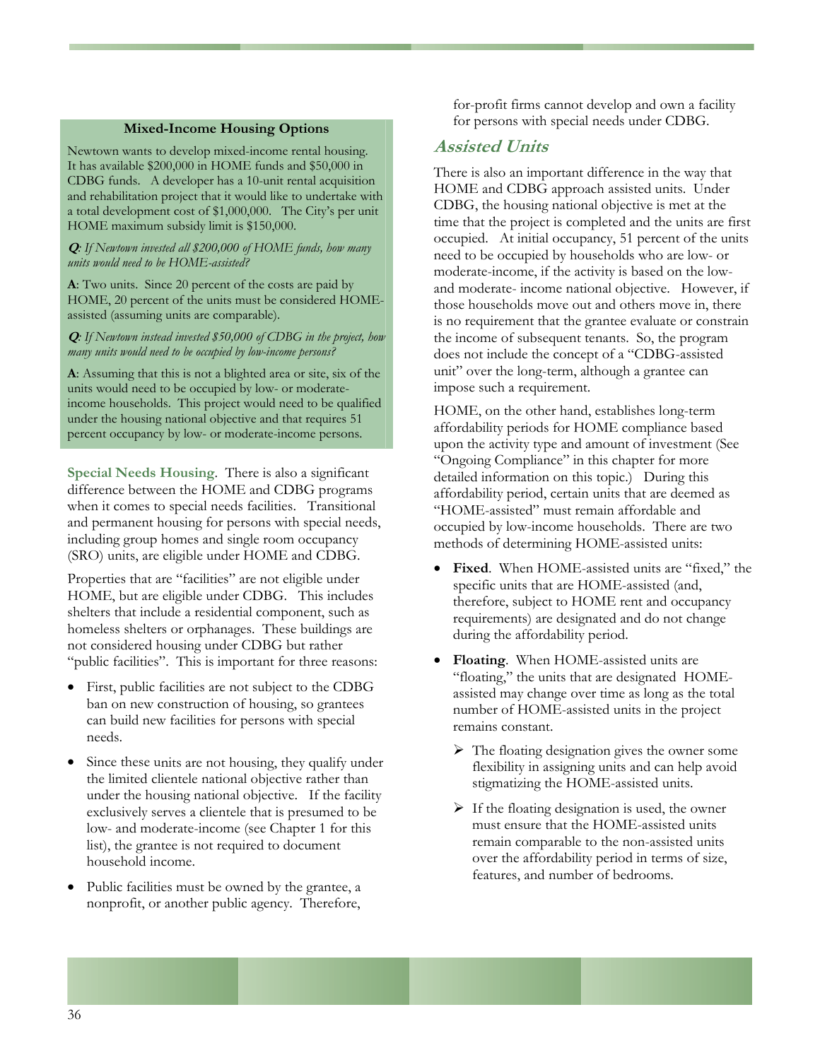**Mixed-Income Housing Options**

Newtown wants to develop mixed-income rental housing. It has available $200,000 in HOME funds and $50,000 in CDBG funds. A developer has a 10-unit rental acquisition and rehabilitation project that it would like to undertake with a total development cost of $1,000,000. The City's per unit HOME maximum subsidy limit is $150,000.

***Q**: If Newtown invested all $200,000 of HOME funds, how many units would need to be HOME-assisted?*

**A**: Two units. Since 20 percent of the costs are paid by HOME, 20 percent of the units must be considered HOME-assisted (assuming units are comparable).

***Q**: If Newtown instead invested $50,000 of CDBG in the project, how many units would need to be occupied by low-income persons?*

**A**: Assuming that this is not a blighted area or site, six of the units would need to be occupied by low- or moderate-income households. This project would need to be qualified under the housing national objective and that requires 51 percent occupancy by low- or moderate-income persons.

**Special Needs Housing**. There is also a significant difference between the HOME and CDBG programs when it comes to special needs facilities. Transitional and permanent housing for persons with special needs, including group homes and single room occupancy (SRO) units, are eligible under HOME and CDBG.

Properties that are "facilities" are not eligible under HOME, but are eligible under CDBG. This includes shelters that include a residential component, such as homeless shelters or orphanages. These buildings are not considered housing under CDBG but rather "public facilities". This is important for three reasons:

- First, public facilities are not subject to the CDBG ban on new construction of housing, so grantees can build new facilities for persons with special needs.
- Since these units are not housing, they qualify under the limited clientele national objective rather than under the housing national objective. If the facility exclusively serves a clientele that is presumed to be low- and moderate-income (see Chapter 1 for this list), the grantee is not required to document household income.
- Public facilities must be owned by the grantee, a nonprofit, or another public agency. Therefore, for-profit firms cannot develop and own a facility for persons with special needs under CDBG.

## *Assisted Units*

There is also an important difference in the way that HOME and CDBG approach assisted units. Under CDBG, the housing national objective is met at the time that the project is completed and the units are first occupied. At initial occupancy, 51 percent of the units need to be occupied by households who are low- or moderate-income, if the activity is based on the low- and moderate- income national objective. However, if those households move out and others move in, there is no requirement that the grantee evaluate or constrain the income of subsequent tenants. So, the program does not include the concept of a "CDBG-assisted unit" over the long-term, although a grantee can impose such a requirement.

HOME, on the other hand, establishes long-term affordability periods for HOME compliance based upon the activity type and amount of investment (See "Ongoing Compliance" in this chapter for more detailed information on this topic.) During this affordability period, certain units that are deemed as "HOME-assisted" must remain affordable and occupied by low-income households. There are two methods of determining HOME-assisted units:

- **Fixed**. When HOME-assisted units are "fixed," the specific units that are HOME-assisted (and, therefore, subject to HOME rent and occupancy requirements) are designated and do not change during the affordability period.
- **Floating**. When HOME-assisted units are "floating," the units that are designated HOME-assisted may change over time as long as the total number of HOME-assisted units in the project remains constant.
  - The floating designation gives the owner some flexibility in assigning units and can help avoid stigmatizing the HOME-assisted units.
  - If the floating designation is used, the owner must ensure that the HOME-assisted units remain comparable to the non-assisted units over the affordability period in terms of size, features, and number of bedrooms.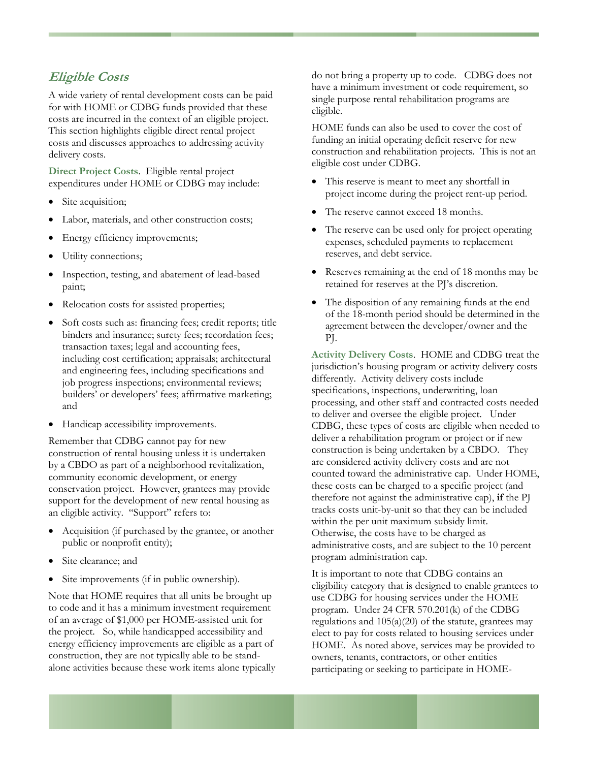## *Eligible Costs*

A wide variety of rental development costs can be paid for with HOME or CDBG funds provided that these costs are incurred in the context of an eligible project. This section highlights eligible direct rental project costs and discusses approaches to addressing activity delivery costs.

**Direct Project Costs**. Eligible rental project expenditures under HOME or CDBG may include:

- Site acquisition;
- Labor, materials, and other construction costs;
- Energy efficiency improvements;
- Utility connections;
- Inspection, testing, and abatement of lead-based paint;
- Relocation costs for assisted properties;
- Soft costs such as: financing fees; credit reports; title binders and insurance; surety fees; recordation fees; transaction taxes; legal and accounting fees, including cost certification; appraisals; architectural and engineering fees, including specifications and job progress inspections; environmental reviews; builders' or developers' fees; affirmative marketing; and
- Handicap accessibility improvements.

Remember that CDBG cannot pay for new construction of rental housing unless it is undertaken by a CBDO as part of a neighborhood revitalization, community economic development, or energy conservation project. However, grantees may provide support for the development of new rental housing as an eligible activity. "Support" refers to:

- Acquisition (if purchased by the grantee, or another public or nonprofit entity);
- Site clearance; and
- Site improvements (if in public ownership).

Note that HOME requires that all units be brought up to code and it has a minimum investment requirement of an average of $1,000 per HOME-assisted unit for the project. So, while handicapped accessibility and energy efficiency improvements are eligible as a part of construction, they are not typically able to be stand-alone activities because these work items alone typically do not bring a property up to code. CDBG does not have a minimum investment or code requirement, so single purpose rental rehabilitation programs are eligible.

HOME funds can also be used to cover the cost of funding an initial operating deficit reserve for new construction and rehabilitation projects. This is not an eligible cost under CDBG.

- This reserve is meant to meet any shortfall in project income during the project rent-up period.
- The reserve cannot exceed 18 months.
- The reserve can be used only for project operating expenses, scheduled payments to replacement reserves, and debt service.
- Reserves remaining at the end of 18 months may be retained for reserves at the PJ's discretion.
- The disposition of any remaining funds at the end of the 18-month period should be determined in the agreement between the developer/owner and the PJ.

**Activity Delivery Costs**. HOME and CDBG treat the jurisdiction's housing program or activity delivery costs differently. Activity delivery costs include specifications, inspections, underwriting, loan processing, and other staff and contracted costs needed to deliver and oversee the eligible project. Under CDBG, these types of costs are eligible when needed to deliver a rehabilitation program or project or if new construction is being undertaken by a CBDO. They are considered activity delivery costs and are not counted toward the administrative cap. Under HOME, these costs can be charged to a specific project (and therefore not against the administrative cap), **if** the PJ tracks costs unit-by-unit so that they can be included within the per unit maximum subsidy limit. Otherwise, the costs have to be charged as administrative costs, and are subject to the 10 percent program administration cap.

It is important to note that CDBG contains an eligibility category that is designed to enable grantees to use CDBG for housing services under the HOME program. Under 24 CFR 570.201(k) of the CDBG regulations and 105(a)(20) of the statute, grantees may elect to pay for costs related to housing services under HOME. As noted above, services may be provided to owners, tenants, contractors, or other entities participating or seeking to participate in HOME-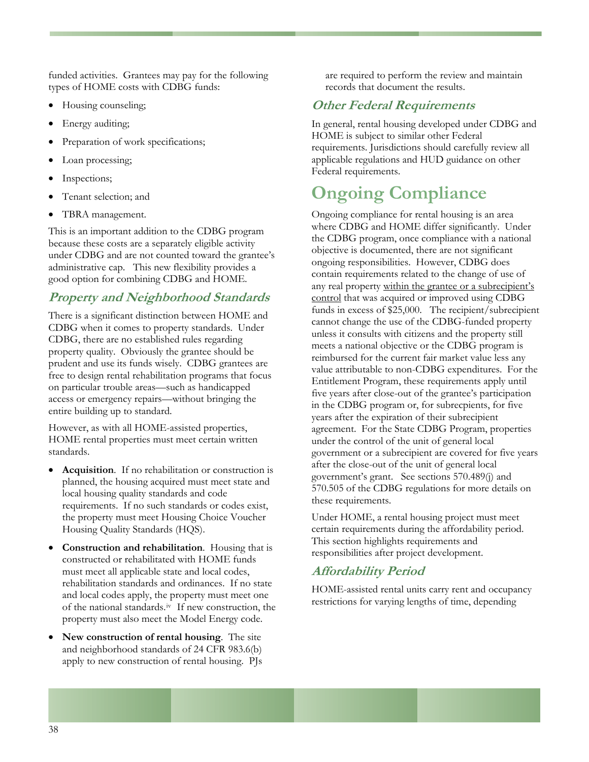funded activities. Grantees may pay for the following types of HOME costs with CDBG funds:

- Housing counseling;
- Energy auditing;
- Preparation of work specifications;
- Loan processing;
- Inspections;
- Tenant selection; and
- TBRA management.

This is an important addition to the CDBG program because these costs are a separately eligible activity under CDBG and are not counted toward the grantee's administrative cap. This new flexibility provides a good option for combining CDBG and HOME.

### *Property and Neighborhood Standards*

There is a significant distinction between HOME and CDBG when it comes to property standards. Under CDBG, there are no established rules regarding property quality. Obviously the grantee should be prudent and use its funds wisely. CDBG grantees are free to design rental rehabilitation programs that focus on particular trouble areas—such as handicapped access or emergency repairs—without bringing the entire building up to standard.

However, as with all HOME-assisted properties, HOME rental properties must meet certain written standards.

- **Acquisition**. If no rehabilitation or construction is planned, the housing acquired must meet state and local housing quality standards and code requirements. If no such standards or codes exist, the property must meet Housing Choice Voucher Housing Quality Standards (HQS).
- **Construction and rehabilitation**. Housing that is constructed or rehabilitated with HOME funds must meet all applicable state and local codes, rehabilitation standards and ordinances. If no state and local codes apply, the property must meet one of the national standards.[iv] If new construction, the property must also meet the Model Energy code.
- **New construction of rental housing**. The site and neighborhood standards of 24 CFR 983.6(b) apply to new construction of rental housing. PJs are required to perform the review and maintain records that document the results.

### *Other Federal Requirements*

In general, rental housing developed under CDBG and HOME is subject to similar other Federal requirements. Jurisdictions should carefully review all applicable regulations and HUD guidance on other Federal requirements.

## Ongoing Compliance

Ongoing compliance for rental housing is an area where CDBG and HOME differ significantly. Under the CDBG program, once compliance with a national objective is documented, there are not significant ongoing responsibilities. However, CDBG does contain requirements related to the change of use of any real property <u>within the grantee or a subrecipient's control</u> that was acquired or improved using CDBG funds in excess of $25,000. The recipient/subrecipient cannot change the use of the CDBG-funded property unless it consults with citizens and the property still meets a national objective or the CDBG program is reimbursed for the current fair market value less any value attributable to non-CDBG expenditures. For the Entitlement Program, these requirements apply until five years after close-out of the grantee's participation in the CDBG program or, for subrecpients, for five years after the expiration of their subrecipient agreement. For the State CDBG Program, properties under the control of the unit of general local government or a subrecipient are covered for five years after the close-out of the unit of general local government's grant. See sections 570.489(j) and 570.505 of the CDBG regulations for more details on these requirements.

Under HOME, a rental housing project must meet certain requirements during the affordability period. This section highlights requirements and responsibilities after project development.

### *Affordability Period*

HOME-assisted rental units carry rent and occupancy restrictions for varying lengths of time, depending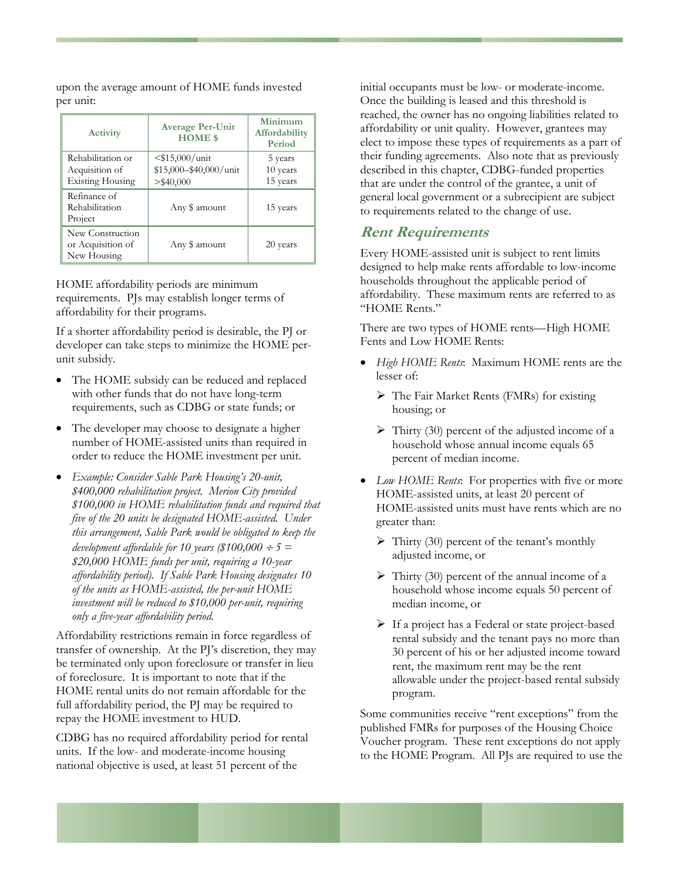upon the average amount of HOME funds invested per unit:

| Activity | Average Per-Unit HOME $ | Minimum Affordability Period |
|---|---|---|
| Rehabilitation or Acquisition of Existing Housing | <$15,000/unit<br>$15,000–$40,000/unit<br>>$40,000 | 5 years<br>10 years<br>15 years |
| Refinance of Rehabilitation Project | Any $ amount | 15 years |
| New Construction or Acquisition of New Housing | Any $ amount | 20 years |

HOME affordability periods are minimum requirements. PJs may establish longer terms of affordability for their programs.

If a shorter affordability period is desirable, the PJ or developer can take steps to minimize the HOME per-unit subsidy.

- The HOME subsidy can be reduced and replaced with other funds that do not have long-term requirements, such as CDBG or state funds; or
- The developer may choose to designate a higher number of HOME-assisted units than required in order to reduce the HOME investment per unit.
- *Example: Consider Sable Park Housing's 20-unit, $400,000 rehabilitation project. Merion City provided $100,000 in HOME rehabilitation funds and required that five of the 20 units be designated HOME-assisted. Under this arrangement, Sable Park would be obligated to keep the development affordable for 10 years ($100,000 ÷ 5 = $20,000 HOME funds per unit, requiring a 10-year affordability period). If Sable Park Housing designates 10 of the units as HOME-assisted, the per-unit HOME investment will be reduced to $10,000 per-unit, requiring only a five-year affordability period.*

Affordability restrictions remain in force regardless of transfer of ownership. At the PJ's discretion, they may be terminated only upon foreclosure or transfer in lieu of foreclosure. It is important to note that if the HOME rental units do not remain affordable for the full affordability period, the PJ may be required to repay the HOME investment to HUD.

CDBG has no required affordability period for rental units. If the low- and moderate-income housing national objective is used, at least 51 percent of the initial occupants must be low- or moderate-income. Once the building is leased and this threshold is reached, the owner has no ongoing liabilities related to affordability or unit quality. However, grantees may elect to impose these types of requirements as a part of their funding agreements. Also note that as previously described in this chapter, CDBG-funded properties that are under the control of the grantee, a unit of general local government or a subrecipient are subject to requirements related to the change of use.

## Rent Requirements

Every HOME-assisted unit is subject to rent limits designed to help make rents affordable to low-income households throughout the applicable period of affordability. These maximum rents are referred to as "HOME Rents."

There are two types of HOME rents—High HOME Fents and Low HOME Rents:

- *High HOME Rents*: Maximum HOME rents are the lesser of:
  - The Fair Market Rents (FMRs) for existing housing; or
  - Thirty (30) percent of the adjusted income of a household whose annual income equals 65 percent of median income.
- *Low HOME Rents*: For properties with five or more HOME-assisted units, at least 20 percent of HOME-assisted units must have rents which are no greater than:
  - Thirty (30) percent of the tenant's monthly adjusted income, or
  - Thirty (30) percent of the annual income of a household whose income equals 50 percent of median income, or
  - If a project has a Federal or state project-based rental subsidy and the tenant pays no more than 30 percent of his or her adjusted income toward rent, the maximum rent may be the rent allowable under the project-based rental subsidy program.

Some communities receive "rent exceptions" from the published FMRs for purposes of the Housing Choice Voucher program. These rent exceptions do not apply to the HOME Program. All PJs are required to use the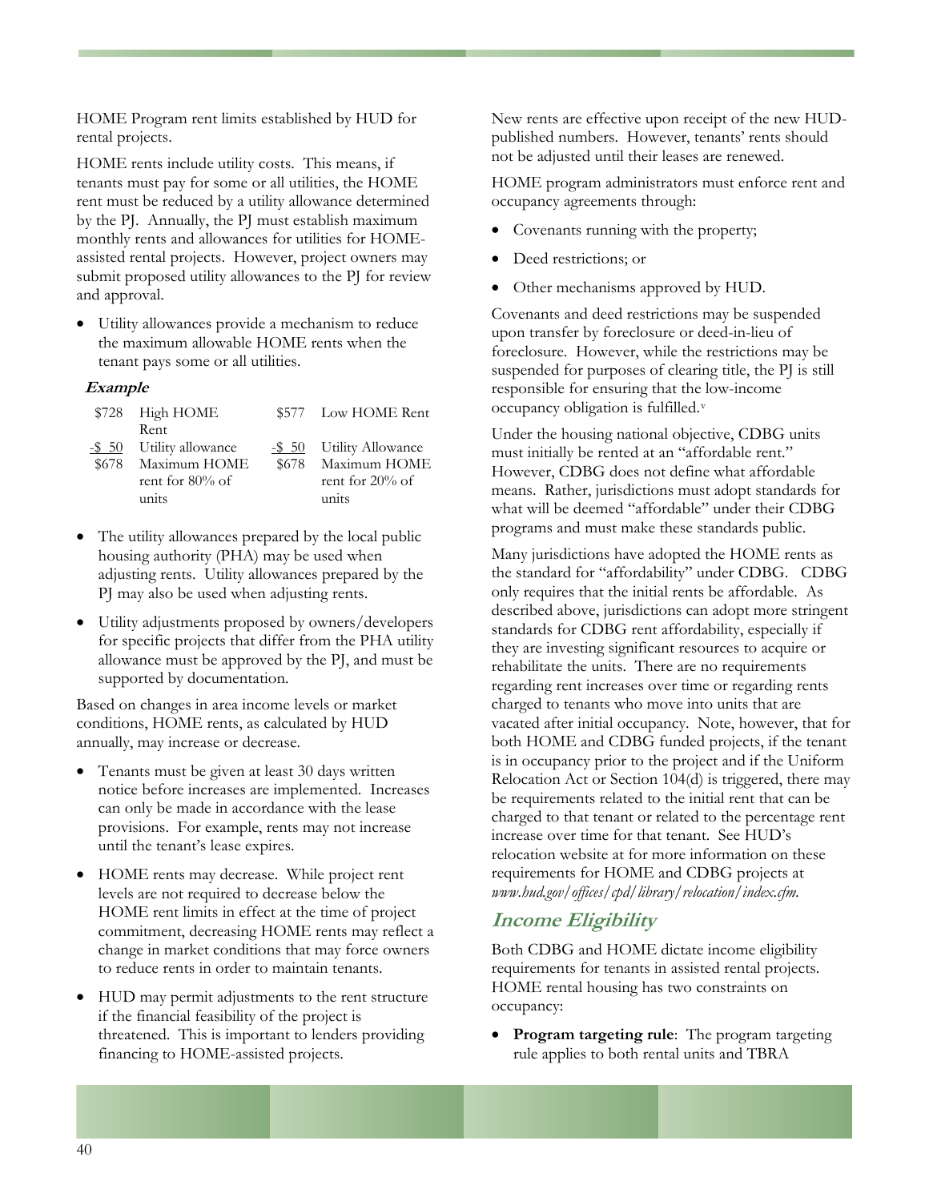HOME Program rent limits established by HUD for rental projects.

HOME rents include utility costs. This means, if tenants must pay for some or all utilities, the HOME rent must be reduced by a utility allowance determined by the PJ. Annually, the PJ must establish maximum monthly rents and allowances for utilities for HOME-assisted rental projects. However, project owners may submit proposed utility allowances to the PJ for review and approval.

- Utility allowances provide a mechanism to reduce the maximum allowable HOME rents when the tenant pays some or all utilities.

***Example***

| | | | |
|---|---|---|---|
| $728 | High HOME Rent | $577 | Low HOME Rent |
| -$ 50 | Utility allowance | -$ 50 | Utility Allowance |
| $678 | Maximum HOME rent for 80% of units | $678 | Maximum HOME rent for 20% of units |

- The utility allowances prepared by the local public housing authority (PHA) may be used when adjusting rents. Utility allowances prepared by the PJ may also be used when adjusting rents.
- Utility adjustments proposed by owners/developers for specific projects that differ from the PHA utility allowance must be approved by the PJ, and must be supported by documentation.

Based on changes in area income levels or market conditions, HOME rents, as calculated by HUD annually, may increase or decrease.

- Tenants must be given at least 30 days written notice before increases are implemented. Increases can only be made in accordance with the lease provisions. For example, rents may not increase until the tenant's lease expires.
- HOME rents may decrease. While project rent levels are not required to decrease below the HOME rent limits in effect at the time of project commitment, decreasing HOME rents may reflect a change in market conditions that may force owners to reduce rents in order to maintain tenants.
- HUD may permit adjustments to the rent structure if the financial feasibility of the project is threatened. This is important to lenders providing financing to HOME-assisted projects.

New rents are effective upon receipt of the new HUD-published numbers. However, tenants' rents should not be adjusted until their leases are renewed.

HOME program administrators must enforce rent and occupancy agreements through:

- Covenants running with the property;
- Deed restrictions; or
- Other mechanisms approved by HUD.

Covenants and deed restrictions may be suspended upon transfer by foreclosure or deed-in-lieu of foreclosure. However, while the restrictions may be suspended for purposes of clearing title, the PJ is still responsible for ensuring that the low-income occupancy obligation is fulfilled.[v]

Under the housing national objective, CDBG units must initially be rented at an "affordable rent." However, CDBG does not define what affordable means. Rather, jurisdictions must adopt standards for what will be deemed "affordable" under their CDBG programs and must make these standards public.

Many jurisdictions have adopted the HOME rents as the standard for "affordability" under CDBG. CDBG only requires that the initial rents be affordable. As described above, jurisdictions can adopt more stringent standards for CDBG rent affordability, especially if they are investing significant resources to acquire or rehabilitate the units. There are no requirements regarding rent increases over time or regarding rents charged to tenants who move into units that are vacated after initial occupancy. Note, however, that for both HOME and CDBG funded projects, if the tenant is in occupancy prior to the project and if the Uniform Relocation Act or Section 104(d) is triggered, there may be requirements related to the initial rent that can be charged to that tenant or related to the percentage rent increase over time for that tenant. See HUD's relocation website at for more information on these requirements for HOME and CDBG projects at *www.hud.gov/offices/cpd/library/relocation/index.cfm.*

## Income Eligibility

Both CDBG and HOME dictate income eligibility requirements for tenants in assisted rental projects. HOME rental housing has two constraints on occupancy:

- **Program targeting rule**: The program targeting rule applies to both rental units and TBRA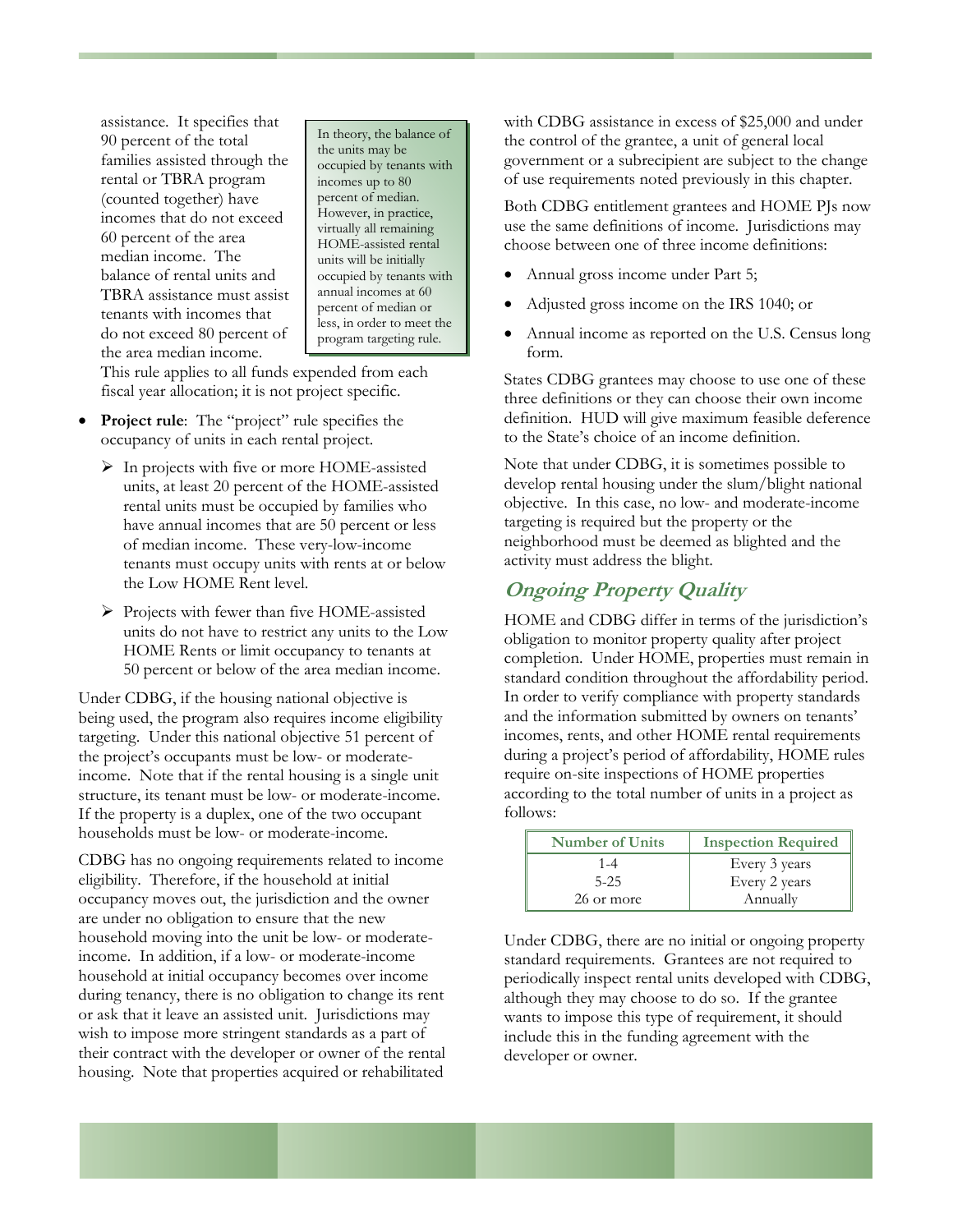assistance. It specifies that 90 percent of the total families assisted through the rental or TBRA program (counted together) have incomes that do not exceed 60 percent of the area median income. The balance of rental units and TBRA assistance must assist tenants with incomes that do not exceed 80 percent of the area median income. This rule applies to all funds expended from each fiscal year allocation; it is not project specific.

> In theory, the balance of the units may be occupied by tenants with incomes up to 80 percent of median. However, in practice, virtually all remaining HOME-assisted rental units will be initially occupied by tenants with annual incomes at 60 percent of median or less, in order to meet the program targeting rule.

- **Project rule**: The "project" rule specifies the occupancy of units in each rental project.
  - In projects with five or more HOME-assisted units, at least 20 percent of the HOME-assisted rental units must be occupied by families who have annual incomes that are 50 percent or less of median income. These very-low-income tenants must occupy units with rents at or below the Low HOME Rent level.
  - Projects with fewer than five HOME-assisted units do not have to restrict any units to the Low HOME Rents or limit occupancy to tenants at 50 percent or below of the area median income.

Under CDBG, if the housing national objective is being used, the program also requires income eligibility targeting. Under this national objective 51 percent of the project's occupants must be low- or moderate-income. Note that if the rental housing is a single unit structure, its tenant must be low- or moderate-income. If the property is a duplex, one of the two occupant households must be low- or moderate-income.

CDBG has no ongoing requirements related to income eligibility. Therefore, if the household at initial occupancy moves out, the jurisdiction and the owner are under no obligation to ensure that the new household moving into the unit be low- or moderate-income. In addition, if a low- or moderate-income household at initial occupancy becomes over income during tenancy, there is no obligation to change its rent or ask that it leave an assisted unit. Jurisdictions may wish to impose more stringent standards as a part of their contract with the developer or owner of the rental housing. Note that properties acquired or rehabilitated with CDBG assistance in excess of $25,000 and under the control of the grantee, a unit of general local government or a subrecipient are subject to the change of use requirements noted previously in this chapter.

Both CDBG entitlement grantees and HOME PJs now use the same definitions of income. Jurisdictions may choose between one of three income definitions:

- Annual gross income under Part 5;
- Adjusted gross income on the IRS 1040; or
- Annual income as reported on the U.S. Census long form.

States CDBG grantees may choose to use one of these three definitions or they can choose their own income definition. HUD will give maximum feasible deference to the State's choice of an income definition.

Note that under CDBG, it is sometimes possible to develop rental housing under the slum/blight national objective. In this case, no low- and moderate-income targeting is required but the property or the neighborhood must be deemed as blighted and the activity must address the blight.

## *Ongoing Property Quality*

HOME and CDBG differ in terms of the jurisdiction's obligation to monitor property quality after project completion. Under HOME, properties must remain in standard condition throughout the affordability period. In order to verify compliance with property standards and the information submitted by owners on tenants' incomes, rents, and other HOME rental requirements during a project's period of affordability, HOME rules require on-site inspections of HOME properties according to the total number of units in a project as follows:

| Number of Units | Inspection Required |
|---|---|
| 1-4 | Every 3 years |
| 5-25 | Every 2 years |
| 26 or more | Annually |

Under CDBG, there are no initial or ongoing property standard requirements. Grantees are not required to periodically inspect rental units developed with CDBG, although they may choose to do so. If the grantee wants to impose this type of requirement, it should include this in the funding agreement with the developer or owner.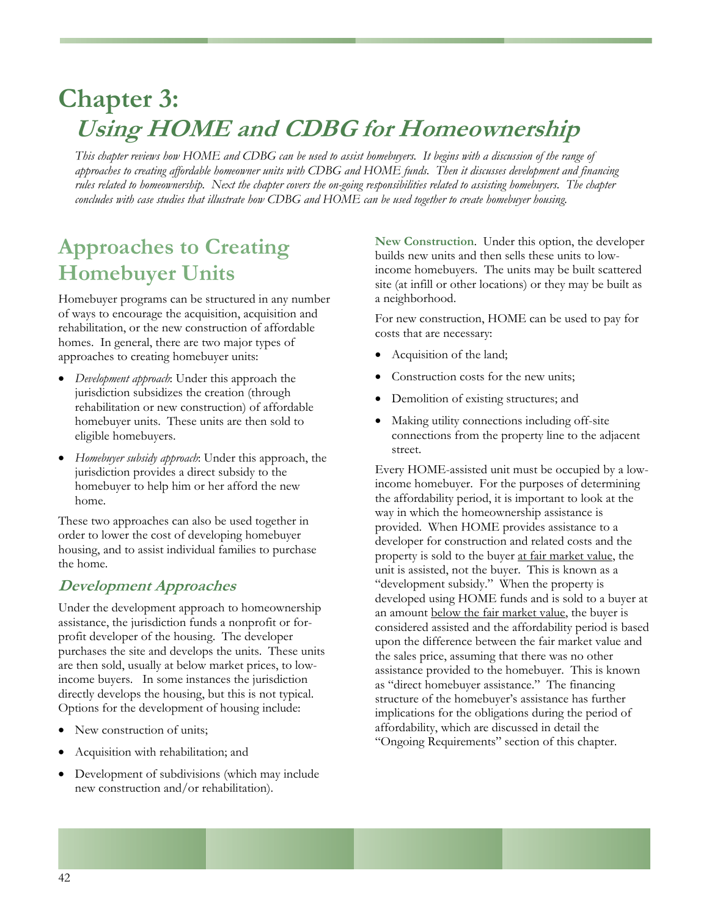# Chapter 3: *Using HOME and CDBG for Homeownership*

*This chapter reviews how HOME and CDBG can be used to assist homebuyers. It begins with a discussion of the range of approaches to creating affordable homeowner units with CDBG and HOME funds. Then it discusses development and financing rules related to homeownership. Next the chapter covers the on-going responsibilities related to assisting homebuyers. The chapter concludes with case studies that illustrate how CDBG and HOME can be used together to create homebuyer housing.*

## Approaches to Creating Homebuyer Units

Homebuyer programs can be structured in any number of ways to encourage the acquisition, acquisition and rehabilitation, or the new construction of affordable homes. In general, there are two major types of approaches to creating homebuyer units:

- *Development approach*: Under this approach the jurisdiction subsidizes the creation (through rehabilitation or new construction) of affordable homebuyer units. These units are then sold to eligible homebuyers.
- *Homebuyer subsidy approach*: Under this approach, the jurisdiction provides a direct subsidy to the homebuyer to help him or her afford the new home.

These two approaches can also be used together in order to lower the cost of developing homebuyer housing, and to assist individual families to purchase the home.

### *Development Approaches*

Under the development approach to homeownership assistance, the jurisdiction funds a nonprofit or for-profit developer of the housing. The developer purchases the site and develops the units. These units are then sold, usually at below market prices, to low-income buyers. In some instances the jurisdiction directly develops the housing, but this is not typical. Options for the development of housing include:

- New construction of units;
- Acquisition with rehabilitation; and
- Development of subdivisions (which may include new construction and/or rehabilitation).

**New Construction**. Under this option, the developer builds new units and then sells these units to low-income homebuyers. The units may be built scattered site (at infill or other locations) or they may be built as a neighborhood.

For new construction, HOME can be used to pay for costs that are necessary:

- Acquisition of the land;
- Construction costs for the new units;
- Demolition of existing structures; and
- Making utility connections including off-site connections from the property line to the adjacent street.

Every HOME-assisted unit must be occupied by a low-income homebuyer. For the purposes of determining the affordability period, it is important to look at the way in which the homeownership assistance is provided. When HOME provides assistance to a developer for construction and related costs and the property is sold to the buyer <u>at fair market value</u>, the unit is assisted, not the buyer. This is known as a "development subsidy." When the property is developed using HOME funds and is sold to a buyer at an amount <u>below the fair market value</u>, the buyer is considered assisted and the affordability period is based upon the difference between the fair market value and the sales price, assuming that there was no other assistance provided to the homebuyer. This is known as "direct homebuyer assistance." The financing structure of the homebuyer's assistance has further implications for the obligations during the period of affordability, which are discussed in detail the "Ongoing Requirements" section of this chapter.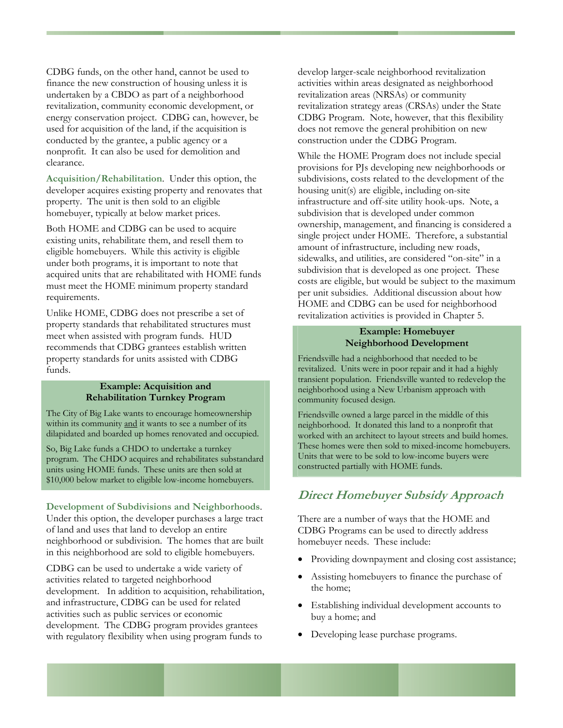CDBG funds, on the other hand, cannot be used to finance the new construction of housing unless it is undertaken by a CBDO as part of a neighborhood revitalization, community economic development, or energy conservation project. CDBG can, however, be used for acquisition of the land, if the acquisition is conducted by the grantee, a public agency or a nonprofit. It can also be used for demolition and clearance.

**Acquisition/Rehabilitation**. Under this option, the developer acquires existing property and renovates that property. The unit is then sold to an eligible homebuyer, typically at below market prices.

Both HOME and CDBG can be used to acquire existing units, rehabilitate them, and resell them to eligible homebuyers. While this activity is eligible under both programs, it is important to note that acquired units that are rehabilitated with HOME funds must meet the HOME minimum property standard requirements.

Unlike HOME, CDBG does not prescribe a set of property standards that rehabilitated structures must meet when assisted with program funds. HUD recommends that CDBG grantees establish written property standards for units assisted with CDBG funds.

**Example: Acquisition and Rehabilitation Turnkey Program**

The City of Big Lake wants to encourage homeownership within its community and it wants to see a number of its dilapidated and boarded up homes renovated and occupied.

So, Big Lake funds a CHDO to undertake a turnkey program. The CHDO acquires and rehabilitates substandard units using HOME funds. These units are then sold at $10,000 below market to eligible low-income homebuyers.

**Development of Subdivisions and Neighborhoods**. Under this option, the developer purchases a large tract of land and uses that land to develop an entire neighborhood or subdivision. The homes that are built in this neighborhood are sold to eligible homebuyers.

CDBG can be used to undertake a wide variety of activities related to targeted neighborhood development. In addition to acquisition, rehabilitation, and infrastructure, CDBG can be used for related activities such as public services or economic development. The CDBG program provides grantees with regulatory flexibility when using program funds to develop larger-scale neighborhood revitalization activities within areas designated as neighborhood revitalization areas (NRSAs) or community revitalization strategy areas (CRSAs) under the State CDBG Program. Note, however, that this flexibility does not remove the general prohibition on new construction under the CDBG Program.

While the HOME Program does not include special provisions for PJs developing new neighborhoods or subdivisions, costs related to the development of the housing unit(s) are eligible, including on-site infrastructure and off-site utility hook-ups. Note, a subdivision that is developed under common ownership, management, and financing is considered a single project under HOME. Therefore, a substantial amount of infrastructure, including new roads, sidewalks, and utilities, are considered "on-site" in a subdivision that is developed as one project. These costs are eligible, but would be subject to the maximum per unit subsidies. Additional discussion about how HOME and CDBG can be used for neighborhood revitalization activities is provided in Chapter 5.

**Example: Homebuyer Neighborhood Development**

Friendsville had a neighborhood that needed to be revitalized. Units were in poor repair and it had a highly transient population. Friendsville wanted to redevelop the neighborhood using a New Urbanism approach with community focused design.

Friendsville owned a large parcel in the middle of this neighborhood. It donated this land to a nonprofit that worked with an architect to layout streets and build homes. These homes were then sold to mixed-income homebuyers. Units that were to be sold to low-income buyers were constructed partially with HOME funds.

## *Direct Homebuyer Subsidy Approach*

There are a number of ways that the HOME and CDBG Programs can be used to directly address homebuyer needs. These include:

- Providing downpayment and closing cost assistance;
- Assisting homebuyers to finance the purchase of the home;
- Establishing individual development accounts to buy a home; and
- Developing lease purchase programs.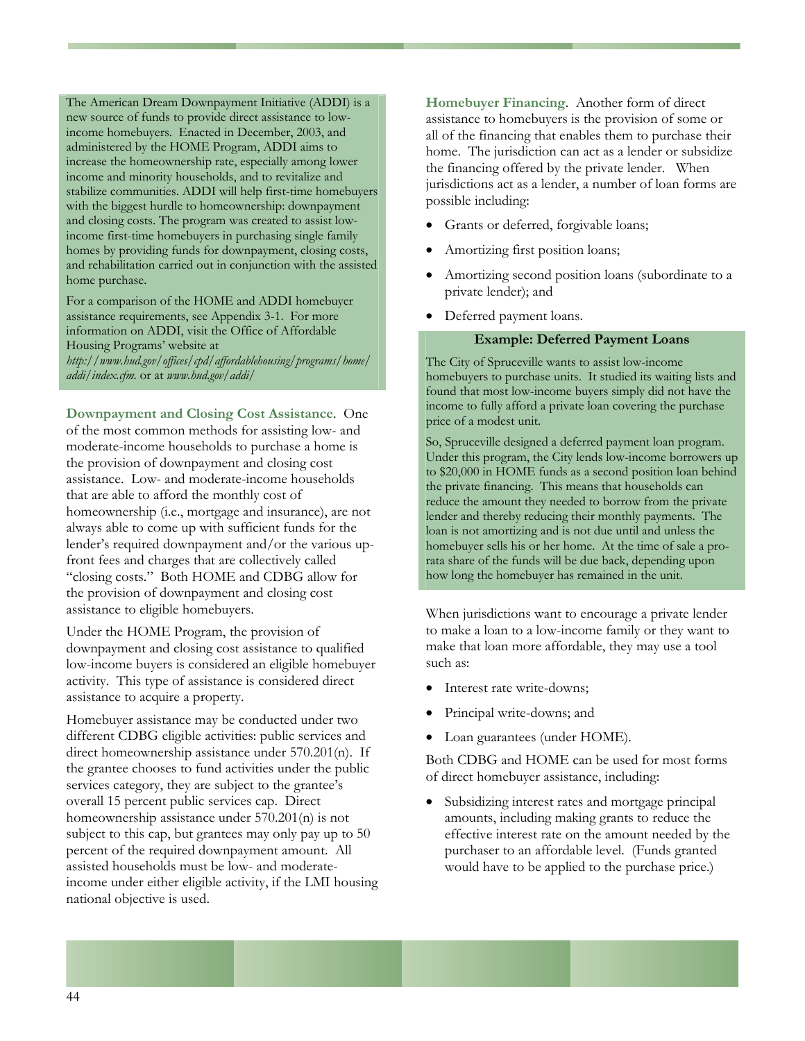The American Dream Downpayment Initiative (ADDI) is a new source of funds to provide direct assistance to low-income homebuyers. Enacted in December, 2003, and administered by the HOME Program, ADDI aims to increase the homeownership rate, especially among lower income and minority households, and to revitalize and stabilize communities. ADDI will help first-time homebuyers with the biggest hurdle to homeownership: downpayment and closing costs. The program was created to assist low-income first-time homebuyers in purchasing single family homes by providing funds for downpayment, closing costs, and rehabilitation carried out in conjunction with the assisted home purchase.

For a comparison of the HOME and ADDI homebuyer assistance requirements, see Appendix 3-1. For more information on ADDI, visit the Office of Affordable Housing Programs' website at *http://www.hud.gov/offices/cpd/affordablehousing/programs/home/addi/index.cfm.* or at *www.hud.gov/addi/*

**Downpayment and Closing Cost Assistance**. One of the most common methods for assisting low- and moderate-income households to purchase a home is the provision of downpayment and closing cost assistance. Low- and moderate-income households that are able to afford the monthly cost of homeownership (i.e., mortgage and insurance), are not always able to come up with sufficient funds for the lender's required downpayment and/or the various up-front fees and charges that are collectively called "closing costs." Both HOME and CDBG allow for the provision of downpayment and closing cost assistance to eligible homebuyers.

Under the HOME Program, the provision of downpayment and closing cost assistance to qualified low-income buyers is considered an eligible homebuyer activity. This type of assistance is considered direct assistance to acquire a property.

Homebuyer assistance may be conducted under two different CDBG eligible activities: public services and direct homeownership assistance under 570.201(n). If the grantee chooses to fund activities under the public services category, they are subject to the grantee's overall 15 percent public services cap. Direct homeownership assistance under 570.201(n) is not subject to this cap, but grantees may only pay up to 50 percent of the required downpayment amount. All assisted households must be low- and moderate-income under either eligible activity, if the LMI housing national objective is used.

**Homebuyer Financing**. Another form of direct assistance to homebuyers is the provision of some or all of the financing that enables them to purchase their home. The jurisdiction can act as a lender or subsidize the financing offered by the private lender. When jurisdictions act as a lender, a number of loan forms are possible including:

- Grants or deferred, forgivable loans;
- Amortizing first position loans;
- Amortizing second position loans (subordinate to a private lender); and
- Deferred payment loans.

**Example: Deferred Payment Loans**

The City of Spruceville wants to assist low-income homebuyers to purchase units. It studied its waiting lists and found that most low-income buyers simply did not have the income to fully afford a private loan covering the purchase price of a modest unit.

So, Spruceville designed a deferred payment loan program. Under this program, the City lends low-income borrowers up to $20,000 in HOME funds as a second position loan behind the private financing. This means that households can reduce the amount they needed to borrow from the private lender and thereby reducing their monthly payments. The loan is not amortizing and is not due until and unless the homebuyer sells his or her home. At the time of sale a pro-rata share of the funds will be due back, depending upon how long the homebuyer has remained in the unit.

When jurisdictions want to encourage a private lender to make a loan to a low-income family or they want to make that loan more affordable, they may use a tool such as:

- Interest rate write-downs;
- Principal write-downs; and
- Loan guarantees (under HOME).

Both CDBG and HOME can be used for most forms of direct homebuyer assistance, including:

- Subsidizing interest rates and mortgage principal amounts, including making grants to reduce the effective interest rate on the amount needed by the purchaser to an affordable level. (Funds granted would have to be applied to the purchase price.)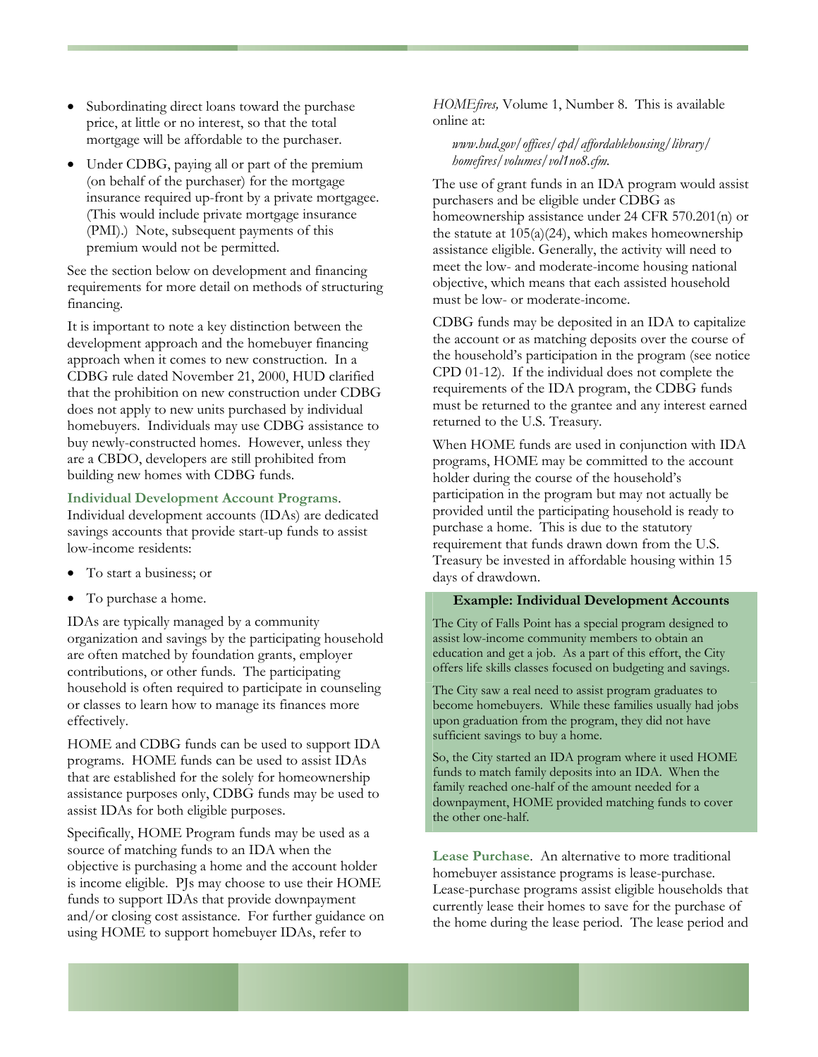- Subordinating direct loans toward the purchase price, at little or no interest, so that the total mortgage will be affordable to the purchaser.
- Under CDBG, paying all or part of the premium (on behalf of the purchaser) for the mortgage insurance required up-front by a private mortgagee. (This would include private mortgage insurance (PMI).) Note, subsequent payments of this premium would not be permitted.

See the section below on development and financing requirements for more detail on methods of structuring financing.

It is important to note a key distinction between the development approach and the homebuyer financing approach when it comes to new construction. In a CDBG rule dated November 21, 2000, HUD clarified that the prohibition on new construction under CDBG does not apply to new units purchased by individual homebuyers. Individuals may use CDBG assistance to buy newly-constructed homes. However, unless they are a CBDO, developers are still prohibited from building new homes with CDBG funds.

**Individual Development Account Programs**. Individual development accounts (IDAs) are dedicated savings accounts that provide start-up funds to assist low-income residents:

- To start a business; or
- To purchase a home.

IDAs are typically managed by a community organization and savings by the participating household are often matched by foundation grants, employer contributions, or other funds. The participating household is often required to participate in counseling or classes to learn how to manage its finances more effectively.

HOME and CDBG funds can be used to support IDA programs. HOME funds can be used to assist IDAs that are established for the solely for homeownership assistance purposes only, CDBG funds may be used to assist IDAs for both eligible purposes.

Specifically, HOME Program funds may be used as a source of matching funds to an IDA when the objective is purchasing a home and the account holder is income eligible. PJs may choose to use their HOME funds to support IDAs that provide downpayment and/or closing cost assistance. For further guidance on using HOME to support homebuyer IDAs, refer to *HOMEfires,* Volume 1, Number 8. This is available online at:

*www.hud.gov/offices/cpd/affordablehousing/library/homefires/volumes/vol1no8.cfm.*

The use of grant funds in an IDA program would assist purchasers and be eligible under CDBG as homeownership assistance under 24 CFR 570.201(n) or the statute at 105(a)(24), which makes homeownership assistance eligible. Generally, the activity will need to meet the low- and moderate-income housing national objective, which means that each assisted household must be low- or moderate-income.

CDBG funds may be deposited in an IDA to capitalize the account or as matching deposits over the course of the household's participation in the program (see notice CPD 01-12). If the individual does not complete the requirements of the IDA program, the CDBG funds must be returned to the grantee and any interest earned returned to the U.S. Treasury.

When HOME funds are used in conjunction with IDA programs, HOME may be committed to the account holder during the course of the household's participation in the program but may not actually be provided until the participating household is ready to purchase a home. This is due to the statutory requirement that funds drawn down from the U.S. Treasury be invested in affordable housing within 15 days of drawdown.

**Example: Individual Development Accounts**

The City of Falls Point has a special program designed to assist low-income community members to obtain an education and get a job. As a part of this effort, the City offers life skills classes focused on budgeting and savings.

The City saw a real need to assist program graduates to become homebuyers. While these families usually had jobs upon graduation from the program, they did not have sufficient savings to buy a home.

So, the City started an IDA program where it used HOME funds to match family deposits into an IDA. When the family reached one-half of the amount needed for a downpayment, HOME provided matching funds to cover the other one-half.

**Lease Purchase**. An alternative to more traditional homebuyer assistance programs is lease-purchase. Lease-purchase programs assist eligible households that currently lease their homes to save for the purchase of the home during the lease period. The lease period and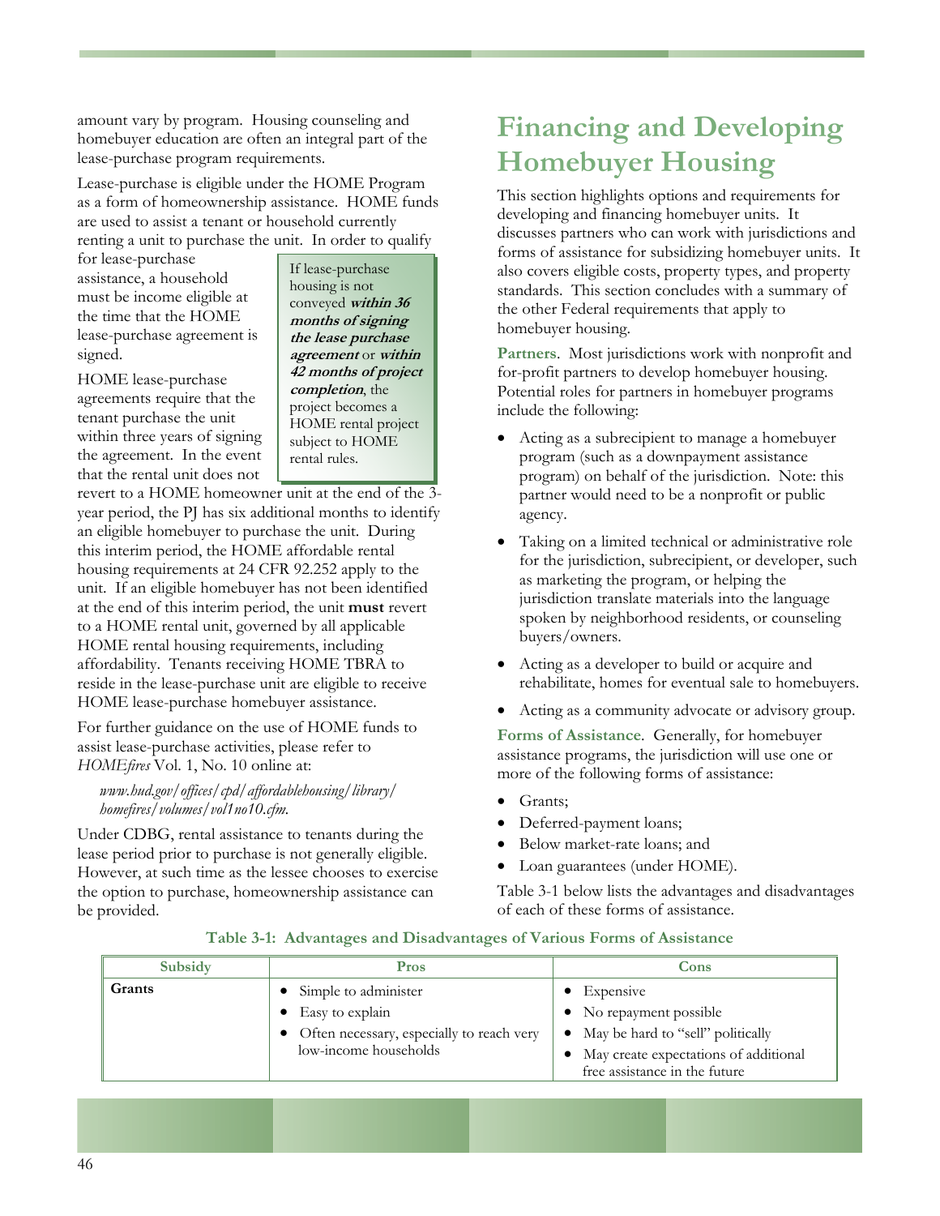amount vary by program. Housing counseling and homebuyer education are often an integral part of the lease-purchase program requirements.

Lease-purchase is eligible under the HOME Program as a form of homeownership assistance. HOME funds are used to assist a tenant or household currently renting a unit to purchase the unit. In order to qualify for lease-purchase assistance, a household must be income eligible at the time that the HOME lease-purchase agreement is signed.

> If lease-purchase housing is not conveyed ***within 36 months of signing the lease purchase agreement*** or ***within 42 months of project completion***, the project becomes a HOME rental project subject to HOME rental rules.

HOME lease-purchase agreements require that the tenant purchase the unit within three years of signing the agreement. In the event that the rental unit does not revert to a HOME homeowner unit at the end of the 3-year period, the PJ has six additional months to identify an eligible homebuyer to purchase the unit. During this interim period, the HOME affordable rental housing requirements at 24 CFR 92.252 apply to the unit. If an eligible homebuyer has not been identified at the end of this interim period, the unit **must** revert to a HOME rental unit, governed by all applicable HOME rental housing requirements, including affordability. Tenants receiving HOME TBRA to reside in the lease-purchase unit are eligible to receive HOME lease-purchase homebuyer assistance.

For further guidance on the use of HOME funds to assist lease-purchase activities, please refer to *HOMEfires* Vol. 1, No. 10 online at:

*www.hud.gov/offices/cpd/affordablehousing/library/homefires/volumes/vol1no10.cfm.*

Under CDBG, rental assistance to tenants during the lease period prior to purchase is not generally eligible. However, at such time as the lessee chooses to exercise the option to purchase, homeownership assistance can be provided.

# Financing and Developing Homebuyer Housing

This section highlights options and requirements for developing and financing homebuyer units. It discusses partners who can work with jurisdictions and forms of assistance for subsidizing homebuyer units. It also covers eligible costs, property types, and property standards. This section concludes with a summary of the other Federal requirements that apply to homebuyer housing.

**Partners**. Most jurisdictions work with nonprofit and for-profit partners to develop homebuyer housing. Potential roles for partners in homebuyer programs include the following:

- Acting as a subrecipient to manage a homebuyer program (such as a downpayment assistance program) on behalf of the jurisdiction. Note: this partner would need to be a nonprofit or public agency.
- Taking on a limited technical or administrative role for the jurisdiction, subrecipient, or developer, such as marketing the program, or helping the jurisdiction translate materials into the language spoken by neighborhood residents, or counseling buyers/owners.
- Acting as a developer to build or acquire and rehabilitate, homes for eventual sale to homebuyers.
- Acting as a community advocate or advisory group.

**Forms of Assistance**. Generally, for homebuyer assistance programs, the jurisdiction will use one or more of the following forms of assistance:

- Grants;
- Deferred-payment loans;
- Below market-rate loans; and
- Loan guarantees (under HOME).

Table 3-1 below lists the advantages and disadvantages of each of these forms of assistance.

**Table 3-1: Advantages and Disadvantages of Various Forms of Assistance**

| Subsidy | Pros | Cons |
|---|---|---|
| **Grants** | • Simple to administer<br>• Easy to explain<br>• Often necessary, especially to reach very low-income households | • Expensive<br>• No repayment possible<br>• May be hard to "sell" politically<br>• May create expectations of additional free assistance in the future |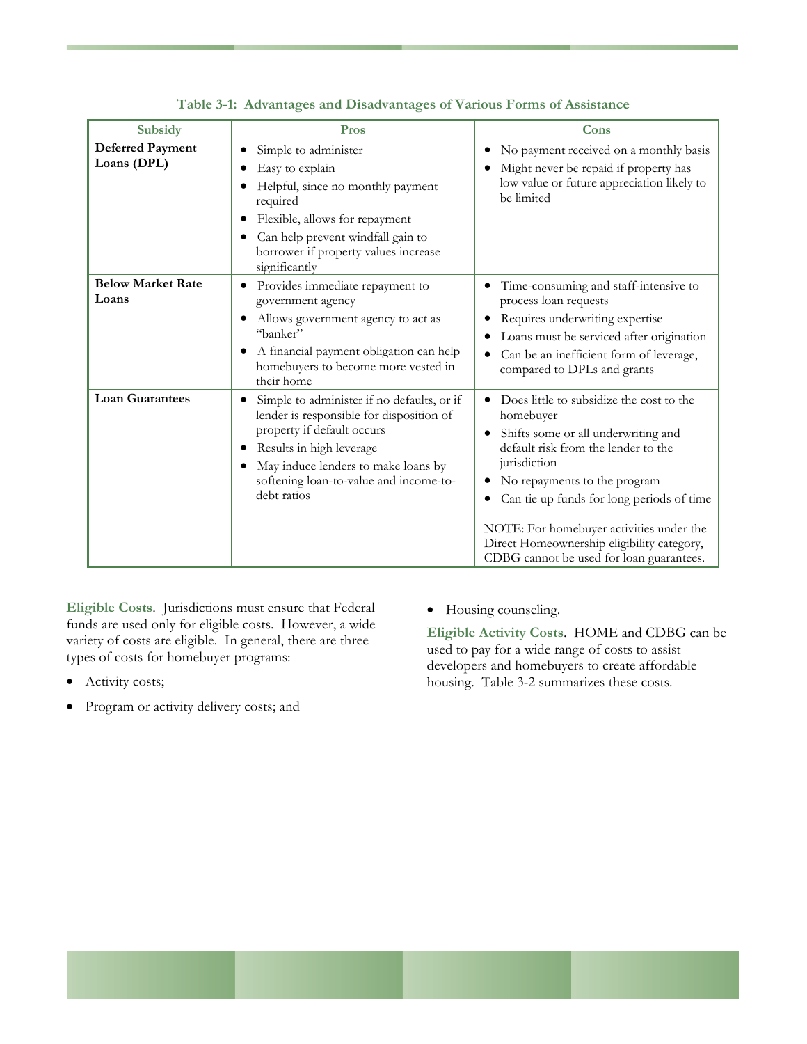**Table 3-1: Advantages and Disadvantages of Various Forms of Assistance**

| Subsidy | Pros | Cons |
|---|---|---|
| **Deferred Payment Loans (DPL)** | • Simple to administer<br>• Easy to explain<br>• Helpful, since no monthly payment required<br>• Flexible, allows for repayment<br>• Can help prevent windfall gain to borrower if property values increase significantly | • No payment received on a monthly basis<br>• Might never be repaid if property has low value or future appreciation likely to be limited |
| **Below Market Rate Loans** | • Provides immediate repayment to government agency<br>• Allows government agency to act as "banker"<br>• A financial payment obligation can help homebuyers to become more vested in their home | • Time-consuming and staff-intensive to process loan requests<br>• Requires underwriting expertise<br>• Loans must be serviced after origination<br>• Can be an inefficient form of leverage, compared to DPLs and grants |
| **Loan Guarantees** | • Simple to administer if no defaults, or if lender is responsible for disposition of property if default occurs<br>• Results in high leverage<br>• May induce lenders to make loans by softening loan-to-value and income-to-debt ratios | • Does little to subsidize the cost to the homebuyer<br>• Shifts some or all underwriting and default risk from the lender to the jurisdiction<br>• No repayments to the program<br>• Can tie up funds for long periods of time<br><br>NOTE: For homebuyer activities under the Direct Homeownership eligibility category, CDBG cannot be used for loan guarantees. |

**Eligible Costs**. Jurisdictions must ensure that Federal funds are used only for eligible costs. However, a wide variety of costs are eligible. In general, there are three types of costs for homebuyer programs:

- Activity costs;
- Program or activity delivery costs; and
- Housing counseling.

**Eligible Activity Costs**. HOME and CDBG can be used to pay for a wide range of costs to assist developers and homebuyers to create affordable housing. Table 3-2 summarizes these costs.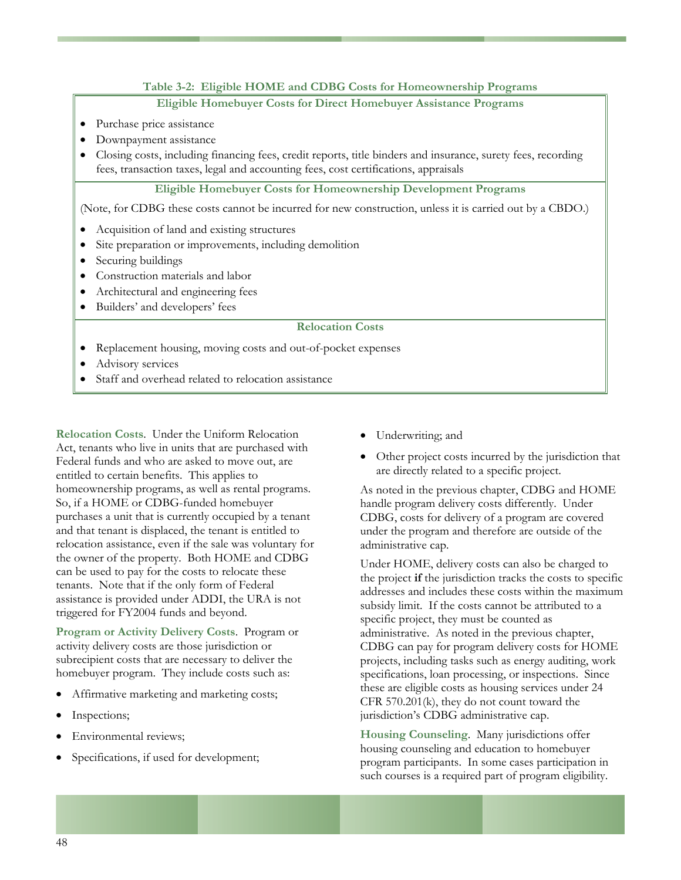**Table 3-2: Eligible HOME and CDBG Costs for Homeownership Programs**

**Eligible Homebuyer Costs for Direct Homebuyer Assistance Programs**

- Purchase price assistance
- Downpayment assistance
- Closing costs, including financing fees, credit reports, title binders and insurance, surety fees, recording fees, transaction taxes, legal and accounting fees, cost certifications, appraisals

**Eligible Homebuyer Costs for Homeownership Development Programs**

(Note, for CDBG these costs cannot be incurred for new construction, unless it is carried out by a CBDO.)

- Acquisition of land and existing structures
- Site preparation or improvements, including demolition
- Securing buildings
- Construction materials and labor
- Architectural and engineering fees
- Builders' and developers' fees

**Relocation Costs**

- Replacement housing, moving costs and out-of-pocket expenses
- Advisory services
- Staff and overhead related to relocation assistance

**Relocation Costs**. Under the Uniform Relocation Act, tenants who live in units that are purchased with Federal funds and who are asked to move out, are entitled to certain benefits. This applies to homeownership programs, as well as rental programs. So, if a HOME or CDBG-funded homebuyer purchases a unit that is currently occupied by a tenant and that tenant is displaced, the tenant is entitled to relocation assistance, even if the sale was voluntary for the owner of the property. Both HOME and CDBG can be used to pay for the costs to relocate these tenants. Note that if the only form of Federal assistance is provided under ADDI, the URA is not triggered for FY2004 funds and beyond.

**Program or Activity Delivery Costs**. Program or activity delivery costs are those jurisdiction or subrecipient costs that are necessary to deliver the homebuyer program. They include costs such as:

- Affirmative marketing and marketing costs;
- Inspections;
- Environmental reviews;
- Specifications, if used for development;
- Underwriting; and
- Other project costs incurred by the jurisdiction that are directly related to a specific project.

As noted in the previous chapter, CDBG and HOME handle program delivery costs differently. Under CDBG, costs for delivery of a program are covered under the program and therefore are outside of the administrative cap.

Under HOME, delivery costs can also be charged to the project **if** the jurisdiction tracks the costs to specific addresses and includes these costs within the maximum subsidy limit. If the costs cannot be attributed to a specific project, they must be counted as administrative. As noted in the previous chapter, CDBG can pay for program delivery costs for HOME projects, including tasks such as energy auditing, work specifications, loan processing, or inspections. Since these are eligible costs as housing services under 24 CFR 570.201(k), they do not count toward the jurisdiction's CDBG administrative cap.

**Housing Counseling**. Many jurisdictions offer housing counseling and education to homebuyer program participants. In some cases participation in such courses is a required part of program eligibility.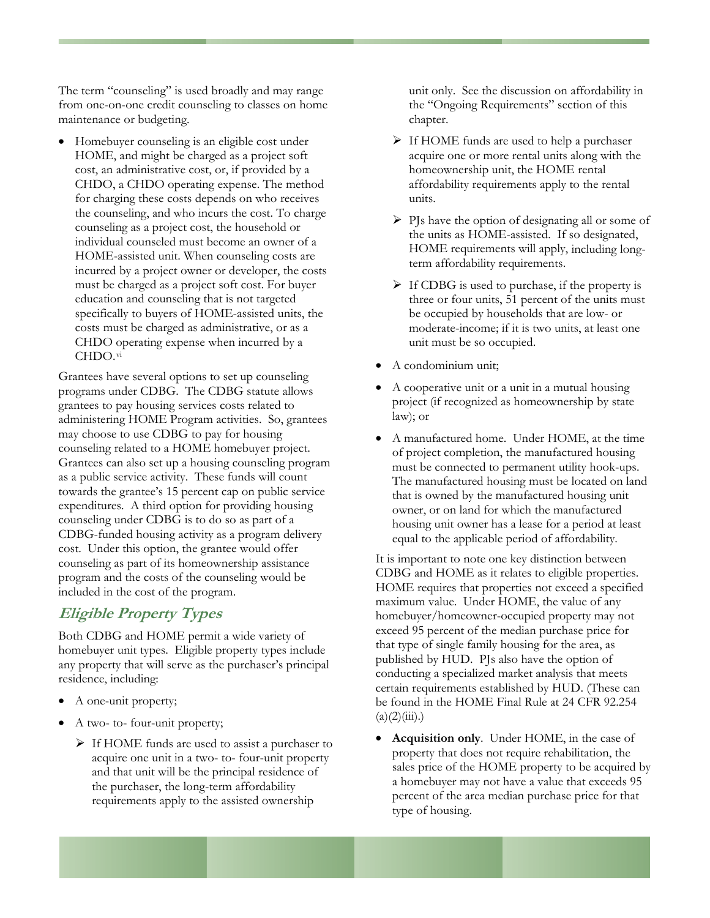The term "counseling" is used broadly and may range from one-on-one credit counseling to classes on home maintenance or budgeting.

- Homebuyer counseling is an eligible cost under HOME, and might be charged as a project soft cost, an administrative cost, or, if provided by a CHDO, a CHDO operating expense. The method for charging these costs depends on who receives the counseling, and who incurs the cost. To charge counseling as a project cost, the household or individual counseled must become an owner of a HOME-assisted unit. When counseling costs are incurred by a project owner or developer, the costs must be charged as a project soft cost. For buyer education and counseling that is not targeted specifically to buyers of HOME-assisted units, the costs must be charged as administrative, or as a CHDO operating expense when incurred by a CHDO.[vi]

Grantees have several options to set up counseling programs under CDBG. The CDBG statute allows grantees to pay housing services costs related to administering HOME Program activities. So, grantees may choose to use CDBG to pay for housing counseling related to a HOME homebuyer project. Grantees can also set up a housing counseling program as a public service activity. These funds will count towards the grantee's 15 percent cap on public service expenditures. A third option for providing housing counseling under CDBG is to do so as part of a CDBG-funded housing activity as a program delivery cost. Under this option, the grantee would offer counseling as part of its homeownership assistance program and the costs of the counseling would be included in the cost of the program.

## *Eligible Property Types*

Both CDBG and HOME permit a wide variety of homebuyer unit types. Eligible property types include any property that will serve as the purchaser's principal residence, including:

- A one-unit property;
- A two- to- four-unit property;
  - If HOME funds are used to assist a purchaser to acquire one unit in a two- to- four-unit property and that unit will be the principal residence of the purchaser, the long-term affordability requirements apply to the assisted ownership unit only. See the discussion on affordability in the "Ongoing Requirements" section of this chapter.
  - If HOME funds are used to help a purchaser acquire one or more rental units along with the homeownership unit, the HOME rental affordability requirements apply to the rental units.
  - PJs have the option of designating all or some of the units as HOME-assisted. If so designated, HOME requirements will apply, including long-term affordability requirements.
  - If CDBG is used to purchase, if the property is three or four units, 51 percent of the units must be occupied by households that are low- or moderate-income; if it is two units, at least one unit must be so occupied.
- A condominium unit;
- A cooperative unit or a unit in a mutual housing project (if recognized as homeownership by state law); or
- A manufactured home. Under HOME, at the time of project completion, the manufactured housing must be connected to permanent utility hook-ups. The manufactured housing must be located on land that is owned by the manufactured housing unit owner, or on land for which the manufactured housing unit owner has a lease for a period at least equal to the applicable period of affordability.

It is important to note one key distinction between CDBG and HOME as it relates to eligible properties. HOME requires that properties not exceed a specified maximum value. Under HOME, the value of any homebuyer/homeowner-occupied property may not exceed 95 percent of the median purchase price for that type of single family housing for the area, as published by HUD. PJs also have the option of conducting a specialized market analysis that meets certain requirements established by HUD. (These can be found in the HOME Final Rule at 24 CFR 92.254 (a)(2)(iii).)

- **Acquisition only**. Under HOME, in the case of property that does not require rehabilitation, the sales price of the HOME property to be acquired by a homebuyer may not have a value that exceeds 95 percent of the area median purchase price for that type of housing.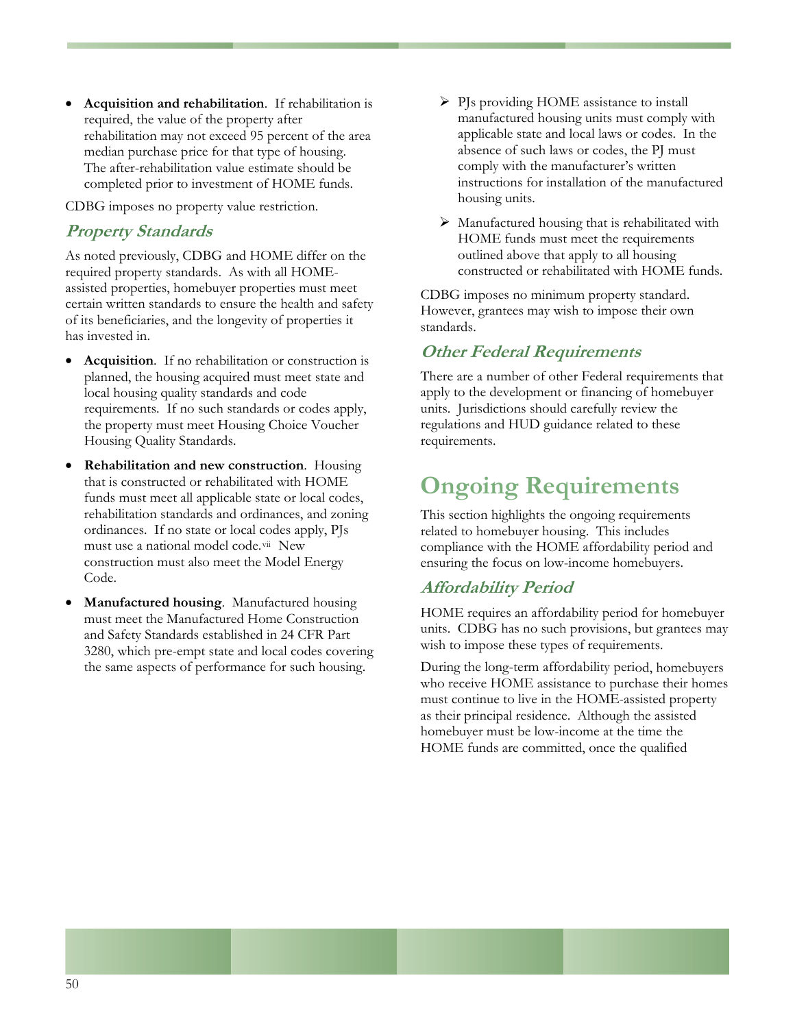- **Acquisition and rehabilitation**. If rehabilitation is required, the value of the property after rehabilitation may not exceed 95 percent of the area median purchase price for that type of housing. The after-rehabilitation value estimate should be completed prior to investment of HOME funds.

CDBG imposes no property value restriction.

### *Property Standards*

As noted previously, CDBG and HOME differ on the required property standards. As with all HOME-assisted properties, homebuyer properties must meet certain written standards to ensure the health and safety of its beneficiaries, and the longevity of properties it has invested in.

- **Acquisition**. If no rehabilitation or construction is planned, the housing acquired must meet state and local housing quality standards and code requirements. If no such standards or codes apply, the property must meet Housing Choice Voucher Housing Quality Standards.
- **Rehabilitation and new construction**. Housing that is constructed or rehabilitated with HOME funds must meet all applicable state or local codes, rehabilitation standards and ordinances, and zoning ordinances. If no state or local codes apply, PJs must use a national model code.[vii] New construction must also meet the Model Energy Code.
- **Manufactured housing**. Manufactured housing must meet the Manufactured Home Construction and Safety Standards established in 24 CFR Part 3280, which pre-empt state and local codes covering the same aspects of performance for such housing.
  - PJs providing HOME assistance to install manufactured housing units must comply with applicable state and local laws or codes. In the absence of such laws or codes, the PJ must comply with the manufacturer's written instructions for installation of the manufactured housing units.
  - Manufactured housing that is rehabilitated with HOME funds must meet the requirements outlined above that apply to all housing constructed or rehabilitated with HOME funds.

CDBG imposes no minimum property standard. However, grantees may wish to impose their own standards.

### *Other Federal Requirements*

There are a number of other Federal requirements that apply to the development or financing of homebuyer units. Jurisdictions should carefully review the regulations and HUD guidance related to these requirements.

## Ongoing Requirements

This section highlights the ongoing requirements related to homebuyer housing. This includes compliance with the HOME affordability period and ensuring the focus on low-income homebuyers.

### *Affordability Period*

HOME requires an affordability period for homebuyer units. CDBG has no such provisions, but grantees may wish to impose these types of requirements.

During the long-term affordability period, homebuyers who receive HOME assistance to purchase their homes must continue to live in the HOME-assisted property as their principal residence. Although the assisted homebuyer must be low-income at the time the HOME funds are committed, once the qualified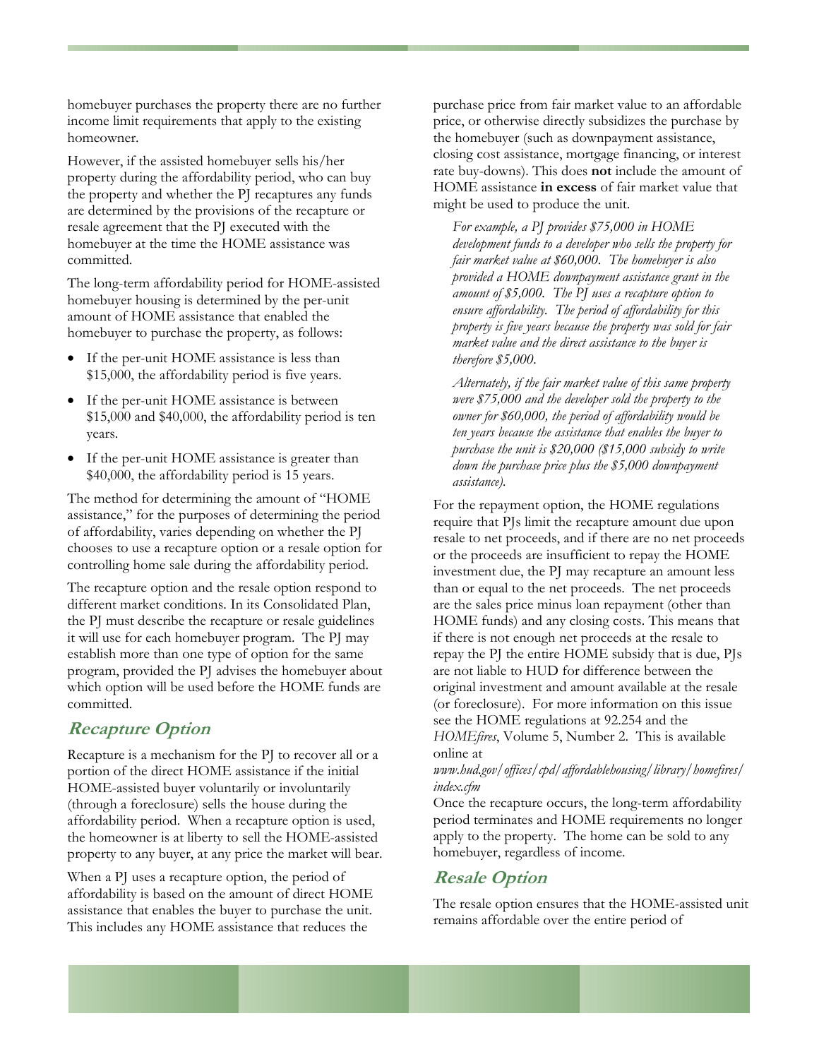homebuyer purchases the property there are no further income limit requirements that apply to the existing homeowner.

However, if the assisted homebuyer sells his/her property during the affordability period, who can buy the property and whether the PJ recaptures any funds are determined by the provisions of the recapture or resale agreement that the PJ executed with the homebuyer at the time the HOME assistance was committed.

The long-term affordability period for HOME-assisted homebuyer housing is determined by the per-unit amount of HOME assistance that enabled the homebuyer to purchase the property, as follows:

- If the per-unit HOME assistance is less than $15,000, the affordability period is five years.
- If the per-unit HOME assistance is between $15,000 and $40,000, the affordability period is ten years.
- If the per-unit HOME assistance is greater than $40,000, the affordability period is 15 years.

The method for determining the amount of "HOME assistance," for the purposes of determining the period of affordability, varies depending on whether the PJ chooses to use a recapture option or a resale option for controlling home sale during the affordability period.

The recapture option and the resale option respond to different market conditions. In its Consolidated Plan, the PJ must describe the recapture or resale guidelines it will use for each homebuyer program. The PJ may establish more than one type of option for the same program, provided the PJ advises the homebuyer about which option will be used before the HOME funds are committed.

## Recapture Option

Recapture is a mechanism for the PJ to recover all or a portion of the direct HOME assistance if the initial HOME-assisted buyer voluntarily or involuntarily (through a foreclosure) sells the house during the affordability period. When a recapture option is used, the homeowner is at liberty to sell the HOME-assisted property to any buyer, at any price the market will bear.

When a PJ uses a recapture option, the period of affordability is based on the amount of direct HOME assistance that enables the buyer to purchase the unit. This includes any HOME assistance that reduces the purchase price from fair market value to an affordable price, or otherwise directly subsidizes the purchase by the homebuyer (such as downpayment assistance, closing cost assistance, mortgage financing, or interest rate buy-downs). This does **not** include the amount of HOME assistance **in excess** of fair market value that might be used to produce the unit.

*For example, a PJ provides $75,000 in HOME development funds to a developer who sells the property for fair market value at $60,000. The homebuyer is also provided a HOME downpayment assistance grant in the amount of $5,000. The PJ uses a recapture option to ensure affordability. The period of affordability for this property is five years because the property was sold for fair market value and the direct assistance to the buyer is therefore $5,000.*

*Alternately, if the fair market value of this same property were $75,000 and the developer sold the property to the owner for $60,000, the period of affordability would be ten years because the assistance that enables the buyer to purchase the unit is $20,000 ($15,000 subsidy to write down the purchase price plus the $5,000 downpayment assistance).*

For the repayment option, the HOME regulations require that PJs limit the recapture amount due upon resale to net proceeds, and if there are no net proceeds or the proceeds are insufficient to repay the HOME investment due, the PJ may recapture an amount less than or equal to the net proceeds. The net proceeds are the sales price minus loan repayment (other than HOME funds) and any closing costs. This means that if there is not enough net proceeds at the resale to repay the PJ the entire HOME subsidy that is due, PJs are not liable to HUD for difference between the original investment and amount available at the resale (or foreclosure). For more information on this issue see the HOME regulations at 92.254 and the *HOMEfires*, Volume 5, Number 2. This is available online at *www.hud.gov/offices/cpd/affordablehousing/library/homefires/index.cfm*

Once the recapture occurs, the long-term affordability period terminates and HOME requirements no longer apply to the property. The home can be sold to any homebuyer, regardless of income.

## Resale Option

The resale option ensures that the HOME-assisted unit remains affordable over the entire period of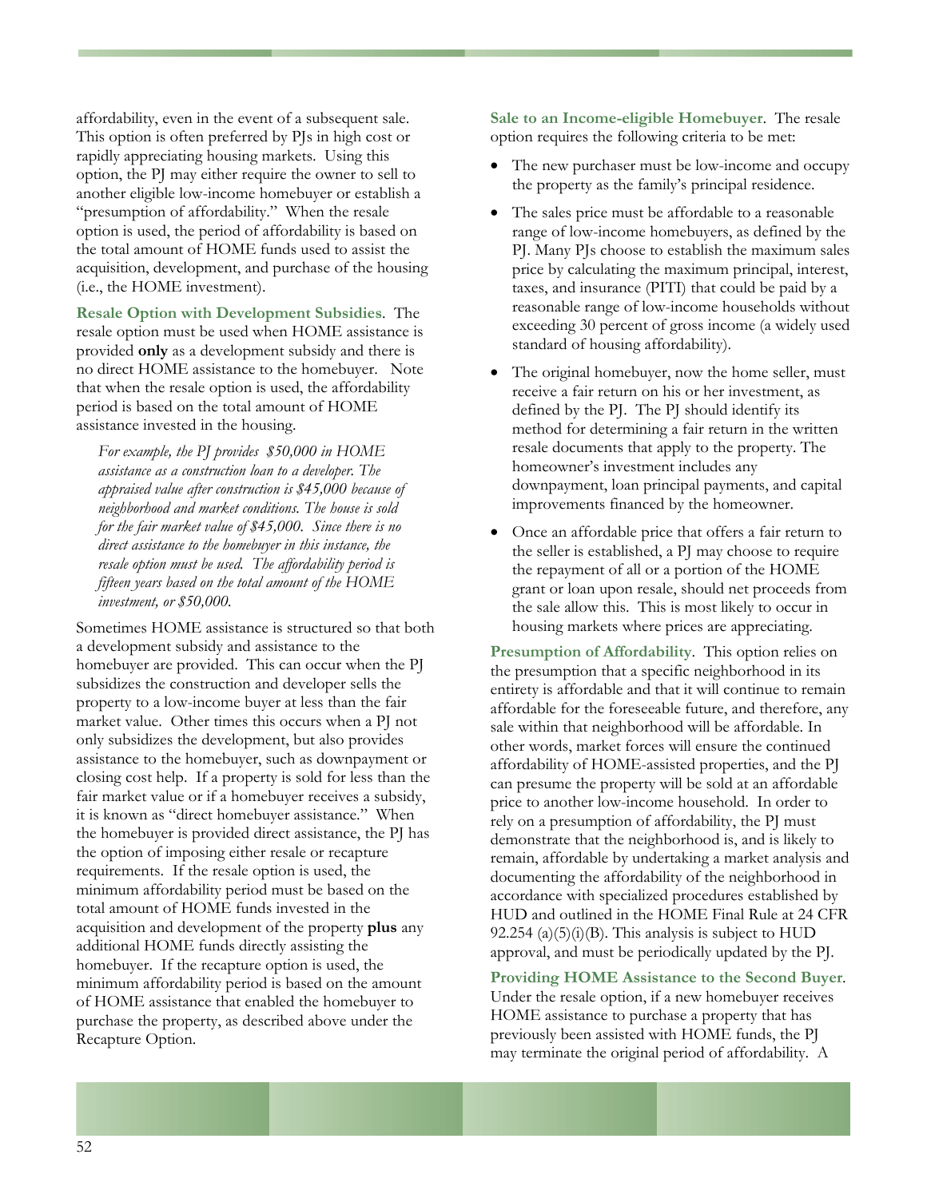affordability, even in the event of a subsequent sale. This option is often preferred by PJs in high cost or rapidly appreciating housing markets. Using this option, the PJ may either require the owner to sell to another eligible low-income homebuyer or establish a "presumption of affordability." When the resale option is used, the period of affordability is based on the total amount of HOME funds used to assist the acquisition, development, and purchase of the housing (i.e., the HOME investment).

**Resale Option with Development Subsidies**. The resale option must be used when HOME assistance is provided **only** as a development subsidy and there is no direct HOME assistance to the homebuyer. Note that when the resale option is used, the affordability period is based on the total amount of HOME assistance invested in the housing.

> *For example, the PJ provides $50,000 in HOME assistance as a construction loan to a developer. The appraised value after construction is $45,000 because of neighborhood and market conditions. The house is sold for the fair market value of $45,000. Since there is no direct assistance to the homebuyer in this instance, the resale option must be used. The affordability period is fifteen years based on the total amount of the HOME investment, or $50,000.*

Sometimes HOME assistance is structured so that both a development subsidy and assistance to the homebuyer are provided. This can occur when the PJ subsidizes the construction and developer sells the property to a low-income buyer at less than the fair market value. Other times this occurs when a PJ not only subsidizes the development, but also provides assistance to the homebuyer, such as downpayment or closing cost help. If a property is sold for less than the fair market value or if a homebuyer receives a subsidy, it is known as "direct homebuyer assistance." When the homebuyer is provided direct assistance, the PJ has the option of imposing either resale or recapture requirements. If the resale option is used, the minimum affordability period must be based on the total amount of HOME funds invested in the acquisition and development of the property **plus** any additional HOME funds directly assisting the homebuyer. If the recapture option is used, the minimum affordability period is based on the amount of HOME assistance that enabled the homebuyer to purchase the property, as described above under the Recapture Option.

**Sale to an Income-eligible Homebuyer**. The resale option requires the following criteria to be met:

- The new purchaser must be low-income and occupy the property as the family's principal residence.
- The sales price must be affordable to a reasonable range of low-income homebuyers, as defined by the PJ. Many PJs choose to establish the maximum sales price by calculating the maximum principal, interest, taxes, and insurance (PITI) that could be paid by a reasonable range of low-income households without exceeding 30 percent of gross income (a widely used standard of housing affordability).
- The original homebuyer, now the home seller, must receive a fair return on his or her investment, as defined by the PJ. The PJ should identify its method for determining a fair return in the written resale documents that apply to the property. The homeowner's investment includes any downpayment, loan principal payments, and capital improvements financed by the homeowner.
- Once an affordable price that offers a fair return to the seller is established, a PJ may choose to require the repayment of all or a portion of the HOME grant or loan upon resale, should net proceeds from the sale allow this. This is most likely to occur in housing markets where prices are appreciating.

**Presumption of Affordability**. This option relies on the presumption that a specific neighborhood in its entirety is affordable and that it will continue to remain affordable for the foreseeable future, and therefore, any sale within that neighborhood will be affordable. In other words, market forces will ensure the continued affordability of HOME-assisted properties, and the PJ can presume the property will be sold at an affordable price to another low-income household. In order to rely on a presumption of affordability, the PJ must demonstrate that the neighborhood is, and is likely to remain, affordable by undertaking a market analysis and documenting the affordability of the neighborhood in accordance with specialized procedures established by HUD and outlined in the HOME Final Rule at 24 CFR 92.254 (a)(5)(i)(B). This analysis is subject to HUD approval, and must be periodically updated by the PJ.

**Providing HOME Assistance to the Second Buyer**. Under the resale option, if a new homebuyer receives HOME assistance to purchase a property that has previously been assisted with HOME funds, the PJ may terminate the original period of affordability. A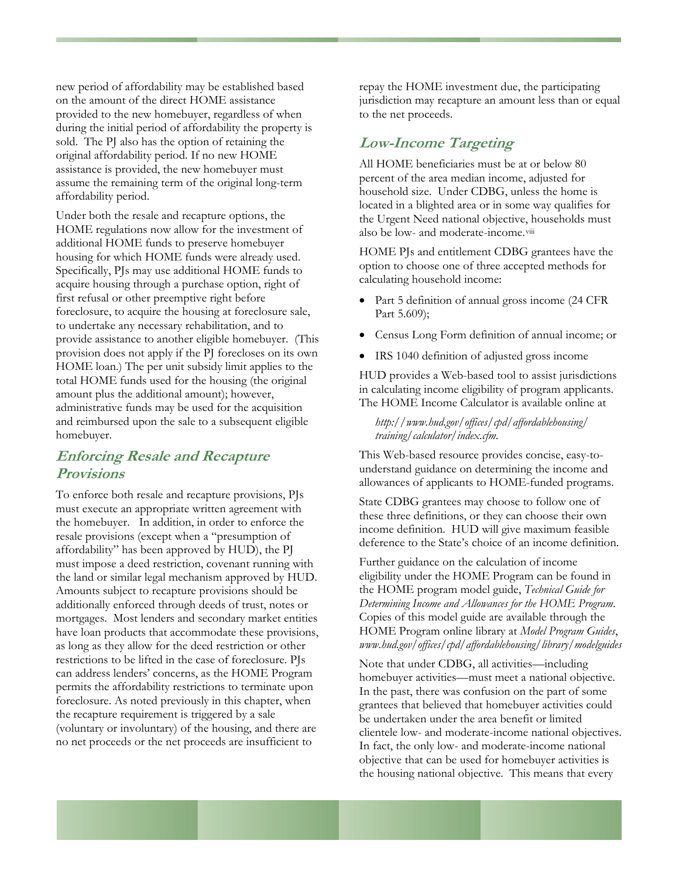new period of affordability may be established based on the amount of the direct HOME assistance provided to the new homebuyer, regardless of when during the initial period of affordability the property is sold. The PJ also has the option of retaining the original affordability period. If no new HOME assistance is provided, the new homebuyer must assume the remaining term of the original long-term affordability period.

Under both the resale and recapture options, the HOME regulations now allow for the investment of additional HOME funds to preserve homebuyer housing for which HOME funds were already used. Specifically, PJs may use additional HOME funds to acquire housing through a purchase option, right of first refusal or other preemptive right before foreclosure, to acquire the housing at foreclosure sale, to undertake any necessary rehabilitation, and to provide assistance to another eligible homebuyer. (This provision does not apply if the PJ forecloses on its own HOME loan.) The per unit subsidy limit applies to the total HOME funds used for the housing (the original amount plus the additional amount); however, administrative funds may be used for the acquisition and reimbursed upon the sale to a subsequent eligible homebuyer.

## Enforcing Resale and Recapture Provisions

To enforce both resale and recapture provisions, PJs must execute an appropriate written agreement with the homebuyer. In addition, in order to enforce the resale provisions (except when a "presumption of affordability" has been approved by HUD), the PJ must impose a deed restriction, covenant running with the land or similar legal mechanism approved by HUD. Amounts subject to recapture provisions should be additionally enforced through deeds of trust, notes or mortgages. Most lenders and secondary market entities have loan products that accommodate these provisions, as long as they allow for the deed restriction or other restrictions to be lifted in the case of foreclosure. PJs can address lenders' concerns, as the HOME Program permits the affordability restrictions to terminate upon foreclosure. As noted previously in this chapter, when the recapture requirement is triggered by a sale (voluntary or involuntary) of the housing, and there are no net proceeds or the net proceeds are insufficient to repay the HOME investment due, the participating jurisdiction may recapture an amount less than or equal to the net proceeds.

## Low-Income Targeting

All HOME beneficiaries must be at or below 80 percent of the area median income, adjusted for household size. Under CDBG, unless the home is located in a blighted area or in some way qualifies for the Urgent Need national objective, households must also be low- and moderate-income.[viii]

HOME PJs and entitlement CDBG grantees have the option to choose one of three accepted methods for calculating household income:

- Part 5 definition of annual gross income (24 CFR Part 5.609);
- Census Long Form definition of annual income; or
- IRS 1040 definition of adjusted gross income

HUD provides a Web-based tool to assist jurisdictions in calculating income eligibility of program applicants. The HOME Income Calculator is available online at

*http://www.hud.gov/offices/cpd/affordablehousing/training/calculator/index.cfm.*

This Web-based resource provides concise, easy-to-understand guidance on determining the income and allowances of applicants to HOME-funded programs.

State CDBG grantees may choose to follow one of these three definitions, or they can choose their own income definition. HUD will give maximum feasible deference to the State's choice of an income definition.

Further guidance on the calculation of income eligibility under the HOME Program can be found in the HOME program model guide, *Technical Guide for Determining Income and Allowances for the HOME Program*. Copies of this model guide are available through the HOME Program online library at *Model Program Guides*, *www.hud.gov/offices/cpd/affordablehousing/library/modelguides*

Note that under CDBG, all activities—including homebuyer activities—must meet a national objective. In the past, there was confusion on the part of some grantees that believed that homebuyer activities could be undertaken under the area benefit or limited clientele low- and moderate-income national objectives. In fact, the only low- and moderate-income national objective that can be used for homebuyer activities is the housing national objective. This means that every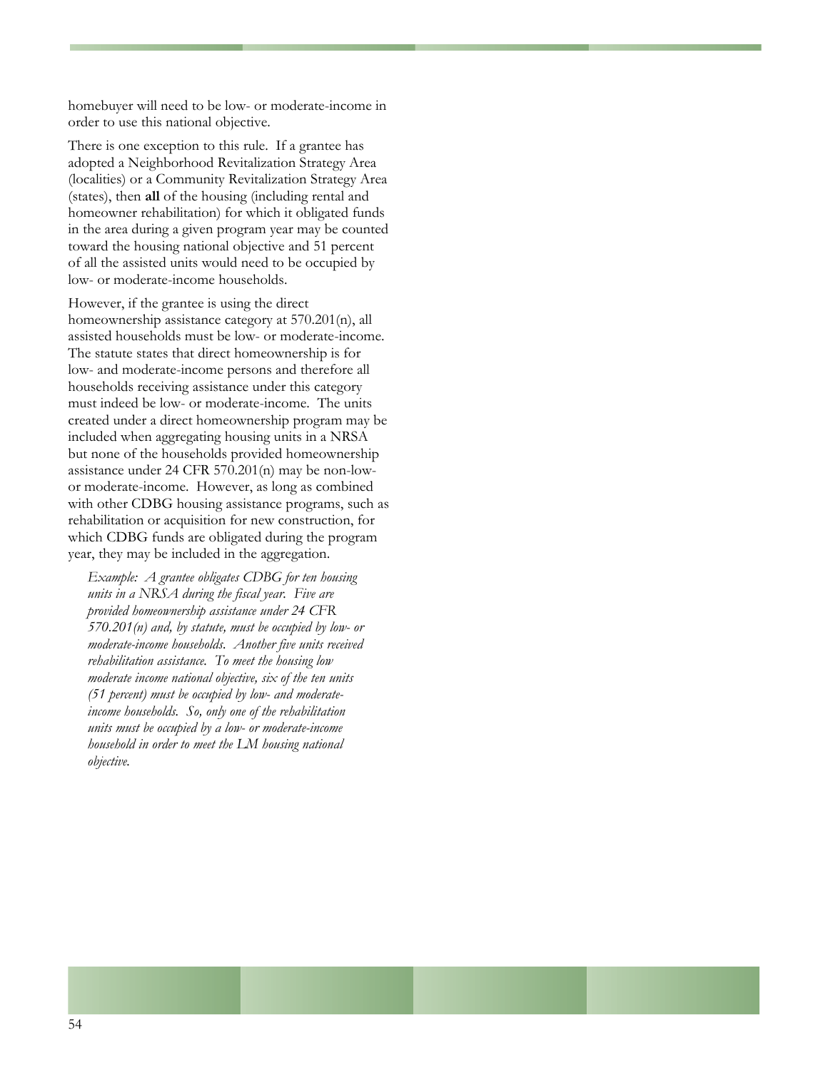homebuyer will need to be low- or moderate-income in order to use this national objective.

There is one exception to this rule. If a grantee has adopted a Neighborhood Revitalization Strategy Area (localities) or a Community Revitalization Strategy Area (states), then **all** of the housing (including rental and homeowner rehabilitation) for which it obligated funds in the area during a given program year may be counted toward the housing national objective and 51 percent of all the assisted units would need to be occupied by low- or moderate-income households.

However, if the grantee is using the direct homeownership assistance category at 570.201(n), all assisted households must be low- or moderate-income. The statute states that direct homeownership is for low- and moderate-income persons and therefore all households receiving assistance under this category must indeed be low- or moderate-income. The units created under a direct homeownership program may be included when aggregating housing units in a NRSA but none of the households provided homeownership assistance under 24 CFR 570.201(n) may be non-low- or moderate-income. However, as long as combined with other CDBG housing assistance programs, such as rehabilitation or acquisition for new construction, for which CDBG funds are obligated during the program year, they may be included in the aggregation.

> *Example: A grantee obligates CDBG for ten housing units in a NRSA during the fiscal year. Five are provided homeownership assistance under 24 CFR 570.201(n) and, by statute, must be occupied by low- or moderate-income households. Another five units received rehabilitation assistance. To meet the housing low moderate income national objective, six of the ten units (51 percent) must be occupied by low- and moderate-income households. So, only one of the rehabilitation units must be occupied by a low- or moderate-income household in order to meet the LM housing national objective.*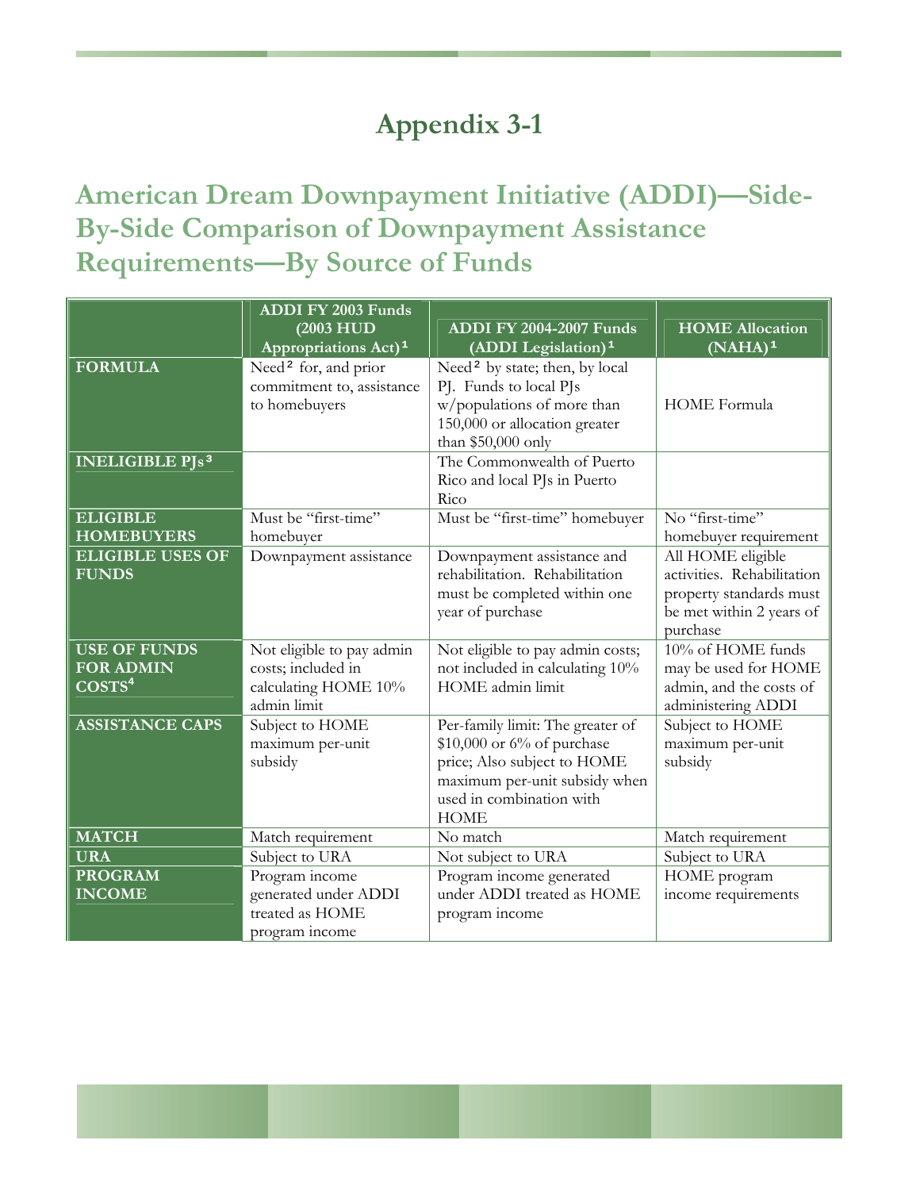# Appendix 3-1

## American Dream Downpayment Initiative (ADDI)—Side-By-Side Comparison of Downpayment Assistance Requirements—By Source of Funds

| | ADDI FY 2003 Funds (2003 HUD Appropriations Act)[1] | ADDI FY 2004-2007 Funds (ADDI Legislation)[1] | HOME Allocation (NAHA)[1] |
|---|---|---|---|
| **FORMULA** | Need[2] for, and prior commitment to, assistance to homebuyers | Need[2] by state; then, by local PJ. Funds to local PJs w/populations of more than 150,000 or allocation greater than $50,000 only | HOME Formula |
| **INELIGIBLE PJs[3]** | | The Commonwealth of Puerto Rico and local PJs in Puerto Rico | |
| **ELIGIBLE HOMEBUYERS** | Must be "first-time" homebuyer | Must be "first-time" homebuyer | No "first-time" homebuyer requirement |
| **ELIGIBLE USES OF FUNDS** | Downpayment assistance | Downpayment assistance and rehabilitation. Rehabilitation must be completed within one year of purchase | All HOME eligible activities. Rehabilitation property standards must be met within 2 years of purchase |
| **USE OF FUNDS FOR ADMIN COSTS[4]** | Not eligible to pay admin costs; included in calculating HOME 10% admin limit | Not eligible to pay admin costs; not included in calculating 10% HOME admin limit | 10% of HOME funds may be used for HOME admin, and the costs of administering ADDI |
| **ASSISTANCE CAPS** | Subject to HOME maximum per-unit subsidy | Per-family limit: The greater of $10,000 or 6% of purchase price; Also subject to HOME maximum per-unit subsidy when used in combination with HOME | Subject to HOME maximum per-unit subsidy |
| **MATCH** | Match requirement | No match | Match requirement |
| **URA** | Subject to URA | Not subject to URA | Subject to URA |
| **PROGRAM INCOME** | Program income generated under ADDI treated as HOME program income | Program income generated under ADDI treated as HOME program income | HOME program income requirements |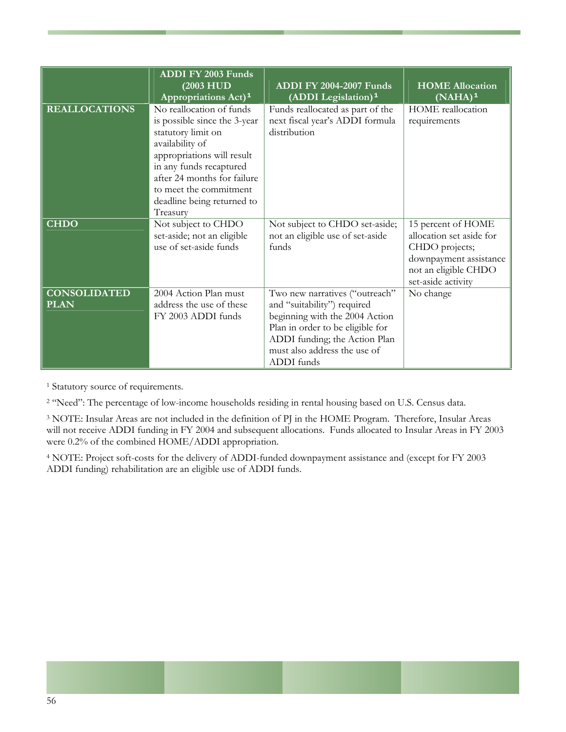| | ADDI FY 2003 Funds (2003 HUD Appropriations Act)[1] | ADDI FY 2004-2007 Funds (ADDI Legislation)[1] | HOME Allocation (NAHA)[1] |
|---|---|---|---|
| **REALLOCATIONS** | No reallocation of funds is possible since the 3-year statutory limit on availability of appropriations will result in any funds recaptured after 24 months for failure to meet the commitment deadline being returned to Treasury | Funds reallocated as part of the next fiscal year's ADDI formula distribution | HOME reallocation requirements |
| **CHDO** | Not subject to CHDO set-aside; not an eligible use of set-aside funds | Not subject to CHDO set-aside; not an eligible use of set-aside funds | 15 percent of HOME allocation set aside for CHDO projects; downpayment assistance not an eligible CHDO set-aside activity |
| **CONSOLIDATED PLAN** | 2004 Action Plan must address the use of these FY 2003 ADDI funds | Two new narratives ("outreach" and "suitability") required beginning with the 2004 Action Plan in order to be eligible for ADDI funding; the Action Plan must also address the use of ADDI funds | No change |

[1] Statutory source of requirements.

[2] "Need": The percentage of low-income households residing in rental housing based on U.S. Census data.

[3] NOTE: Insular Areas are not included in the definition of PJ in the HOME Program. Therefore, Insular Areas will not receive ADDI funding in FY 2004 and subsequent allocations. Funds allocated to Insular Areas in FY 2003 were 0.2% of the combined HOME/ADDI appropriation.

[4] NOTE: Project soft-costs for the delivery of ADDI-funded downpayment assistance and (except for FY 2003 ADDI funding) rehabilitation are an eligible use of ADDI funds.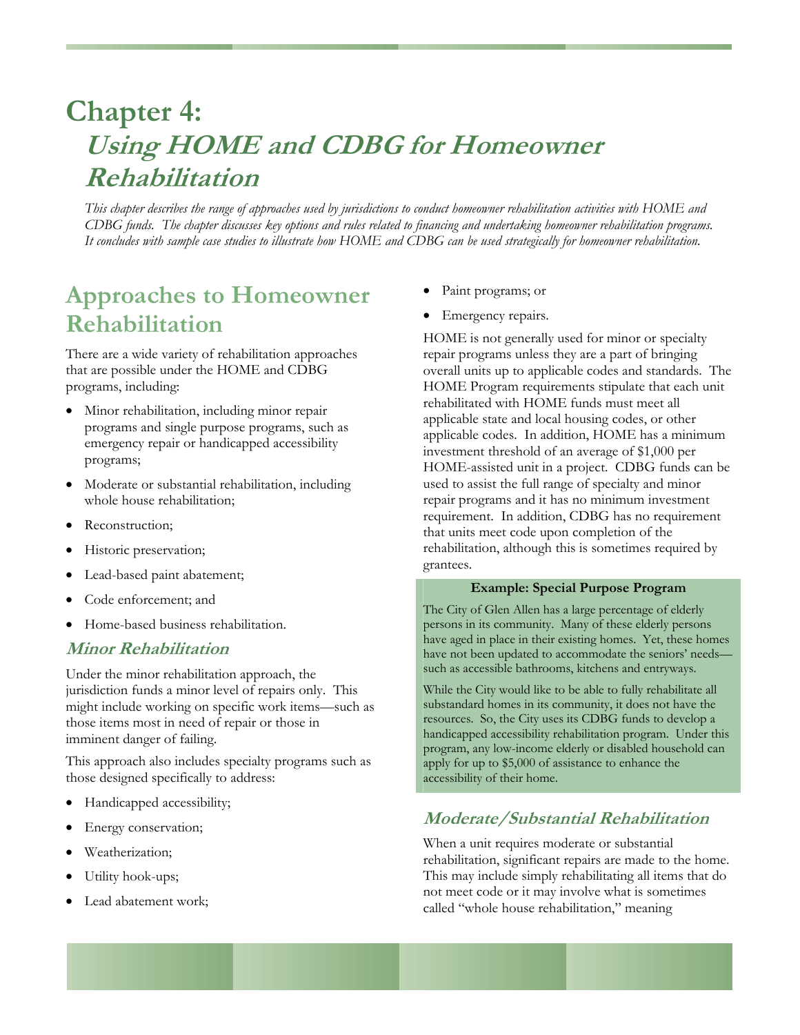# Chapter 4: *Using HOME and CDBG for Homeowner Rehabilitation*

*This chapter describes the range of approaches used by jurisdictions to conduct homeowner rehabilitation activities with HOME and CDBG funds. The chapter discusses key options and rules related to financing and undertaking homeowner rehabilitation programs. It concludes with sample case studies to illustrate how HOME and CDBG can be used strategically for homeowner rehabilitation.*

## Approaches to Homeowner Rehabilitation

There are a wide variety of rehabilitation approaches that are possible under the HOME and CDBG programs, including:

- Minor rehabilitation, including minor repair programs and single purpose programs, such as emergency repair or handicapped accessibility programs;
- Moderate or substantial rehabilitation, including whole house rehabilitation;
- Reconstruction;
- Historic preservation;
- Lead-based paint abatement;
- Code enforcement; and
- Home-based business rehabilitation.

### *Minor Rehabilitation*

Under the minor rehabilitation approach, the jurisdiction funds a minor level of repairs only. This might include working on specific work items—such as those items most in need of repair or those in imminent danger of failing.

This approach also includes specialty programs such as those designed specifically to address:

- Handicapped accessibility;
- Energy conservation;
- Weatherization;
- Utility hook-ups;
- Lead abatement work;
- Paint programs; or
- Emergency repairs.

HOME is not generally used for minor or specialty repair programs unless they are a part of bringing overall units up to applicable codes and standards. The HOME Program requirements stipulate that each unit rehabilitated with HOME funds must meet all applicable state and local housing codes, or other applicable codes. In addition, HOME has a minimum investment threshold of an average of $1,000 per HOME-assisted unit in a project. CDBG funds can be used to assist the full range of specialty and minor repair programs and it has no minimum investment requirement. In addition, CDBG has no requirement that units meet code upon completion of the rehabilitation, although this is sometimes required by grantees.

**Example: Special Purpose Program**

The City of Glen Allen has a large percentage of elderly persons in its community. Many of these elderly persons have aged in place in their existing homes. Yet, these homes have not been updated to accommodate the seniors' needs—such as accessible bathrooms, kitchens and entryways.

While the City would like to be able to fully rehabilitate all substandard homes in its community, it does not have the resources. So, the City uses its CDBG funds to develop a handicapped accessibility rehabilitation program. Under this program, any low-income elderly or disabled household can apply for up to $5,000 of assistance to enhance the accessibility of their home.

### *Moderate/Substantial Rehabilitation*

When a unit requires moderate or substantial rehabilitation, significant repairs are made to the home. This may include simply rehabilitating all items that do not meet code or it may involve what is sometimes called "whole house rehabilitation," meaning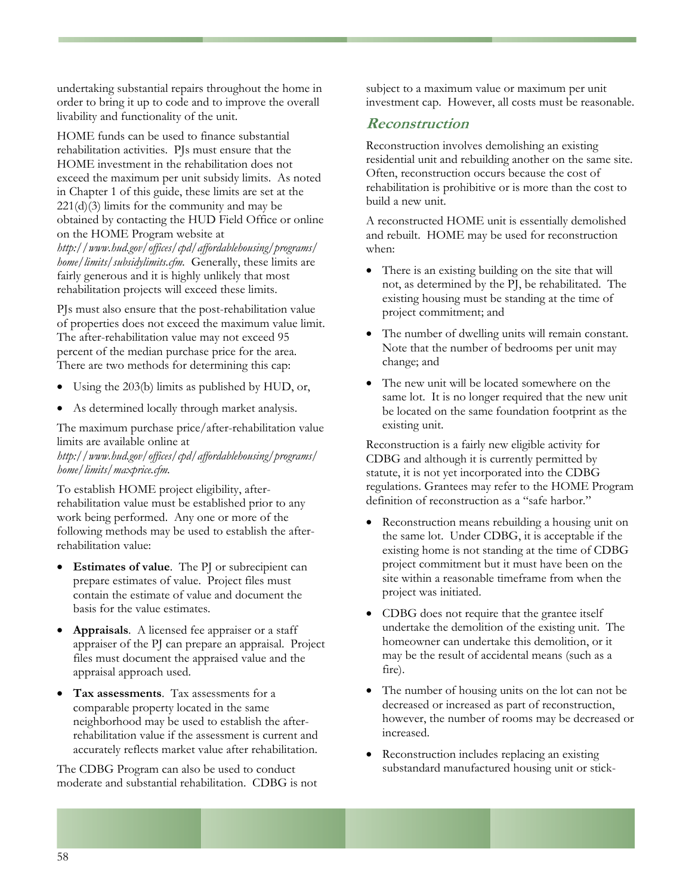undertaking substantial repairs throughout the home in order to bring it up to code and to improve the overall livability and functionality of the unit.

HOME funds can be used to finance substantial rehabilitation activities. PJs must ensure that the HOME investment in the rehabilitation does not exceed the maximum per unit subsidy limits. As noted in Chapter 1 of this guide, these limits are set at the 221(d)(3) limits for the community and may be obtained by contacting the HUD Field Office or online on the HOME Program website at *http://www.hud.gov/offices/cpd/affordablehousing/programs/home/limits/subsidylimits.cfm*. Generally, these limits are fairly generous and it is highly unlikely that most rehabilitation projects will exceed these limits.

PJs must also ensure that the post-rehabilitation value of properties does not exceed the maximum value limit. The after-rehabilitation value may not exceed 95 percent of the median purchase price for the area. There are two methods for determining this cap:

- Using the 203(b) limits as published by HUD, or,
- As determined locally through market analysis.

The maximum purchase price/after-rehabilitation value limits are available online at *http://www.hud.gov/offices/cpd/affordablehousing/programs/home/limits/maxprice.cfm*.

To establish HOME project eligibility, after-rehabilitation value must be established prior to any work being performed. Any one or more of the following methods may be used to establish the after-rehabilitation value:

- **Estimates of value**. The PJ or subrecipient can prepare estimates of value. Project files must contain the estimate of value and document the basis for the value estimates.
- **Appraisals**. A licensed fee appraiser or a staff appraiser of the PJ can prepare an appraisal. Project files must document the appraised value and the appraisal approach used.
- **Tax assessments**. Tax assessments for a comparable property located in the same neighborhood may be used to establish the after-rehabilitation value if the assessment is current and accurately reflects market value after rehabilitation.

The CDBG Program can also be used to conduct moderate and substantial rehabilitation. CDBG is not subject to a maximum value or maximum per unit investment cap. However, all costs must be reasonable.

## *Reconstruction*

Reconstruction involves demolishing an existing residential unit and rebuilding another on the same site. Often, reconstruction occurs because the cost of rehabilitation is prohibitive or is more than the cost to build a new unit.

A reconstructed HOME unit is essentially demolished and rebuilt. HOME may be used for reconstruction when:

- There is an existing building on the site that will not, as determined by the PJ, be rehabilitated. The existing housing must be standing at the time of project commitment; and
- The number of dwelling units will remain constant. Note that the number of bedrooms per unit may change; and
- The new unit will be located somewhere on the same lot. It is no longer required that the new unit be located on the same foundation footprint as the existing unit.

Reconstruction is a fairly new eligible activity for CDBG and although it is currently permitted by statute, it is not yet incorporated into the CDBG regulations. Grantees may refer to the HOME Program definition of reconstruction as a "safe harbor."

- Reconstruction means rebuilding a housing unit on the same lot. Under CDBG, it is acceptable if the existing home is not standing at the time of CDBG project commitment but it must have been on the site within a reasonable timeframe from when the project was initiated.
- CDBG does not require that the grantee itself undertake the demolition of the existing unit. The homeowner can undertake this demolition, or it may be the result of accidental means (such as a fire).
- The number of housing units on the lot can not be decreased or increased as part of reconstruction, however, the number of rooms may be decreased or increased.
- Reconstruction includes replacing an existing substandard manufactured housing unit or stick-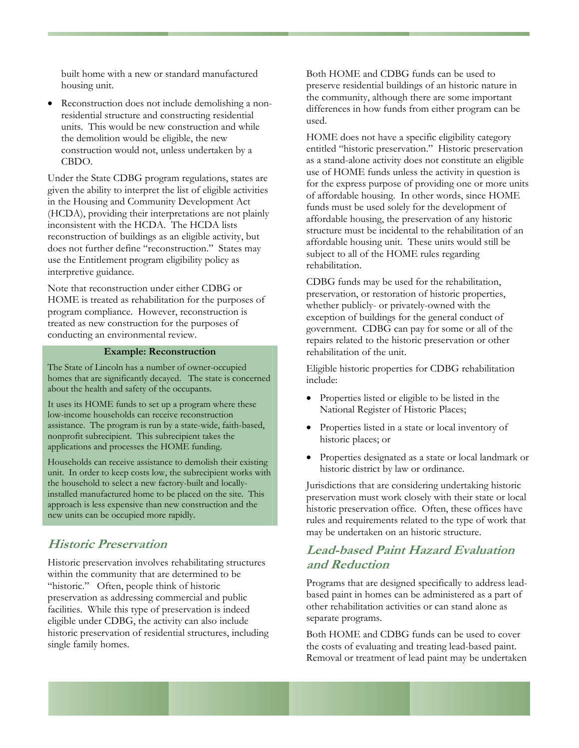built home with a new or standard manufactured housing unit.

- Reconstruction does not include demolishing a non-residential structure and constructing residential units. This would be new construction and while the demolition would be eligible, the new construction would not, unless undertaken by a CBDO.

Under the State CDBG program regulations, states are given the ability to interpret the list of eligible activities in the Housing and Community Development Act (HCDA), providing their interpretations are not plainly inconsistent with the HCDA. The HCDA lists reconstruction of buildings as an eligible activity, but does not further define "reconstruction." States may use the Entitlement program eligibility policy as interpretive guidance.

Note that reconstruction under either CDBG or HOME is treated as rehabilitation for the purposes of program compliance. However, reconstruction is treated as new construction for the purposes of conducting an environmental review.

**Example: Reconstruction**

The State of Lincoln has a number of owner-occupied homes that are significantly decayed. The state is concerned about the health and safety of the occupants.

It uses its HOME funds to set up a program where these low-income households can receive reconstruction assistance. The program is run by a state-wide, faith-based, nonprofit subrecipient. This subrecipient takes the applications and processes the HOME funding.

Households can receive assistance to demolish their existing unit. In order to keep costs low, the subrecipient works with the household to select a new factory-built and locally-installed manufactured home to be placed on the site. This approach is less expensive than new construction and the new units can be occupied more rapidly.

## *Historic Preservation*

Historic preservation involves rehabilitating structures within the community that are determined to be "historic." Often, people think of historic preservation as addressing commercial and public facilities. While this type of preservation is indeed eligible under CDBG, the activity can also include historic preservation of residential structures, including single family homes.

Both HOME and CDBG funds can be used to preserve residential buildings of an historic nature in the community, although there are some important differences in how funds from either program can be used.

HOME does not have a specific eligibility category entitled "historic preservation." Historic preservation as a stand-alone activity does not constitute an eligible use of HOME funds unless the activity in question is for the express purpose of providing one or more units of affordable housing. In other words, since HOME funds must be used solely for the development of affordable housing, the preservation of any historic structure must be incidental to the rehabilitation of an affordable housing unit. These units would still be subject to all of the HOME rules regarding rehabilitation.

CDBG funds may be used for the rehabilitation, preservation, or restoration of historic properties, whether publicly- or privately-owned with the exception of buildings for the general conduct of government. CDBG can pay for some or all of the repairs related to the historic preservation or other rehabilitation of the unit.

Eligible historic properties for CDBG rehabilitation include:

- Properties listed or eligible to be listed in the National Register of Historic Places;
- Properties listed in a state or local inventory of historic places; or
- Properties designated as a state or local landmark or historic district by law or ordinance.

Jurisdictions that are considering undertaking historic preservation must work closely with their state or local historic preservation office. Often, these offices have rules and requirements related to the type of work that may be undertaken on an historic structure.

## *Lead-based Paint Hazard Evaluation and Reduction*

Programs that are designed specifically to address lead-based paint in homes can be administered as a part of other rehabilitation activities or can stand alone as separate programs.

Both HOME and CDBG funds can be used to cover the costs of evaluating and treating lead-based paint. Removal or treatment of lead paint may be undertaken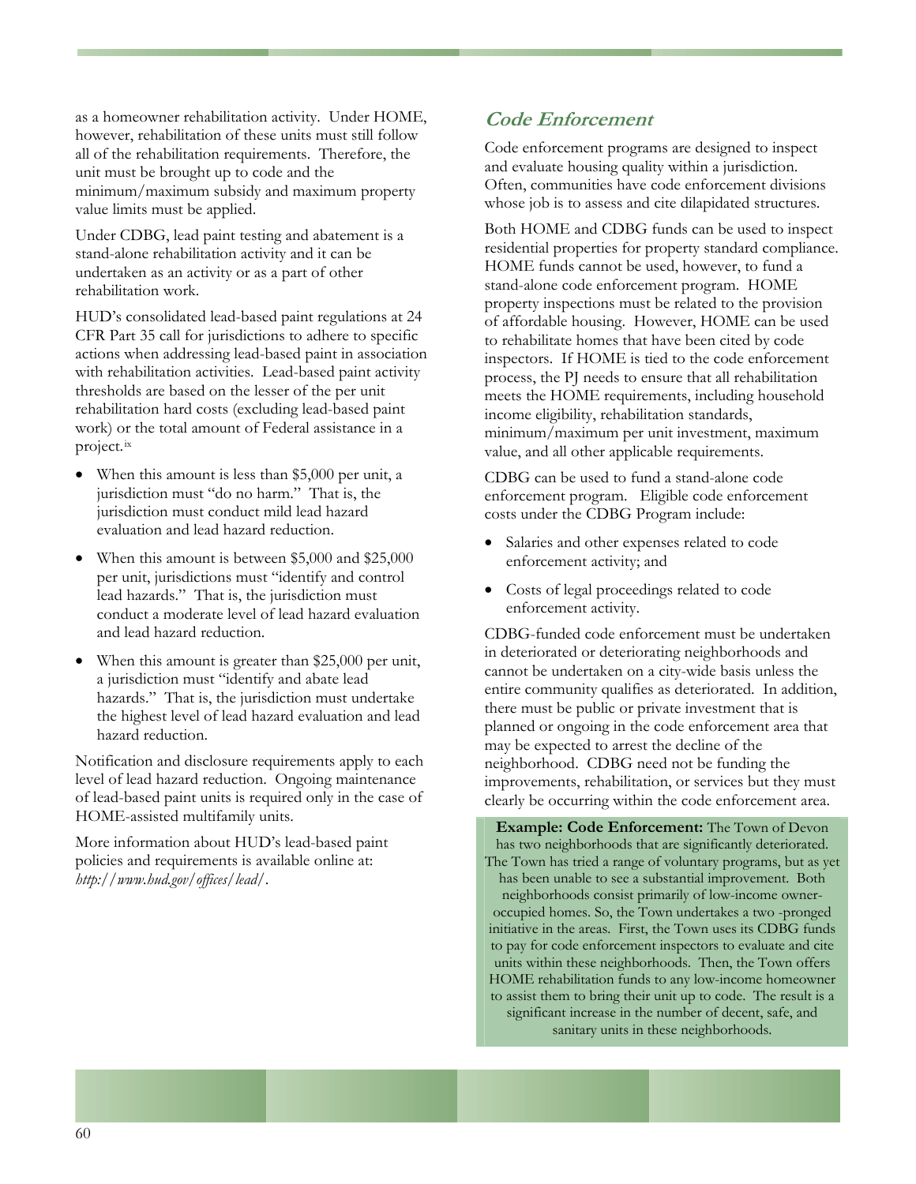as a homeowner rehabilitation activity. Under HOME, however, rehabilitation of these units must still follow all of the rehabilitation requirements. Therefore, the unit must be brought up to code and the minimum/maximum subsidy and maximum property value limits must be applied.

Under CDBG, lead paint testing and abatement is a stand-alone rehabilitation activity and it can be undertaken as an activity or as a part of other rehabilitation work.

HUD's consolidated lead-based paint regulations at 24 CFR Part 35 call for jurisdictions to adhere to specific actions when addressing lead-based paint in association with rehabilitation activities. Lead-based paint activity thresholds are based on the lesser of the per unit rehabilitation hard costs (excluding lead-based paint work) or the total amount of Federal assistance in a project.[ix]

- When this amount is less than $5,000 per unit, a jurisdiction must "do no harm." That is, the jurisdiction must conduct mild lead hazard evaluation and lead hazard reduction.
- When this amount is between $5,000 and $25,000 per unit, jurisdictions must "identify and control lead hazards." That is, the jurisdiction must conduct a moderate level of lead hazard evaluation and lead hazard reduction.
- When this amount is greater than $25,000 per unit, a jurisdiction must "identify and abate lead hazards." That is, the jurisdiction must undertake the highest level of lead hazard evaluation and lead hazard reduction.

Notification and disclosure requirements apply to each level of lead hazard reduction. Ongoing maintenance of lead-based paint units is required only in the case of HOME-assisted multifamily units.

More information about HUD's lead-based paint policies and requirements is available online at: *http://www.hud.gov/offices/lead/*.

## Code Enforcement

Code enforcement programs are designed to inspect and evaluate housing quality within a jurisdiction. Often, communities have code enforcement divisions whose job is to assess and cite dilapidated structures.

Both HOME and CDBG funds can be used to inspect residential properties for property standard compliance. HOME funds cannot be used, however, to fund a stand-alone code enforcement program. HOME property inspections must be related to the provision of affordable housing. However, HOME can be used to rehabilitate homes that have been cited by code inspectors. If HOME is tied to the code enforcement process, the PJ needs to ensure that all rehabilitation meets the HOME requirements, including household income eligibility, rehabilitation standards, minimum/maximum per unit investment, maximum value, and all other applicable requirements.

CDBG can be used to fund a stand-alone code enforcement program. Eligible code enforcement costs under the CDBG Program include:

- Salaries and other expenses related to code enforcement activity; and
- Costs of legal proceedings related to code enforcement activity.

CDBG-funded code enforcement must be undertaken in deteriorated or deteriorating neighborhoods and cannot be undertaken on a city-wide basis unless the entire community qualifies as deteriorated. In addition, there must be public or private investment that is planned or ongoing in the code enforcement area that may be expected to arrest the decline of the neighborhood. CDBG need not be funding the improvements, rehabilitation, or services but they must clearly be occurring within the code enforcement area.

**Example: Code Enforcement:** The Town of Devon has two neighborhoods that are significantly deteriorated. The Town has tried a range of voluntary programs, but as yet has been unable to see a substantial improvement. Both neighborhoods consist primarily of low-income owner-occupied homes. So, the Town undertakes a two -pronged initiative in the areas. First, the Town uses its CDBG funds to pay for code enforcement inspectors to evaluate and cite units within these neighborhoods. Then, the Town offers HOME rehabilitation funds to any low-income homeowner to assist them to bring their unit up to code. The result is a significant increase in the number of decent, safe, and sanitary units in these neighborhoods.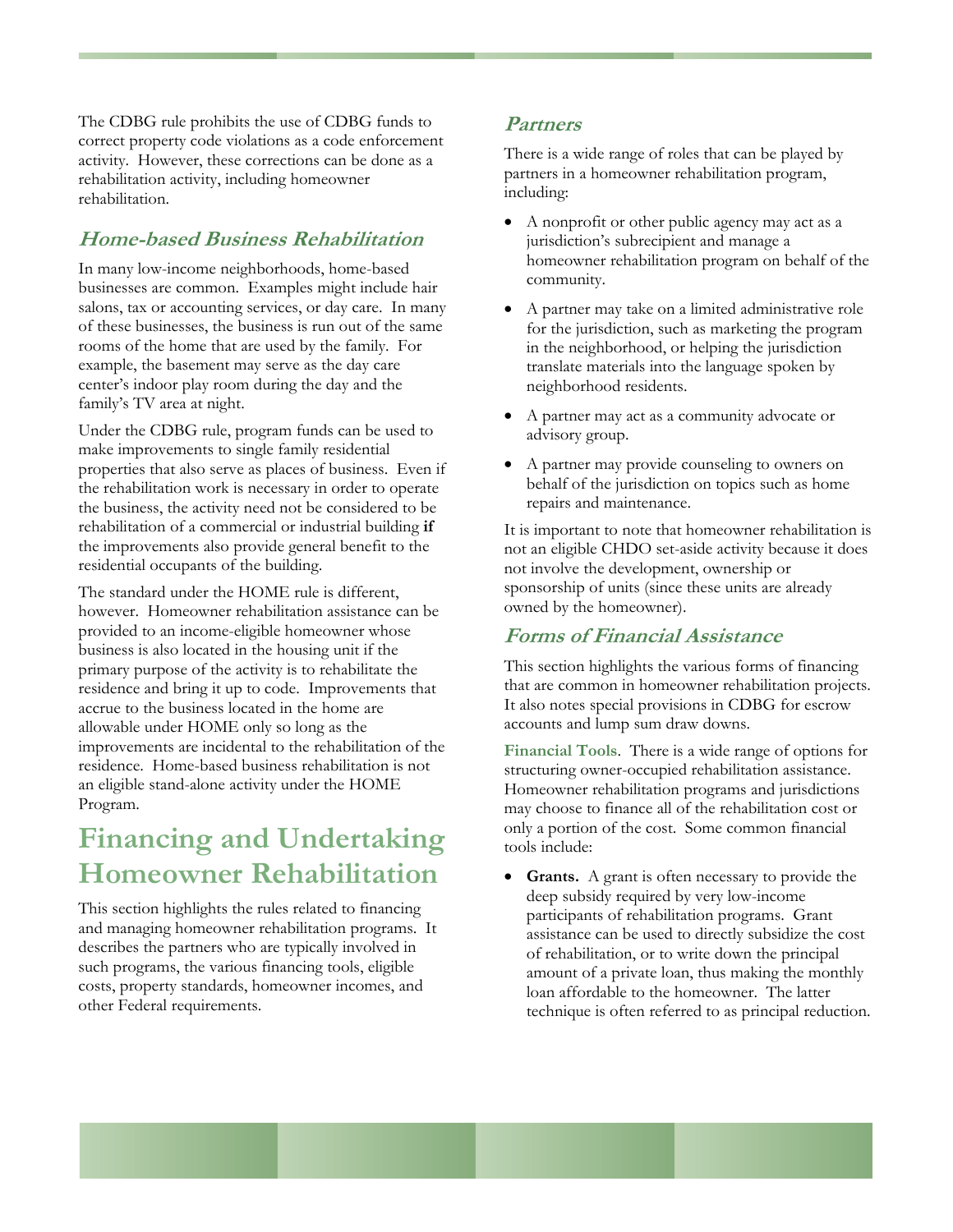The CDBG rule prohibits the use of CDBG funds to correct property code violations as a code enforcement activity. However, these corrections can be done as a rehabilitation activity, including homeowner rehabilitation.

### Home-based Business Rehabilitation

In many low-income neighborhoods, home-based businesses are common. Examples might include hair salons, tax or accounting services, or day care. In many of these businesses, the business is run out of the same rooms of the home that are used by the family. For example, the basement may serve as the day care center's indoor play room during the day and the family's TV area at night.

Under the CDBG rule, program funds can be used to make improvements to single family residential properties that also serve as places of business. Even if the rehabilitation work is necessary in order to operate the business, the activity need not be considered to be rehabilitation of a commercial or industrial building **if** the improvements also provide general benefit to the residential occupants of the building.

The standard under the HOME rule is different, however. Homeowner rehabilitation assistance can be provided to an income-eligible homeowner whose business is also located in the housing unit if the primary purpose of the activity is to rehabilitate the residence and bring it up to code. Improvements that accrue to the business located in the home are allowable under HOME only so long as the improvements are incidental to the rehabilitation of the residence. Home-based business rehabilitation is not an eligible stand-alone activity under the HOME Program.

## Financing and Undertaking Homeowner Rehabilitation

This section highlights the rules related to financing and managing homeowner rehabilitation programs. It describes the partners who are typically involved in such programs, the various financing tools, eligible costs, property standards, homeowner incomes, and other Federal requirements.

### Partners

There is a wide range of roles that can be played by partners in a homeowner rehabilitation program, including:

- A nonprofit or other public agency may act as a jurisdiction's subrecipient and manage a homeowner rehabilitation program on behalf of the community.
- A partner may take on a limited administrative role for the jurisdiction, such as marketing the program in the neighborhood, or helping the jurisdiction translate materials into the language spoken by neighborhood residents.
- A partner may act as a community advocate or advisory group.
- A partner may provide counseling to owners on behalf of the jurisdiction on topics such as home repairs and maintenance.

It is important to note that homeowner rehabilitation is not an eligible CHDO set-aside activity because it does not involve the development, ownership or sponsorship of units (since these units are already owned by the homeowner).

### Forms of Financial Assistance

This section highlights the various forms of financing that are common in homeowner rehabilitation projects. It also notes special provisions in CDBG for escrow accounts and lump sum draw downs.

**Financial Tools**. There is a wide range of options for structuring owner-occupied rehabilitation assistance. Homeowner rehabilitation programs and jurisdictions may choose to finance all of the rehabilitation cost or only a portion of the cost. Some common financial tools include:

- **Grants.** A grant is often necessary to provide the deep subsidy required by very low-income participants of rehabilitation programs. Grant assistance can be used to directly subsidize the cost of rehabilitation, or to write down the principal amount of a private loan, thus making the monthly loan affordable to the homeowner. The latter technique is often referred to as principal reduction.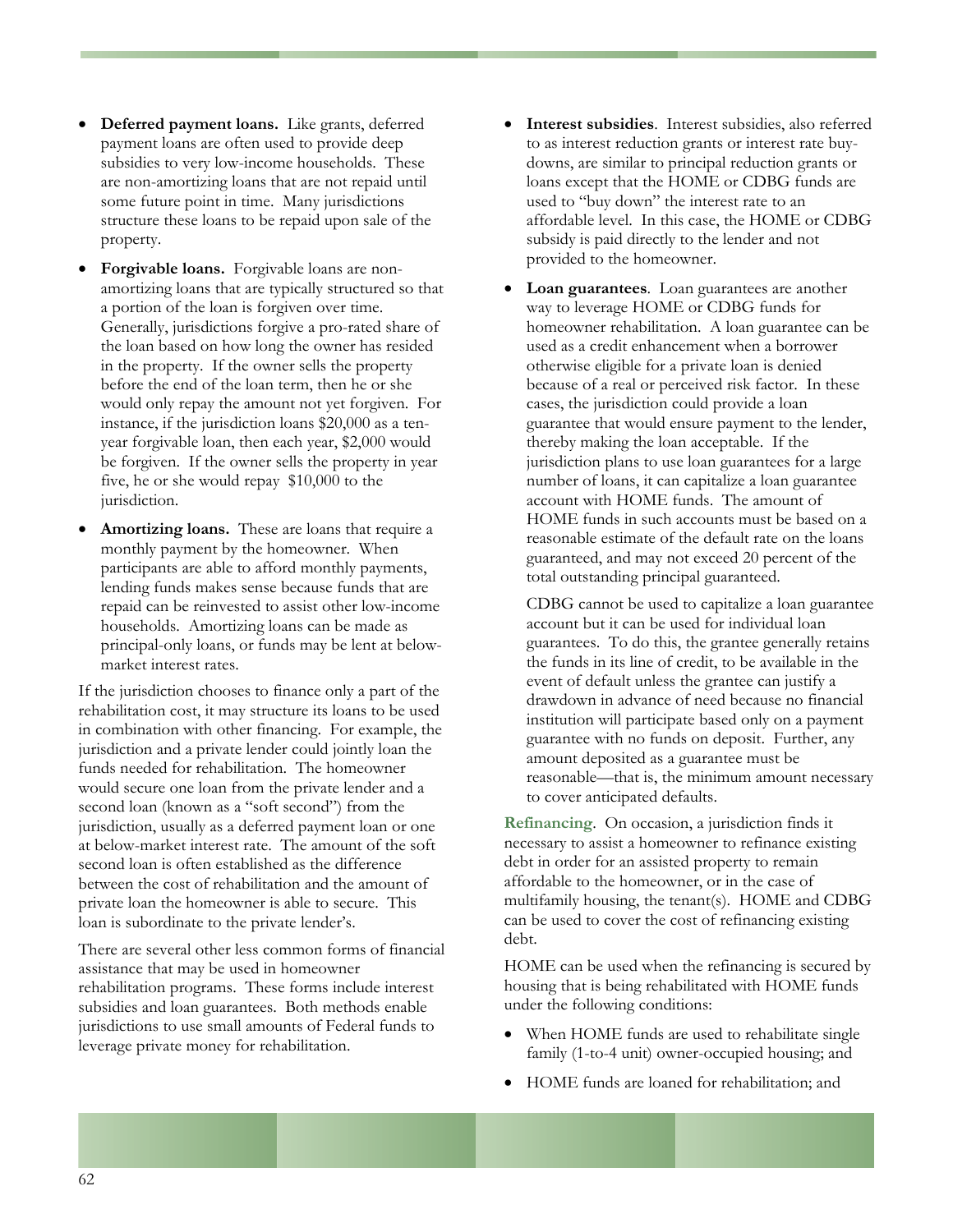- **Deferred payment loans.** Like grants, deferred payment loans are often used to provide deep subsidies to very low-income households. These are non-amortizing loans that are not repaid until some future point in time. Many jurisdictions structure these loans to be repaid upon sale of the property.
- **Forgivable loans.** Forgivable loans are non-amortizing loans that are typically structured so that a portion of the loan is forgiven over time. Generally, jurisdictions forgive a pro-rated share of the loan based on how long the owner has resided in the property. If the owner sells the property before the end of the loan term, then he or she would only repay the amount not yet forgiven. For instance, if the jurisdiction loans $20,000 as a ten-year forgivable loan, then each year, $2,000 would be forgiven. If the owner sells the property in year five, he or she would repay $10,000 to the jurisdiction.
- **Amortizing loans.** These are loans that require a monthly payment by the homeowner. When participants are able to afford monthly payments, lending funds makes sense because funds that are repaid can be reinvested to assist other low-income households. Amortizing loans can be made as principal-only loans, or funds may be lent at below-market interest rates.

If the jurisdiction chooses to finance only a part of the rehabilitation cost, it may structure its loans to be used in combination with other financing. For example, the jurisdiction and a private lender could jointly loan the funds needed for rehabilitation. The homeowner would secure one loan from the private lender and a second loan (known as a "soft second") from the jurisdiction, usually as a deferred payment loan or one at below-market interest rate. The amount of the soft second loan is often established as the difference between the cost of rehabilitation and the amount of private loan the homeowner is able to secure. This loan is subordinate to the private lender's.

There are several other less common forms of financial assistance that may be used in homeowner rehabilitation programs. These forms include interest subsidies and loan guarantees. Both methods enable jurisdictions to use small amounts of Federal funds to leverage private money for rehabilitation.

- **Interest subsidies**. Interest subsidies, also referred to as interest reduction grants or interest rate buy-downs, are similar to principal reduction grants or loans except that the HOME or CDBG funds are used to "buy down" the interest rate to an affordable level. In this case, the HOME or CDBG subsidy is paid directly to the lender and not provided to the homeowner.
- **Loan guarantees**. Loan guarantees are another way to leverage HOME or CDBG funds for homeowner rehabilitation. A loan guarantee can be used as a credit enhancement when a borrower otherwise eligible for a private loan is denied because of a real or perceived risk factor. In these cases, the jurisdiction could provide a loan guarantee that would ensure payment to the lender, thereby making the loan acceptable. If the jurisdiction plans to use loan guarantees for a large number of loans, it can capitalize a loan guarantee account with HOME funds. The amount of HOME funds in such accounts must be based on a reasonable estimate of the default rate on the loans guaranteed, and may not exceed 20 percent of the total outstanding principal guaranteed.

  CDBG cannot be used to capitalize a loan guarantee account but it can be used for individual loan guarantees. To do this, the grantee generally retains the funds in its line of credit, to be available in the event of default unless the grantee can justify a drawdown in advance of need because no financial institution will participate based only on a payment guarantee with no funds on deposit. Further, any amount deposited as a guarantee must be reasonable—that is, the minimum amount necessary to cover anticipated defaults.

**Refinancing**. On occasion, a jurisdiction finds it necessary to assist a homeowner to refinance existing debt in order for an assisted property to remain affordable to the homeowner, or in the case of multifamily housing, the tenant(s). HOME and CDBG can be used to cover the cost of refinancing existing debt.

HOME can be used when the refinancing is secured by housing that is being rehabilitated with HOME funds under the following conditions:

- When HOME funds are used to rehabilitate single family (1-to-4 unit) owner-occupied housing; and
- HOME funds are loaned for rehabilitation; and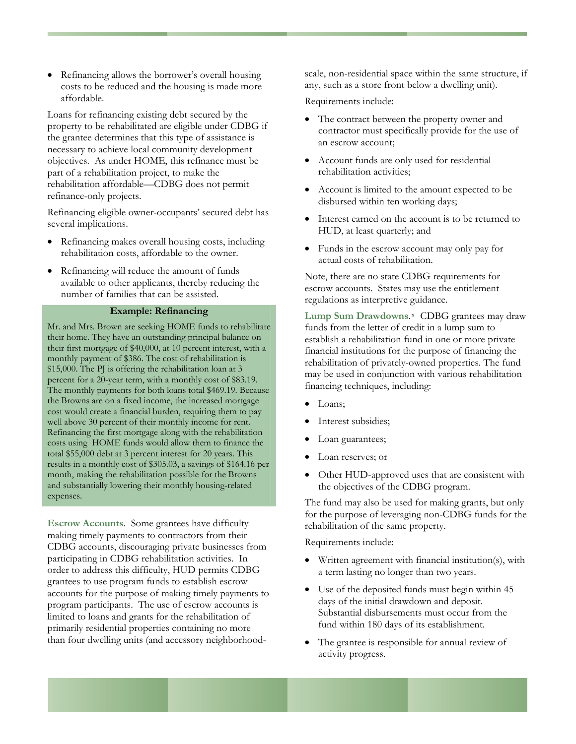- Refinancing allows the borrower's overall housing costs to be reduced and the housing is made more affordable.

Loans for refinancing existing debt secured by the property to be rehabilitated are eligible under CDBG if the grantee determines that this type of assistance is necessary to achieve local community development objectives. As under HOME, this refinance must be part of a rehabilitation project, to make the rehabilitation affordable—CDBG does not permit refinance-only projects.

Refinancing eligible owner-occupants' secured debt has several implications.

- Refinancing makes overall housing costs, including rehabilitation costs, affordable to the owner.
- Refinancing will reduce the amount of funds available to other applicants, thereby reducing the number of families that can be assisted.

**Example: Refinancing**

Mr. and Mrs. Brown are seeking HOME funds to rehabilitate their home. They have an outstanding principal balance on their first mortgage of $40,000, at 10 percent interest, with a monthly payment of $386. The cost of rehabilitation is $15,000. The PJ is offering the rehabilitation loan at 3 percent for a 20-year term, with a monthly cost of $83.19. The monthly payments for both loans total $469.19. Because the Browns are on a fixed income, the increased mortgage cost would create a financial burden, requiring them to pay well above 30 percent of their monthly income for rent. Refinancing the first mortgage along with the rehabilitation costs using HOME funds would allow them to finance the total $55,000 debt at 3 percent interest for 20 years. This results in a monthly cost of $305.03, a savings of $164.16 per month, making the rehabilitation possible for the Browns and substantially lowering their monthly housing-related expenses.

**Escrow Accounts**. Some grantees have difficulty making timely payments to contractors from their CDBG accounts, discouraging private businesses from participating in CDBG rehabilitation activities. In order to address this difficulty, HUD permits CDBG grantees to use program funds to establish escrow accounts for the purpose of making timely payments to program participants. The use of escrow accounts is limited to loans and grants for the rehabilitation of primarily residential properties containing no more than four dwelling units (and accessory neighborhood-scale, non-residential space within the same structure, if any, such as a store front below a dwelling unit).

Requirements include:

- The contract between the property owner and contractor must specifically provide for the use of an escrow account;
- Account funds are only used for residential rehabilitation activities;
- Account is limited to the amount expected to be disbursed within ten working days;
- Interest earned on the account is to be returned to HUD, at least quarterly; and
- Funds in the escrow account may only pay for actual costs of rehabilitation.

Note, there are no state CDBG requirements for escrow accounts. States may use the entitlement regulations as interpretive guidance.

**Lump Sum Drawdowns**.[x] CDBG grantees may draw funds from the letter of credit in a lump sum to establish a rehabilitation fund in one or more private financial institutions for the purpose of financing the rehabilitation of privately-owned properties. The fund may be used in conjunction with various rehabilitation financing techniques, including:

- Loans;
- Interest subsidies;
- Loan guarantees;
- Loan reserves; or
- Other HUD-approved uses that are consistent with the objectives of the CDBG program.

The fund may also be used for making grants, but only for the purpose of leveraging non-CDBG funds for the rehabilitation of the same property.

Requirements include:

- Written agreement with financial institution(s), with a term lasting no longer than two years.
- Use of the deposited funds must begin within 45 days of the initial drawdown and deposit. Substantial disbursements must occur from the fund within 180 days of its establishment.
- The grantee is responsible for annual review of activity progress.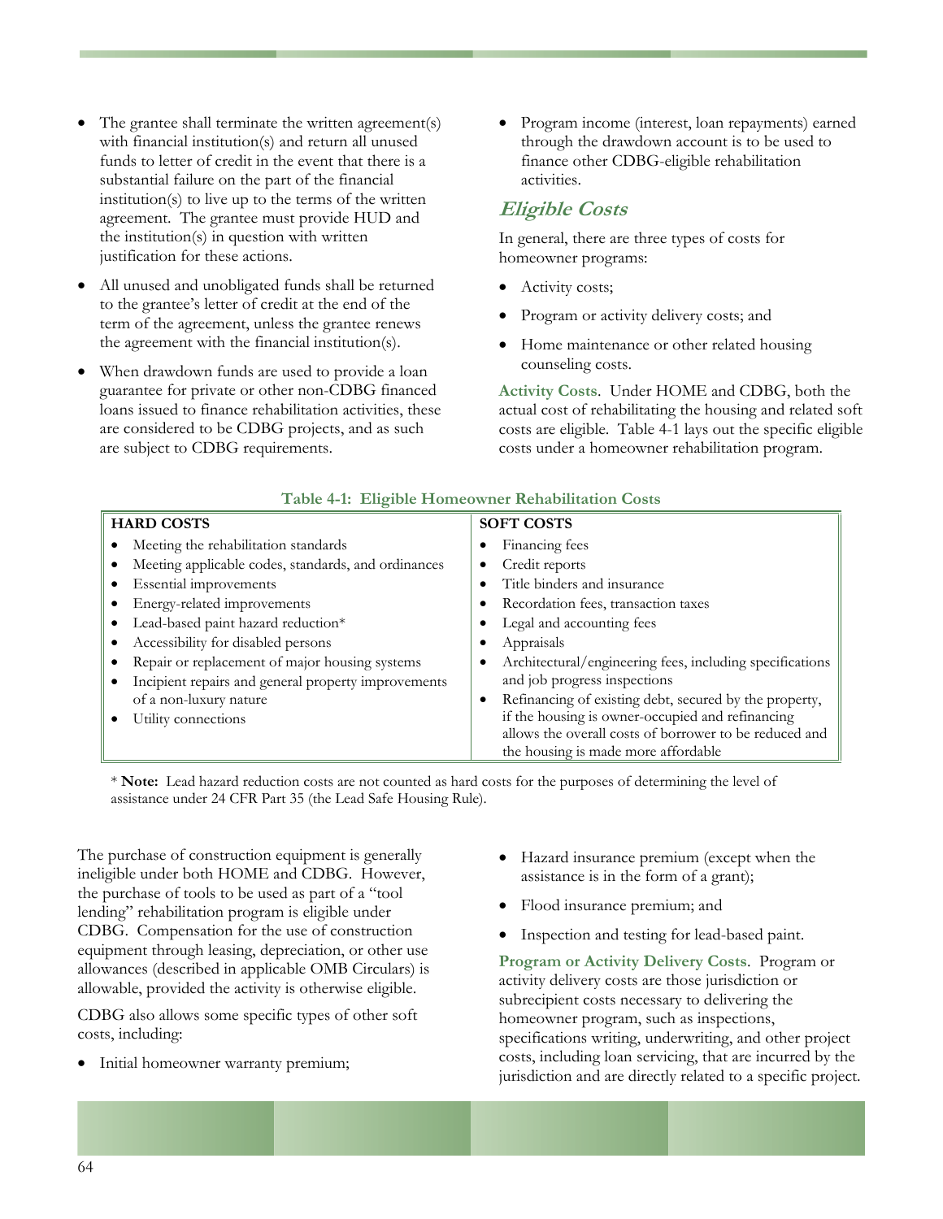- The grantee shall terminate the written agreement(s) with financial institution(s) and return all unused funds to letter of credit in the event that there is a substantial failure on the part of the financial institution(s) to live up to the terms of the written agreement. The grantee must provide HUD and the institution(s) in question with written justification for these actions.
- All unused and unobligated funds shall be returned to the grantee's letter of credit at the end of the term of the agreement, unless the grantee renews the agreement with the financial institution(s).
- When drawdown funds are used to provide a loan guarantee for private or other non-CDBG financed loans issued to finance rehabilitation activities, these are considered to be CDBG projects, and as such are subject to CDBG requirements.
- Program income (interest, loan repayments) earned through the drawdown account is to be used to finance other CDBG-eligible rehabilitation activities.

## *Eligible Costs*

In general, there are three types of costs for homeowner programs:

- Activity costs;
- Program or activity delivery costs; and
- Home maintenance or other related housing counseling costs.

**Activity Costs**. Under HOME and CDBG, both the actual cost of rehabilitating the housing and related soft costs are eligible. Table 4-1 lays out the specific eligible costs under a homeowner rehabilitation program.

**Table 4-1: Eligible Homeowner Rehabilitation Costs**

| HARD COSTS | SOFT COSTS |
|---|---|
| • Meeting the rehabilitation standards<br>• Meeting applicable codes, standards, and ordinances<br>• Essential improvements<br>• Energy-related improvements<br>• Lead-based paint hazard reduction*<br>• Accessibility for disabled persons<br>• Repair or replacement of major housing systems<br>• Incipient repairs and general property improvements of a non-luxury nature<br>• Utility connections | • Financing fees<br>• Credit reports<br>• Title binders and insurance<br>• Recordation fees, transaction taxes<br>• Legal and accounting fees<br>• Appraisals<br>• Architectural/engineering fees, including specifications and job progress inspections<br>• Refinancing of existing debt, secured by the property, if the housing is owner-occupied and refinancing allows the overall costs of borrower to be reduced and the housing is made more affordable |

\* **Note:** Lead hazard reduction costs are not counted as hard costs for the purposes of determining the level of assistance under 24 CFR Part 35 (the Lead Safe Housing Rule).

The purchase of construction equipment is generally ineligible under both HOME and CDBG. However, the purchase of tools to be used as part of a "tool lending" rehabilitation program is eligible under CDBG. Compensation for the use of construction equipment through leasing, depreciation, or other use allowances (described in applicable OMB Circulars) is allowable, provided the activity is otherwise eligible.

CDBG also allows some specific types of other soft costs, including:

- Initial homeowner warranty premium;
- Hazard insurance premium (except when the assistance is in the form of a grant);
- Flood insurance premium; and
- Inspection and testing for lead-based paint.

**Program or Activity Delivery Costs**. Program or activity delivery costs are those jurisdiction or subrecipient costs necessary to delivering the homeowner program, such as inspections, specifications writing, underwriting, and other project costs, including loan servicing, that are incurred by the jurisdiction and are directly related to a specific project.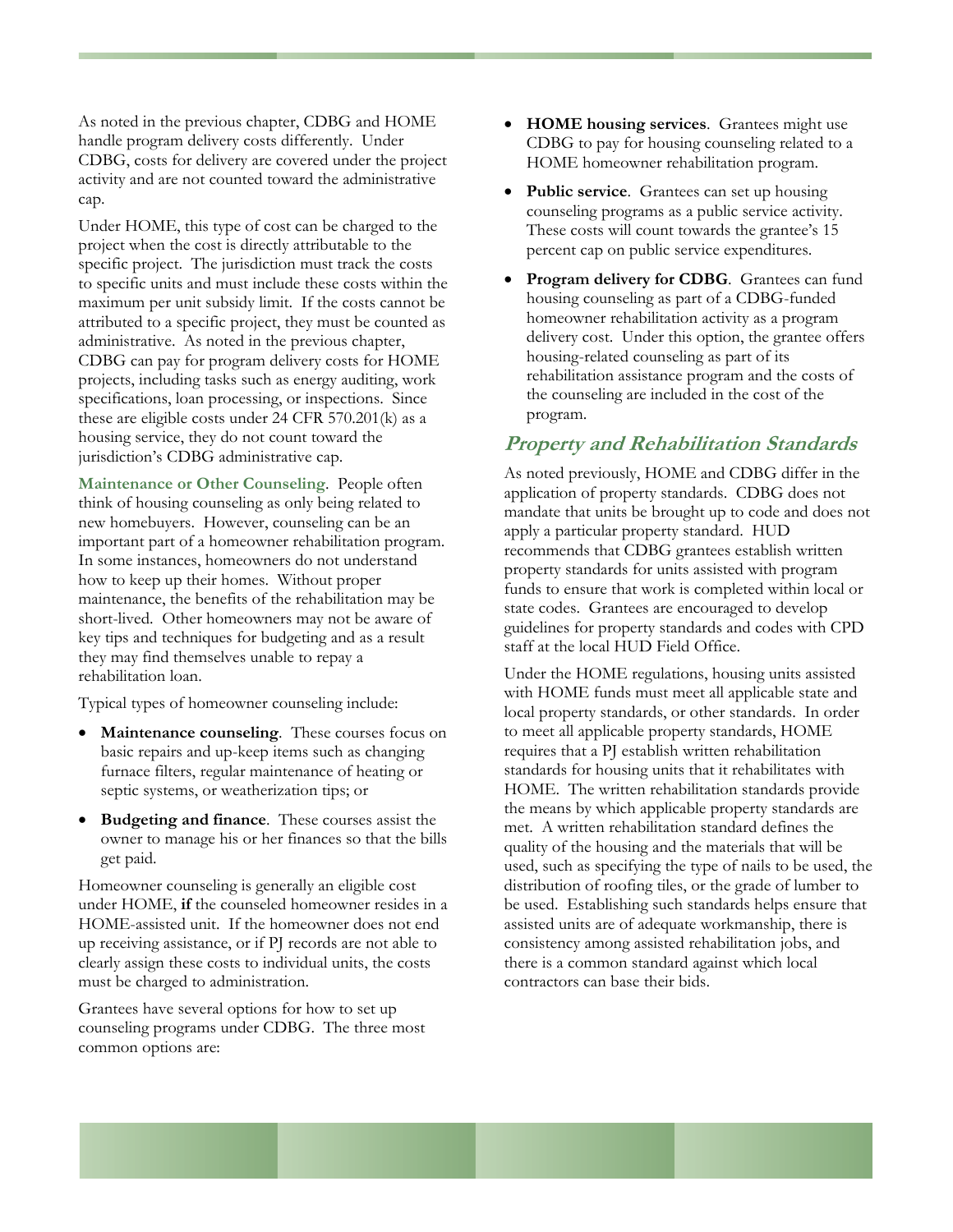As noted in the previous chapter, CDBG and HOME handle program delivery costs differently. Under CDBG, costs for delivery are covered under the project activity and are not counted toward the administrative cap.

Under HOME, this type of cost can be charged to the project when the cost is directly attributable to the specific project. The jurisdiction must track the costs to specific units and must include these costs within the maximum per unit subsidy limit. If the costs cannot be attributed to a specific project, they must be counted as administrative. As noted in the previous chapter, CDBG can pay for program delivery costs for HOME projects, including tasks such as energy auditing, work specifications, loan processing, or inspections. Since these are eligible costs under 24 CFR 570.201(k) as a housing service, they do not count toward the jurisdiction's CDBG administrative cap.

**Maintenance or Other Counseling**. People often think of housing counseling as only being related to new homebuyers. However, counseling can be an important part of a homeowner rehabilitation program. In some instances, homeowners do not understand how to keep up their homes. Without proper maintenance, the benefits of the rehabilitation may be short-lived. Other homeowners may not be aware of key tips and techniques for budgeting and as a result they may find themselves unable to repay a rehabilitation loan.

Typical types of homeowner counseling include:

- **Maintenance counseling**. These courses focus on basic repairs and up-keep items such as changing furnace filters, regular maintenance of heating or septic systems, or weatherization tips; or
- **Budgeting and finance**. These courses assist the owner to manage his or her finances so that the bills get paid.

Homeowner counseling is generally an eligible cost under HOME, **if** the counseled homeowner resides in a HOME-assisted unit. If the homeowner does not end up receiving assistance, or if PJ records are not able to clearly assign these costs to individual units, the costs must be charged to administration.

Grantees have several options for how to set up counseling programs under CDBG. The three most common options are:

- **HOME housing services**. Grantees might use CDBG to pay for housing counseling related to a HOME homeowner rehabilitation program.
- **Public service**. Grantees can set up housing counseling programs as a public service activity. These costs will count towards the grantee's 15 percent cap on public service expenditures.
- **Program delivery for CDBG**. Grantees can fund housing counseling as part of a CDBG-funded homeowner rehabilitation activity as a program delivery cost. Under this option, the grantee offers housing-related counseling as part of its rehabilitation assistance program and the costs of the counseling are included in the cost of the program.

## Property and Rehabilitation Standards

As noted previously, HOME and CDBG differ in the application of property standards. CDBG does not mandate that units be brought up to code and does not apply a particular property standard. HUD recommends that CDBG grantees establish written property standards for units assisted with program funds to ensure that work is completed within local or state codes. Grantees are encouraged to develop guidelines for property standards and codes with CPD staff at the local HUD Field Office.

Under the HOME regulations, housing units assisted with HOME funds must meet all applicable state and local property standards, or other standards. In order to meet all applicable property standards, HOME requires that a PJ establish written rehabilitation standards for housing units that it rehabilitates with HOME. The written rehabilitation standards provide the means by which applicable property standards are met. A written rehabilitation standard defines the quality of the housing and the materials that will be used, such as specifying the type of nails to be used, the distribution of roofing tiles, or the grade of lumber to be used. Establishing such standards helps ensure that assisted units are of adequate workmanship, there is consistency among assisted rehabilitation jobs, and there is a common standard against which local contractors can base their bids.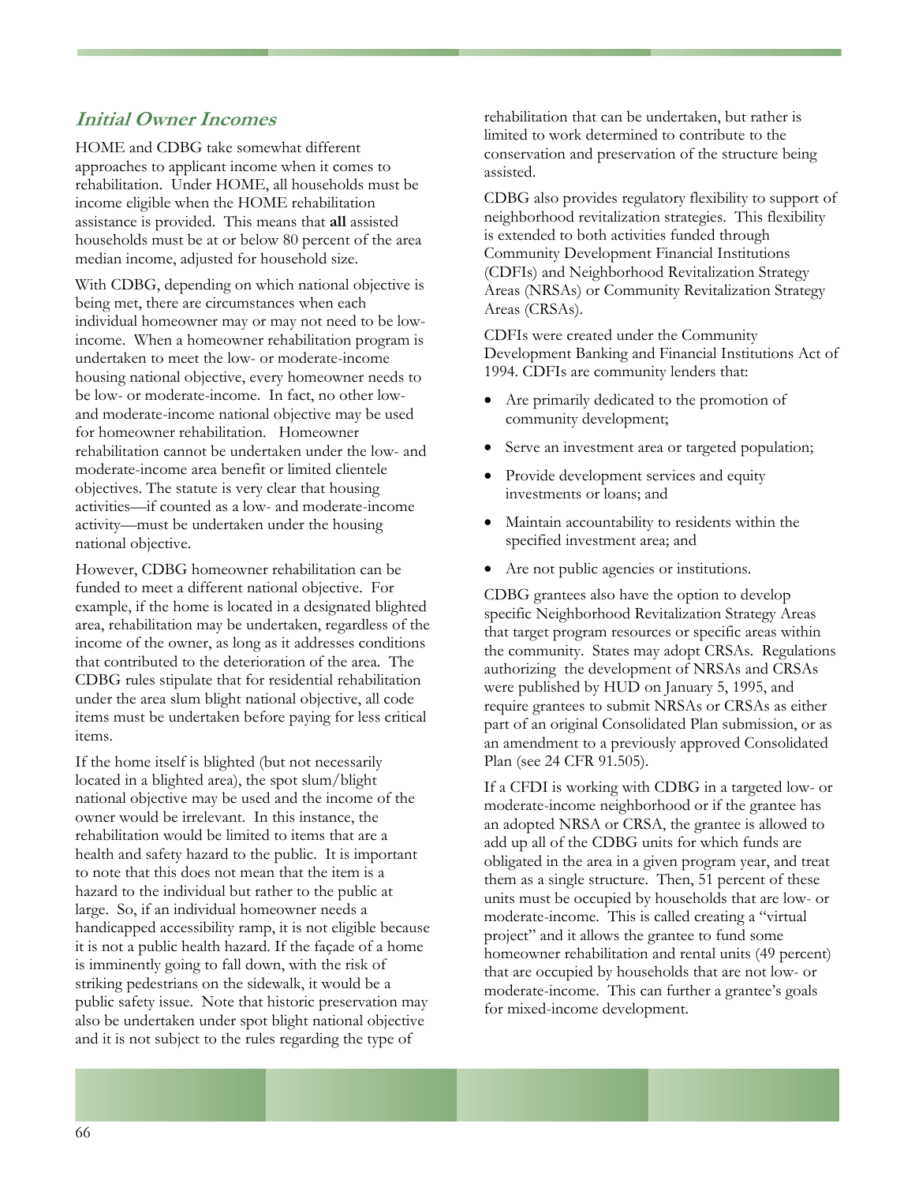## *Initial Owner Incomes*

HOME and CDBG take somewhat different approaches to applicant income when it comes to rehabilitation. Under HOME, all households must be income eligible when the HOME rehabilitation assistance is provided. This means that **all** assisted households must be at or below 80 percent of the area median income, adjusted for household size.

With CDBG, depending on which national objective is being met, there are circumstances when each individual homeowner may or may not need to be low-income. When a homeowner rehabilitation program is undertaken to meet the low- or moderate-income housing national objective, every homeowner needs to be low- or moderate-income. In fact, no other low- and moderate-income national objective may be used for homeowner rehabilitation. Homeowner rehabilitation cannot be undertaken under the low- and moderate-income area benefit or limited clientele objectives. The statute is very clear that housing activities—if counted as a low- and moderate-income activity—must be undertaken under the housing national objective.

However, CDBG homeowner rehabilitation can be funded to meet a different national objective. For example, if the home is located in a designated blighted area, rehabilitation may be undertaken, regardless of the income of the owner, as long as it addresses conditions that contributed to the deterioration of the area. The CDBG rules stipulate that for residential rehabilitation under the area slum blight national objective, all code items must be undertaken before paying for less critical items.

If the home itself is blighted (but not necessarily located in a blighted area), the spot slum/blight national objective may be used and the income of the owner would be irrelevant. In this instance, the rehabilitation would be limited to items that are a health and safety hazard to the public. It is important to note that this does not mean that the item is a hazard to the individual but rather to the public at large. So, if an individual homeowner needs a handicapped accessibility ramp, it is not eligible because it is not a public health hazard. If the façade of a home is imminently going to fall down, with the risk of striking pedestrians on the sidewalk, it would be a public safety issue. Note that historic preservation may also be undertaken under spot blight national objective and it is not subject to the rules regarding the type of rehabilitation that can be undertaken, but rather is limited to work determined to contribute to the conservation and preservation of the structure being assisted.

CDBG also provides regulatory flexibility to support of neighborhood revitalization strategies. This flexibility is extended to both activities funded through Community Development Financial Institutions (CDFIs) and Neighborhood Revitalization Strategy Areas (NRSAs) or Community Revitalization Strategy Areas (CRSAs).

CDFIs were created under the Community Development Banking and Financial Institutions Act of 1994. CDFIs are community lenders that:

- Are primarily dedicated to the promotion of community development;
- Serve an investment area or targeted population;
- Provide development services and equity investments or loans; and
- Maintain accountability to residents within the specified investment area; and
- Are not public agencies or institutions.

CDBG grantees also have the option to develop specific Neighborhood Revitalization Strategy Areas that target program resources or specific areas within the community. States may adopt CRSAs. Regulations authorizing the development of NRSAs and CRSAs were published by HUD on January 5, 1995, and require grantees to submit NRSAs or CRSAs as either part of an original Consolidated Plan submission, or as an amendment to a previously approved Consolidated Plan (see 24 CFR 91.505).

If a CFDI is working with CDBG in a targeted low- or moderate-income neighborhood or if the grantee has an adopted NRSA or CRSA, the grantee is allowed to add up all of the CDBG units for which funds are obligated in the area in a given program year, and treat them as a single structure. Then, 51 percent of these units must be occupied by households that are low- or moderate-income. This is called creating a "virtual project" and it allows the grantee to fund some homeowner rehabilitation and rental units (49 percent) that are occupied by households that are not low- or moderate-income. This can further a grantee's goals for mixed-income development.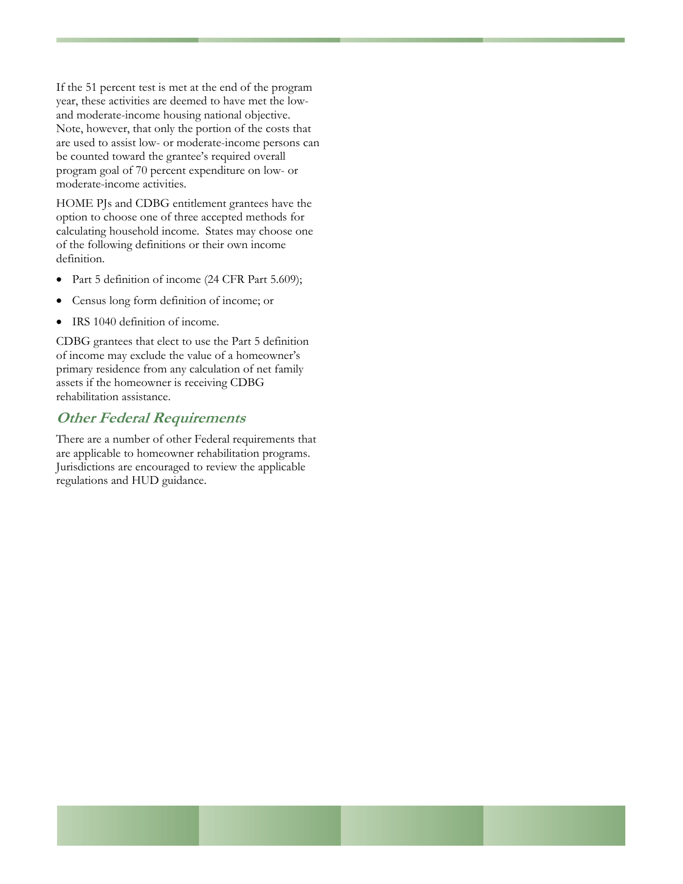If the 51 percent test is met at the end of the program year, these activities are deemed to have met the low- and moderate-income housing national objective. Note, however, that only the portion of the costs that are used to assist low- or moderate-income persons can be counted toward the grantee's required overall program goal of 70 percent expenditure on low- or moderate-income activities.

HOME PJs and CDBG entitlement grantees have the option to choose one of three accepted methods for calculating household income. States may choose one of the following definitions or their own income definition.

- Part 5 definition of income (24 CFR Part 5.609);
- Census long form definition of income; or
- IRS 1040 definition of income.

CDBG grantees that elect to use the Part 5 definition of income may exclude the value of a homeowner's primary residence from any calculation of net family assets if the homeowner is receiving CDBG rehabilitation assistance.

### *Other Federal Requirements*

There are a number of other Federal requirements that are applicable to homeowner rehabilitation programs. Jurisdictions are encouraged to review the applicable regulations and HUD guidance.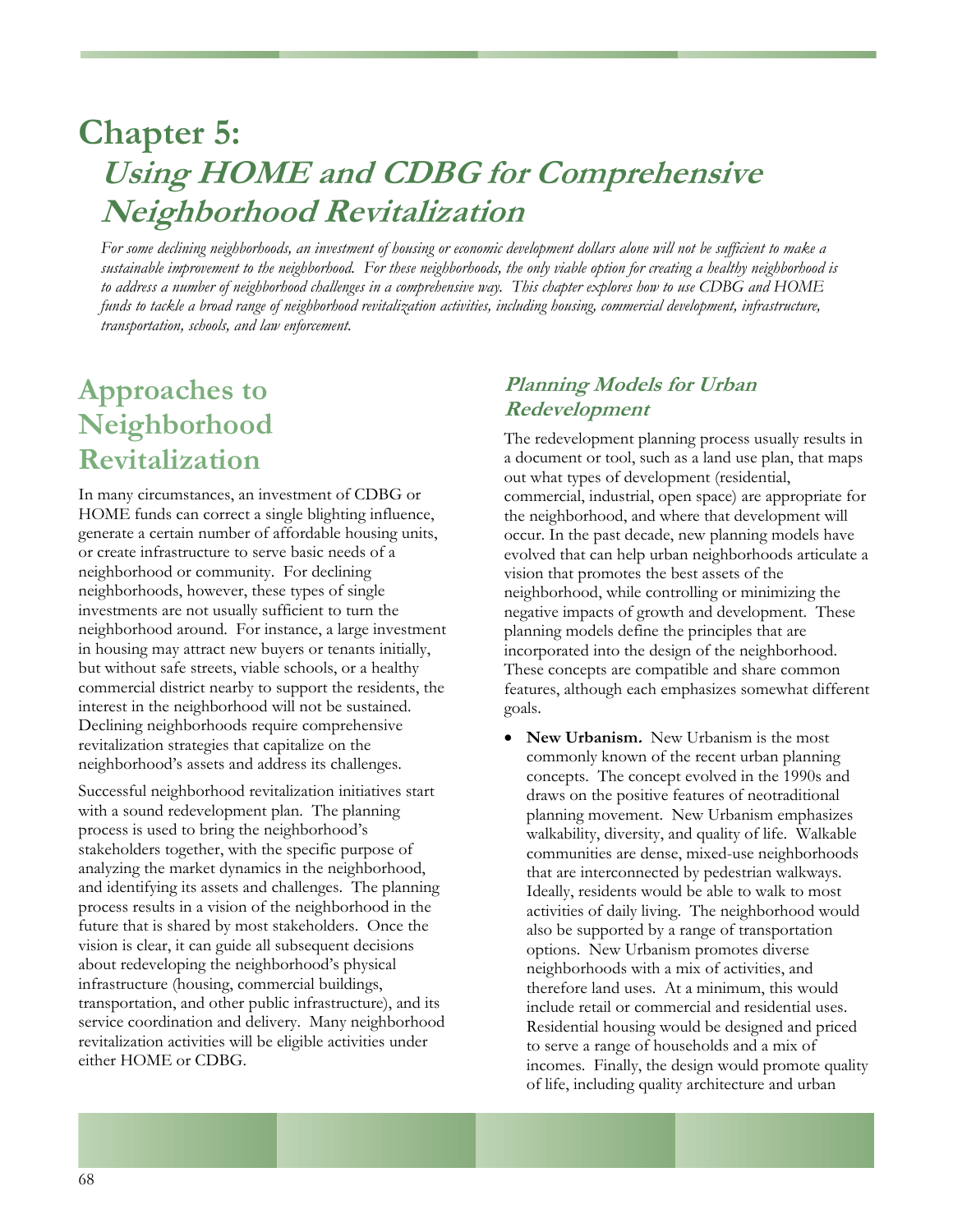# Chapter 5: *Using HOME and CDBG for Comprehensive Neighborhood Revitalization*

*For some declining neighborhoods, an investment of housing or economic development dollars alone will not be sufficient to make a sustainable improvement to the neighborhood. For these neighborhoods, the only viable option for creating a healthy neighborhood is to address a number of neighborhood challenges in a comprehensive way. This chapter explores how to use CDBG and HOME funds to tackle a broad range of neighborhood revitalization activities, including housing, commercial development, infrastructure, transportation, schools, and law enforcement.*

## Approaches to Neighborhood Revitalization

In many circumstances, an investment of CDBG or HOME funds can correct a single blighting influence, generate a certain number of affordable housing units, or create infrastructure to serve basic needs of a neighborhood or community. For declining neighborhoods, however, these types of single investments are not usually sufficient to turn the neighborhood around. For instance, a large investment in housing may attract new buyers or tenants initially, but without safe streets, viable schools, or a healthy commercial district nearby to support the residents, the interest in the neighborhood will not be sustained. Declining neighborhoods require comprehensive revitalization strategies that capitalize on the neighborhood's assets and address its challenges.

Successful neighborhood revitalization initiatives start with a sound redevelopment plan. The planning process is used to bring the neighborhood's stakeholders together, with the specific purpose of analyzing the market dynamics in the neighborhood, and identifying its assets and challenges. The planning process results in a vision of the neighborhood in the future that is shared by most stakeholders. Once the vision is clear, it can guide all subsequent decisions about redeveloping the neighborhood's physical infrastructure (housing, commercial buildings, transportation, and other public infrastructure), and its service coordination and delivery. Many neighborhood revitalization activities will be eligible activities under either HOME or CDBG.

### *Planning Models for Urban Redevelopment*

The redevelopment planning process usually results in a document or tool, such as a land use plan, that maps out what types of development (residential, commercial, industrial, open space) are appropriate for the neighborhood, and where that development will occur. In the past decade, new planning models have evolved that can help urban neighborhoods articulate a vision that promotes the best assets of the neighborhood, while controlling or minimizing the negative impacts of growth and development. These planning models define the principles that are incorporated into the design of the neighborhood. These concepts are compatible and share common features, although each emphasizes somewhat different goals.

- **New Urbanism*.*** New Urbanism is the most commonly known of the recent urban planning concepts. The concept evolved in the 1990s and draws on the positive features of neotraditional planning movement. New Urbanism emphasizes walkability, diversity, and quality of life. Walkable communities are dense, mixed-use neighborhoods that are interconnected by pedestrian walkways. Ideally, residents would be able to walk to most activities of daily living. The neighborhood would also be supported by a range of transportation options. New Urbanism promotes diverse neighborhoods with a mix of activities, and therefore land uses. At a minimum, this would include retail or commercial and residential uses. Residential housing would be designed and priced to serve a range of households and a mix of incomes. Finally, the design would promote quality of life, including quality architecture and urban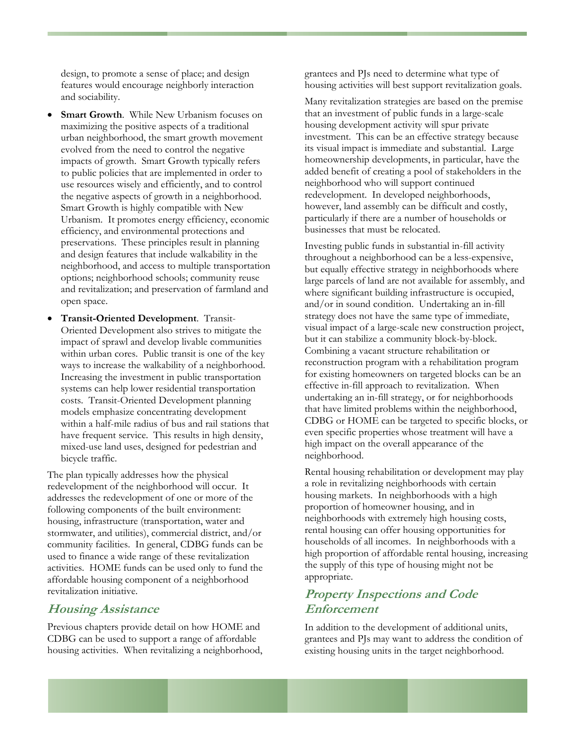design, to promote a sense of place; and design features would encourage neighborly interaction and sociability.

- **Smart Growth**. While New Urbanism focuses on maximizing the positive aspects of a traditional urban neighborhood, the smart growth movement evolved from the need to control the negative impacts of growth. Smart Growth typically refers to public policies that are implemented in order to use resources wisely and efficiently, and to control the negative aspects of growth in a neighborhood. Smart Growth is highly compatible with New Urbanism. It promotes energy efficiency, economic efficiency, and environmental protections and preservations. These principles result in planning and design features that include walkability in the neighborhood, and access to multiple transportation options; neighborhood schools; community reuse and revitalization; and preservation of farmland and open space.
- **Transit-Oriented Development**. Transit-Oriented Development also strives to mitigate the impact of sprawl and develop livable communities within urban cores. Public transit is one of the key ways to increase the walkability of a neighborhood. Increasing the investment in public transportation systems can help lower residential transportation costs. Transit-Oriented Development planning models emphasize concentrating development within a half-mile radius of bus and rail stations that have frequent service. This results in high density, mixed-use land uses, designed for pedestrian and bicycle traffic.

The plan typically addresses how the physical redevelopment of the neighborhood will occur. It addresses the redevelopment of one or more of the following components of the built environment: housing, infrastructure (transportation, water and stormwater, and utilities), commercial district, and/or community facilities. In general, CDBG funds can be used to finance a wide range of these revitalization activities. HOME funds can be used only to fund the affordable housing component of a neighborhood revitalization initiative.

## Housing Assistance

Previous chapters provide detail on how HOME and CDBG can be used to support a range of affordable housing activities. When revitalizing a neighborhood, grantees and PJs need to determine what type of housing activities will best support revitalization goals.

Many revitalization strategies are based on the premise that an investment of public funds in a large-scale housing development activity will spur private investment. This can be an effective strategy because its visual impact is immediate and substantial. Large homeownership developments, in particular, have the added benefit of creating a pool of stakeholders in the neighborhood who will support continued redevelopment. In developed neighborhoods, however, land assembly can be difficult and costly, particularly if there are a number of households or businesses that must be relocated.

Investing public funds in substantial in-fill activity throughout a neighborhood can be a less-expensive, but equally effective strategy in neighborhoods where large parcels of land are not available for assembly, and where significant building infrastructure is occupied, and/or in sound condition. Undertaking an in-fill strategy does not have the same type of immediate, visual impact of a large-scale new construction project, but it can stabilize a community block-by-block. Combining a vacant structure rehabilitation or reconstruction program with a rehabilitation program for existing homeowners on targeted blocks can be an effective in-fill approach to revitalization. When undertaking an in-fill strategy, or for neighborhoods that have limited problems within the neighborhood, CDBG or HOME can be targeted to specific blocks, or even specific properties whose treatment will have a high impact on the overall appearance of the neighborhood.

Rental housing rehabilitation or development may play a role in revitalizing neighborhoods with certain housing markets. In neighborhoods with a high proportion of homeowner housing, and in neighborhoods with extremely high housing costs, rental housing can offer housing opportunities for households of all incomes. In neighborhoods with a high proportion of affordable rental housing, increasing the supply of this type of housing might not be appropriate.

## Property Inspections and Code Enforcement

In addition to the development of additional units, grantees and PJs may want to address the condition of existing housing units in the target neighborhood.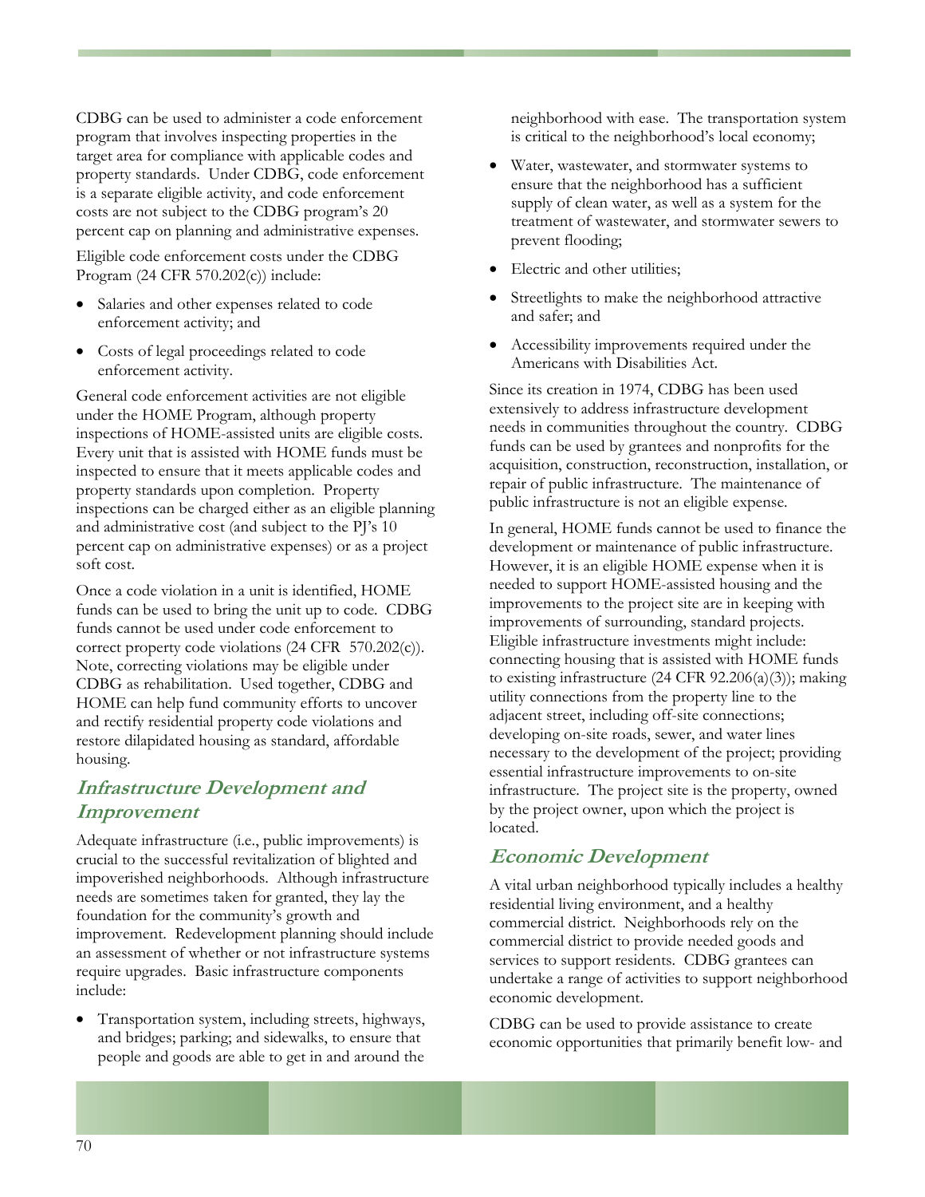CDBG can be used to administer a code enforcement program that involves inspecting properties in the target area for compliance with applicable codes and property standards. Under CDBG, code enforcement is a separate eligible activity, and code enforcement costs are not subject to the CDBG program's 20 percent cap on planning and administrative expenses.

Eligible code enforcement costs under the CDBG Program (24 CFR 570.202(c)) include:

- Salaries and other expenses related to code enforcement activity; and
- Costs of legal proceedings related to code enforcement activity.

General code enforcement activities are not eligible under the HOME Program, although property inspections of HOME-assisted units are eligible costs. Every unit that is assisted with HOME funds must be inspected to ensure that it meets applicable codes and property standards upon completion. Property inspections can be charged either as an eligible planning and administrative cost (and subject to the PJ's 10 percent cap on administrative expenses) or as a project soft cost.

Once a code violation in a unit is identified, HOME funds can be used to bring the unit up to code. CDBG funds cannot be used under code enforcement to correct property code violations (24 CFR 570.202(c)). Note, correcting violations may be eligible under CDBG as rehabilitation. Used together, CDBG and HOME can help fund community efforts to uncover and rectify residential property code violations and restore dilapidated housing as standard, affordable housing.

## *Infrastructure Development and Improvement*

Adequate infrastructure (i.e., public improvements) is crucial to the successful revitalization of blighted and impoverished neighborhoods. Although infrastructure needs are sometimes taken for granted, they lay the foundation for the community's growth and improvement. Redevelopment planning should include an assessment of whether or not infrastructure systems require upgrades. Basic infrastructure components include:

- Transportation system, including streets, highways, and bridges; parking; and sidewalks, to ensure that people and goods are able to get in and around the neighborhood with ease. The transportation system is critical to the neighborhood's local economy;
- Water, wastewater, and stormwater systems to ensure that the neighborhood has a sufficient supply of clean water, as well as a system for the treatment of wastewater, and stormwater sewers to prevent flooding;
- Electric and other utilities;
- Streetlights to make the neighborhood attractive and safer; and
- Accessibility improvements required under the Americans with Disabilities Act.

Since its creation in 1974, CDBG has been used extensively to address infrastructure development needs in communities throughout the country. CDBG funds can be used by grantees and nonprofits for the acquisition, construction, reconstruction, installation, or repair of public infrastructure. The maintenance of public infrastructure is not an eligible expense.

In general, HOME funds cannot be used to finance the development or maintenance of public infrastructure. However, it is an eligible HOME expense when it is needed to support HOME-assisted housing and the improvements to the project site are in keeping with improvements of surrounding, standard projects. Eligible infrastructure investments might include: connecting housing that is assisted with HOME funds to existing infrastructure (24 CFR 92.206(a)(3)); making utility connections from the property line to the adjacent street, including off-site connections; developing on-site roads, sewer, and water lines necessary to the development of the project; providing essential infrastructure improvements to on-site infrastructure. The project site is the property, owned by the project owner, upon which the project is located.

## *Economic Development*

A vital urban neighborhood typically includes a healthy residential living environment, and a healthy commercial district. Neighborhoods rely on the commercial district to provide needed goods and services to support residents. CDBG grantees can undertake a range of activities to support neighborhood economic development.

CDBG can be used to provide assistance to create economic opportunities that primarily benefit low- and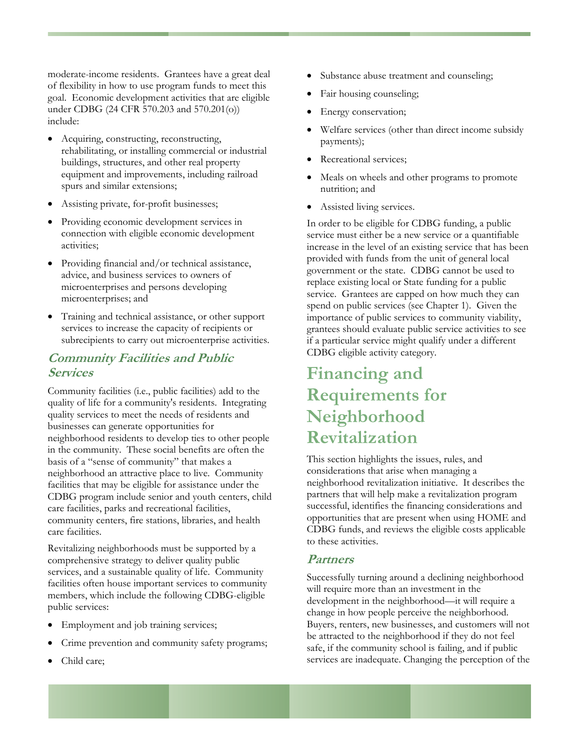moderate-income residents. Grantees have a great deal of flexibility in how to use program funds to meet this goal. Economic development activities that are eligible under CDBG (24 CFR 570.203 and 570.201(o)) include:

- Acquiring, constructing, reconstructing, rehabilitating, or installing commercial or industrial buildings, structures, and other real property equipment and improvements, including railroad spurs and similar extensions;
- Assisting private, for-profit businesses;
- Providing economic development services in connection with eligible economic development activities;
- Providing financial and/or technical assistance, advice, and business services to owners of microenterprises and persons developing microenterprises; and
- Training and technical assistance, or other support services to increase the capacity of recipients or subrecipients to carry out microenterprise activities.

### *Community Facilities and Public Services*

Community facilities (i.e., public facilities) add to the quality of life for a community's residents. Integrating quality services to meet the needs of residents and businesses can generate opportunities for neighborhood residents to develop ties to other people in the community. These social benefits are often the basis of a "sense of community" that makes a neighborhood an attractive place to live. Community facilities that may be eligible for assistance under the CDBG program include senior and youth centers, child care facilities, parks and recreational facilities, community centers, fire stations, libraries, and health care facilities.

Revitalizing neighborhoods must be supported by a comprehensive strategy to deliver quality public services, and a sustainable quality of life. Community facilities often house important services to community members, which include the following CDBG-eligible public services:

- Employment and job training services;
- Crime prevention and community safety programs;
- Child care;
- Substance abuse treatment and counseling;
- Fair housing counseling;
- Energy conservation;
- Welfare services (other than direct income subsidy payments);
- Recreational services;
- Meals on wheels and other programs to promote nutrition; and
- Assisted living services.

In order to be eligible for CDBG funding, a public service must either be a new service or a quantifiable increase in the level of an existing service that has been provided with funds from the unit of general local government or the state. CDBG cannot be used to replace existing local or State funding for a public service. Grantees are capped on how much they can spend on public services (see Chapter 1). Given the importance of public services to community viability, grantees should evaluate public service activities to see if a particular service might qualify under a different CDBG eligible activity category.

## Financing and Requirements for Neighborhood Revitalization

This section highlights the issues, rules, and considerations that arise when managing a neighborhood revitalization initiative. It describes the partners that will help make a revitalization program successful, identifies the financing considerations and opportunities that are present when using HOME and CDBG funds, and reviews the eligible costs applicable to these activities.

### *Partners*

Successfully turning around a declining neighborhood will require more than an investment in the development in the neighborhood—it will require a change in how people perceive the neighborhood. Buyers, renters, new businesses, and customers will not be attracted to the neighborhood if they do not feel safe, if the community school is failing, and if public services are inadequate. Changing the perception of the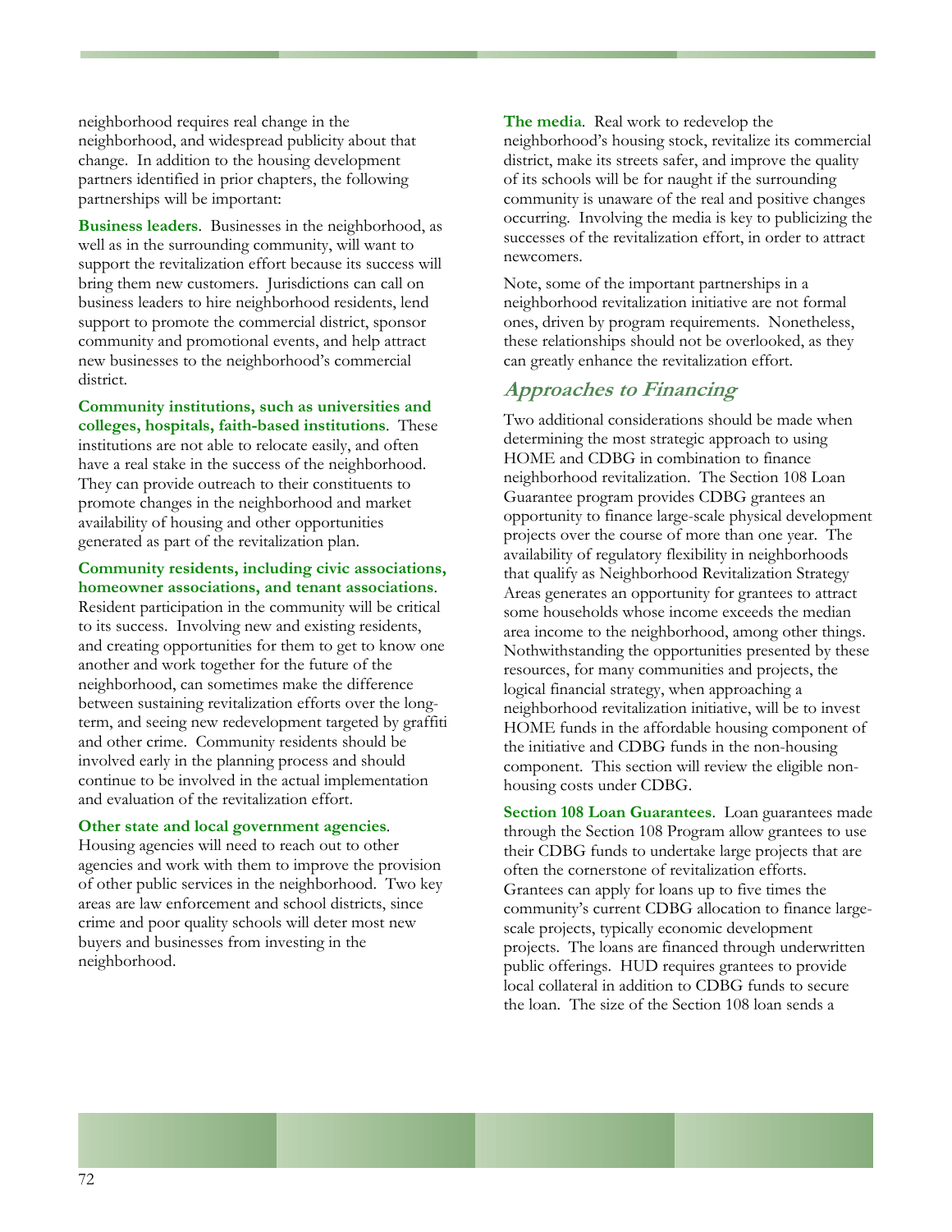neighborhood requires real change in the neighborhood, and widespread publicity about that change. In addition to the housing development partners identified in prior chapters, the following partnerships will be important:

**Business leaders**. Businesses in the neighborhood, as well as in the surrounding community, will want to support the revitalization effort because its success will bring them new customers. Jurisdictions can call on business leaders to hire neighborhood residents, lend support to promote the commercial district, sponsor community and promotional events, and help attract new businesses to the neighborhood's commercial district.

**Community institutions, such as universities and colleges, hospitals, faith-based institutions**. These institutions are not able to relocate easily, and often have a real stake in the success of the neighborhood. They can provide outreach to their constituents to promote changes in the neighborhood and market availability of housing and other opportunities generated as part of the revitalization plan.

**Community residents, including civic associations, homeowner associations, and tenant associations**. Resident participation in the community will be critical to its success. Involving new and existing residents, and creating opportunities for them to get to know one another and work together for the future of the neighborhood, can sometimes make the difference between sustaining revitalization efforts over the long-term, and seeing new redevelopment targeted by graffiti and other crime. Community residents should be involved early in the planning process and should continue to be involved in the actual implementation and evaluation of the revitalization effort.

**Other state and local government agencies**. Housing agencies will need to reach out to other agencies and work with them to improve the provision of other public services in the neighborhood. Two key areas are law enforcement and school districts, since crime and poor quality schools will deter most new buyers and businesses from investing in the neighborhood.

**The media**. Real work to redevelop the neighborhood's housing stock, revitalize its commercial district, make its streets safer, and improve the quality of its schools will be for naught if the surrounding community is unaware of the real and positive changes occurring. Involving the media is key to publicizing the successes of the revitalization effort, in order to attract newcomers.

Note, some of the important partnerships in a neighborhood revitalization initiative are not formal ones, driven by program requirements. Nonetheless, these relationships should not be overlooked, as they can greatly enhance the revitalization effort.

## *Approaches to Financing*

Two additional considerations should be made when determining the most strategic approach to using HOME and CDBG in combination to finance neighborhood revitalization. The Section 108 Loan Guarantee program provides CDBG grantees an opportunity to finance large-scale physical development projects over the course of more than one year. The availability of regulatory flexibility in neighborhoods that qualify as Neighborhood Revitalization Strategy Areas generates an opportunity for grantees to attract some households whose income exceeds the median area income to the neighborhood, among other things. Nothwithstanding the opportunities presented by these resources, for many communities and projects, the logical financial strategy, when approaching a neighborhood revitalization initiative, will be to invest HOME funds in the affordable housing component of the initiative and CDBG funds in the non-housing component. This section will review the eligible non-housing costs under CDBG.

**Section 108 Loan Guarantees**. Loan guarantees made through the Section 108 Program allow grantees to use their CDBG funds to undertake large projects that are often the cornerstone of revitalization efforts. Grantees can apply for loans up to five times the community's current CDBG allocation to finance large-scale projects, typically economic development projects. The loans are financed through underwritten public offerings. HUD requires grantees to provide local collateral in addition to CDBG funds to secure the loan. The size of the Section 108 loan sends a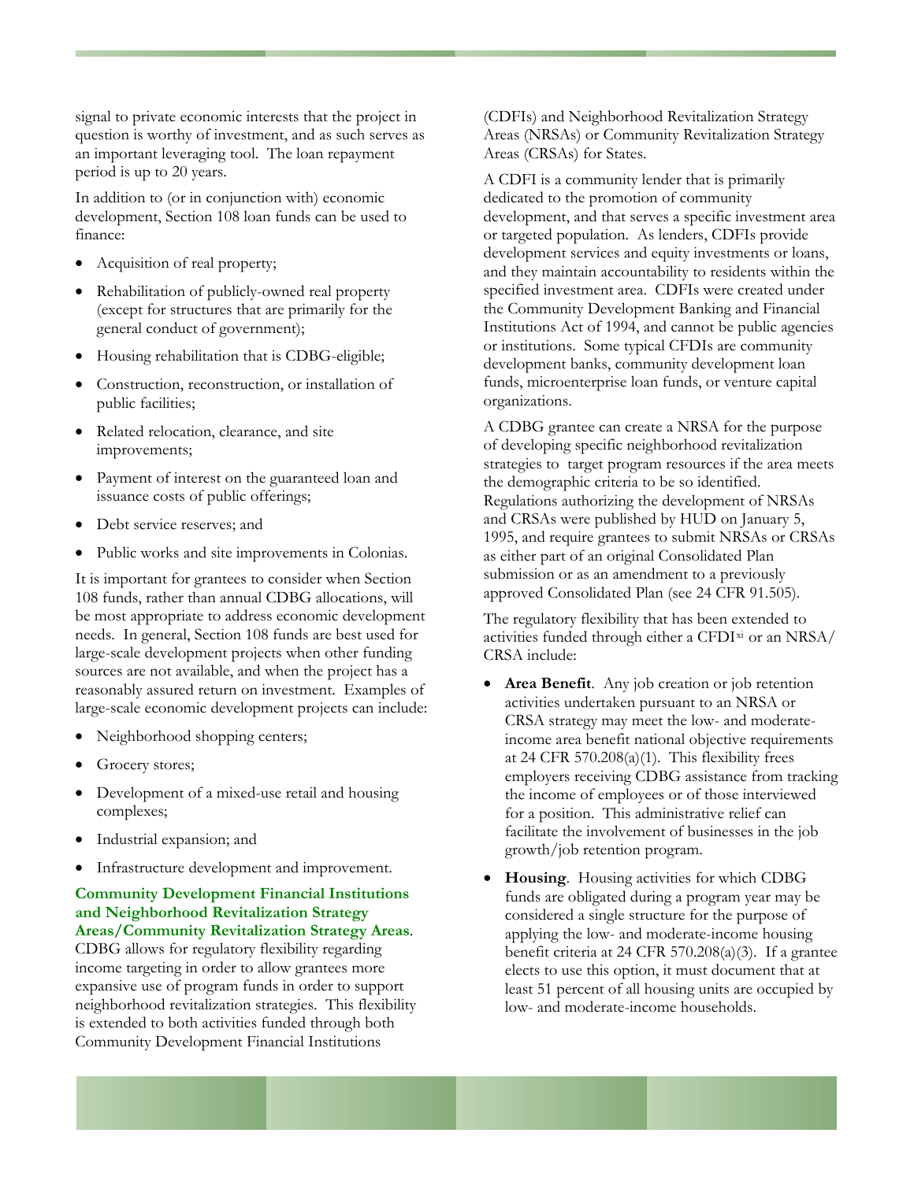signal to private economic interests that the project in question is worthy of investment, and as such serves as an important leveraging tool. The loan repayment period is up to 20 years.

In addition to (or in conjunction with) economic development, Section 108 loan funds can be used to finance:

- Acquisition of real property;
- Rehabilitation of publicly-owned real property (except for structures that are primarily for the general conduct of government);
- Housing rehabilitation that is CDBG-eligible;
- Construction, reconstruction, or installation of public facilities;
- Related relocation, clearance, and site improvements;
- Payment of interest on the guaranteed loan and issuance costs of public offerings;
- Debt service reserves; and
- Public works and site improvements in Colonias.

It is important for grantees to consider when Section 108 funds, rather than annual CDBG allocations, will be most appropriate to address economic development needs. In general, Section 108 funds are best used for large-scale development projects when other funding sources are not available, and when the project has a reasonably assured return on investment. Examples of large-scale economic development projects can include:

- Neighborhood shopping centers;
- Grocery stores;
- Development of a mixed-use retail and housing complexes;
- Industrial expansion; and
- Infrastructure development and improvement.

**Community Development Financial Institutions and Neighborhood Revitalization Strategy Areas/Community Revitalization Strategy Areas**. CDBG allows for regulatory flexibility regarding income targeting in order to allow grantees more expansive use of program funds in order to support neighborhood revitalization strategies. This flexibility is extended to both activities funded through both Community Development Financial Institutions (CDFIs) and Neighborhood Revitalization Strategy Areas (NRSAs) or Community Revitalization Strategy Areas (CRSAs) for States.

A CDFI is a community lender that is primarily dedicated to the promotion of community development, and that serves a specific investment area or targeted population. As lenders, CDFIs provide development services and equity investments or loans, and they maintain accountability to residents within the specified investment area. CDFIs were created under the Community Development Banking and Financial Institutions Act of 1994, and cannot be public agencies or institutions. Some typical CFDIs are community development banks, community development loan funds, microenterprise loan funds, or venture capital organizations.

A CDBG grantee can create a NRSA for the purpose of developing specific neighborhood revitalization strategies to target program resources if the area meets the demographic criteria to be so identified. Regulations authorizing the development of NRSAs and CRSAs were published by HUD on January 5, 1995, and require grantees to submit NRSAs or CRSAs as either part of an original Consolidated Plan submission or as an amendment to a previously approved Consolidated Plan (see 24 CFR 91.505).

The regulatory flexibility that has been extended to activities funded through either a CFDI[xi] or an NRSA/CRSA include:

- **Area Benefit**. Any job creation or job retention activities undertaken pursuant to an NRSA or CRSA strategy may meet the low- and moderate-income area benefit national objective requirements at 24 CFR 570.208(a)(1). This flexibility frees employers receiving CDBG assistance from tracking the income of employees or of those interviewed for a position. This administrative relief can facilitate the involvement of businesses in the job growth/job retention program.
- **Housing**. Housing activities for which CDBG funds are obligated during a program year may be considered a single structure for the purpose of applying the low- and moderate-income housing benefit criteria at 24 CFR 570.208(a)(3). If a grantee elects to use this option, it must document that at least 51 percent of all housing units are occupied by low- and moderate-income households.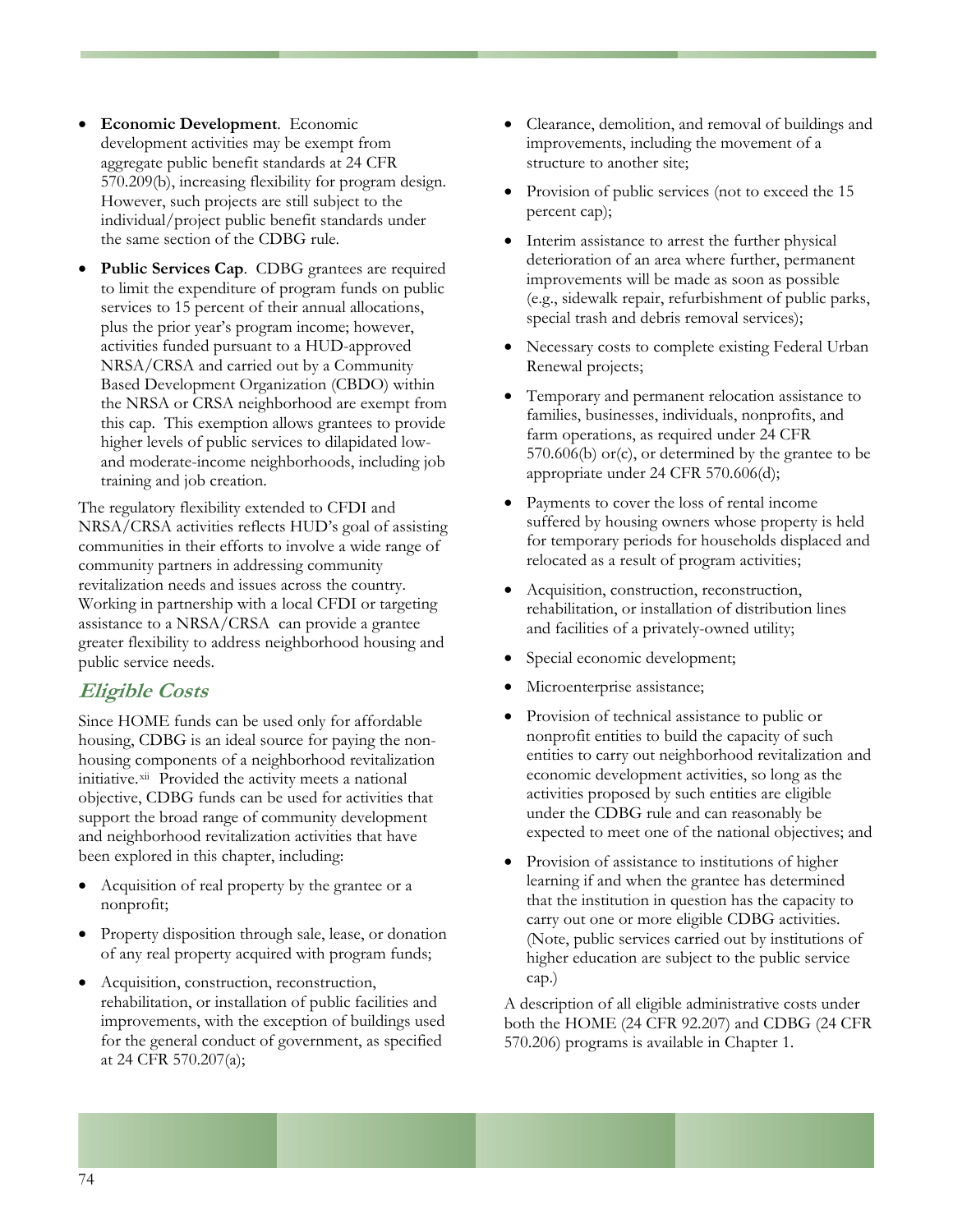- **Economic Development**. Economic development activities may be exempt from aggregate public benefit standards at 24 CFR 570.209(b), increasing flexibility for program design. However, such projects are still subject to the individual/project public benefit standards under the same section of the CDBG rule.
- **Public Services Cap**. CDBG grantees are required to limit the expenditure of program funds on public services to 15 percent of their annual allocations, plus the prior year's program income; however, activities funded pursuant to a HUD-approved NRSA/CRSA and carried out by a Community Based Development Organization (CBDO) within the NRSA or CRSA neighborhood are exempt from this cap. This exemption allows grantees to provide higher levels of public services to dilapidated low- and moderate-income neighborhoods, including job training and job creation.

The regulatory flexibility extended to CFDI and NRSA/CRSA activities reflects HUD's goal of assisting communities in their efforts to involve a wide range of community partners in addressing community revitalization needs and issues across the country. Working in partnership with a local CFDI or targeting assistance to a NRSA/CRSA can provide a grantee greater flexibility to address neighborhood housing and public service needs.

## *Eligible Costs*

Since HOME funds can be used only for affordable housing, CDBG is an ideal source for paying the non-housing components of a neighborhood revitalization initiative.[xii] Provided the activity meets a national objective, CDBG funds can be used for activities that support the broad range of community development and neighborhood revitalization activities that have been explored in this chapter, including:

- Acquisition of real property by the grantee or a nonprofit;
- Property disposition through sale, lease, or donation of any real property acquired with program funds;
- Acquisition, construction, reconstruction, rehabilitation, or installation of public facilities and improvements, with the exception of buildings used for the general conduct of government, as specified at 24 CFR 570.207(a);
- Clearance, demolition, and removal of buildings and improvements, including the movement of a structure to another site;
- Provision of public services (not to exceed the 15 percent cap);
- Interim assistance to arrest the further physical deterioration of an area where further, permanent improvements will be made as soon as possible (e.g., sidewalk repair, refurbishment of public parks, special trash and debris removal services);
- Necessary costs to complete existing Federal Urban Renewal projects;
- Temporary and permanent relocation assistance to families, businesses, individuals, nonprofits, and farm operations, as required under 24 CFR 570.606(b) or(c), or determined by the grantee to be appropriate under 24 CFR 570.606(d);
- Payments to cover the loss of rental income suffered by housing owners whose property is held for temporary periods for households displaced and relocated as a result of program activities;
- Acquisition, construction, reconstruction, rehabilitation, or installation of distribution lines and facilities of a privately-owned utility;
- Special economic development;
- Microenterprise assistance;
- Provision of technical assistance to public or nonprofit entities to build the capacity of such entities to carry out neighborhood revitalization and economic development activities, so long as the activities proposed by such entities are eligible under the CDBG rule and can reasonably be expected to meet one of the national objectives; and
- Provision of assistance to institutions of higher learning if and when the grantee has determined that the institution in question has the capacity to carry out one or more eligible CDBG activities. (Note, public services carried out by institutions of higher education are subject to the public service cap.)

A description of all eligible administrative costs under both the HOME (24 CFR 92.207) and CDBG (24 CFR 570.206) programs is available in Chapter 1.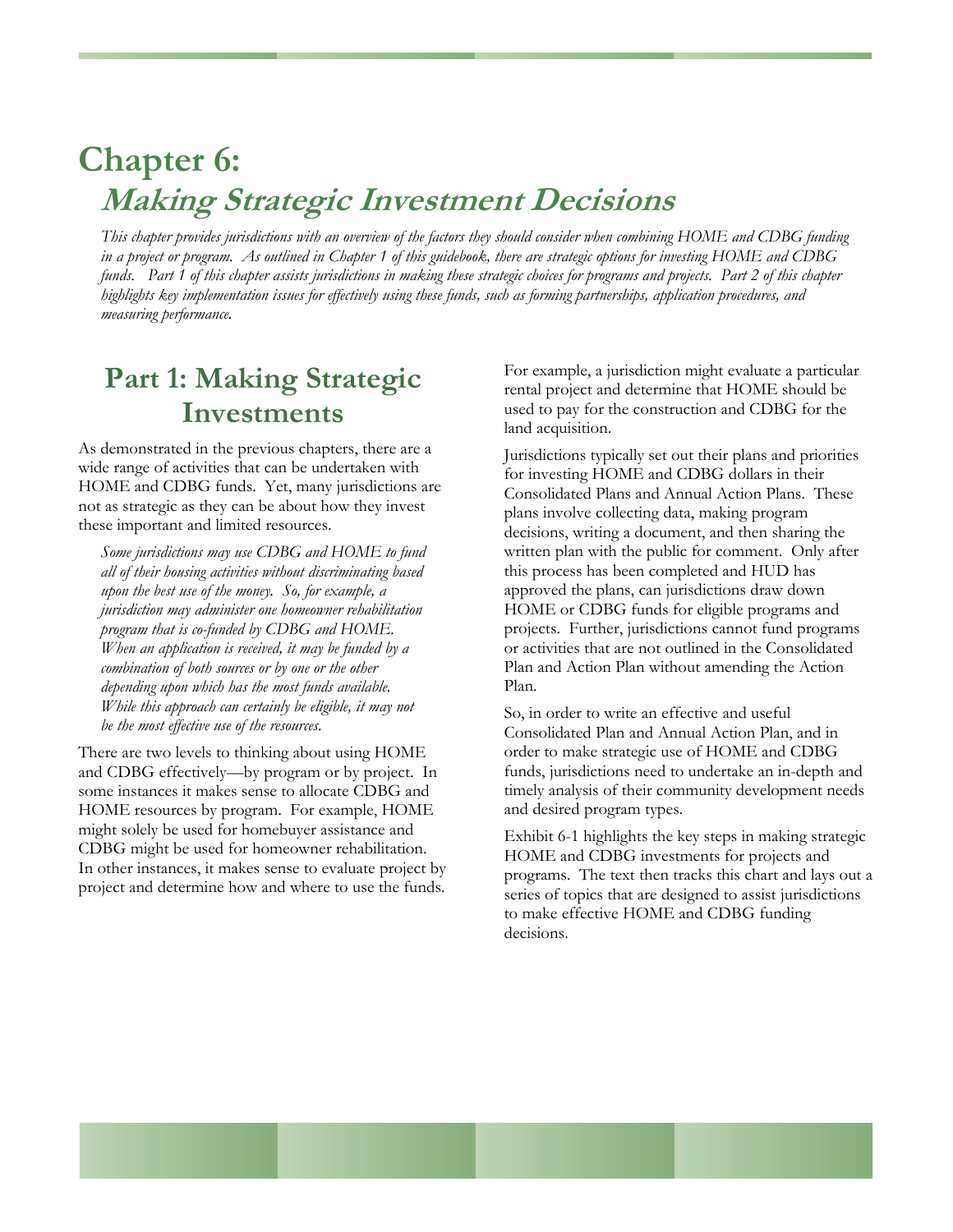# Chapter 6: *Making Strategic Investment Decisions*

*This chapter provides jurisdictions with an overview of the factors they should consider when combining HOME and CDBG funding in a project or program. As outlined in Chapter 1 of this guidebook, there are strategic options for investing HOME and CDBG funds. Part 1 of this chapter assists jurisdictions in making these strategic choices for programs and projects. Part 2 of this chapter highlights key implementation issues for effectively using these funds, such as forming partnerships, application procedures, and measuring performance.*

## Part 1: Making Strategic Investments

As demonstrated in the previous chapters, there are a wide range of activities that can be undertaken with HOME and CDBG funds. Yet, many jurisdictions are not as strategic as they can be about how they invest these important and limited resources.

> *Some jurisdictions may use CDBG and HOME to fund all of their housing activities without discriminating based upon the best use of the money. So, for example, a jurisdiction may administer one homeowner rehabilitation program that is co-funded by CDBG and HOME. When an application is received, it may be funded by a combination of both sources or by one or the other depending upon which has the most funds available. While this approach can certainly be eligible, it may not be the most effective use of the resources.*

There are two levels to thinking about using HOME and CDBG effectively—by program or by project. In some instances it makes sense to allocate CDBG and HOME resources by program. For example, HOME might solely be used for homebuyer assistance and CDBG might be used for homeowner rehabilitation. In other instances, it makes sense to evaluate project by project and determine how and where to use the funds. For example, a jurisdiction might evaluate a particular rental project and determine that HOME should be used to pay for the construction and CDBG for the land acquisition.

Jurisdictions typically set out their plans and priorities for investing HOME and CDBG dollars in their Consolidated Plans and Annual Action Plans. These plans involve collecting data, making program decisions, writing a document, and then sharing the written plan with the public for comment. Only after this process has been completed and HUD has approved the plans, can jurisdictions draw down HOME or CDBG funds for eligible programs and projects. Further, jurisdictions cannot fund programs or activities that are not outlined in the Consolidated Plan and Action Plan without amending the Action Plan.

So, in order to write an effective and useful Consolidated Plan and Annual Action Plan, and in order to make strategic use of HOME and CDBG funds, jurisdictions need to undertake an in-depth and timely analysis of their community development needs and desired program types.

Exhibit 6-1 highlights the key steps in making strategic HOME and CDBG investments for projects and programs. The text then tracks this chart and lays out a series of topics that are designed to assist jurisdictions to make effective HOME and CDBG funding decisions.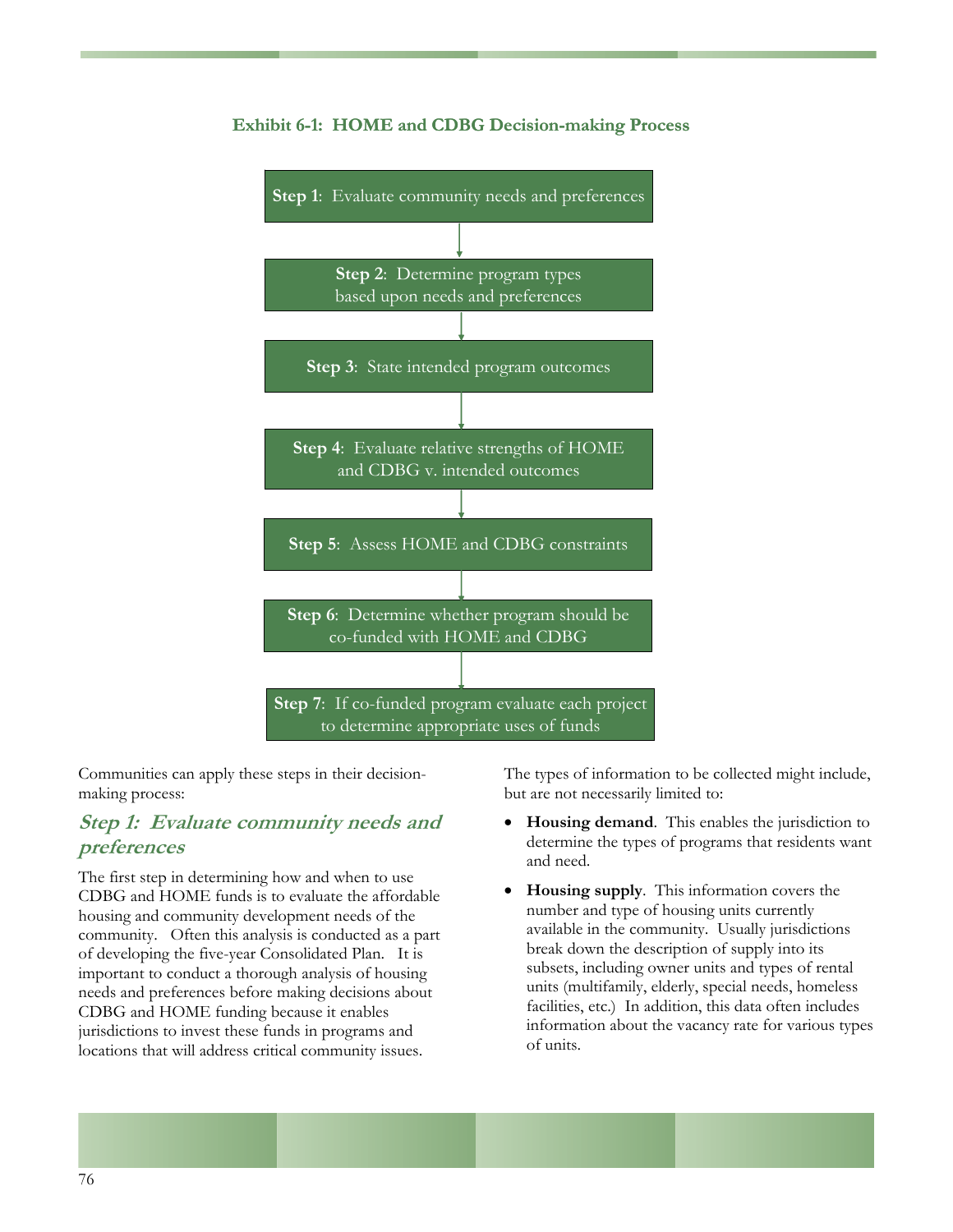**Exhibit 6-1: HOME and CDBG Decision-making Process**

**Step 1**: Evaluate community needs and preferences

↓

**Step 2**: Determine program types based upon needs and preferences

↓

**Step 3**: State intended program outcomes

↓

**Step 4**: Evaluate relative strengths of HOME and CDBG v. intended outcomes

↓

**Step 5**: Assess HOME and CDBG constraints

↓

**Step 6**: Determine whether program should be co-funded with HOME and CDBG

↓

**Step 7**: If co-funded program evaluate each project to determine appropriate uses of funds

Communities can apply these steps in their decision-making process:

## *Step 1: Evaluate community needs and preferences*

The first step in determining how and when to use CDBG and HOME funds is to evaluate the affordable housing and community development needs of the community. Often this analysis is conducted as a part of developing the five-year Consolidated Plan. It is important to conduct a thorough analysis of housing needs and preferences before making decisions about CDBG and HOME funding because it enables jurisdictions to invest these funds in programs and locations that will address critical community issues.

The types of information to be collected might include, but are not necessarily limited to:

- **Housing demand**. This enables the jurisdiction to determine the types of programs that residents want and need.
- **Housing supply**. This information covers the number and type of housing units currently available in the community. Usually jurisdictions break down the description of supply into its subsets, including owner units and types of rental units (multifamily, elderly, special needs, homeless facilities, etc.) In addition, this data often includes information about the vacancy rate for various types of units.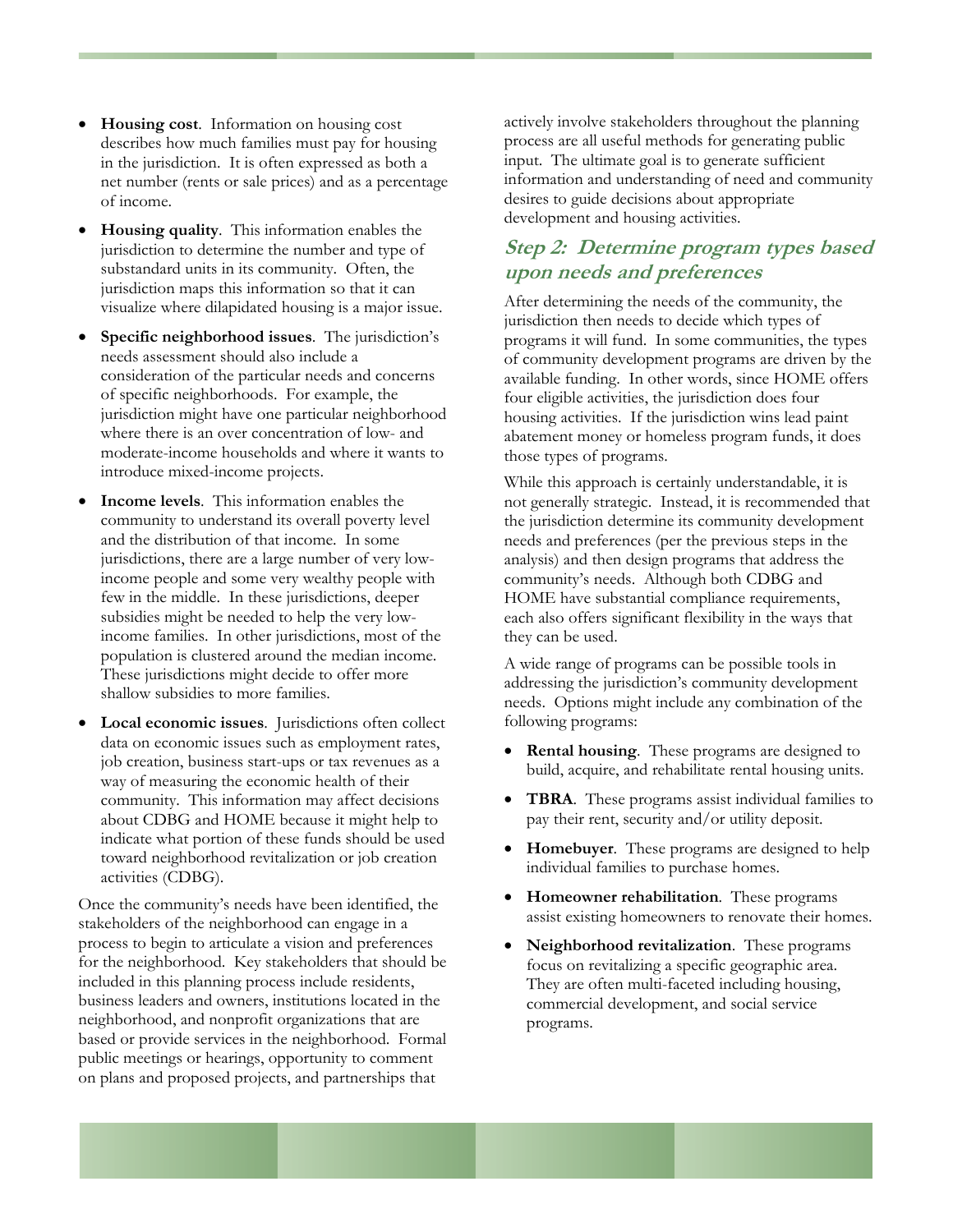- **Housing cost**. Information on housing cost describes how much families must pay for housing in the jurisdiction. It is often expressed as both a net number (rents or sale prices) and as a percentage of income.
- **Housing quality**. This information enables the jurisdiction to determine the number and type of substandard units in its community. Often, the jurisdiction maps this information so that it can visualize where dilapidated housing is a major issue.
- **Specific neighborhood issues**. The jurisdiction's needs assessment should also include a consideration of the particular needs and concerns of specific neighborhoods. For example, the jurisdiction might have one particular neighborhood where there is an over concentration of low- and moderate-income households and where it wants to introduce mixed-income projects.
- **Income levels**. This information enables the community to understand its overall poverty level and the distribution of that income. In some jurisdictions, there are a large number of very low-income people and some very wealthy people with few in the middle. In these jurisdictions, deeper subsidies might be needed to help the very low-income families. In other jurisdictions, most of the population is clustered around the median income. These jurisdictions might decide to offer more shallow subsidies to more families.
- **Local economic issues**. Jurisdictions often collect data on economic issues such as employment rates, job creation, business start-ups or tax revenues as a way of measuring the economic health of their community. This information may affect decisions about CDBG and HOME because it might help to indicate what portion of these funds should be used toward neighborhood revitalization or job creation activities (CDBG).

Once the community's needs have been identified, the stakeholders of the neighborhood can engage in a process to begin to articulate a vision and preferences for the neighborhood. Key stakeholders that should be included in this planning process include residents, business leaders and owners, institutions located in the neighborhood, and nonprofit organizations that are based or provide services in the neighborhood. Formal public meetings or hearings, opportunity to comment on plans and proposed projects, and partnerships that actively involve stakeholders throughout the planning process are all useful methods for generating public input. The ultimate goal is to generate sufficient information and understanding of need and community desires to guide decisions about appropriate development and housing activities.

## Step 2: Determine program types based upon needs and preferences

After determining the needs of the community, the jurisdiction then needs to decide which types of programs it will fund. In some communities, the types of community development programs are driven by the available funding. In other words, since HOME offers four eligible activities, the jurisdiction does four housing activities. If the jurisdiction wins lead paint abatement money or homeless program funds, it does those types of programs.

While this approach is certainly understandable, it is not generally strategic. Instead, it is recommended that the jurisdiction determine its community development needs and preferences (per the previous steps in the analysis) and then design programs that address the community's needs. Although both CDBG and HOME have substantial compliance requirements, each also offers significant flexibility in the ways that they can be used.

A wide range of programs can be possible tools in addressing the jurisdiction's community development needs. Options might include any combination of the following programs:

- **Rental housing**. These programs are designed to build, acquire, and rehabilitate rental housing units.
- **TBRA**. These programs assist individual families to pay their rent, security and/or utility deposit.
- **Homebuyer**. These programs are designed to help individual families to purchase homes.
- **Homeowner rehabilitation**. These programs assist existing homeowners to renovate their homes.
- **Neighborhood revitalization**. These programs focus on revitalizing a specific geographic area. They are often multi-faceted including housing, commercial development, and social service programs.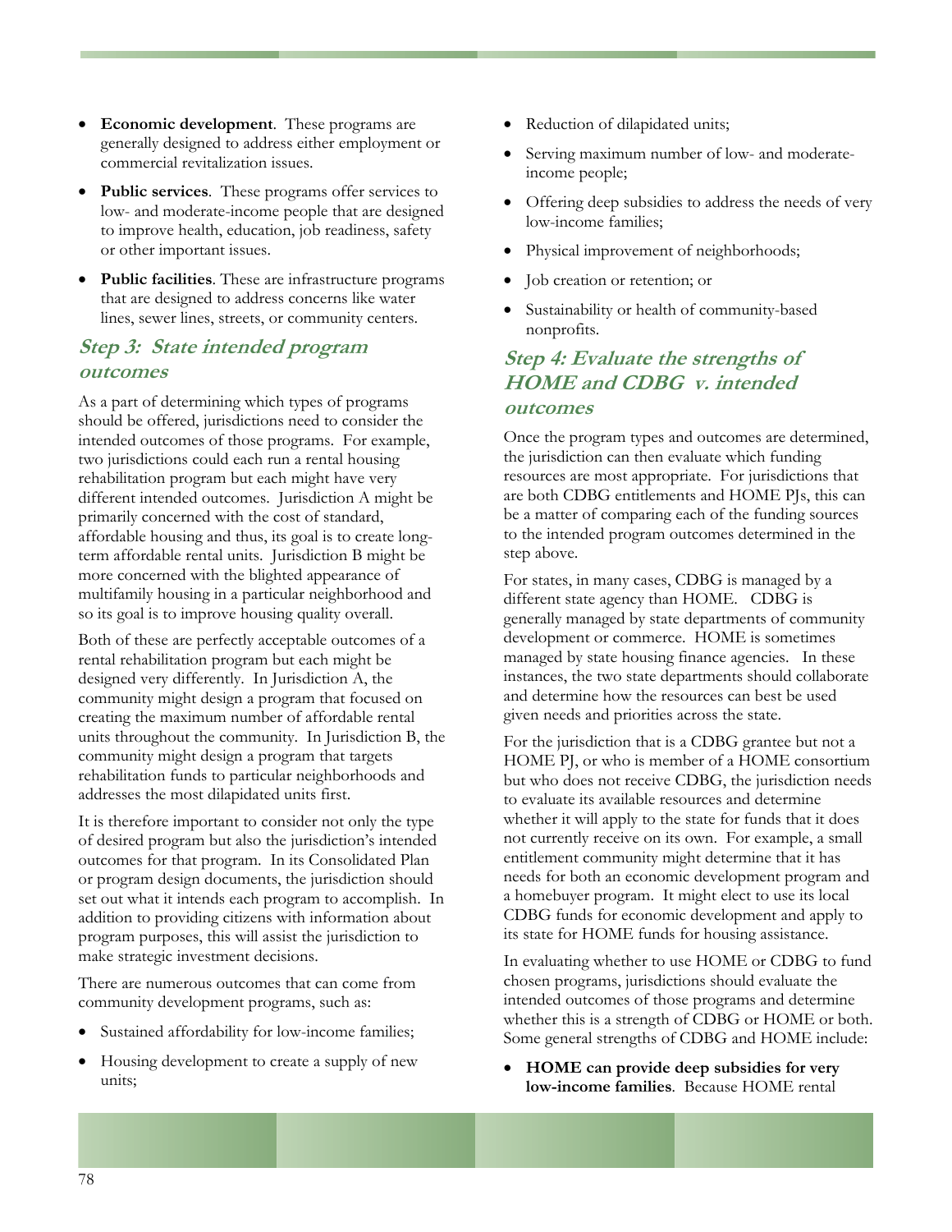- **Economic development**. These programs are generally designed to address either employment or commercial revitalization issues.
- **Public services**. These programs offer services to low- and moderate-income people that are designed to improve health, education, job readiness, safety or other important issues.
- **Public facilities**. These are infrastructure programs that are designed to address concerns like water lines, sewer lines, streets, or community centers.

## *Step 3: State intended program outcomes*

As a part of determining which types of programs should be offered, jurisdictions need to consider the intended outcomes of those programs. For example, two jurisdictions could each run a rental housing rehabilitation program but each might have very different intended outcomes. Jurisdiction A might be primarily concerned with the cost of standard, affordable housing and thus, its goal is to create long-term affordable rental units. Jurisdiction B might be more concerned with the blighted appearance of multifamily housing in a particular neighborhood and so its goal is to improve housing quality overall.

Both of these are perfectly acceptable outcomes of a rental rehabilitation program but each might be designed very differently. In Jurisdiction A, the community might design a program that focused on creating the maximum number of affordable rental units throughout the community. In Jurisdiction B, the community might design a program that targets rehabilitation funds to particular neighborhoods and addresses the most dilapidated units first.

It is therefore important to consider not only the type of desired program but also the jurisdiction's intended outcomes for that program. In its Consolidated Plan or program design documents, the jurisdiction should set out what it intends each program to accomplish. In addition to providing citizens with information about program purposes, this will assist the jurisdiction to make strategic investment decisions.

There are numerous outcomes that can come from community development programs, such as:

- Sustained affordability for low-income families;
- Housing development to create a supply of new units;
- Reduction of dilapidated units;
- Serving maximum number of low- and moderate-income people;
- Offering deep subsidies to address the needs of very low-income families;
- Physical improvement of neighborhoods;
- Job creation or retention; or
- Sustainability or health of community-based nonprofits.

## *Step 4: Evaluate the strengths of HOME and CDBG v. intended outcomes*

Once the program types and outcomes are determined, the jurisdiction can then evaluate which funding resources are most appropriate. For jurisdictions that are both CDBG entitlements and HOME PJs, this can be a matter of comparing each of the funding sources to the intended program outcomes determined in the step above.

For states, in many cases, CDBG is managed by a different state agency than HOME. CDBG is generally managed by state departments of community development or commerce. HOME is sometimes managed by state housing finance agencies. In these instances, the two state departments should collaborate and determine how the resources can best be used given needs and priorities across the state.

For the jurisdiction that is a CDBG grantee but not a HOME PJ, or who is member of a HOME consortium but who does not receive CDBG, the jurisdiction needs to evaluate its available resources and determine whether it will apply to the state for funds that it does not currently receive on its own. For example, a small entitlement community might determine that it has needs for both an economic development program and a homebuyer program. It might elect to use its local CDBG funds for economic development and apply to its state for HOME funds for housing assistance.

In evaluating whether to use HOME or CDBG to fund chosen programs, jurisdictions should evaluate the intended outcomes of those programs and determine whether this is a strength of CDBG or HOME or both. Some general strengths of CDBG and HOME include:

- **HOME can provide deep subsidies for very low-income families**. Because HOME rental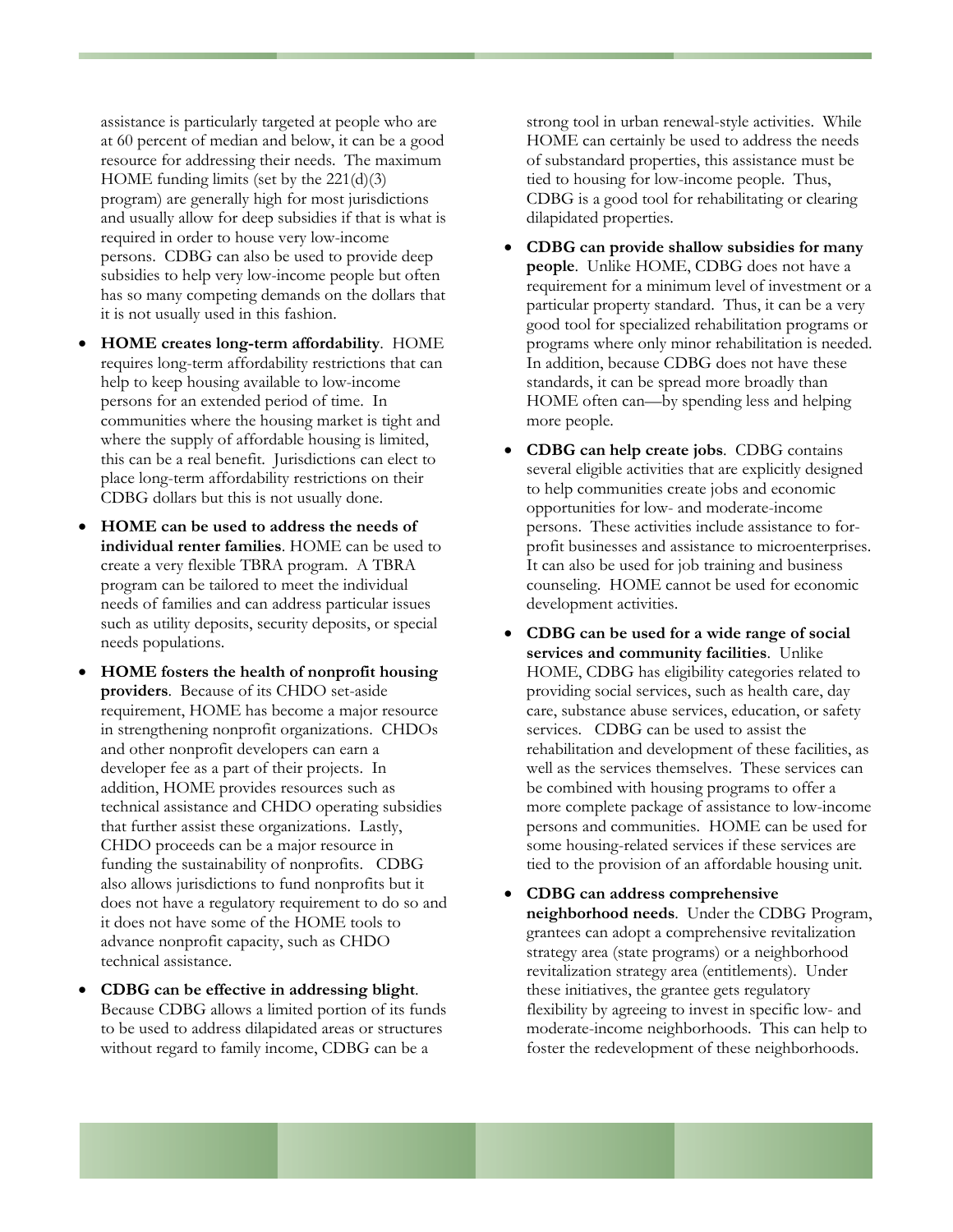assistance is particularly targeted at people who are at 60 percent of median and below, it can be a good resource for addressing their needs. The maximum HOME funding limits (set by the 221(d)(3) program) are generally high for most jurisdictions and usually allow for deep subsidies if that is what is required in order to house very low-income persons. CDBG can also be used to provide deep subsidies to help very low-income people but often has so many competing demands on the dollars that it is not usually used in this fashion.

- **HOME creates long-term affordability**. HOME requires long-term affordability restrictions that can help to keep housing available to low-income persons for an extended period of time. In communities where the housing market is tight and where the supply of affordable housing is limited, this can be a real benefit. Jurisdictions can elect to place long-term affordability restrictions on their CDBG dollars but this is not usually done.
- **HOME can be used to address the needs of individual renter families**. HOME can be used to create a very flexible TBRA program. A TBRA program can be tailored to meet the individual needs of families and can address particular issues such as utility deposits, security deposits, or special needs populations.
- **HOME fosters the health of nonprofit housing providers**. Because of its CHDO set-aside requirement, HOME has become a major resource in strengthening nonprofit organizations. CHDOs and other nonprofit developers can earn a developer fee as a part of their projects. In addition, HOME provides resources such as technical assistance and CHDO operating subsidies that further assist these organizations. Lastly, CHDO proceeds can be a major resource in funding the sustainability of nonprofits. CDBG also allows jurisdictions to fund nonprofits but it does not have a regulatory requirement to do so and it does not have some of the HOME tools to advance nonprofit capacity, such as CHDO technical assistance.
- **CDBG can be effective in addressing blight**. Because CDBG allows a limited portion of its funds to be used to address dilapidated areas or structures without regard to family income, CDBG can be a strong tool in urban renewal-style activities. While HOME can certainly be used to address the needs of substandard properties, this assistance must be tied to housing for low-income people. Thus, CDBG is a good tool for rehabilitating or clearing dilapidated properties.
- **CDBG can provide shallow subsidies for many people**. Unlike HOME, CDBG does not have a requirement for a minimum level of investment or a particular property standard. Thus, it can be a very good tool for specialized rehabilitation programs or programs where only minor rehabilitation is needed. In addition, because CDBG does not have these standards, it can be spread more broadly than HOME often can—by spending less and helping more people.
- **CDBG can help create jobs**. CDBG contains several eligible activities that are explicitly designed to help communities create jobs and economic opportunities for low- and moderate-income persons. These activities include assistance to for-profit businesses and assistance to microenterprises. It can also be used for job training and business counseling. HOME cannot be used for economic development activities.
- **CDBG can be used for a wide range of social services and community facilities**. Unlike HOME, CDBG has eligibility categories related to providing social services, such as health care, day care, substance abuse services, education, or safety services. CDBG can be used to assist the rehabilitation and development of these facilities, as well as the services themselves. These services can be combined with housing programs to offer a more complete package of assistance to low-income persons and communities. HOME can be used for some housing-related services if these services are tied to the provision of an affordable housing unit.
- **CDBG can address comprehensive neighborhood needs**. Under the CDBG Program, grantees can adopt a comprehensive revitalization strategy area (state programs) or a neighborhood revitalization strategy area (entitlements). Under these initiatives, the grantee gets regulatory flexibility by agreeing to invest in specific low- and moderate-income neighborhoods. This can help to foster the redevelopment of these neighborhoods.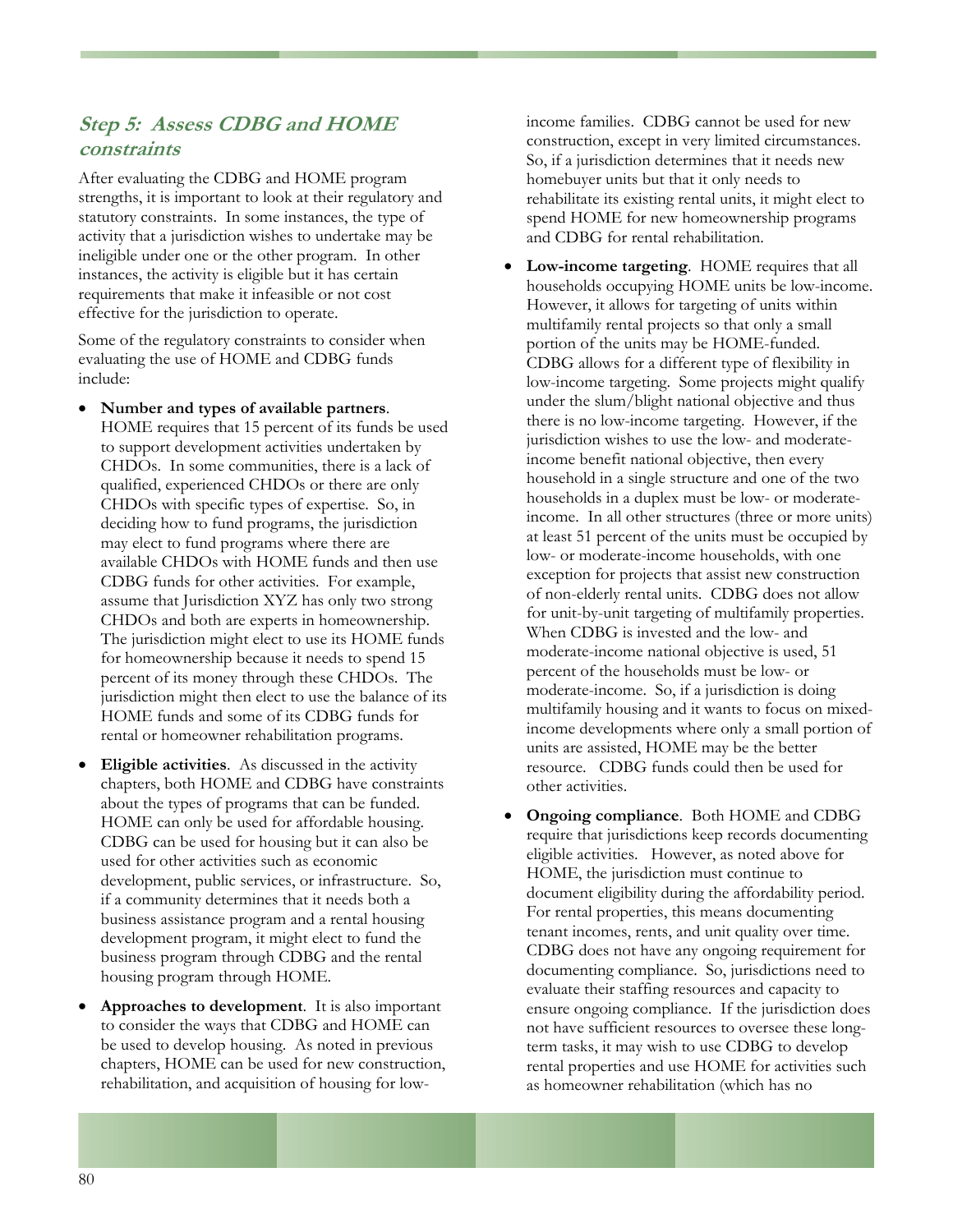### *Step 5: Assess CDBG and HOME constraints*

After evaluating the CDBG and HOME program strengths, it is important to look at their regulatory and statutory constraints. In some instances, the type of activity that a jurisdiction wishes to undertake may be ineligible under one or the other program. In other instances, the activity is eligible but it has certain requirements that make it infeasible or not cost effective for the jurisdiction to operate.

Some of the regulatory constraints to consider when evaluating the use of HOME and CDBG funds include:

- **Number and types of available partners**. HOME requires that 15 percent of its funds be used to support development activities undertaken by CHDOs. In some communities, there is a lack of qualified, experienced CHDOs or there are only CHDOs with specific types of expertise. So, in deciding how to fund programs, the jurisdiction may elect to fund programs where there are available CHDOs with HOME funds and then use CDBG funds for other activities. For example, assume that Jurisdiction XYZ has only two strong CHDOs and both are experts in homeownership. The jurisdiction might elect to use its HOME funds for homeownership because it needs to spend 15 percent of its money through these CHDOs. The jurisdiction might then elect to use the balance of its HOME funds and some of its CDBG funds for rental or homeowner rehabilitation programs.
- **Eligible activities**. As discussed in the activity chapters, both HOME and CDBG have constraints about the types of programs that can be funded. HOME can only be used for affordable housing. CDBG can be used for housing but it can also be used for other activities such as economic development, public services, or infrastructure. So, if a community determines that it needs both a business assistance program and a rental housing development program, it might elect to fund the business program through CDBG and the rental housing program through HOME.
- **Approaches to development**. It is also important to consider the ways that CDBG and HOME can be used to develop housing. As noted in previous chapters, HOME can be used for new construction, rehabilitation, and acquisition of housing for low-income families. CDBG cannot be used for new construction, except in very limited circumstances. So, if a jurisdiction determines that it needs new homebuyer units but that it only needs to rehabilitate its existing rental units, it might elect to spend HOME for new homeownership programs and CDBG for rental rehabilitation.
- **Low-income targeting**. HOME requires that all households occupying HOME units be low-income. However, it allows for targeting of units within multifamily rental projects so that only a small portion of the units may be HOME-funded. CDBG allows for a different type of flexibility in low-income targeting. Some projects might qualify under the slum/blight national objective and thus there is no low-income targeting. However, if the jurisdiction wishes to use the low- and moderate-income benefit national objective, then every household in a single structure and one of the two households in a duplex must be low- or moderate-income. In all other structures (three or more units) at least 51 percent of the units must be occupied by low- or moderate-income households, with one exception for projects that assist new construction of non-elderly rental units. CDBG does not allow for unit-by-unit targeting of multifamily properties. When CDBG is invested and the low- and moderate-income national objective is used, 51 percent of the households must be low- or moderate-income. So, if a jurisdiction is doing multifamily housing and it wants to focus on mixed-income developments where only a small portion of units are assisted, HOME may be the better resource. CDBG funds could then be used for other activities.
- **Ongoing compliance**. Both HOME and CDBG require that jurisdictions keep records documenting eligible activities. However, as noted above for HOME, the jurisdiction must continue to document eligibility during the affordability period. For rental properties, this means documenting tenant incomes, rents, and unit quality over time. CDBG does not have any ongoing requirement for documenting compliance. So, jurisdictions need to evaluate their staffing resources and capacity to ensure ongoing compliance. If the jurisdiction does not have sufficient resources to oversee these long-term tasks, it may wish to use CDBG to develop rental properties and use HOME for activities such as homeowner rehabilitation (which has no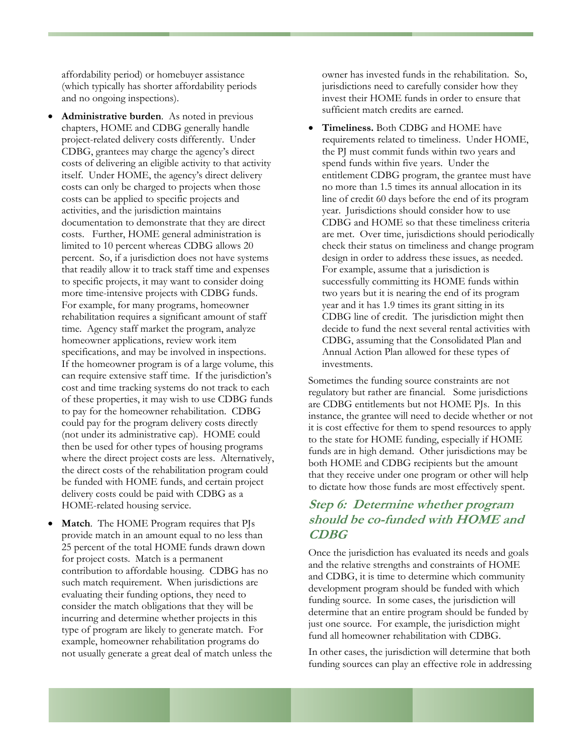affordability period) or homebuyer assistance (which typically has shorter affordability periods and no ongoing inspections).

- **Administrative burden**. As noted in previous chapters, HOME and CDBG generally handle project-related delivery costs differently. Under CDBG, grantees may charge the agency's direct costs of delivering an eligible activity to that activity itself. Under HOME, the agency's direct delivery costs can only be charged to projects when those costs can be applied to specific projects and activities, and the jurisdiction maintains documentation to demonstrate that they are direct costs. Further, HOME general administration is limited to 10 percent whereas CDBG allows 20 percent. So, if a jurisdiction does not have systems that readily allow it to track staff time and expenses to specific projects, it may want to consider doing more time-intensive projects with CDBG funds. For example, for many programs, homeowner rehabilitation requires a significant amount of staff time. Agency staff market the program, analyze homeowner applications, review work item specifications, and may be involved in inspections. If the homeowner program is of a large volume, this can require extensive staff time. If the jurisdiction's cost and time tracking systems do not track to each of these properties, it may wish to use CDBG funds to pay for the homeowner rehabilitation. CDBG could pay for the program delivery costs directly (not under its administrative cap). HOME could then be used for other types of housing programs where the direct project costs are less. Alternatively, the direct costs of the rehabilitation program could be funded with HOME funds, and certain project delivery costs could be paid with CDBG as a HOME-related housing service.
- **Match**. The HOME Program requires that PJs provide match in an amount equal to no less than 25 percent of the total HOME funds drawn down for project costs. Match is a permanent contribution to affordable housing. CDBG has no such match requirement. When jurisdictions are evaluating their funding options, they need to consider the match obligations that they will be incurring and determine whether projects in this type of program are likely to generate match. For example, homeowner rehabilitation programs do not usually generate a great deal of match unless the owner has invested funds in the rehabilitation. So, jurisdictions need to carefully consider how they invest their HOME funds in order to ensure that sufficient match credits are earned.
- **Timeliness.** Both CDBG and HOME have requirements related to timeliness. Under HOME, the PJ must commit funds within two years and spend funds within five years. Under the entitlement CDBG program, the grantee must have no more than 1.5 times its annual allocation in its line of credit 60 days before the end of its program year. Jurisdictions should consider how to use CDBG and HOME so that these timeliness criteria are met. Over time, jurisdictions should periodically check their status on timeliness and change program design in order to address these issues, as needed. For example, assume that a jurisdiction is successfully committing its HOME funds within two years but it is nearing the end of its program year and it has 1.9 times its grant sitting in its CDBG line of credit. The jurisdiction might then decide to fund the next several rental activities with CDBG, assuming that the Consolidated Plan and Annual Action Plan allowed for these types of investments.

Sometimes the funding source constraints are not regulatory but rather are financial. Some jurisdictions are CDBG entitlements but not HOME PJs. In this instance, the grantee will need to decide whether or not it is cost effective for them to spend resources to apply to the state for HOME funding, especially if HOME funds are in high demand. Other jurisdictions may be both HOME and CDBG recipients but the amount that they receive under one program or other will help to dictate how those funds are most effectively spent.

## Step 6: Determine whether program should be co-funded with HOME and CDBG

Once the jurisdiction has evaluated its needs and goals and the relative strengths and constraints of HOME and CDBG, it is time to determine which community development program should be funded with which funding source. In some cases, the jurisdiction will determine that an entire program should be funded by just one source. For example, the jurisdiction might fund all homeowner rehabilitation with CDBG.

In other cases, the jurisdiction will determine that both funding sources can play an effective role in addressing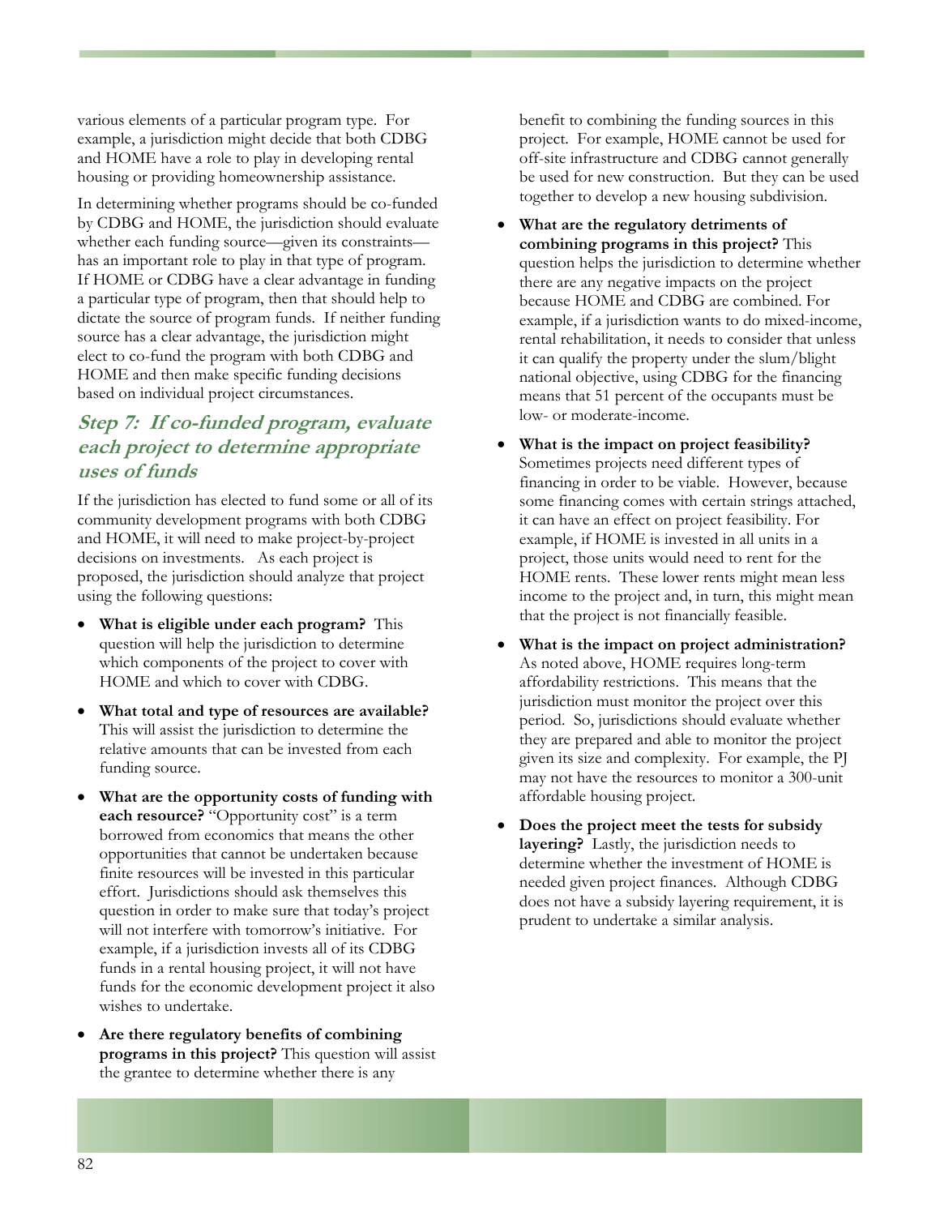various elements of a particular program type. For example, a jurisdiction might decide that both CDBG and HOME have a role to play in developing rental housing or providing homeownership assistance.

In determining whether programs should be co-funded by CDBG and HOME, the jurisdiction should evaluate whether each funding source—given its constraints—has an important role to play in that type of program. If HOME or CDBG have a clear advantage in funding a particular type of program, then that should help to dictate the source of program funds. If neither funding source has a clear advantage, the jurisdiction might elect to co-fund the program with both CDBG and HOME and then make specific funding decisions based on individual project circumstances.

### *Step 7: If co-funded program, evaluate each project to determine appropriate uses of funds*

If the jurisdiction has elected to fund some or all of its community development programs with both CDBG and HOME, it will need to make project-by-project decisions on investments. As each project is proposed, the jurisdiction should analyze that project using the following questions:

- **What is eligible under each program?** This question will help the jurisdiction to determine which components of the project to cover with HOME and which to cover with CDBG.
- **What total and type of resources are available?** This will assist the jurisdiction to determine the relative amounts that can be invested from each funding source.
- **What are the opportunity costs of funding with each resource?** "Opportunity cost" is a term borrowed from economics that means the other opportunities that cannot be undertaken because finite resources will be invested in this particular effort. Jurisdictions should ask themselves this question in order to make sure that today's project will not interfere with tomorrow's initiative. For example, if a jurisdiction invests all of its CDBG funds in a rental housing project, it will not have funds for the economic development project it also wishes to undertake.
- **Are there regulatory benefits of combining programs in this project?** This question will assist the grantee to determine whether there is any benefit to combining the funding sources in this project. For example, HOME cannot be used for off-site infrastructure and CDBG cannot generally be used for new construction. But they can be used together to develop a new housing subdivision.
- **What are the regulatory detriments of combining programs in this project?** This question helps the jurisdiction to determine whether there are any negative impacts on the project because HOME and CDBG are combined. For example, if a jurisdiction wants to do mixed-income, rental rehabilitation, it needs to consider that unless it can qualify the property under the slum/blight national objective, using CDBG for the financing means that 51 percent of the occupants must be low- or moderate-income.
- **What is the impact on project feasibility?** Sometimes projects need different types of financing in order to be viable. However, because some financing comes with certain strings attached, it can have an effect on project feasibility. For example, if HOME is invested in all units in a project, those units would need to rent for the HOME rents. These lower rents might mean less income to the project and, in turn, this might mean that the project is not financially feasible.
- **What is the impact on project administration?** As noted above, HOME requires long-term affordability restrictions. This means that the jurisdiction must monitor the project over this period. So, jurisdictions should evaluate whether they are prepared and able to monitor the project given its size and complexity. For example, the PJ may not have the resources to monitor a 300-unit affordable housing project.
- **Does the project meet the tests for subsidy layering?** Lastly, the jurisdiction needs to determine whether the investment of HOME is needed given project finances. Although CDBG does not have a subsidy layering requirement, it is prudent to undertake a similar analysis.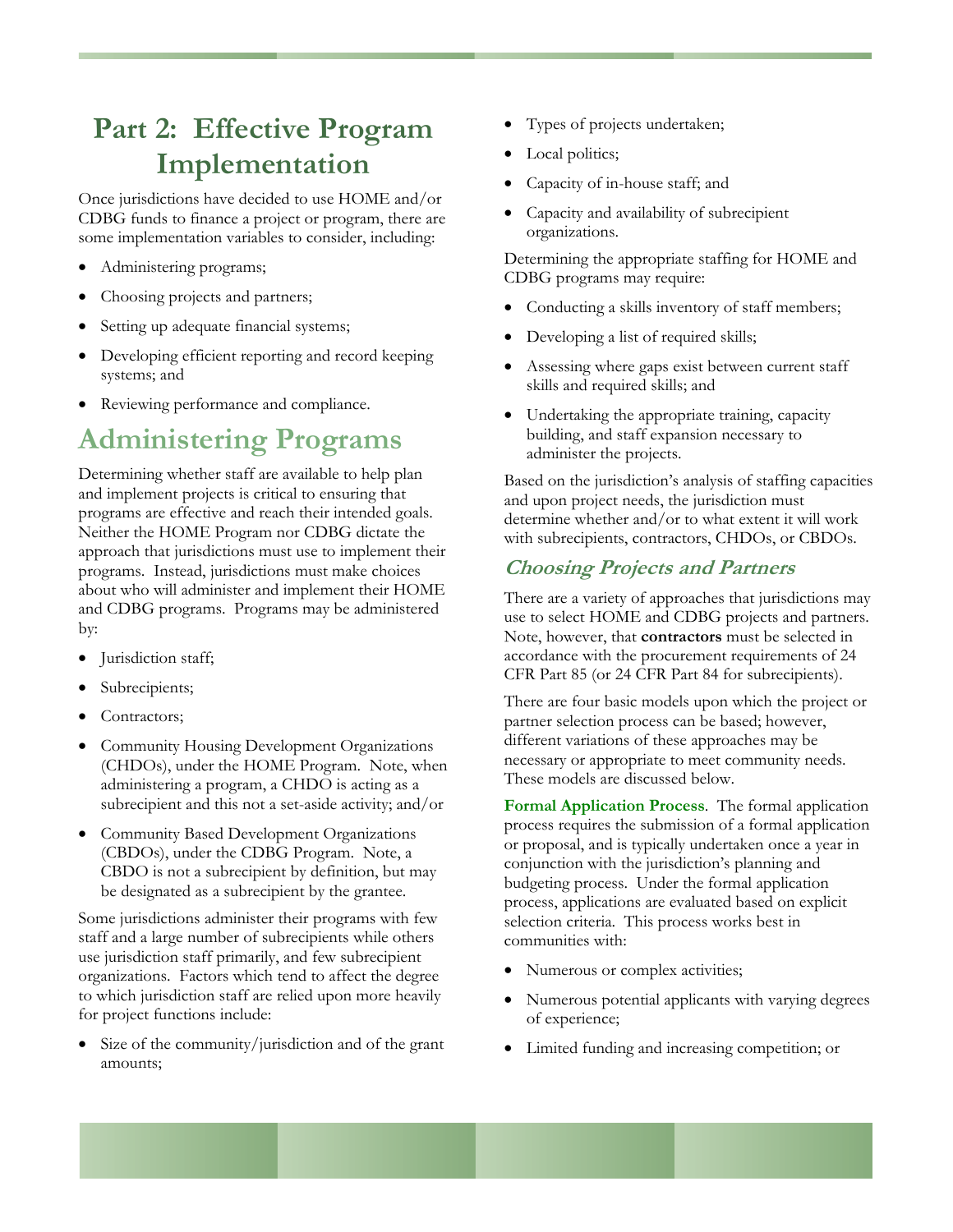# Part 2: Effective Program Implementation

Once jurisdictions have decided to use HOME and/or CDBG funds to finance a project or program, there are some implementation variables to consider, including:

- Administering programs;
- Choosing projects and partners;
- Setting up adequate financial systems;
- Developing efficient reporting and record keeping systems; and
- Reviewing performance and compliance.

## Administering Programs

Determining whether staff are available to help plan and implement projects is critical to ensuring that programs are effective and reach their intended goals. Neither the HOME Program nor CDBG dictate the approach that jurisdictions must use to implement their programs. Instead, jurisdictions must make choices about who will administer and implement their HOME and CDBG programs. Programs may be administered by:

- Jurisdiction staff;
- Subrecipients;
- Contractors;
- Community Housing Development Organizations (CHDOs), under the HOME Program. Note, when administering a program, a CHDO is acting as a subrecipient and this not a set-aside activity; and/or
- Community Based Development Organizations (CBDOs), under the CDBG Program. Note, a CBDO is not a subrecipient by definition, but may be designated as a subrecipient by the grantee.

Some jurisdictions administer their programs with few staff and a large number of subrecipients while others use jurisdiction staff primarily, and few subrecipient organizations. Factors which tend to affect the degree to which jurisdiction staff are relied upon more heavily for project functions include:

- Size of the community/jurisdiction and of the grant amounts;
- Types of projects undertaken;
- Local politics;
- Capacity of in-house staff; and
- Capacity and availability of subrecipient organizations.

Determining the appropriate staffing for HOME and CDBG programs may require:

- Conducting a skills inventory of staff members;
- Developing a list of required skills;
- Assessing where gaps exist between current staff skills and required skills; and
- Undertaking the appropriate training, capacity building, and staff expansion necessary to administer the projects.

Based on the jurisdiction's analysis of staffing capacities and upon project needs, the jurisdiction must determine whether and/or to what extent it will work with subrecipients, contractors, CHDOs, or CBDOs.

### *Choosing Projects and Partners*

There are a variety of approaches that jurisdictions may use to select HOME and CDBG projects and partners. Note, however, that **contractors** must be selected in accordance with the procurement requirements of 24 CFR Part 85 (or 24 CFR Part 84 for subrecipients).

There are four basic models upon which the project or partner selection process can be based; however, different variations of these approaches may be necessary or appropriate to meet community needs. These models are discussed below.

**Formal Application Process**. The formal application process requires the submission of a formal application or proposal, and is typically undertaken once a year in conjunction with the jurisdiction's planning and budgeting process. Under the formal application process, applications are evaluated based on explicit selection criteria. This process works best in communities with:

- Numerous or complex activities;
- Numerous potential applicants with varying degrees of experience;
- Limited funding and increasing competition; or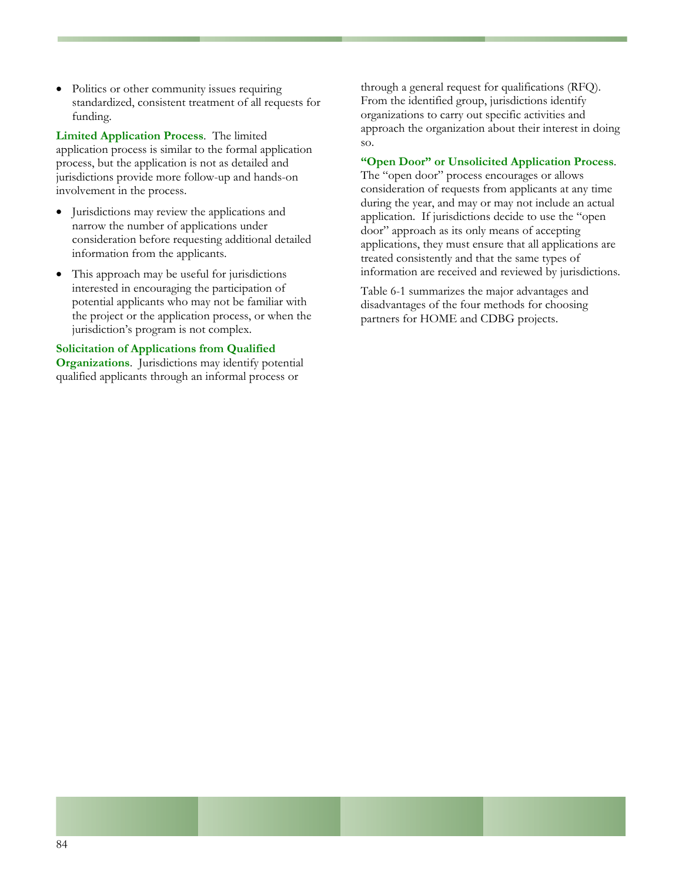- Politics or other community issues requiring standardized, consistent treatment of all requests for funding.

**Limited Application Process**. The limited application process is similar to the formal application process, but the application is not as detailed and jurisdictions provide more follow-up and hands-on involvement in the process.

- Jurisdictions may review the applications and narrow the number of applications under consideration before requesting additional detailed information from the applicants.
- This approach may be useful for jurisdictions interested in encouraging the participation of potential applicants who may not be familiar with the project or the application process, or when the jurisdiction's program is not complex.

**Solicitation of Applications from Qualified Organizations**. Jurisdictions may identify potential qualified applicants through an informal process or through a general request for qualifications (RFQ). From the identified group, jurisdictions identify organizations to carry out specific activities and approach the organization about their interest in doing so.

**"Open Door" or Unsolicited Application Process**. The "open door" process encourages or allows consideration of requests from applicants at any time during the year, and may or may not include an actual application. If jurisdictions decide to use the "open door" approach as its only means of accepting applications, they must ensure that all applications are treated consistently and that the same types of information are received and reviewed by jurisdictions.

Table 6-1 summarizes the major advantages and disadvantages of the four methods for choosing partners for HOME and CDBG projects.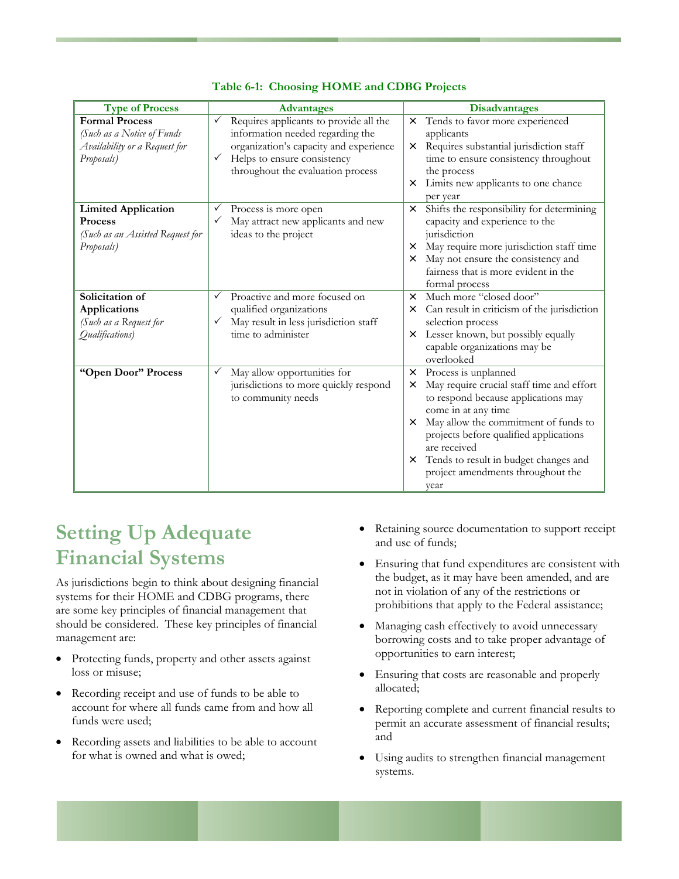**Table 6-1: Choosing HOME and CDBG Projects**

| Type of Process | Advantages | Disadvantages |
|---|---|---|
| **Formal Process** *(Such as a Notice of Funds Availability or a Request for Proposals)* | ✓ Requires applicants to provide all the information needed regarding the organization's capacity and experience<br>✓ Helps to ensure consistency throughout the evaluation process | × Tends to favor more experienced applicants<br>× Requires substantial jurisdiction staff time to ensure consistency throughout the process<br>× Limits new applicants to one chance per year |
| **Limited Application Process** *(Such as an Assisted Request for Proposals)* | ✓ Process is more open<br>✓ May attract new applicants and new ideas to the project | × Shifts the responsibility for determining capacity and experience to the jurisdiction<br>× May require more jurisdiction staff time<br>× May not ensure the consistency and fairness that is more evident in the formal process |
| **Solicitation of Applications** *(Such as a Request for Qualifications)* | ✓ Proactive and more focused on qualified organizations<br>✓ May result in less jurisdiction staff time to administer | × Much more "closed door"<br>× Can result in criticism of the jurisdiction selection process<br>× Lesser known, but possibly equally capable organizations may be overlooked |
| **"Open Door" Process** | ✓ May allow opportunities for jurisdictions to more quickly respond to community needs | × Process is unplanned<br>× May require crucial staff time and effort to respond because applications may come in at any time<br>× May allow the commitment of funds to projects before qualified applications are received<br>× Tends to result in budget changes and project amendments throughout the year |

## Setting Up Adequate Financial Systems

As jurisdictions begin to think about designing financial systems for their HOME and CDBG programs, there are some key principles of financial management that should be considered. These key principles of financial management are:

- Protecting funds, property and other assets against loss or misuse;
- Recording receipt and use of funds to be able to account for where all funds came from and how all funds were used;
- Recording assets and liabilities to be able to account for what is owned and what is owed;
- Retaining source documentation to support receipt and use of funds;
- Ensuring that fund expenditures are consistent with the budget, as it may have been amended, and are not in violation of any of the restrictions or prohibitions that apply to the Federal assistance;
- Managing cash effectively to avoid unnecessary borrowing costs and to take proper advantage of opportunities to earn interest;
- Ensuring that costs are reasonable and properly allocated;
- Reporting complete and current financial results to permit an accurate assessment of financial results; and
- Using audits to strengthen financial management systems.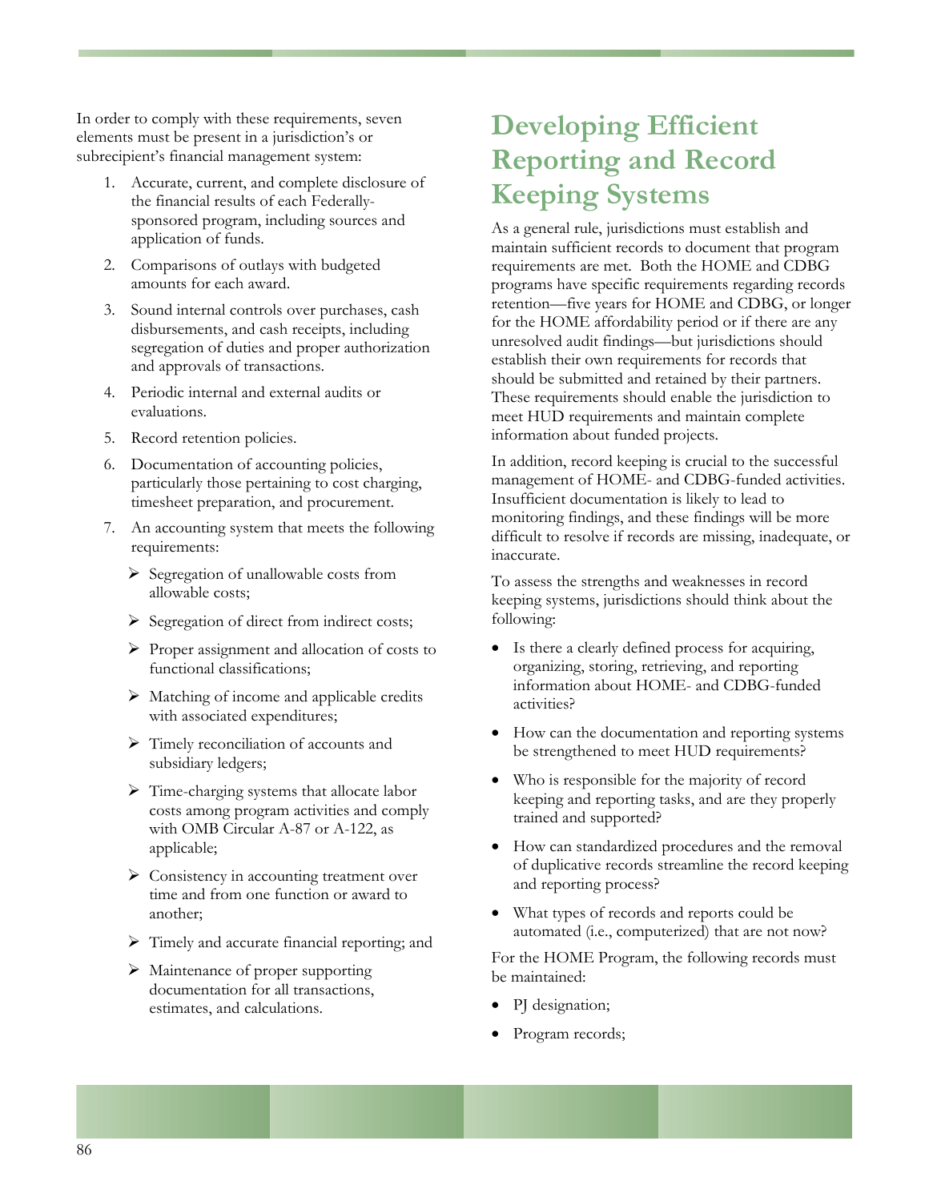In order to comply with these requirements, seven elements must be present in a jurisdiction's or subrecipient's financial management system:

1. Accurate, current, and complete disclosure of the financial results of each Federally-sponsored program, including sources and application of funds.
2. Comparisons of outlays with budgeted amounts for each award.
3. Sound internal controls over purchases, cash disbursements, and cash receipts, including segregation of duties and proper authorization and approvals of transactions.
4. Periodic internal and external audits or evaluations.
5. Record retention policies.
6. Documentation of accounting policies, particularly those pertaining to cost charging, timesheet preparation, and procurement.
7. An accounting system that meets the following requirements:
   - Segregation of unallowable costs from allowable costs;
   - Segregation of direct from indirect costs;
   - Proper assignment and allocation of costs to functional classifications;
   - Matching of income and applicable credits with associated expenditures;
   - Timely reconciliation of accounts and subsidiary ledgers;
   - Time-charging systems that allocate labor costs among program activities and comply with OMB Circular A-87 or A-122, as applicable;
   - Consistency in accounting treatment over time and from one function or award to another;
   - Timely and accurate financial reporting; and
   - Maintenance of proper supporting documentation for all transactions, estimates, and calculations.

# Developing Efficient Reporting and Record Keeping Systems

As a general rule, jurisdictions must establish and maintain sufficient records to document that program requirements are met. Both the HOME and CDBG programs have specific requirements regarding records retention—five years for HOME and CDBG, or longer for the HOME affordability period or if there are any unresolved audit findings—but jurisdictions should establish their own requirements for records that should be submitted and retained by their partners. These requirements should enable the jurisdiction to meet HUD requirements and maintain complete information about funded projects.

In addition, record keeping is crucial to the successful management of HOME- and CDBG-funded activities. Insufficient documentation is likely to lead to monitoring findings, and these findings will be more difficult to resolve if records are missing, inadequate, or inaccurate.

To assess the strengths and weaknesses in record keeping systems, jurisdictions should think about the following:

- Is there a clearly defined process for acquiring, organizing, storing, retrieving, and reporting information about HOME- and CDBG-funded activities?
- How can the documentation and reporting systems be strengthened to meet HUD requirements?
- Who is responsible for the majority of record keeping and reporting tasks, and are they properly trained and supported?
- How can standardized procedures and the removal of duplicative records streamline the record keeping and reporting process?
- What types of records and reports could be automated (i.e., computerized) that are not now?

For the HOME Program, the following records must be maintained:

- PJ designation;
- Program records;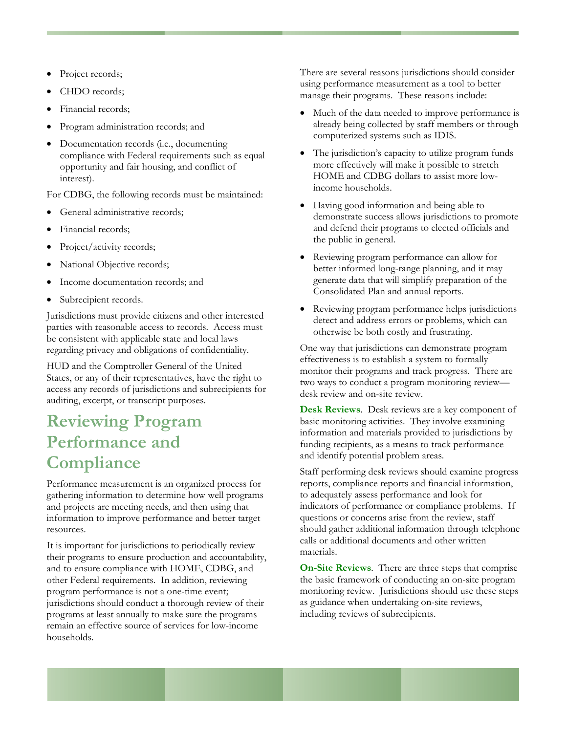- Project records;
- CHDO records;
- Financial records;
- Program administration records; and
- Documentation records (i.e., documenting compliance with Federal requirements such as equal opportunity and fair housing, and conflict of interest).

For CDBG, the following records must be maintained:

- General administrative records;
- Financial records;
- Project/activity records;
- National Objective records;
- Income documentation records; and
- Subrecipient records.

Jurisdictions must provide citizens and other interested parties with reasonable access to records. Access must be consistent with applicable state and local laws regarding privacy and obligations of confidentiality.

HUD and the Comptroller General of the United States, or any of their representatives, have the right to access any records of jurisdictions and subrecipients for auditing, excerpt, or transcript purposes.

# Reviewing Program Performance and Compliance

Performance measurement is an organized process for gathering information to determine how well programs and projects are meeting needs, and then using that information to improve performance and better target resources.

It is important for jurisdictions to periodically review their programs to ensure production and accountability, and to ensure compliance with HOME, CDBG, and other Federal requirements. In addition, reviewing program performance is not a one-time event; jurisdictions should conduct a thorough review of their programs at least annually to make sure the programs remain an effective source of services for low-income households.

There are several reasons jurisdictions should consider using performance measurement as a tool to better manage their programs. These reasons include:

- Much of the data needed to improve performance is already being collected by staff members or through computerized systems such as IDIS.
- The jurisdiction's capacity to utilize program funds more effectively will make it possible to stretch HOME and CDBG dollars to assist more low-income households.
- Having good information and being able to demonstrate success allows jurisdictions to promote and defend their programs to elected officials and the public in general.
- Reviewing program performance can allow for better informed long-range planning, and it may generate data that will simplify preparation of the Consolidated Plan and annual reports.
- Reviewing program performance helps jurisdictions detect and address errors or problems, which can otherwise be both costly and frustrating.

One way that jurisdictions can demonstrate program effectiveness is to establish a system to formally monitor their programs and track progress. There are two ways to conduct a program monitoring review—desk review and on-site review.

**Desk Reviews**. Desk reviews are a key component of basic monitoring activities. They involve examining information and materials provided to jurisdictions by funding recipients, as a means to track performance and identify potential problem areas.

Staff performing desk reviews should examine progress reports, compliance reports and financial information, to adequately assess performance and look for indicators of performance or compliance problems. If questions or concerns arise from the review, staff should gather additional information through telephone calls or additional documents and other written materials.

**On-Site Reviews**. There are three steps that comprise the basic framework of conducting an on-site program monitoring review. Jurisdictions should use these steps as guidance when undertaking on-site reviews, including reviews of subrecipients.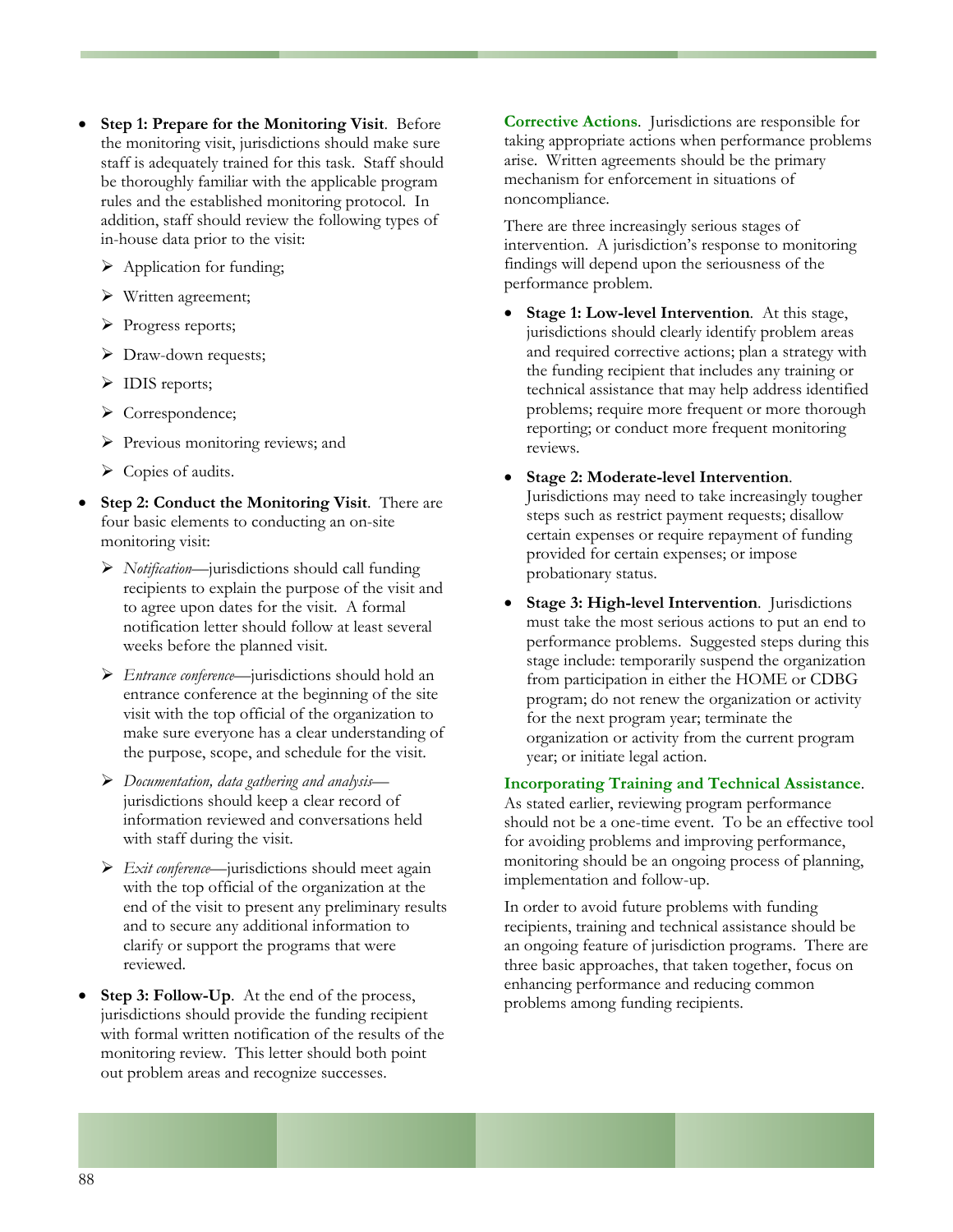- **Step 1: Prepare for the Monitoring Visit**. Before the monitoring visit, jurisdictions should make sure staff is adequately trained for this task. Staff should be thoroughly familiar with the applicable program rules and the established monitoring protocol. In addition, staff should review the following types of in-house data prior to the visit:
  - Application for funding;
  - Written agreement;
  - Progress reports;
  - Draw-down requests;
  - IDIS reports;
  - Correspondence;
  - Previous monitoring reviews; and
  - Copies of audits.
- **Step 2: Conduct the Monitoring Visit**. There are four basic elements to conducting an on-site monitoring visit:
  - *Notification*—jurisdictions should call funding recipients to explain the purpose of the visit and to agree upon dates for the visit. A formal notification letter should follow at least several weeks before the planned visit.
  - *Entrance conference*—jurisdictions should hold an entrance conference at the beginning of the site visit with the top official of the organization to make sure everyone has a clear understanding of the purpose, scope, and schedule for the visit.
  - *Documentation, data gathering and analysis*—jurisdictions should keep a clear record of information reviewed and conversations held with staff during the visit.
  - *Exit conference*—jurisdictions should meet again with the top official of the organization at the end of the visit to present any preliminary results and to secure any additional information to clarify or support the programs that were reviewed.
- **Step 3: Follow-Up**. At the end of the process, jurisdictions should provide the funding recipient with formal written notification of the results of the monitoring review. This letter should both point out problem areas and recognize successes.

**Corrective Actions**. Jurisdictions are responsible for taking appropriate actions when performance problems arise. Written agreements should be the primary mechanism for enforcement in situations of noncompliance.

There are three increasingly serious stages of intervention. A jurisdiction's response to monitoring findings will depend upon the seriousness of the performance problem.

- **Stage 1: Low-level Intervention**. At this stage, jurisdictions should clearly identify problem areas and required corrective actions; plan a strategy with the funding recipient that includes any training or technical assistance that may help address identified problems; require more frequent or more thorough reporting; or conduct more frequent monitoring reviews.
- **Stage 2: Moderate-level Intervention**. Jurisdictions may need to take increasingly tougher steps such as restrict payment requests; disallow certain expenses or require repayment of funding provided for certain expenses; or impose probationary status.
- **Stage 3: High-level Intervention**. Jurisdictions must take the most serious actions to put an end to performance problems. Suggested steps during this stage include: temporarily suspend the organization from participation in either the HOME or CDBG program; do not renew the organization or activity for the next program year; terminate the organization or activity from the current program year; or initiate legal action.

**Incorporating Training and Technical Assistance**. As stated earlier, reviewing program performance should not be a one-time event. To be an effective tool for avoiding problems and improving performance, monitoring should be an ongoing process of planning, implementation and follow-up.

In order to avoid future problems with funding recipients, training and technical assistance should be an ongoing feature of jurisdiction programs. There are three basic approaches, that taken together, focus on enhancing performance and reducing common problems among funding recipients.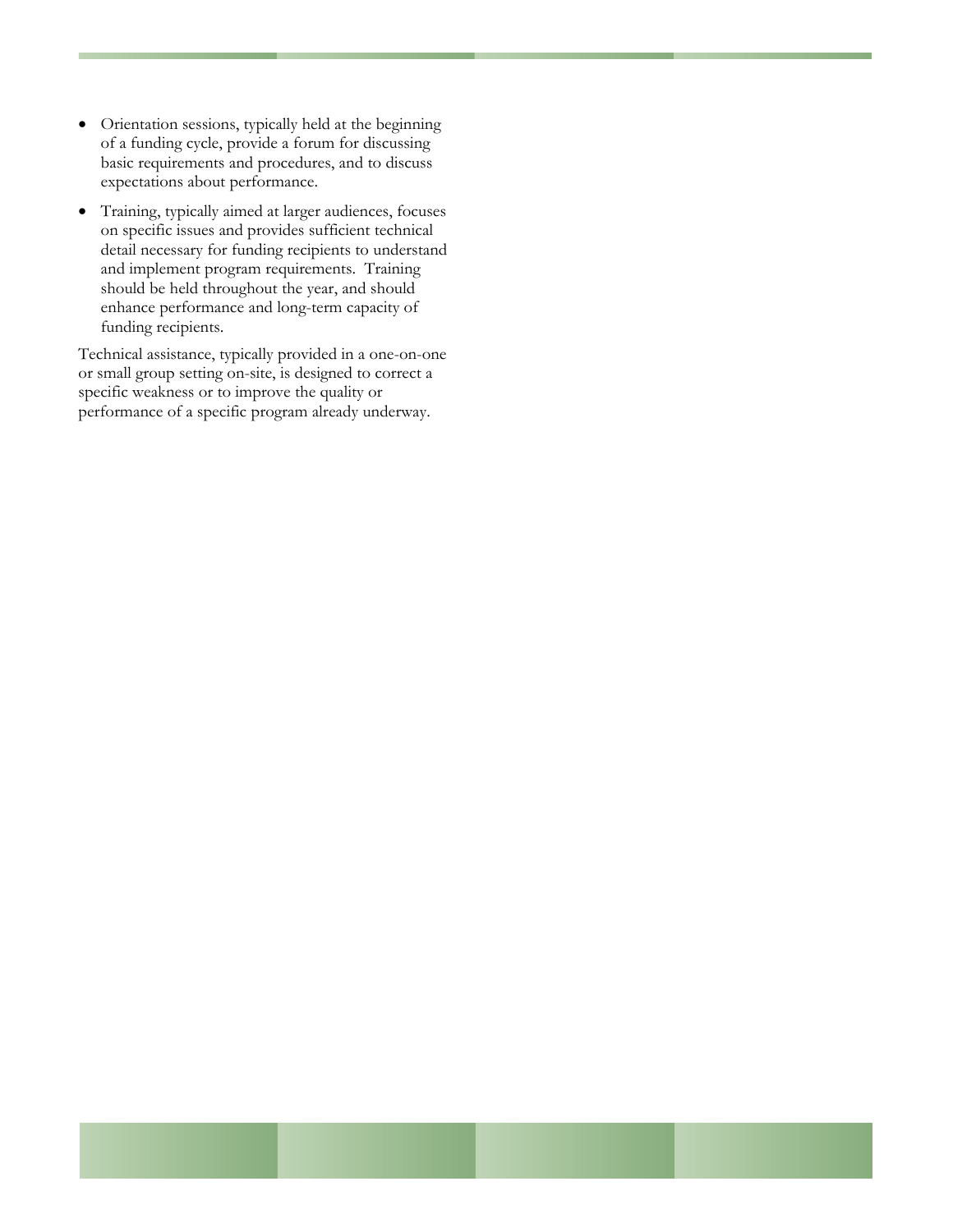- Orientation sessions, typically held at the beginning of a funding cycle, provide a forum for discussing basic requirements and procedures, and to discuss expectations about performance.
- Training, typically aimed at larger audiences, focuses on specific issues and provides sufficient technical detail necessary for funding recipients to understand and implement program requirements. Training should be held throughout the year, and should enhance performance and long-term capacity of funding recipients.

Technical assistance, typically provided in a one-on-one or small group setting on-site, is designed to correct a specific weakness or to improve the quality or performance of a specific program already underway.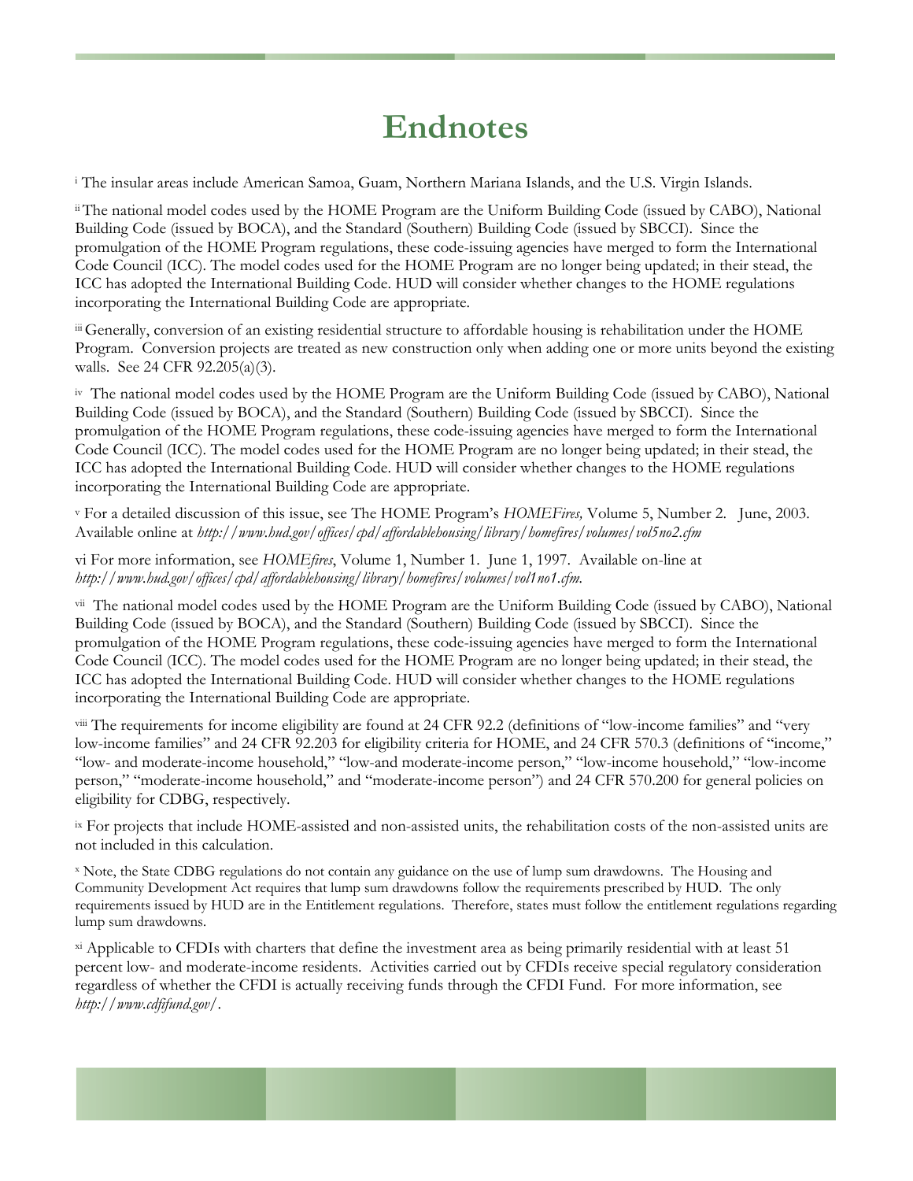# Endnotes

[i] The insular areas include American Samoa, Guam, Northern Mariana Islands, and the U.S. Virgin Islands.

[ii] The national model codes used by the HOME Program are the Uniform Building Code (issued by CABO), National Building Code (issued by BOCA), and the Standard (Southern) Building Code (issued by SBCCI). Since the promulgation of the HOME Program regulations, these code-issuing agencies have merged to form the International Code Council (ICC). The model codes used for the HOME Program are no longer being updated; in their stead, the ICC has adopted the International Building Code. HUD will consider whether changes to the HOME regulations incorporating the International Building Code are appropriate.

[iii] Generally, conversion of an existing residential structure to affordable housing is rehabilitation under the HOME Program. Conversion projects are treated as new construction only when adding one or more units beyond the existing walls. See 24 CFR 92.205(a)(3).

[iv] The national model codes used by the HOME Program are the Uniform Building Code (issued by CABO), National Building Code (issued by BOCA), and the Standard (Southern) Building Code (issued by SBCCI). Since the promulgation of the HOME Program regulations, these code-issuing agencies have merged to form the International Code Council (ICC). The model codes used for the HOME Program are no longer being updated; in their stead, the ICC has adopted the International Building Code. HUD will consider whether changes to the HOME regulations incorporating the International Building Code are appropriate.

[v] For a detailed discussion of this issue, see The HOME Program's *HOMEFires,* Volume 5, Number 2. June, 2003. Available online at *http://www.hud.gov/offices/cpd/affordablehousing/library/homefires/volumes/vol5no2.cfm*

vi For more information, see *HOMEfires*, Volume 1, Number 1. June 1, 1997. Available on-line at *http://www.hud.gov/offices/cpd/affordablehousing/library/homefires/volumes/vol1no1.cfm.*

[vii] The national model codes used by the HOME Program are the Uniform Building Code (issued by CABO), National Building Code (issued by BOCA), and the Standard (Southern) Building Code (issued by SBCCI). Since the promulgation of the HOME Program regulations, these code-issuing agencies have merged to form the International Code Council (ICC). The model codes used for the HOME Program are no longer being updated; in their stead, the ICC has adopted the International Building Code. HUD will consider whether changes to the HOME regulations incorporating the International Building Code are appropriate.

[viii] The requirements for income eligibility are found at 24 CFR 92.2 (definitions of "low-income families" and "very low-income families" and 24 CFR 92.203 for eligibility criteria for HOME, and 24 CFR 570.3 (definitions of "income," "low- and moderate-income household," "low-and moderate-income person," "low-income household," "low-income person," "moderate-income household," and "moderate-income person") and 24 CFR 570.200 for general policies on eligibility for CDBG, respectively.

[ix] For projects that include HOME-assisted and non-assisted units, the rehabilitation costs of the non-assisted units are not included in this calculation.

[x] Note, the State CDBG regulations do not contain any guidance on the use of lump sum drawdowns. The Housing and Community Development Act requires that lump sum drawdowns follow the requirements prescribed by HUD. The only requirements issued by HUD are in the Entitlement regulations. Therefore, states must follow the entitlement regulations regarding lump sum drawdowns.

[xi] Applicable to CFDIs with charters that define the investment area as being primarily residential with at least 51 percent low- and moderate-income residents. Activities carried out by CFDIs receive special regulatory consideration regardless of whether the CFDI is actually receiving funds through the CFDI Fund. For more information, see *http://www.cdfifund.gov/*.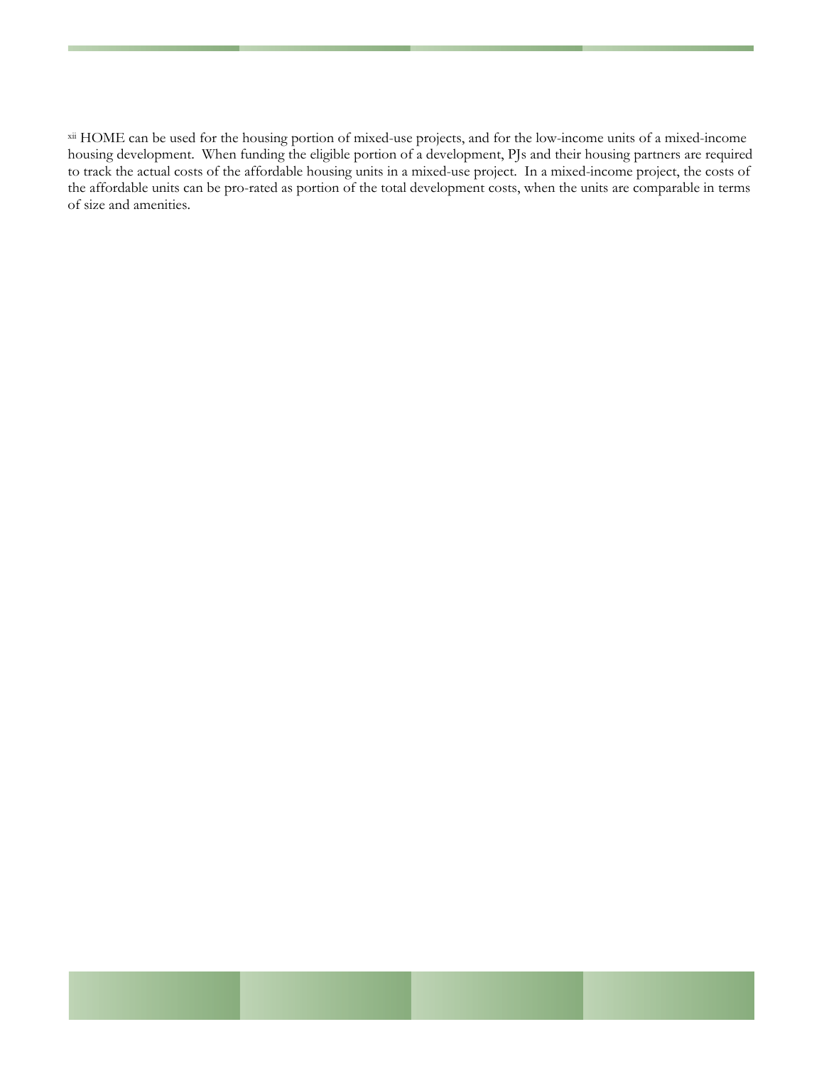[xii] HOME can be used for the housing portion of mixed-use projects, and for the low-income units of a mixed-income housing development. When funding the eligible portion of a development, PJs and their housing partners are required to track the actual costs of the affordable housing units in a mixed-use project. In a mixed-income project, the costs of the affordable units can be pro-rated as portion of the total development costs, when the units are comparable in terms of size and amenities.